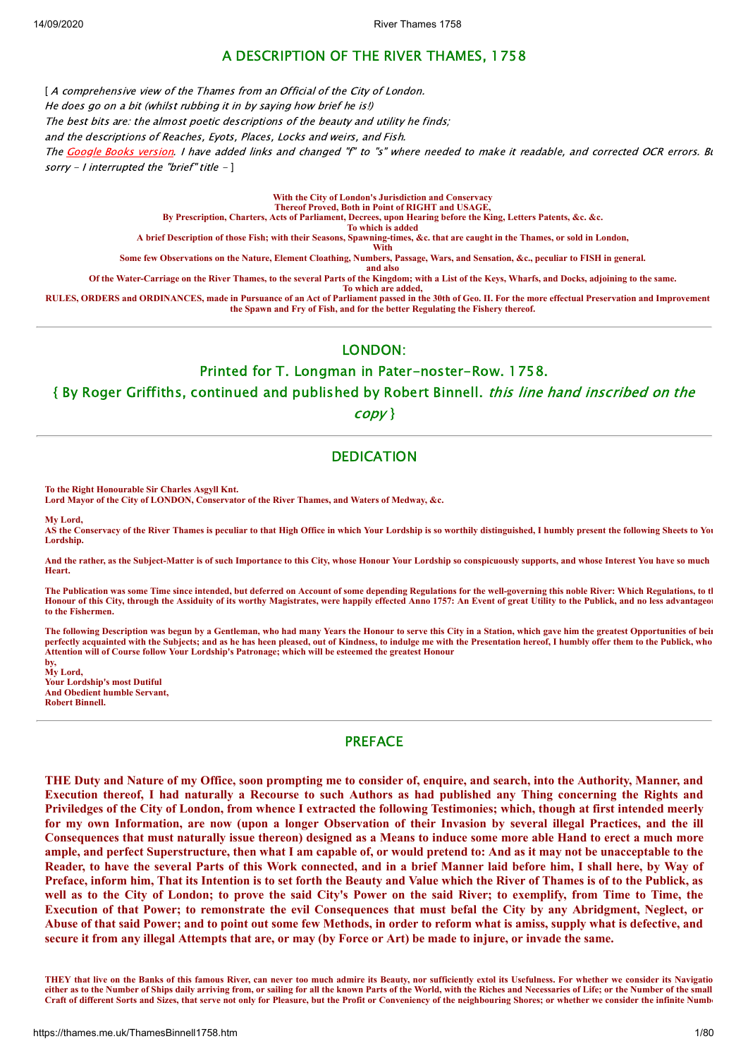# A DESCRIPTION OF THE RIVER THAMES, 1758

[ *A comprehensive view of the Thames from an Official of the City of London.*
*He does go on a bit (whilst rubbing it in by saying how brief he is!)*
*The best bits are: the almost poetic descriptions of the beauty and utility he finds;*
*and the descriptions of Reaches, Eyots, Places, Locks and weirs, and Fish.*
*The Google Books version. I have added links and changed "f" to "s" where needed to make it readable, and corrected OCR errors. Bu*
*sorry - I interrupted the "brief" title -* ]

**With the City of London's Jurisdiction and Conservacy**
**Thereof Proved, Both in Point of RIGHT and USAGE,**
**By Prescription, Charters, Acts of Parliament, Decrees, upon Hearing before the King, Letters Patents, &c. &c.**
**To which is added**
**A brief Description of those Fish; with their Seasons, Spawning-times, &c. that are caught in the Thames, or sold in London,**
**With**
**Some few Observations on the Nature, Element Cloathing, Numbers, Passage, Wars, and Sensation, &c., peculiar to FISH in general.**
**and also**
**Of the Water-Carriage on the River Thames, to the several Parts of the Kingdom; with a List of the Keys, Wharfs, and Docks, adjoining to the same.**
**To which are added,**
**RULES, ORDERS and ORDINANCES, made in Pursuance of an Act of Parliament passed in the 30th of Geo. II. For the more effectual Preservation and Improvement the Spawn and Fry of Fish, and for the better Regulating the Fishery thereof.**

---

## LONDON:

## Printed for T. Longman in Pater-noster-Row. 1758.

## { By Roger Griffiths, continued and published by Robert Binnell. *this line hand inscribed on the copy* }

---

## DEDICATION

**To the Right Honourable Sir Charles Asgyll Knt.**
**Lord Mayor of the City of LONDON, Conservator of the River Thames, and Waters of Medway, &c.**

**My Lord,**
**AS the Conservacy of the River Thames is peculiar to that High Office in which Your Lordship is so worthily distinguished, I humbly present the following Sheets to You Lordship.**

**And the rather, as the Subject-Matter is of such Importance to this City, whose Honour Your Lordship so conspicuously supports, and whose Interest You have so much Heart.**

**The Publication was some Time since intended, but deferred on Account of some depending Regulations for the well-governing this noble River: Which Regulations, to th Honour of this City, through the Assiduity of its worthy Magistrates, were happily effected Anno 1757: An Event of great Utility to the Publick, and no less advantageou to the Fishermen.**

**The following Description was begun by a Gentleman, who had many Years the Honour to serve this City in a Station, which gave him the greatest Opportunities of bein perfectly acquainted with the Subjects; and as he has heen pleased, out of Kindness, to indulge me with the Presentation hereof, I humbly offer them to the Publick, who Attention will of Course follow Your Lordship's Patronage; which will be esteemed the greatest Honour**
**by,**
**My Lord,**
**Your Lordship's most Dutiful**
**And Obedient humble Servant,**
**Robert Binnell.**

---

## PREFACE

**THE Duty and Nature of my Office, soon prompting me to consider of, enquire, and search, into the Authority, Manner, and Execution thereof, I had naturally a Recourse to such Authors as had published any Thing concerning the Rights and Priviledges of the City of London, from whence I extracted the following Testimonies; which, though at first intended meerly for my own Information, are now (upon a longer Observation of their Invasion by several illegal Practices, and the ill Consequences that must naturally issue thereon) designed as a Means to induce some more able Hand to erect a much more ample, and perfect Superstructure, then what I am capable of, or would pretend to: And as it may not be unacceptable to the Reader, to have the several Parts of this Work connected, and in a brief Manner laid before him, I shall here, by Way of Preface, inform him, That its Intention is to set forth the Beauty and Value which the River of Thames is of to the Publick, as well as to the City of London; to prove the said City's Power on the said River; to exemplify, from Time to Time, the Execution of that Power; to remonstrate the evil Consequences that must befal the City by any Abridgment, Neglect, or Abuse of that said Power; and to point out some few Methods, in order to reform what is amiss, supply what is defective, and secure it from any illegal Attempts that are, or may (by Force or Art) be made to injure, or invade the same.**

**THEY that live on the Banks of this famous River, can never too much admire its Beauty, nor sufficiently extol its Usefulness. For whether we consider its Navigatio either as to the Number of Ships daily arriving from, or sailing for all the known Parts of the World, with the Riches and Necessaries of Life; or the Number of the small Craft of different Sorts and Sizes, that serve not only for Pleasure, but the Profit or Conveniency of the neighbouring Shores; or whether we consider the infinite Numb**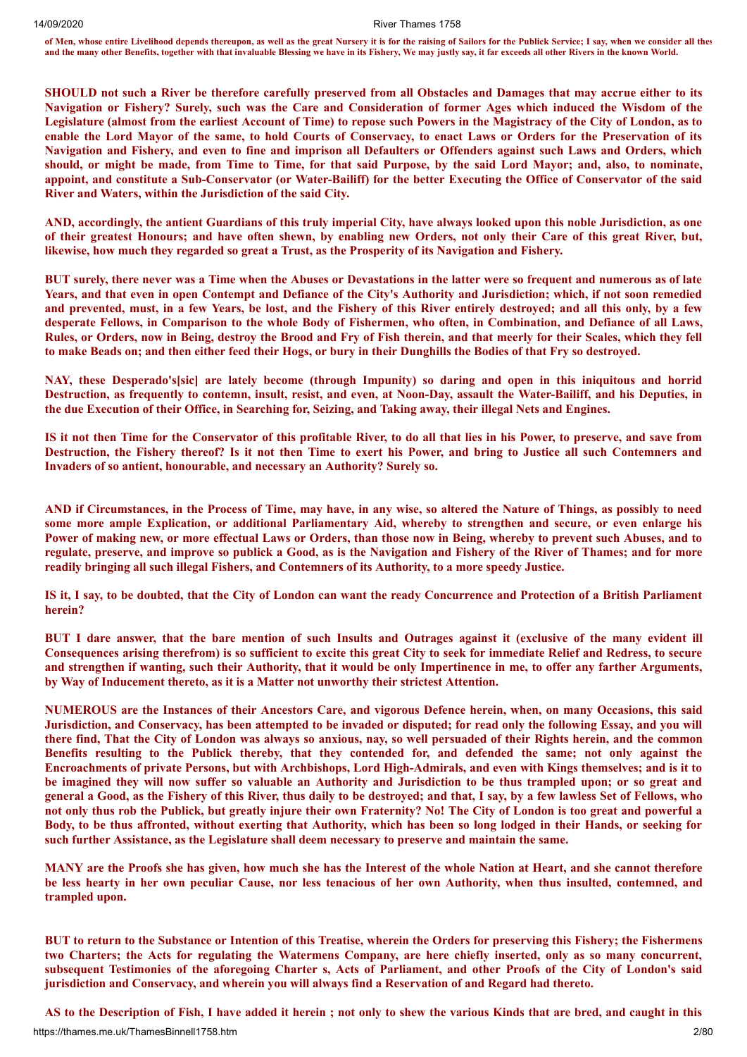**of Men, whose entire Livelihood depends thereupon, as well as the great Nursery it is for the raising of Sailors for the Publick Service; I say, when we consider all thes and the many other Benefits, together with that invaluable Blessing we have in its Fishery, We may justly say, it far exceeds all other Rivers in the known World.**

**SHOULD not such a River be therefore carefully preserved from all Obstacles and Damages that may accrue either to its Navigation or Fishery? Surely, such was the Care and Consideration of former Ages which induced the Wisdom of the Legislature (almost from the earliest Account of Time) to repose such Powers in the Magistracy of the City of London, as to enable the Lord Mayor of the same, to hold Courts of Conservancy, to enact Laws or Orders for the Preservation of its Navigation and Fishery, and even to fine and imprison all Defaulters or Offenders against such Laws and Orders, which should, or might be made, from Time to Time, for that said Purpose, by the said Lord Mayor; and, also, to nominate, appoint, and constitute a Sub-Conservator (or Water-Bailiff) for the better Executing the Office of Conservator of the said River and Waters, within the Jurisdiction of the said City.**

**AND, accordingly, the antient Guardians of this truly imperial City, have always looked upon this noble Jurisdiction, as one of their greatest Honours; and have often shewn, by enabling new Orders, not only their Care of this great River, but, likewise, how much they regarded so great a Trust, as the Prosperity of its Navigation and Fishery.**

**BUT surely, there never was a Time when the Abuses or Devastations in the latter were so frequent and numerous as of late Years, and that even in open Contempt and Defiance of the City's Authority and Jurisdiction; which, if not soon remedied and prevented, must, in a few Years, be lost, and the Fishery of this River entirely destroyed; and all this only, by a few desperate Fellows, in Comparison to the whole Body of Fishermen, who often, in Combination, and Defiance of all Laws, Rules, or Orders, now in Being, destroy the Brood and Fry of Fish therein, and that meerly for their Scales, which they fell to make Beads on; and then either feed their Hogs, or bury in their Dunghills the Bodies of that Fry so destroyed.**

**NAY, these Desperado's[sic] are lately become (through Impunity) so daring and open in this iniquitous and horrid Destruction, as frequently to contemn, insult, resist, and even, at Noon-Day, assault the Water-Bailiff, and his Deputies, in the due Execution of their Office, in Searching for, Seizing, and Taking away, their illegal Nets and Engines.**

**IS it not then Time for the Conservator of this profitable River, to do all that lies in his Power, to preserve, and save from Destruction, the Fishery thereof? Is it not then Time to exert his Power, and bring to Justice all such Contemners and Invaders of so antient, honourable, and necessary an Authority? Surely so.**

**AND if Circumstances, in the Process of Time, may have, in any wise, so altered the Nature of Things, as possibly to need some more ample Explication, or additional Parliamentary Aid, whereby to strengthen and secure, or even enlarge his Power of making new, or more effectual Laws or Orders, than those now in Being, whereby to prevent such Abuses, and to regulate, preserve, and improve so publick a Good, as is the Navigation and Fishery of the River of Thames; and for more readily bringing all such illegal Fishers, and Contemners of its Authority, to a more speedy Justice.**

**IS it, I say, to be doubted, that the City of London can want the ready Concurrence and Protection of a British Parliament herein?**

**BUT I dare answer, that the bare mention of such Insults and Outrages against it (exclusive of the many evident ill Consequences arising therefrom) is so sufficient to excite this great City to seek for immediate Relief and Redress, to secure and strengthen if wanting, such their Authority, that it would be only Impertinence in me, to offer any farther Arguments, by Way of Inducement thereto, as it is a Matter not unworthy their strictest Attention.**

**NUMEROUS are the Instances of their Ancestors Care, and vigorous Defence herein, when, on many Occasions, this said Jurisdiction, and Conservacy, has been attempted to be invaded or disputed; for read only the following Essay, and you will there find, That the City of London was always so anxious, nay, so well persuaded of their Rights herein, and the common Benefits resulting to the Publick thereby, that they contended for, and defended the same; not only against the Encroachments of private Persons, but with Archbishops, Lord High-Admirals, and even with Kings themselves; and is it to be imagined they will now suffer so valuable an Authority and Jurisdiction to be thus trampled upon; or so great and general a Good, as the Fishery of this River, thus daily to be destroyed; and that, I say, by a few lawless Set of Fellows, who not only thus rob the Publick, but greatly injure their own Fraternity? No! The City of London is too great and powerful a Body, to be thus affronted, without exerting that Authority, which has been so long lodged in their Hands, or seeking for such further Assistance, as the Legislature shall deem necessary to preserve and maintain the same.**

**MANY are the Proofs she has given, how much she has the Interest of the whole Nation at Heart, and she cannot therefore be less hearty in her own peculiar Cause, nor less tenacious of her own Authority, when thus insulted, contemned, and trampled upon.**

**BUT to return to the Substance or Intention of this Treatise, wherein the Orders for preserving this Fishery; the Fishermens two Charters; the Acts for regulating the Watermens Company, are here chiefly inserted, only as so many concurrent, subsequent Testimonies of the aforegoing Charter s, Acts of Parliament, and other Proofs of the City of London's said jurisdiction and Conservacy, and wherein you will always find a Reservation of and Regard had thereto.**

**AS to the Description of Fish, I have added it herein ; not only to shew the various Kinds that are bred, and caught in this**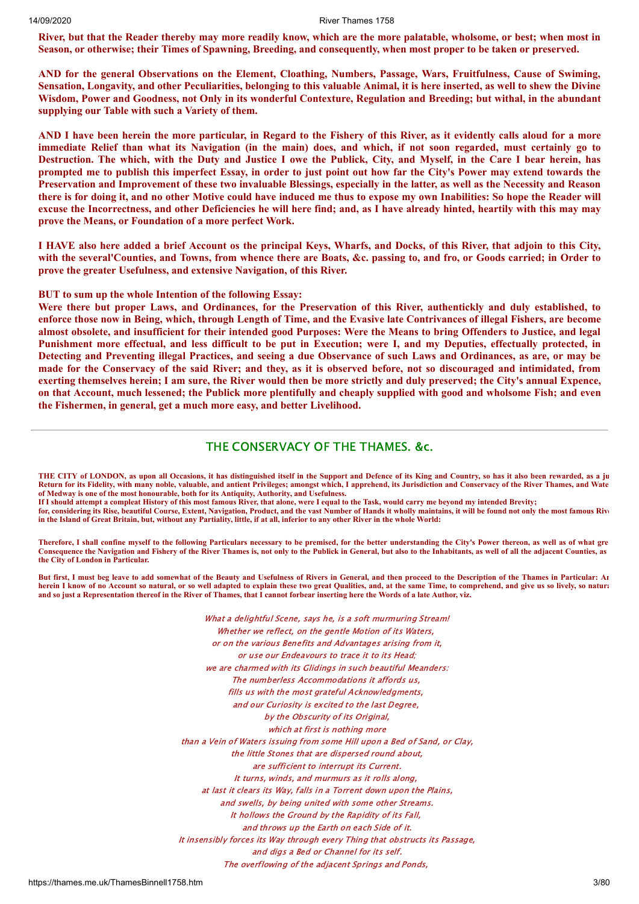**River, but that the Reader thereby may more readily know, which are the more palatable, wholsome, or best; when most in Season, or otherwise; their Times of Spawning, Breeding, and consequently, when most proper to be taken or preserved.**

**AND for the general Observations on the Element, Cloathing, Numbers, Passage, Wars, Fruitfulness, Cause of Swiming, Sensation, Longavity, and other Peculiarities, belonging to this valuable Animal, it is here inserted, as well to shew the Divine Wisdom, Power and Goodness, not Only in its wonderful Contexture, Regulation and Breeding; but withal, in the abundant supplying our Table with such a Variety of them.**

**AND I have been herein the more particular, in Regard to the Fishery of this River, as it evidently calls aloud for a more immediate Relief than what its Navigation (in the main) does, and which, if not soon regarded, must certainly go to Destruction. The which, with the Duty and Justice I owe the Publick, City, and Myself, in the Care I bear herein, has prompted me to publish this imperfect Essay, in order to just point out how far the City's Power may extend towards the Preservation and Improvement of these two invaluable Blessings, especially in the latter, as well as the Necessity and Reason there is for doing it, and no other Motive could have induced me thus to expose my own Inabilities: So hope the Reader will excuse the Incorrectness, and other Deficiencies he will here find; and, as I have already hinted, heartily with this may may prove the Means, or Foundation of a more perfect Work.**

**I HAVE also here added a brief Account os the principal Keys, Wharfs, and Docks, of this River, that adjoin to this City, with the several'Counties, and Towns, from whence there are Boats, &c. passing to, and fro, or Goods carried; in Order to prove the greater Usefulness, and extensive Navigation, of this River.**

**BUT to sum up the whole Intention of the following Essay:**

**Were there but proper Laws, and Ordinances, for the Preservation of this River, authentickly and duly established, to enforce those now in Being, which, through Length of Time, and the Evasive late Contrivances of illegal Fishers, are become almost obsolete, and insufficient for their intended good Purposes: Were the Means to bring Offenders to Justice, and legal Punishment more effectual, and less difficult to be put in Execution; were I, and my Deputies, effectually protected, in Detecting and Preventing illegal Practices, and seeing a due Observance of such Laws and Ordinances, as are, or may be made for the Conservacy of the said River; and they, as it is observed before, not so discouraged and intimidated, from exerting themselves herein; I am sure, the River would then be more strictly and duly preserved; the City's annual Expence, on that Account, much lessened; the Publick more plentifully and cheaply supplied with good and wholsome Fish; and even the Fishermen, in general, get a much more easy, and better Livelihood.**

---

## THE CONSERVACY OF THE THAMES. &c.

**THE CITY of LONDON, as upon all Occasions, it has distinguished itself in the Support and Defence of its King and Country, so has it also been rewarded, as a ju Return for its Fidelity, with many noble, valuable, and antient Privileges; amongst which, I apprehend, its Jurisdiction and Conservacy of the River Thames, and Wate of Medway is one of the most honourable, both for its Antiquity, Authority, and Usefulness.**

**If I should attempt a compleat History of this most famous River, that alone, were I equal to the Task, would carry me beyond my intended Brevity; for, considering its Rise, beautiful Course, Extent, Navigation, Product, and the vast Number of Hands it wholly maintains, it will be found not only the most famous Riv in the Island of Great Britain, but, without any Partiality, little, if at all, inferior to any other River in the whole World:**

**Therefore, I shall confine myself to the following Particulars necessary to be premised, for the better understanding the City's Power thereon, as well as of what gre Consequence the Navigation and Fishery of the River Thames is, not only to the Publick in General, but also to the Inhabitants, as well of all the adjacent Counties, as the City of London in Particular.**

**But first, I must beg leave to add somewhat of the Beauty and Usefulness of Rivers in General, and then proceed to the Description of the Thames in Particular: Ar herein I know of no Account so natural, or so well adapted to explain these two great Qualities, and, at the same Time, to comprehend, and give us so lively, so natura and so just a Representation thereof in the River of Thames, that I cannot forbear inserting here the Words of a late Author, viz.**

*What a delightful Scene, says he, is a soft murmuring Stream!*
*Whether we reflect, on the gentle Motion of its Waters,*
*or on the various Benefits and Advantages arising from it,*
*or use our Endeavours to trace it to its Head;*
*we are charmed with its Glidings in such beautiful Meanders:*
*The numberless Accommodations it affords us,*
*fills us with the most grateful Acknowledgments,*
*and our Curiosity is excited to the last Degree,*
*by the Obscurity of its Original,*
*which at first is nothing more*
*than a Vein of Waters issuing from some Hill upon a Bed of Sand, or Clay,*
*the little Stones that are dispersed round about,*
*are sufficient to interrupt its Current.*
*It turns, winds, and murmurs as it rolls along,*
*at last it clears its Way, falls in a Torrent down upon the Plains,*
*and swells, by being united with some other Streams.*
*It hollows the Ground by the Rapidity of its Fall,*
*and throws up the Earth on each Side of it.*
*It insensibly forces its Way through every Thing that obstructs its Passage,*
*and digs a Bed or Channel for its self.*
*The overflowing of the adjacent Springs and Ponds,*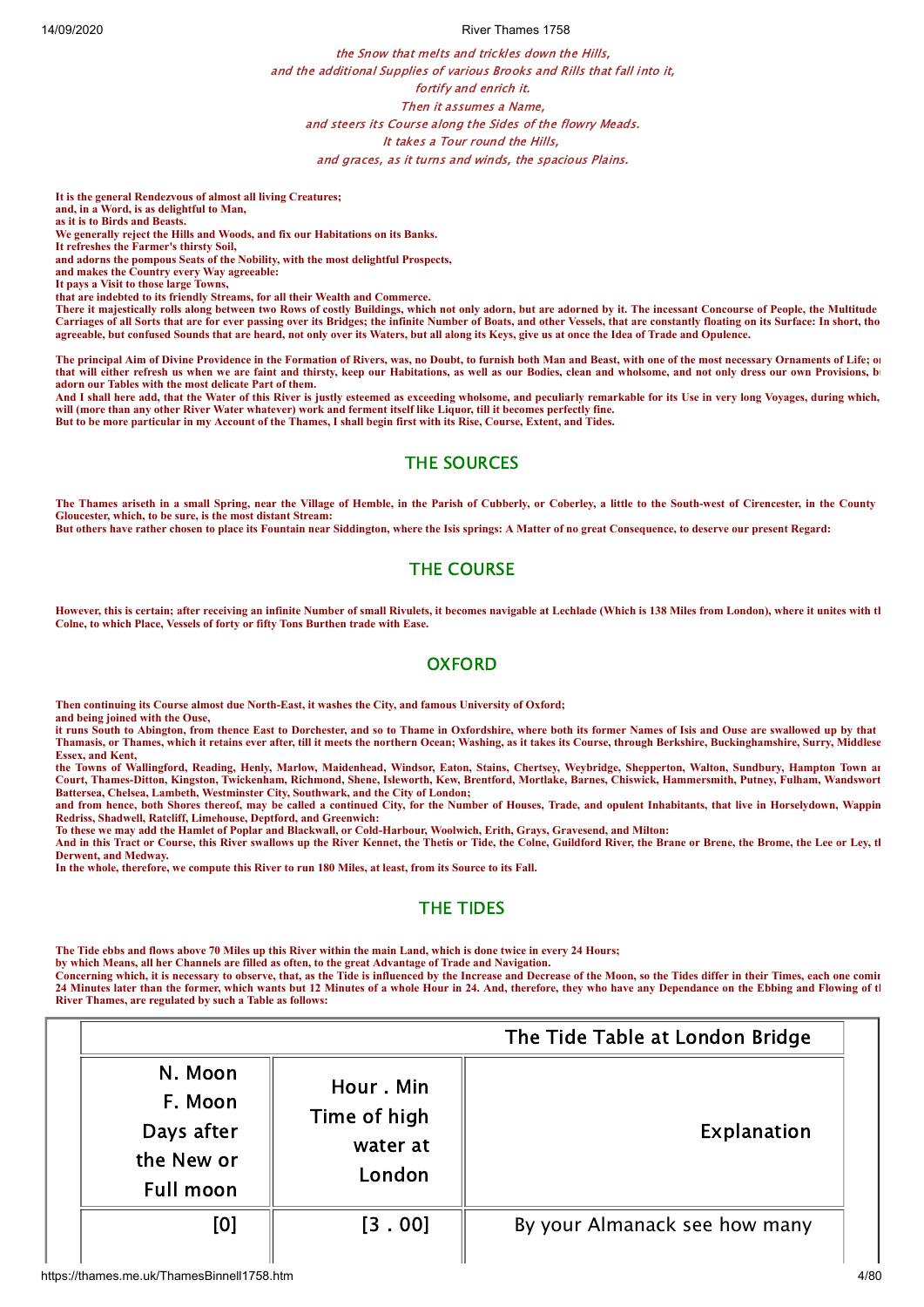*the Snow that melts and trickles down the Hills,*
*and the additional Supplies of various Brooks and Rills that fall into it,*
*fortify and enrich it.*
*Then it assumes a Name,*
*and steers its Course along the Sides of the flowry Meads.*
*It takes a Tour round the Hills,*
*and graces, as it turns and winds, the spacious Plains.*

**It is the general Rendezvous of almost all living Creatures;**
**and, in a Word, is as delightful to Man,**
**as it is to Birds and Beasts.**
**We generally reject the Hills and Woods, and fix our Habitations on its Banks.**
**It refreshes the Farmer's thirsty Soil,**
**and adorns the pompous Seats of the Nobility, with the most delightful Prospects,**
**and makes the Country every Way agreeable:**
**It pays a Visit to those large Towns,**
**that are indebted to its friendly Streams, for all their Wealth and Commerce.**
**There it majestically rolls along between two Rows of costly Buildings, which not only adorn, but are adorned by it. The incessant Concourse of People, the Multitude Carriages of all Sorts that are for ever passing over its Bridges; the infinite Number of Boats, and other Vessels, that are constantly floating on its Surface: In short, tho agreeable, but confused Sounds that are heard, not only over its Waters, but all along its Keys, give us at once the Idea of Trade and Opulence.**

**The principal Aim of Divine Providence in the Formation of Rivers, was, no Doubt, to furnish both Man and Beast, with one of the most necessary Ornaments of Life; o that will either refresh us when we are faint and thirsty, keep our Habitations, as well as our Bodies, clean and wholsome, and not only dress our own Provisions, b adorn our Tables with the most delicate Part of them.**
**And I shall here add, that the Water of this River is justly esteemed as exceeding wholsome, and peculiarly remarkable for its Use in very long Voyages, during which, will (more than any other River Water whatever) work and ferment itself like Liquor, till it becomes perfectly fine.**
**But to be more particular in my Account of the Thames, I shall begin first with its Rise, Course, Extent, and Tides.**

## THE SOURCES

**The Thames ariseth in a small Spring, near the Village of Hemble, in the Parish of Cubberly, or Coberley, a little to the South-west of Cirencester, in the County Gloucester, which, to be sure, is the most distant Stream:**
**But others have rather chosen to place its Fountain near Siddington, where the Isis springs: A Matter of no great Consequence, to deserve our present Regard:**

## THE COURSE

**However, this is certain; after receiving an infinite Number of small Rivulets, it becomes navigable at Lechlade (Which is 138 Miles from London), where it unites with tl Colne, to which Place, Vessels of forty or fifty Tons Burthen trade with Ease.**

## OXFORD

**Then continuing its Course almost due North-East, it washes the City, and famous University of Oxford;**
**and being joined with the Ouse,**
**it runs South to Abington, from thence East to Dorchester, and so to Thame in Oxfordshire, where both its former Names of Isis and Ouse are swallowed up by that Thamasis, or Thames, which it retains ever after, till it meets the northern Ocean; Washing, as it takes its Course, through Berkshire, Buckinghamshire, Surry, Middlese Essex, and Kent,**
**the Towns of Wallingford, Reading, Henly, Marlow, Maidenhead, Windsor, Eaton, Stains, Chertsey, Weybridge, Shepperton, Walton, Sundbury, Hampton Town ar Court, Thames-Ditton, Kingston, Twickenham, Richmond, Shene, Isleworth, Kew, Brentford, Mortlake, Barnes, Chiswick, Hammersmith, Putney, Fulham, Wandswort Battersea, Chelsea, Lambeth, Westminster City, Southwark, and the City of London;**
**and from hence, both Shores thereof, may be called a continued City, for the Number of Houses, Trade, and opulent Inhabitants, that live in Horselydown, Wappin Redriss, Shadwell, Ratcliff, Limehouse, Deptford, and Greenwich:**
**To these we may add the Hamlet of Poplar and Blackwall, or Cold-Harbour, Woolwich, Erith, Grays, Gravesend, and Milton:**
**And in this Tract or Course, this River swallows up the River Kennet, the Thetis or Tide, the Colne, Guildford River, the Brane or Brene, the Brome, the Lee or Ley, tl Derwent, and Medway.**
**In the whole, therefore, we compute this River to run 180 Miles, at least, from its Source to its Fall.**

## THE TIDES

**The Tide ebbs and flows above 70 Miles up this River within the main Land, which is done twice in every 24 Hours;**
**by which Means, all her Channels are filled as often, to the great Advantage of Trade and Navigation.**
**Concerning which, it is necessary to observe, that, as the Tide is influenced by the Increase and Decrease of the Moon, so the Tides differ in their Times, each one comir 24 Minutes later than the former, which wants but 12 Minutes of a whole Hour in 24. And, therefore, they who have any Dependance on the Ebbing and Flowing of tl River Thames, are regulated by such a Table as follows:**

| The Tide Table at London Bridge | | |
|---|---|---|
| N. Moon F. Moon Days after the New or Full moon | Hour . Min Time of high water at London | Explanation |
| [0] | [3 . 00] | By your Almanack see how many |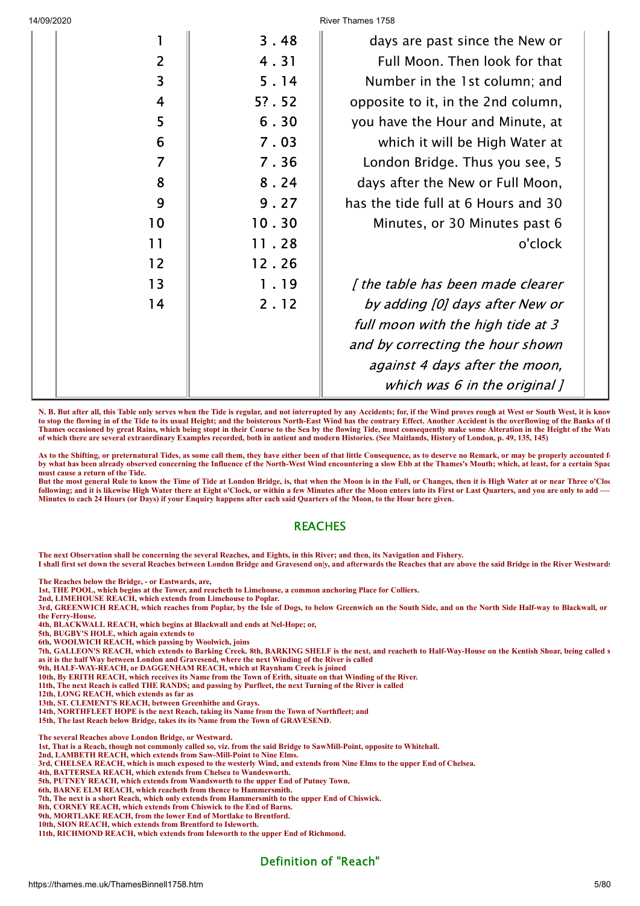| | | |
|---|---|---|
| 1 | 3 . 48 | days are past since the New or |
| 2 | 4 . 31 | Full Moon. Then look for that |
| 3 | 5 . 14 | Number in the 1st column; and |
| 4 | 5? . 52 | opposite to it, in the 2nd column, |
| 5 | 6 . 30 | you have the Hour and Minute, at |
| 6 | 7 . 03 | which it will be High Water at |
| 7 | 7 . 36 | London Bridge. Thus you see, 5 |
| 8 | 8 . 24 | days after the New or Full Moon, |
| 9 | 9 . 27 | has the tide full at 6 Hours and 30 |
| 10 | 10 . 30 | Minutes, or 30 Minutes past 6 |
| 11 | 11 . 28 | o'clock |
| 12 | 12 . 26 | |
| 13 | 1 . 19 | *[ the table has been made clearer* |
| 14 | 2 . 12 | *by adding [0] days after New or* |
| | | *full moon with the high tide at 3* |
| | | *and by correcting the hour shown* |
| | | *against 4 days after the moon,* |
| | | *which was 6 in the original ]* |

**N. B. But after all, this Table only serves when the Tide is regular, and not interrupted by any Accidents; for, if the Wind proves rough at West or South West, it is know to stop the flowing in of the Tide to its usual Height; and the boisterous North-East Wind has the contrary Effect. Another Accident is the overflowing of the Banks of th Thames occasioned by great Rains, which being stopt in their Course to the Sea by the flowing Tide, must consequently make some Alteration in the Height of the Wate of which there are several extraordinary Examples recorded, both in antient and modern Histories. (See Maitlands, History of London, p. 49, 135, 145)**

**As to the Shifting, or preternatural Tides, as some call them, they have either been of that little Consequence, as to deserve no Remark, or may be properly accounted f by what has been already observed concerning the Influence cf the North-West Wind encountering a slow Ebb at the Thames's Mouth; which, at least, for a certain Spac must cause a return of the Tide.**

**But the most general Rule to know the Time of Tide at London Bridge, is, that when the Moon is in the Full, or Changes, then it is High Water at or near Three o'Cloc following; and it is likewise High Water there at Eight o'Clock, or within a few Minutes after the Moon enters into its First or Last Quarters, and you are only to add — Minutes to each 24 Hours (or Days) if your Enquiry happens after each said Quarters of the Moon, to the Hour here given.**

## REACHES

**The next Observation shall be concerning the several Reaches, and Eights, in this River; and then, its Navigation and Fishery.**
**I shall first set down the several Reaches between London Bridge and Gravesend only, and afterwards the Reaches that are above the said Bridge in the River Westwards**

**The Reaches below the Bridge, - or Eastwards, are,**
**1st, THE POOL, which begins at the Tower, and reacheth to Limehouse, a common anchoring Place for Colliers.**
**2nd, LIMEHOUSE REACH, which extends from Limehouse to Poplar.**
**3rd, GREENWICH REACH, which reaches from Poplar, by the Isle of Dogs, to below Greenwich on the South Side, and on the North Side Half-way to Blackwall, or the Ferry-House.**
**4th, BLACKWALL REACH, which begins at Blackwall and ends at Nel-Hope; or,**
**5th, BUGBY'S HOLE, which again extends to**
**6th, WOOLWICH REACH, which passing by Woolwich, joins**
**7th, GALLEON'S REACH, which extends to Barking Creek. 8th, BARKING SHELF is the next, and reacheth to Half-Way-House on the Kentish Shoar, being called s as it is the half Way between London and Gravesend, where the next Winding of the River is called**
**9th, HALF-WAY-REACH, or DAGGENHAM REACH, which at Raynham Creek is joined**
**10th, By ERITH REACH, which receives its Name from the Town of Erith, situate on that Winding of the River.**
**11th, The next Reach is called THE RANDS; and passing by Purfleet, the next Turning of the River is called**
**12th, LONG REACH, which extends as far as**
**13th, ST. CLEMENT'S REACH, between Greenhithe and Grays.**
**14th, NORTHFLEET HOPE is the next Reach, taking its Name from the Town of Northfleet; and**
**15th, The last Reach below Bridge, takes its its Name from the Town of GRAVESEND.**

**The several Reaches above London Bridge, or Westward.**
**1st, That is a Reach, though not commonly called so, viz. from the said Bridge to SawMill-Point, opposite to Whitehall.**
**2nd, LAMBETH REACH, which extends from Saw-Mill-Point to Nine Elms.**
**3rd, CHELSEA REACH, which is much exposed to the westerly Wind, and extends from Nine Elms to the upper End of Chelsea.**
**4th, BATTERSEA REACH, which extends from Chelsea to Wandesworth.**
**5th, PUTNEY REACH, which extends from Wandsworth to the upper End of Putney Town.**
**6th, BARNE ELM REACH, which reacheth from thence to Hammersmith.**
**7th, The next is a short Reach, which only extends from Hammersmith to the upper End of Chiswick.**
**8th, CORNEY REACH, which extends from Chiswick to the End of Barns.**
**9th, MORTLAKE REACH, from the lower End of Mortlake to Brentford.**
**10th, SION REACH, which extends from Brentford to Isleworth.**
**11th, RICHMOND REACH, which extends from Isleworth to the upper End of Richmond.**

## Definition of "Reach"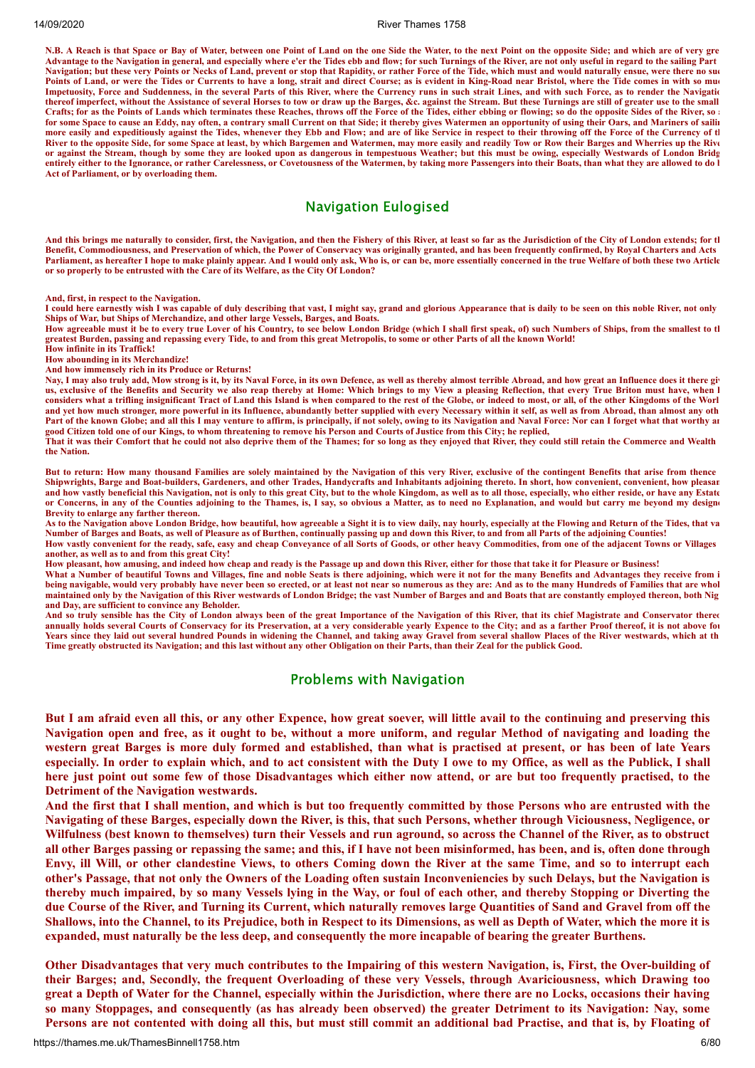**N.B. A Reach is that Space or Bay of Water, between one Point of Land on the one Side the Water, to the next Point on the opposite Side; and which are of very gre Advantage to the Navigation in general, and especially where e'er the Tides ebb and flow; for such Turnings of the River, are not only useful in regard to the sailing Part Navigation; but these very Points or Necks of Land, prevent or stop that Rapidity, or rather Force of the Tide, which must and would naturally ensue, were there no suc Points of Land, or were the Tides or Currents to have a long, strait and direct Course; as is evident in King-Road near Bristol, where the Tide comes in with so muc Impetuosity, Force and Suddenness, in the several Parts of this River, where the Currency runs in such strait Lines, and with such Force, as to render the Navigatio thereof imperfect, without the Assistance of several Horses to tow or draw up the Barges, &c. against the Stream. But these Turnings are still of greater use to the small Crafts; for as the Points of Lands which terminates these Reaches, throws off the Force of the Tides, either ebbing or flowing; so do the opposite Sides of the River, so for some Space to cause an Eddy, nay often, a contrary small Current on that Side; it thereby gives Watermen an opportunity of using their Oars, and Mariners of sailin more easily and expeditiously against the Tides, whenever they Ebb and Flow; and are of like Service in respect to their throwing off the Force of the Currency of th River to the opposite Side, for some Space at least, by which Bargemen and Watermen, may more easily and readily Tow or Row their Barges and Wherries up the Rive or against the Stream, though by some they are looked upon as dangerous in tempestuous Weather; but this must be owing, especially Westwards of London Bridg entirely either to the Ignorance, or rather Carelessness, or Covetousness of the Watermen, by taking more Passengers into their Boats, than what they are allowed to do b Act of Parliament, or by overloading them.**

## Navigation Eulogised

**And this brings me naturally to consider, first, the Navigation, and then the Fishery of this River, at least so far as the Jurisdiction of the City of London extends; for th Benefit, Commodiousness, and Preservation of which, the Power of Conservacy was originally granted, and has been frequently confirmed, by Royal Charters and Acts Parliament, as hereafter I hope to make plainly appear. And I would only ask, Who is, or can be, more essentially concerned in the true Welfare of both these two Article or so properly to be entrusted with the Care of its Welfare, as the City Of London?**

**And, first, in respect to the Navigation.**
**I could here earnestly wish I was capable of duly describing that vast, I might say, grand and glorious Appearance that is daily to be seen on this noble River, not only Ships of War, but Ships of Merchandize, and other large Vessels, Barges, and Boats.**
**How agreeable must it be to every true Lover of his Country, to see below London Bridge (which I shall first speak, of) such Numbers of Ships, from the smallest to th greatest Burden, passing and repassing every Tide, to and from this great Metropolis, to some or other Parts of all the known World!**
**How infinite in its Traffick!**
**How abounding in its Merchandize!**
**And how immensely rich in its Produce or Returns!**
**Nay, I may also truly add, Mow strong is it, by its Naval Force, in its own Defence, as well as thereby almost terrible Abroad, and how great an Influence does it there giv us, exclusive of the Benefits and Security we also reap thereby at Home: Which brings to my View a pleasing Reflection, that every True Briton must have, when h considers what a trifling insignificant Tract of Land this Island is when compared to the rest of the Globe, or indeed to most, or all, of the other Kingdoms of the Worl and yet how much stronger, more powerful in its Influence, abundantly better supplied with every Necessary within it self, as well as from Abroad, than almost any oth Part of the known Globe; and all this I may venture to affirm, is principally, if not solely, owing to its Navigation and Naval Force: Nor can I forget what that worthy an good Citizen told one of our Kings, to whom threatening to remove his Person and Courts of Justice from this City; he replied,**
**That it was their Comfort that he could not also deprive them of the Thames; for so long as they enjoyed that River, they could still retain the Commerce and Wealth the Nation.**

**But to return: How many thousand Families are solely maintained by the Navigation of this very River, exclusive of the contingent Benefits that arise from thence Shipwrights, Barge and Boat-builders, Gardeners, and other Trades, Handycrafts and Inhabitants adjoining thereto. In short, how convenient, convenient, how pleasan and how vastly beneficial this Navigation, not is only to this great City, but to the whole Kingdom, as well as to all those, especially, who either reside, or have any Estate or Concerns, in any of the Counties adjoining to the Thames, is, I say, so obvious a Matter, as to need no Explanation, and would but carry me beyond my design Brevity to enlarge any farther thereon.**
**As to the Navigation above London Bridge, how beautiful, how agreeable a Sight it is to view daily, nay hourly, especially at the Flowing and Return of the Tides, that va Number of Barges and Boats, as well of Pleasure as of Burthen, continually passing up and down this River, to and from all Parts of the adjoining Counties!**
**How vastly convenient for the ready, safe, easy and cheap Conveyance of all Sorts of Goods, or other heavy Commodities, from one of the adjacent Towns or Villages another, as well as to and from this great City!**
**How pleasant, how amusing, and indeed how cheap and ready is the Passage up and down this River, either for those that take it for Pleasure or Business!**
**What a Number of beautiful Towns and Villages, fine and noble Seats is there adjoining, which were it not for the many Benefits and Advantages they receive from i being navigable, would very probably have never been so erected, or at least not near so numerous as they are: And as to the many Hundreds of Families that are whol maintained only by the Navigation of this River westwards of London Bridge; the vast Number of Barges and Boats that are constantly employed thereon, both Nig and Day, are sufficient to convince any Beholder.**
**And so truly sensible has the City of London always been of the great Importance of the Navigation of this River, that its chief Magistrate and Conservator thereo annually holds several Courts of Conservacy for its Preservation, at a very considerable yearly Expence to the City; and as a farther Proof thereof, it is not above fou Years since they laid out several hundred Pounds in widening the Channel, and taking away Gravel from several shallow Places of the River westwards, which at th Time greatly obstructed its Navigation; and this last without any other Obligation on their Parts, than their Zeal for the publick Good.**

## Problems with Navigation

**But I am afraid even all this, or any other Expence, how great soever, will little avail to the continuing and preserving this Navigation open and free, as it ought to be, without a more uniform, and regular Method of navigating and loading the western great Barges is more duly formed and established, than what is practised at present, or has been of late Years especially. In order to explain which, and to act consistent with the Duty I owe to my Office, as well as the Publick, I shall here just point out some few of those Disadvantages which either now attend, or are but too frequently practised, to the Detriment of the Navigation westwards.**
**And the first that I shall mention, and which is but too frequently committed by those Persons who are entrusted with the Navigating of these Barges, especially down the River, is this, that such Persons, whether through Viciousness, Negligence, or Wilfulness (best known to themselves) turn their Vessels and run aground, so across the Channel of the River, as to obstruct all other Barges passing or repassing the same; and this, if I have not been misinformed, has been, and is, often done through Envy, ill Will, or other clandestine Views, to others Coming down the River at the same Time, and so to interrupt each other's Passage, that not only the Owners of the Loading often sustain Inconveniencies by such Delays, but the Navigation is thereby much impaired, by so many Vessels lying in the Way, or foul of each other, and thereby Stopping or Diverting the due Course of the River, and Turning its Current, which naturally removes large Quantities of Sand and Gravel from off the Shallows, into the Channel, to its Prejudice, both in Respect to its Dimensions, as well as Depth of Water, which the more it is expanded, must naturally be the less deep, and consequently the more incapable of bearing the greater Burthens.**

**Other Disadvantages that very much contributes to the Impairing of this western Navigation, is, First, the Over-building of their Barges; and, Secondly, the frequent Overloading of these very Vessels, through Avariciousness, which Drawing too great a Depth of Water for the Channel, especially within the Jurisdiction, where there are no Locks, occasions their having so many Stoppages, and consequently (as has already been observed) the greater Detriment to its Navigation: Nay, some Persons are not contented with doing all this, but must still commit an additional bad Practise, and that is, by Floating of**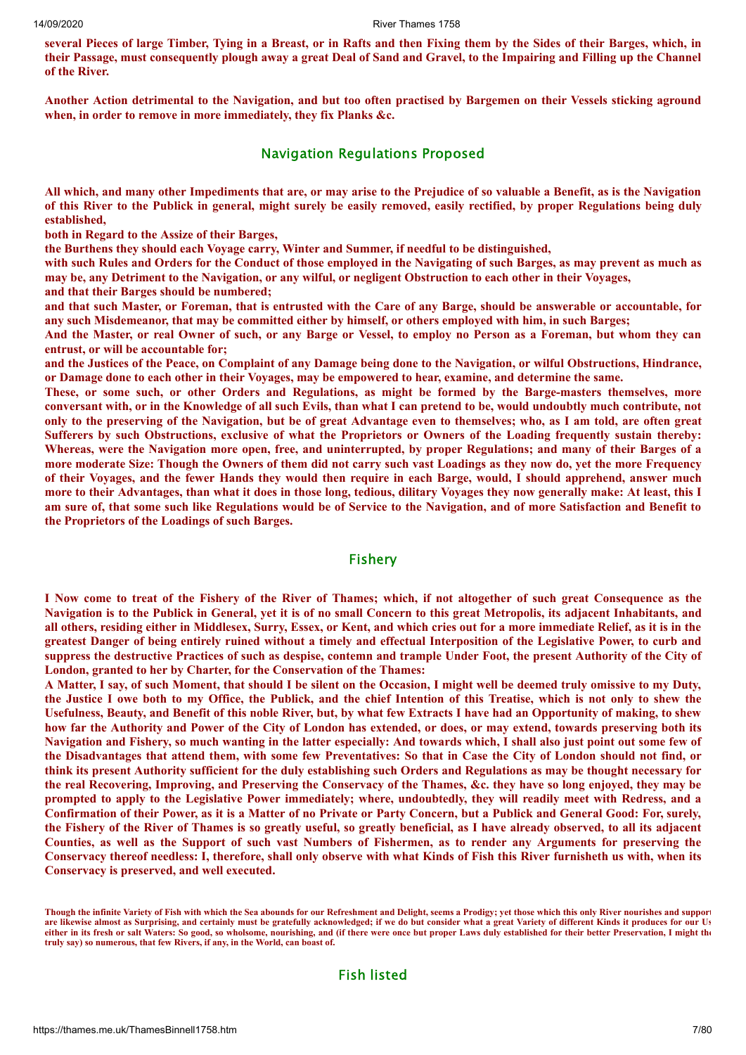**several Pieces of large Timber, Tying in a Breast, or in Rafts and then Fixing them by the Sides of their Barges, which, in their Passage, must consequently plough away a great Deal of Sand and Gravel, to the Impairing and Filling up the Channel of the River.**

**Another Action detrimental to the Navigation, and but too often practised by Bargemen on their Vessels sticking aground when, in order to remove in more immediately, they fix Planks &c.**

## Navigation Regulations Proposed

**All which, and many other Impediments that are, or may arise to the Prejudice of so valuable a Benefit, as is the Navigation of this River to the Publick in general, might surely be easily removed, easily rectified, by proper Regulations being duly established,**

**both in Regard to the Assize of their Barges,**

**the Burthens they should each Voyage carry, Winter and Summer, if needful to be distinguished,**

**with such Rules and Orders for the Conduct of those employed in the Navigating of such Barges, as may prevent as much as may be, any Detriment to the Navigation, or any wilful, or negligent Obstruction to each other in their Voyages,**

**and that their Barges should be numbered;**

**and that such Master, or Foreman, that is entrusted with the Care of any Barge, should be answerable or accountable, for any such Misdemeanor, that may be committed either by himself, or others employed with him, in such Barges;**

**And the Master, or real Owner of such, or any Barge or Vessel, to employ no Person as a Foreman, but whom they can entrust, or will be accountable for;**

**and the Justices of the Peace, on Complaint of any Damage being done to the Navigation, or wilful Obstructions, Hindrance, or Damage done to each other in their Voyages, may be empowered to hear, examine, and determine the same.**

**These, or some such, or other Orders and Regulations, as might be formed by the Barge-masters themselves, more conversant with, or in the Knowledge of all such Evils, than what I can pretend to be, would undoubtly much contribute, not only to the preserving of the Navigation, but be of great Advantage even to themselves; who, as I am told, are often great Sufferers by such Obstructions, exclusive of what the Proprietors or Owners of the Loading frequently sustain thereby: Whereas, were the Navigation more open, free, and uninterrupted, by proper Regulations; and many of their Barges of a more moderate Size: Though the Owners of them did not carry such vast Loadings as they now do, yet the more Frequency of their Voyages, and the fewer Hands they would then require in each Barge, would, I should apprehend, answer much more to their Advantages, than what it does in those long, tedious, dilitary Voyages they now generally make: At least, this I am sure of, that some such like Regulations would be of Service to the Navigation, and of more Satisfaction and Benefit to the Proprietors of the Loadings of such Barges.**

## Fishery

**I Now come to treat of the Fishery of the River of Thames; which, if not altogether of such great Consequence as the Navigation is to the Publick in General, yet it is of no small Concern to this great Metropolis, its adjacent Inhabitants, and all others, residing either in Middlesex, Surry, Essex, or Kent, and which cries out for a more immediate Relief, as it is in the greatest Danger of being entirely ruined without a timely and effectual Interposition of the Legislative Power, to curb and suppress the destructive Practices of such as despise, contemn and trample Under Foot, the present Authority of the City of London, granted to her by Charter, for the Conservation of the Thames:**

**A Matter, I say, of such Moment, that should I be silent on the Occasion, I might well be deemed truly omissive to my Duty, the Justice I owe both to my Office, the Publick, and the chief Intention of this Treatise, which is not only to shew the Usefulness, Beauty, and Benefit of this noble River, but, by what few Extracts I have had an Opportunity of making, to shew how far the Authority and Power of the City of London has extended, or does, or may extend, towards preserving both its Navigation and Fishery, so much wanting in the latter especially: And towards which, I shall also just point out some few of the Disadvantages that attend them, with some few Preventatives: So that in Case the City of London should not find, or think its present Authority sufficient for the duly establishing such Orders and Regulations as may be thought necessary for the real Recovering, Improving, and Preserving the Conservacy of the Thames, &c. they have so long enjoyed, they may be prompted to apply to the Legislative Power immediately; where, undoubtedly, they will readily meet with Redress, and a Confirmation of their Power, as it is a Matter of no Private or Party Concern, but a Publick and General Good: For, surely, the Fishery of the River of Thames is so greatly useful, so greatly beneficial, as I have already observed, to all its adjacent Counties, as well as the Support of such vast Numbers of Fishermen, as to render any Arguments for preserving the Conservacy thereof needless: I, therefore, shall only observe with what Kinds of Fish this River furnisheth us with, when its Conservacy is preserved, and well executed.**

**Though the infinite Variety of Fish with which the Sea abounds for our Refreshment and Delight, seems a Prodigy; yet those which this only River nourishes and support are likewise almost as Surprising, and certainly must be gratefully acknowledged; if we do but consider what a great Variety of different Kinds it produces for our Us either in its fresh or salt Waters: So good, so wholsome, nourishing, and (if there were once but proper Laws duly established for their better Preservation, I might the truly say) so numerous, that few Rivers, if any, in the World, can boast of.**

## Fish listed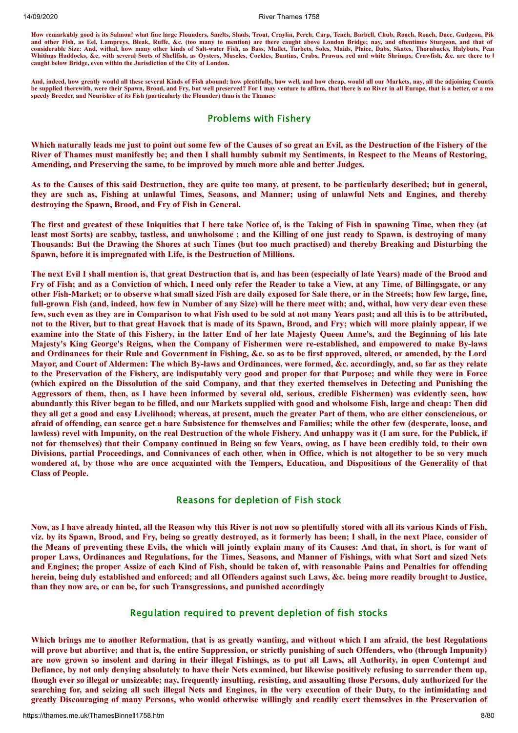**How remarkably good is its Salmon! what fine large Flounders, Smelts, Shads, Trout, Craylin, Perch, Carp, Tench, Barbell, Chub, Roach, Roach, Dace, Gudgeon, Pik and other Fish, as Eel, Lampreys, Bleak, Ruffe, &c. (too many to mention) are there caught above London Bridge; nay, and oftentimes Sturgeon, and that of considerable Size: And, withal, how many other kinds of Salt-water Fish, as Bass, Mullet, Turbets, Soles, Maids, Plaice, Dabs, Skates, Thornbacks, Halybuts, Pear Whitings Haddocks, &c. with several Sorts of Shellfish, as Oysters, Muscles, Cockles, Buntins, Crabs, Prawns, red and white Shrimps, Crawfish, &c. are there to l caught below Bridge, even within the Jurisdiction of the City of London.**

**And, indeed, how greatly would all these several Kinds of Fish abound; how plentifully, how well, and how cheap, would all our Markets, nay, all the adjoining Countie be supplied therewith, were their Spawn, Brood, and Fry, but well preserved? For I may venture to affirm, that there is no River in all Europe, that is a better, or a mo speedy Breeder, and Nourisher of its Fish (particularly the Flounder) than is the Thames:**

## Problems with Fishery

**Which naturally leads me just to point out some few of the Causes of so great an Evil, as the Destruction of the Fishery of the River of Thames must manifestly be; and then I shall humbly submit my Sentiments, in Respect to the Means of Restoring, Amending, and Preserving the same, to be improved by much more able and better Judges.**

**As to the Causes of this said Destruction, they are quite too many, at present, to be particularly described; but in general, they are such as, Fishing at unlawful Times, Seasons, and Manner; using of unlawful Nets and Engines, and thereby destroying the Spawn, Brood, and Fry of Fish in General.**

**The first and greatest of these Iniquities that I here take Notice of, is the Taking of Fish in spawning Time, when they (at least most Sorts) are scabby, tastless, and unwholsome ; and the Killing of one just ready to Spawn, is destroying of many Thousands: But the Drawing the Shores at such Times (but too much practised) and thereby Breaking and Disturbing the Spawn, before it is impregnated with Life, is the Destruction of Millions.**

**The next Evil I shall mention is, that great Destruction that is, and has been (especially of late Years) made of the Brood and Fry of Fish; and as a Conviction of which, I need only refer the Reader to take a View, at any Time, of Billingsgate, or any other Fish-Market; or to observe what small sized Fish are daily exposed for Sale there, or in the Streets; how few large, fine, full-grown Fish (and, indeed, how few in Number of any Size) will he there meet with; and, withal, how very dear even these few, such even as they are in Comparison to what Fish used to be sold at not many Years past; and all this is to be attributed, not to the River, but to that great Havock that is made of its Spawn, Brood, and Fry; which will more plainly appear, if we examine into the State of this Fishery, in the latter End of her late Majesty Queen Anne's, and the Beginning of his late Majesty's King George's Reigns, when the Company of Fishermen were re-established, and empowered to make By-laws and Ordinances for their Rule and Government in Fishing, &c. so as to be first approved, altered, or amended, by the Lord Mayor, and Court of Aldermen: The which By-laws and Ordinances, were formed, &c. accordingly, and, so far as they relate to the Preservation of the Fishery, are indisputably very good and proper for that Purpose; and while they were in Force (which expired on the Dissolution of the said Company, and that they exerted themselves in Detecting and Punishing the Aggressors of them, then, as I have been informed by several old, serious, credible Fishermen) was evidently seen, how abundantly this River began to be filled, and our Markets supplied with good and wholsome Fish, large and cheap: Then did they all get a good and easy Livelihood; whereas, at present, much the greater Part of them, who are either consciencious, or afraid of offending, can scarce get a bare Subsistence for themselves and Families; while the other few (desperate, loose, and lawless) revel with Impunity, on the real Destruction of the whole Fishery. And unhappy was it (I am sure, for the Publick, if not for themselves) that their Company continued in Being so few Years, owing, as I have been credibly told, to their own Divisions, partial Proceedings, and Connivances of each other, when in Office, which is not altogether to be so very much wondered at, by those who are once acquainted with the Tempers, Education, and Dispositions of the Generality of that Class of People.**

## Reasons for depletion of Fish stock

**Now, as I have already hinted, all the Reason why this River is not now so plentifully stored with all its various Kinds of Fish, viz. by its Spawn, Brood, and Fry, being so greatly destroyed, as it formerly has been; I shall, in the next Place, consider of the Means of preventing these Evils, the which will jointly explain many of its Causes: And that, in short, is for want of proper Laws, Ordinances and Regulations, for the Times, Seasons, and Manner of Fishings, with what Sort and sized Nets and Engines; the proper Assize of each Kind of Fish, should be taken of, with reasonable Pains and Penalties for offending herein, being duly established and enforced; and all Offenders against such Laws, &c. being more readily brought to Justice, than they now are, or can be, for such Transgressions, and punished accordingly**

## Regulation required to prevent depletion of fish stocks

**Which brings me to another Reformation, that is as greatly wanting, and without which I am afraid, the best Regulations will prove but abortive; and that is, the entire Suppression, or strictly punishing of such Offenders, who (through Impunity) are now grown so insolent and daring in their illegal Fishings, as to put all Laws, all Authority, in open Contempt and Defiance, by not only denying absolutely to have their Nets examined, but likewise positively refusing to surrender them up, though ever so illegal or unsizeable; nay, frequently insulting, resisting, and assaulting those Persons, duly authorized for the searching for, and seizing all such illegal Nets and Engines, in the very execution of their Duty, to the intimidating and greatly Discouraging of many Persons, who would otherwise willingly and readily exert themselves in the Preservation of**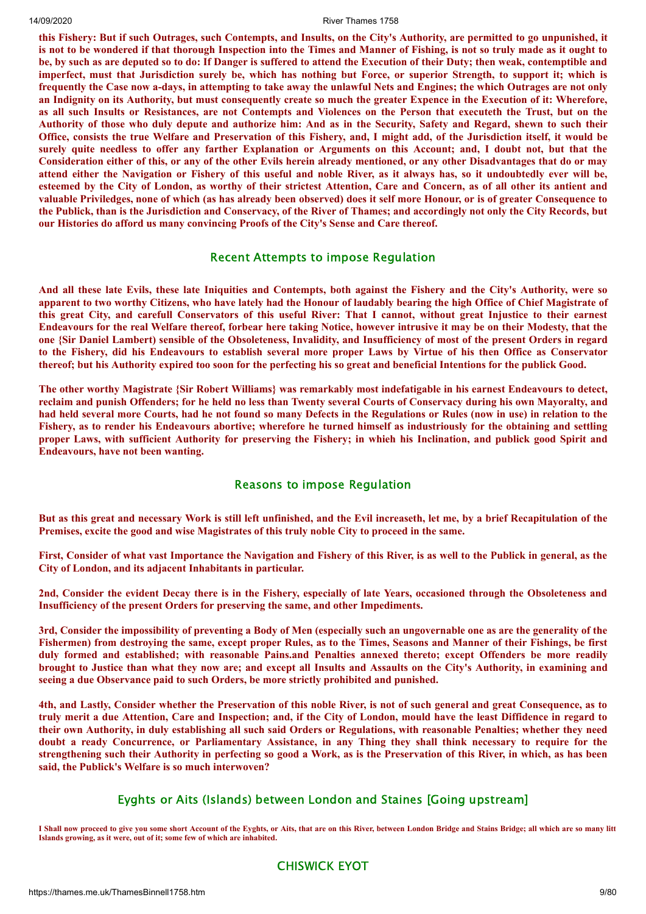**this Fishery: But if such Outrages, such Contempts, and Insults, on the City's Authority, are permitted to go unpunished, it is not to be wondered if that thorough Inspection into the Times and Manner of Fishing, is not so truly made as it ought to be, by such as are deputed so to do: If Danger is suffered to attend the Execution of their Duty; then weak, contemptible and imperfect, must that Jurisdiction surely be, which has nothing but Force, or superior Strength, to support it; which is frequently the Case now a-days, in attempting to take away the unlawful Nets and Engines; the which Outrages are not only an Indignity on its Authority, but must consequently create so much the greater Expence in the Execution of it: Wherefore, as all such Insults or Resistances, are not Contempts and Violences on the Person that executeth the Trust, but on the Authority of those who duly depute and authorize him: And as in the Security, Safety and Regard, shewn to such their Office, consists the true Welfare and Preservation of this Fishery, and, I might add, of the Jurisdiction itself, it would be surely quite needless to offer any farther Explanation or Arguments on this Account; and, I doubt not, but that the Consideration either of this, or any of the other Evils herein already mentioned, or any other Disadvantages that do or may attend either the Navigation or Fishery of this useful and noble River, as it always has, so it undoubtedly ever will be, esteemed by the City of London, as worthy of their strictest Attention, Care and Concern, as of all other its antient and valuable Priviledges, none of which (as has already been observed) does it self more Honour, or is of greater Consequence to the Publick, than is the Jurisdiction and Conservacy, of the River of Thames; and accordingly not only the City Records, but our Histories do afford us many convincing Proofs of the City's Sense and Care thereof.**

## Recent Attempts to impose Regulation

**And all these late Evils, these late Iniquities and Contempts, both against the Fishery and the City's Authority, were so apparent to two worthy Citizens, who have lately had the Honour of laudably bearing the high Office of Chief Magistrate of this great City, and carefull Conservators of this useful River: That I cannot, without great Injustice to their earnest Endeavours for the real Welfare thereof, forbear here taking Notice, however intrusive it may be on their Modesty, that the one {Sir Daniel Lambert} sensible of the Obsoleteness, Invalidity, and Insufficiency of most of the present Orders in regard to the Fishery, did his Endeavours to establish several more proper Laws by Virtue of his then Office as Conservator thereof; but his Authority expired too soon for the perfecting his so great and beneficial Intentions for the publick Good.**

**The other worthy Magistrate {Sir Robert Williams} was remarkably most indefatigable in his earnest Endeavours to detect, reclaim and punish Offenders; for he held no less than Twenty several Courts of Conservacy during his own Mayoralty, and had held several more Courts, had he not found so many Defects in the Regulations or Rules (now in use) in relation to the Fishery, as to render his Endeavours abortive; wherefore he turned himself as industriously for the obtaining and settling proper Laws, with sufficient Authority for preserving the Fishery; in whieh his Inclination, and publick good Spirit and Endeavours, have not been wanting.**

## Reasons to impose Regulation

**But as this great and necessary Work is still left unfinished, and the Evil increaseth, let me, by a brief Recapitulation of the Premises, excite the good and wise Magistrates of this truly noble City to proceed in the same.**

**First, Consider of what vast Importance the Navigation and Fishery of this River, is as well to the Publick in general, as the City of London, and its adjacent Inhabitants in particular.**

**2nd, Consider the evident Decay there is in the Fishery, especially of late Years, occasioned through the Obsoleteness and Insufficiency of the present Orders for preserving the same, and other Impediments.**

**3rd, Consider the impossibility of preventing a Body of Men (especially such an ungovernable one as are the generality of the Fishermen) from destroying the same, except proper Rules, as to the Times, Seasons and Manner of their Fishings, be first duly formed and established; with reasonable Pains.and Penalties annexed thereto; except Offenders be more readily brought to Justice than what they now are; and except all Insults and Assaults on the City's Authority, in examining and seeing a due Observance paid to such Orders, be more strictly prohibited and punished.**

**4th, and Lastly, Consider whether the Preservation of this noble River, is not of such general and great Consequence, as to truly merit a due Attention, Care and Inspection; and, if the City of London, mould have the least Diffidence in regard to their own Authority, in duly establishing all such said Orders or Regulations, with reasonable Penalties; whether they need doubt a ready Concurrence, or Parliamentary Assistance, in any Thing they shall think necessary to require for the strengthening such their Authority in perfecting so good a Work, as is the Preservation of this River, in which, as has been said, the Publick's Welfare is so much interwoven?**

## Eyghts or Aits (Islands) between London and Staines [Going upstream]

**I Shall now proceed to give you some short Account of the Eyghts, or Aits, that are on this River, between London Bridge and Stains Bridge; all which are so many litt Islands growing, as it were, out of it; some few of which are inhabited.**

## CHISWICK EYOT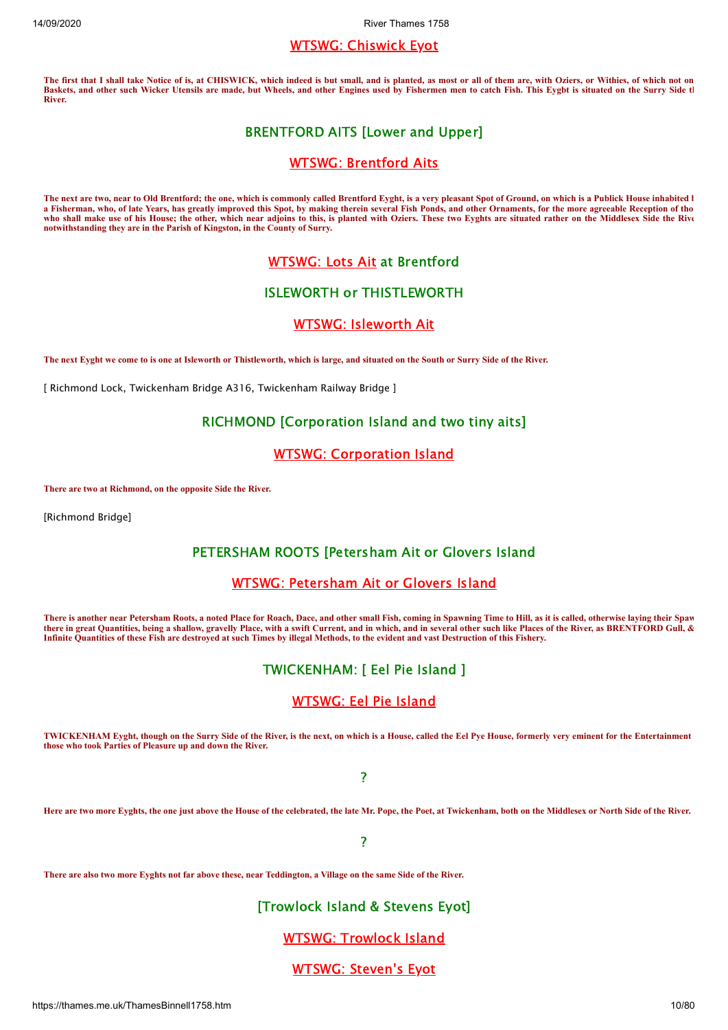## WTSWG: Chiswick Eyot

**The first that I shall take Notice of is, at CHISWICK, which indeed is but small, and is planted, as most or all of them are, with Oziers, or Withies, of which not on Baskets, and other such Wicker Utensils are made, but Wheels, and other Engines used by Fishermen men to catch Fish. This Eygbt is situated on the Surry Side tl River.**

## BRENTFORD AITS [Lower and Upper]

## WTSWG: Brentford Aits

**The next are two, near to Old Brentford; the one, which is commonly called Brentford Eyght, is a very pleasant Spot of Ground, on which is a Publick House inhabited l a Fisherman, who, of late Years, has greatly improved this Spot, by making therein several Fish Ponds, and other Ornaments, for the more agreeable Reception of tho who shall make use of his House; the other, which near adjoins to this, is planted with Oziers. These two Eyghts are situated rather on the Middlesex Side the Rive notwithstanding they are in the Parish of Kingston, in the County of Surry.**

## WTSWG: Lots Ait at Brentford

## ISLEWORTH or THISTLEWORTH

## WTSWG: Isleworth Ait

**The next Eyght we come to is one at Isleworth or Thistleworth, which is large, and situated on the South or Surry Side of the River.**

[ Richmond Lock, Twickenham Bridge A316, Twickenham Railway Bridge ]

## RICHMOND [Corporation Island and two tiny aits]

## WTSWG: Corporation Island

**There are two at Richmond, on the opposite Side the River.**

[Richmond Bridge]

## PETERSHAM ROOTS [Petersham Ait or Glovers Island

## WTSWG: Petersham Ait or Glovers Island

**There is another near Petersham Roots, a noted Place for Roach, Dace, and other small Fish, coming in Spawning Time to Hill, as it is called, otherwise laying their Spaw there in great Quantities, being a shallow, gravelly Place, with a swift Current, and in which, and in several other such like Places of the River, as BRENTFORD Gull, & Infinite Quantities of these Fish are destroyed at such Times by illegal Methods, to the evident and vast Destruction of this Fishery.**

## TWICKENHAM: [ Eel Pie Island ]

## WTSWG: Eel Pie Island

**TWICKENHAM Eyght, though on the Surry Side of the River, is the next, on which is a House, called the Eel Pye House, formerly very eminent for the Entertainment those who took Parties of Pleasure up and down the River.**

## ?

**Here are two more Eyghts, the one just above the House of the celebrated, the late Mr. Pope, the Poet, at Twickenham, both on the Middlesex or North Side of the River.**

## ?

**There are also two more Eyghts not far above these, near Teddington, a Village on the same Side of the River.**

## [Trowlock Island & Stevens Eyot]

## WTSWG: Trowlock Island

## WTSWG: Steven's Eyot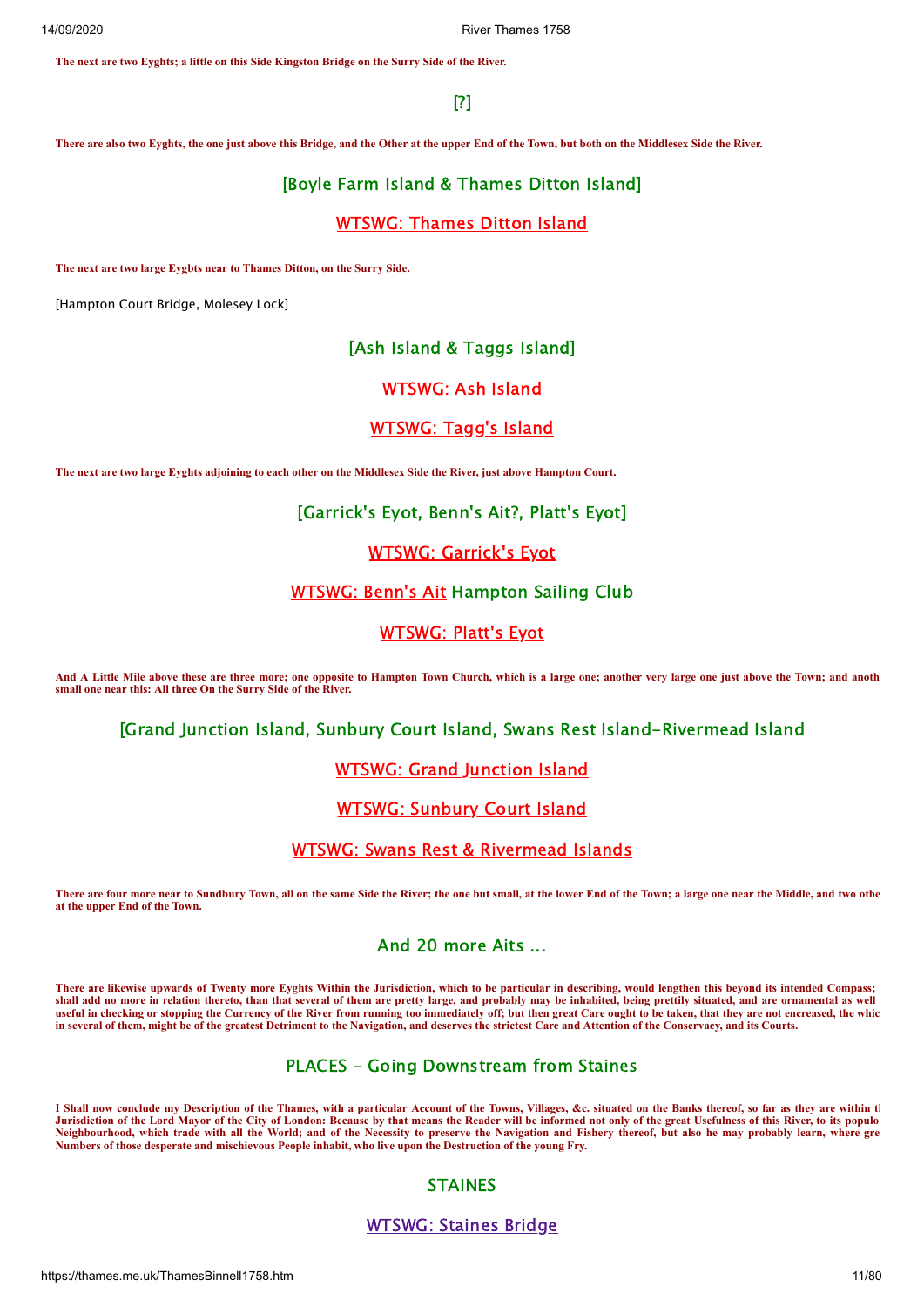**The next are two Eyghts; a little on this Side Kingston Bridge on the Surry Side of the River.**

## [?]

**There are also two Eyghts, the one just above this Bridge, and the Other at the upper End of the Town, but both on the Middlesex Side the River.**

## [Boyle Farm Island & Thames Ditton Island]

## WTSWG: Thames Ditton Island

**The next are two large Eygbts near to Thames Ditton, on the Surry Side.**

[Hampton Court Bridge, Molesey Lock]

## [Ash Island & Taggs Island]

## WTSWG: Ash Island

## WTSWG: Tagg's Island

**The next are two large Eyghts adjoining to each other on the Middlesex Side the River, just above Hampton Court.**

## [Garrick's Eyot, Benn's Ait?, Platt's Eyot]

## WTSWG: Garrick's Eyot

## WTSWG: Benn's Ait Hampton Sailing Club

## WTSWG: Platt's Eyot

**And A Little Mile above these are three more; one opposite to Hampton Town Church, which is a large one; another very large one just above the Town; and anoth small one near this: All three On the Surry Side of the River.**

## [Grand Junction Island, Sunbury Court Island, Swans Rest Island-Rivermead Island

## WTSWG: Grand Junction Island

## WTSWG: Sunbury Court Island

## WTSWG: Swans Rest & Rivermead Islands

**There are four more near to Sundbury Town, all on the same Side the River; the one but small, at the lower End of the Town; a large one near the Middle, and two othe at the upper End of the Town.**

## And 20 more Aits ...

**There are likewise upwards of Twenty more Eyghts Within the Jurisdiction, which to be particular in describing, would lengthen this beyond its intended Compass; shall add no more in relation thereto, than that several of them are pretty large, and probably may be inhabited, being prettily situated, and are ornamental as well useful in checking or stopping the Currency of the River from running too immediately off; but then great Care ought to be taken, that they are not encreased, the whic in several of them, might be of the greatest Detriment to the Navigation, and deserves the strictest Care and Attention of the Conservacy, and its Courts.**

## PLACES - Going Downstream from Staines

**I Shall now conclude my Description of the Thames, with a particular Account of the Towns, Villages, &c. situated on the Banks thereof, so far as they are within tl Jurisdiction of the Lord Mayor of the City of London: Because by that means the Reader will be informed not only of the great Usefulness of this River, to its populo Neighbourhood, which trade with all the World; and of the Necessity to preserve the Navigation and Fishery thereof, but also he may probably learn, where gre Numbers of those desperate and mischievous People inhabit, who live upon the Destruction of the young Fry.**

## STAINES

## WTSWG: Staines Bridge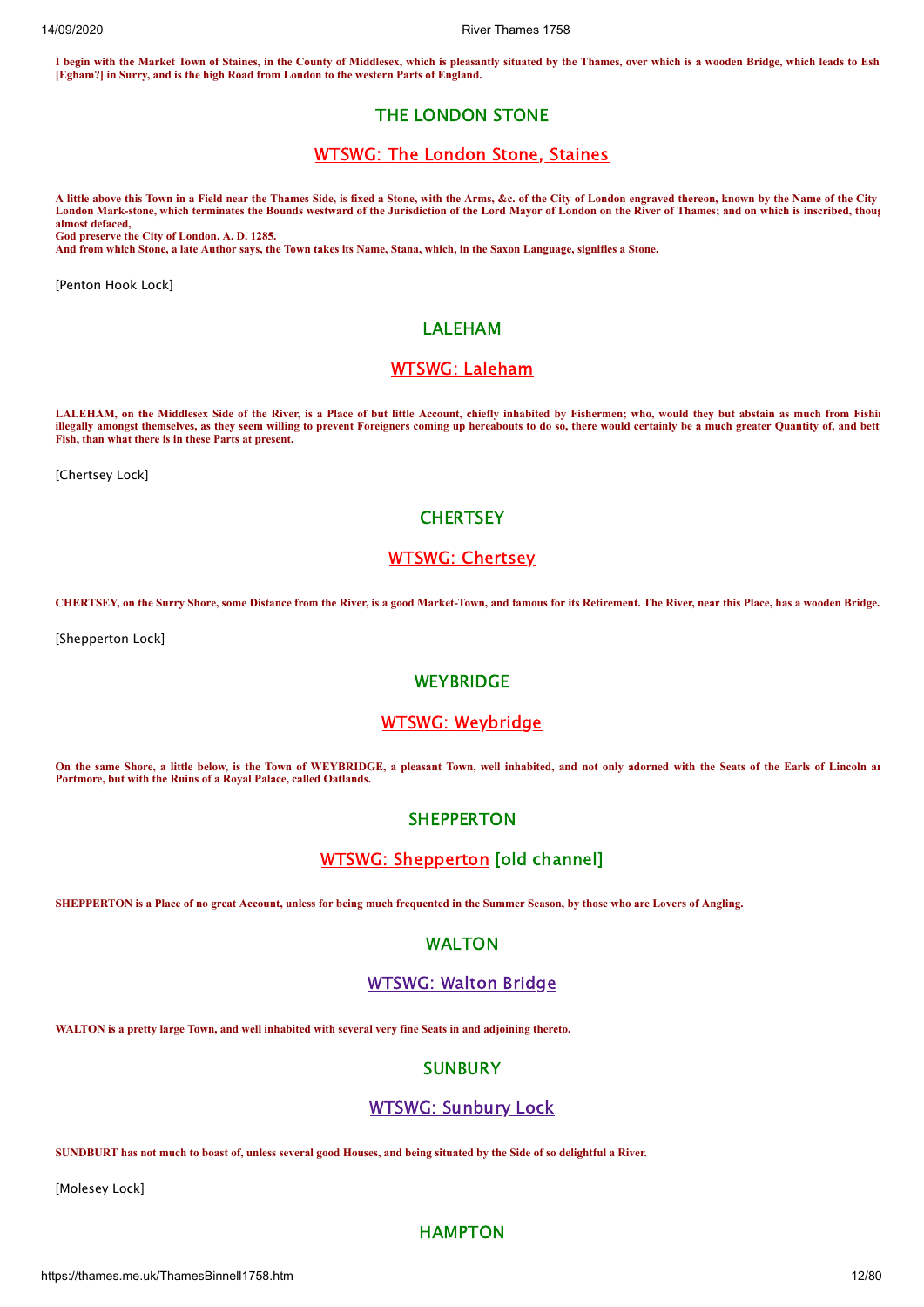**I begin with the Market Town of Staines, in the County of Middlesex, which is pleasantly situated by the Thames, over which is a wooden Bridge, which leads to Esh [Egham?] in Surry, and is the high Road from London to the western Parts of England.**

## THE LONDON STONE

### WTSWG: The London Stone, Staines

**A little above this Town in a Field near the Thames Side, is fixed a Stone, with the Arms, &c. of the City of London engraved thereon, known by the Name of the City London Mark-stone, which terminates the Bounds westward of the Jurisdiction of the Lord Mayor of London on the River of Thames; and on which is inscribed, thoug almost defaced,**
**God preserve the City of London. A. D. 1285.**
**And from which Stone, a late Author says, the Town takes its Name, Stana, which, in the Saxon Language, signifies a Stone.**

[Penton Hook Lock]

## LALEHAM

### WTSWG: Laleham

**LALEHAM, on the Middlesex Side of the River, is a Place of but little Account, chiefly inhabited by Fishermen; who, would they but abstain as much from Fishi illegally amongst themselves, as they seem willing to prevent Foreigners coming up hereabouts to do so, there would certainly be a much greater Quantity of, and bett Fish, than what there is in these Parts at present.**

[Chertsey Lock]

## CHERTSEY

### WTSWG: Chertsey

**CHERTSEY, on the Surry Shore, some Distance from the River, is a good Market-Town, and famous for its Retirement. The River, near this Place, has a wooden Bridge.**

[Shepperton Lock]

## WEYBRIDGE

### WTSWG: Weybridge

**On the same Shore, a little below, is the Town of WEYBRIDGE, a pleasant Town, well inhabited, and not only adorned with the Seats of the Earls of Lincoln ar Portmore, but with the Ruins of a Royal Palace, called Oatlands.**

## SHEPPERTON

### WTSWG: Shepperton [old channel]

**SHEPPERTON is a Place of no great Account, unless for being much frequented in the Summer Season, by those who are Lovers of Angling.**

## WALTON

### WTSWG: Walton Bridge

**WALTON is a pretty large Town, and well inhabited with several very fine Seats in and adjoining thereto.**

## SUNBURY

### WTSWG: Sunbury Lock

**SUNDBURT has not much to boast of, unless several good Houses, and being situated by the Side of so delightful a River.**

[Molesey Lock]

## HAMPTON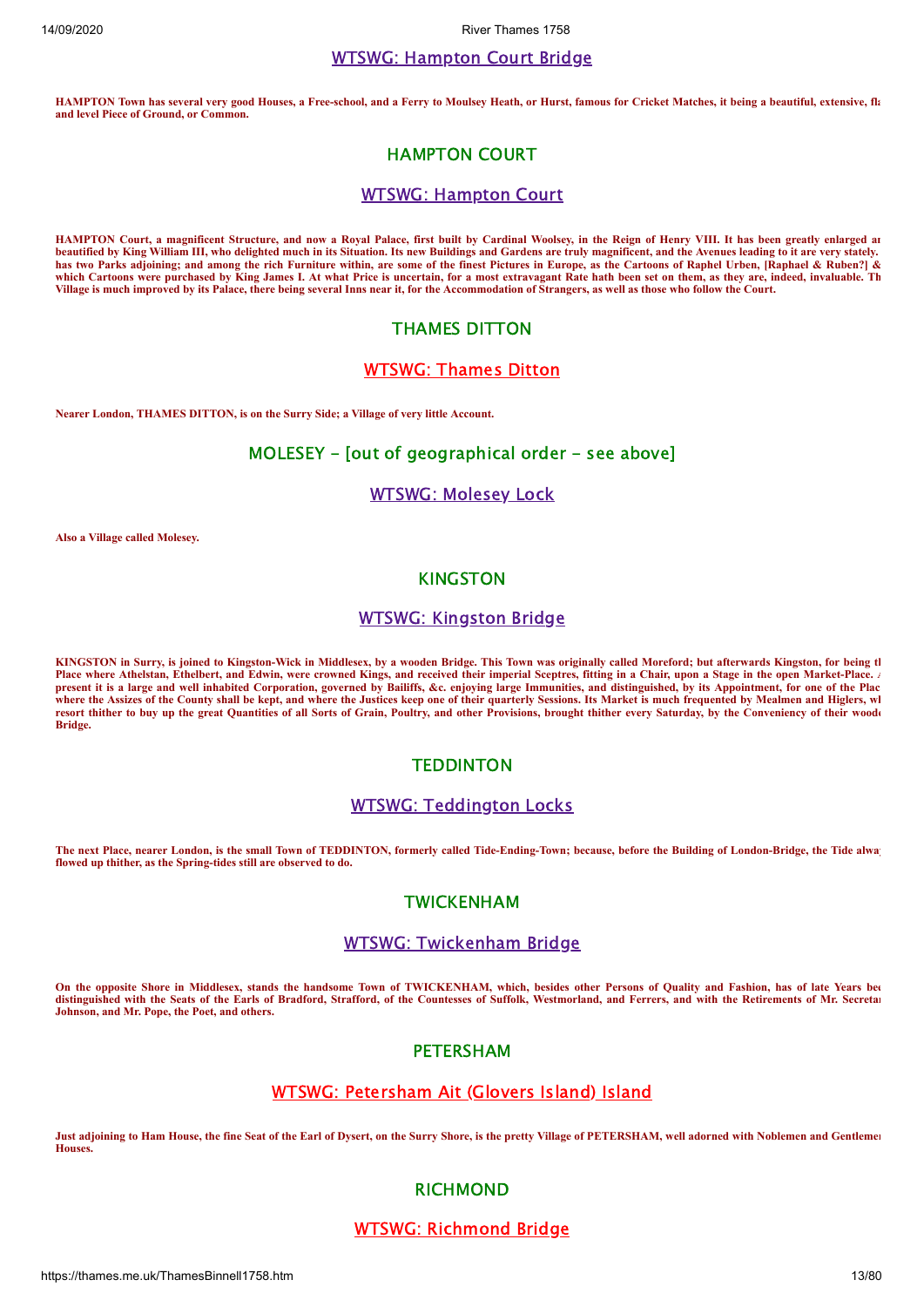## WTSWG: Hampton Court Bridge

**HAMPTON Town has several very good Houses, a Free-school, and a Ferry to Moulsey Heath, or Hurst, famous for Cricket Matches, it being a beautiful, extensive, fla and level Piece of Ground, or Common.**

## HAMPTON COURT

## WTSWG: Hampton Court

**HAMPTON Court, a magnificent Structure, and now a Royal Palace, first built by Cardinal Woolsey, in the Reign of Henry VIII. It has been greatly enlarged ar beautified by King William III, who delighted much in its Situation. Its new Buildings and Gardens are truly magnificent, and the Avenues leading to it are very stately. has two Parks adjoining; and among the rich Furniture within, are some of the finest Pictures in Europe, as the Cartoons of Raphel Urben, [Raphael & Ruben?] & which Cartoons were purchased by King James I. At what Price is uncertain, for a most extravagant Rate hath been set on them, as they are, indeed, invaluable. Th Village is much improved by its Palace, there being several Inns near it, for the Accommodation of Strangers, as well as those who follow the Court.**

## THAMES DITTON

## WTSWG: Thames Ditton

**Nearer London, THAMES DITTON, is on the Surry Side; a Village of very little Account.**

## MOLESEY - [out of geographical order - see above]

## WTSWG: Molesey Lock

**Also a Village called Molesey.**

## KINGSTON

## WTSWG: Kingston Bridge

**KINGSTON in Surry, is joined to Kingston-Wick in Middlesex, by a wooden Bridge. This Town was originally called Moreford; but afterwards Kingston, for being th Place where Athelstan, Ethelbert, and Edwin, were crowned Kings, and received their imperial Sceptres, fitting in a Chair, upon a Stage in the open Market-Place. A present it is a large and well inhabited Corporation, governed by Bailiffs, &c. enjoying large Immunities, and distinguished, by its Appointment, for one of the Plac where the Assizes of the County shall be kept, and where the Justices keep one of their quarterly Sessions. Its Market is much frequented by Mealmen and Higlers, wh resort thither to buy up the great Quantities of all Sorts of Grain, Poultry, and other Provisions, brought thither every Saturday, by the Conveniency of their woode Bridge.**

## TEDDINTON

## WTSWG: Teddington Locks

**The next Place, nearer London, is the small Town of TEDDINTON, formerly called Tide-Ending-Town; because, before the Building of London-Bridge, the Tide alwa flowed up thither, as the Spring-tides still are observed to do.**

## TWICKENHAM

## WTSWG: Twickenham Bridge

**On the opposite Shore in Middlesex, stands the handsome Town of TWICKENHAM, which, besides other Persons of Quality and Fashion, has of late Years bee distinguished with the Seats of the Earls of Bradford, Strafford, of the Countesses of Suffolk, Westmorland, and Ferrers, and with the Retirements of Mr. Secretar Johnson, and Mr. Pope, the Poet, and others.**

## PETERSHAM

## WTSWG: Petersham Ait (Glovers Island) Island

**Just adjoining to Ham House, the fine Seat of the Earl of Dysert, on the Surry Shore, is the pretty Village of PETERSHAM, well adorned with Noblemen and Gentlemen Houses.**

## RICHMOND

## WTSWG: Richmond Bridge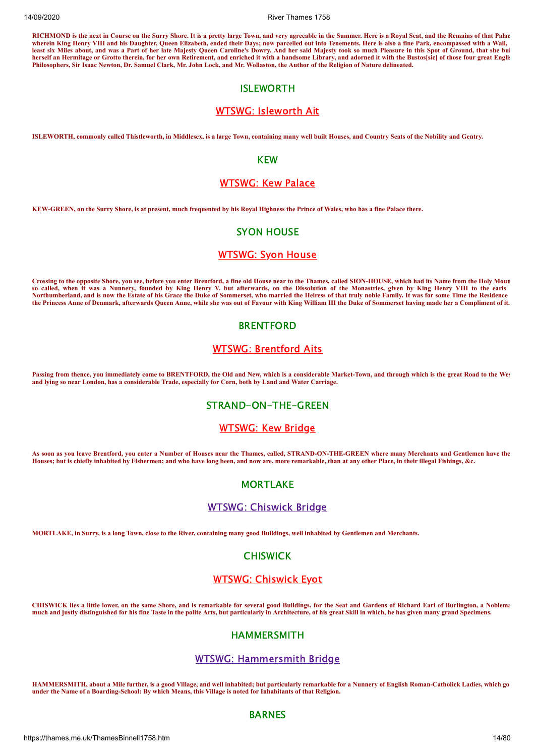**RICHMOND is the next in Course on the Surry Shore. It is a pretty large Town, and very agreeable in the Summer. Here is a Royal Seat, and the Remains of that Palac wherein King Henry VIII and his Daughter, Queen Elizabeth, ended their Days; now parcelled out into Tenements. Here is also a fine Park, encompassed with a Wall, least six Miles about, and was a Part of her late Majesty Queen Caroline's Dowry. And her said Majesty took so much Pleasure in this Spot of Ground, that she bui herself an Hermitage or Grotto therein, for her own Retirement, and enriched it with a handsome Library, and adorned it with the Bustos[sic] of those four great Englis Philosophers, Sir Isaac Newton, Dr. Samuel Clark, Mr. John Lock, and Mr. Wollaston, the Author of the Religion of Nature delineated.**

## ISLEWORTH

### WTSWG: Isleworth Ait

**ISLEWORTH, commonly called Thistleworth, in Middlesex, is a large Town, containing many well built Houses, and Country Seats of the Nobility and Gentry.**

## KEW

### WTSWG: Kew Palace

**KEW-GREEN, on the Surry Shore, is at present, much frequented by his Royal Highness the Prince of Wales, who has a fine Palace there.**

## SYON HOUSE

### WTSWG: Syon House

**Crossing to the opposite Shore, you see, before you enter Brentford, a fine old House near to the Thames, called SION-HOUSE, which had its Name from the Holy Moun so called, when it was a Nunnery, founded by King Henry V. but afterwards, on the Dissolution of the Monastries, given by King Henry VIII to the earls Northumberland, and is now the Estate of his Grace the Duke of Sommerset, who married the Heiress of that truly noble Family. It was for some Time the Residence the Princess Anne of Denmark, afterwards Queen Anne, while she was out of Favour with King William III the Duke of Sommerset having made her a Compliment of it.**

## BRENTFORD

### WTSWG: Brentford Aits

**Passing from thence, you immediately come to BRENTFORD, the Old and New, which is a considerable Market-Town, and through which is the great Road to the Wes and lying so near London, has a considerable Trade, especially for Corn, both by Land and Water Carriage.**

## STRAND-ON-THE-GREEN

### WTSWG: Kew Bridge

**As soon as you leave Brentford, you enter a Number of Houses near the Thames, called, STRAND-ON-THE-GREEN where many Merchants and Gentlemen have the Houses; but is chiefly inhabited by Fishermen; and who have long been, and now are, more remarkable, than at any other Place, in their illegal Fishings, &c.**

## MORTLAKE

### WTSWG: Chiswick Bridge

**MORTLAKE, in Surry, is a long Town, close to the River, containing many good Buildings, well inhabited by Gentlemen and Merchants.**

## CHISWICK

### WTSWG: Chiswick Eyot

**CHISWICK lies a little lower, on the same Shore, and is remarkable for several good Buildings, for the Seat and Gardens of Richard Earl of Burlington, a Noblema much and justly distinguished for his fine Taste in the polite Arts, but particularly in Architecture, of his great Skill in which, he has given many grand Specimens.**

## HAMMERSMITH

### WTSWG: Hammersmith Bridge

**HAMMERSMITH, about a Mile further, is a good Village, and well inhabited; but particularly remarkable for a Nunnery of English Roman-Catholick Ladies, which go under the Name of a Boarding-School: By which Means, this Village is noted for Inhabitants of that Religion.**

## BARNES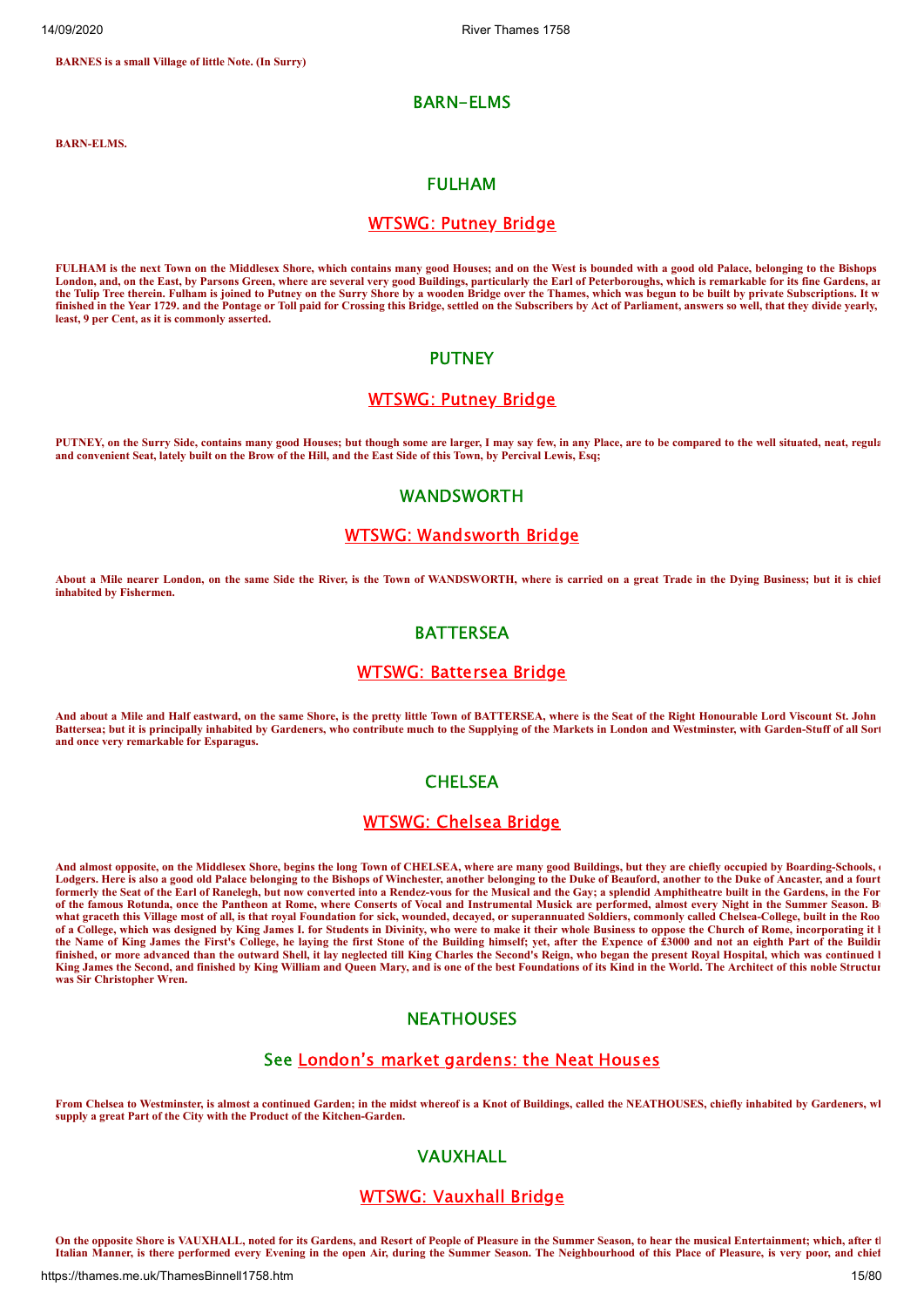**BARNES is a small Village of little Note. (In Surry)**

## BARN-ELMS

**BARN-ELMS.**

## FULHAM

## WTSWG: Putney Bridge

**FULHAM is the next Town on the Middlesex Shore, which contains many good Houses; and on the West is bounded with a good old Palace, belonging to the Bishops London, and, on the East, by Parsons Green, where are several very good Buildings, particularly the Earl of Peterboroughs, which is remarkable for its fine Gardens, ar the Tulip Tree therein. Fulham is joined to Putney on the Surry Shore by a wooden Bridge over the Thames, which was begun to be built by private Subscriptions. It w finished in the Year 1729. and the Pontage or Toll paid for Crossing this Bridge, settled on the Subscribers by Act of Parliament, answers so well, that they divide yearly, least, 9 per Cent, as it is commonly asserted.**

## PUTNEY

## WTSWG: Putney Bridge

**PUTNEY, on the Surry Side, contains many good Houses; but though some are larger, I may say few, in any Place, are to be compared to the well situated, neat, regula and convenient Seat, lately built on the Brow of the Hill, and the East Side of this Town, by Percival Lewis, Esq;**

## WANDSWORTH

## WTSWG: Wandsworth Bridge

**About a Mile nearer London, on the same Side the River, is the Town of WANDSWORTH, where is carried on a great Trade in the Dying Business; but it is chief inhabited by Fishermen.**

## BATTERSEA

## WTSWG: Battersea Bridge

**And about a Mile and Half eastward, on the same Shore, is the pretty little Town of BATTERSEA, where is the Seat of the Right Honourable Lord Viscount St. John Battersea; but it is principally inhabited by Gardeners, who contribute much to the Supplying of the Markets in London and Westminster, with Garden-Stuff of all Sort and once very remarkable for Esparagus.**

## CHELSEA

## WTSWG: Chelsea Bridge

**And almost opposite, on the Middlesex Shore, begins the long Town of CHELSEA, where are many good Buildings, but they are chiefly occupied by Boarding-Schools, Lodgers. Here is also a good old Palace belonging to the Bishops of Winchester, another belonging to the Duke of Beauford, another to the Duke of Ancaster, and a fourt formerly the Seat of the Earl of Ranelegh, but now converted into a Rendez-vous for the Musical and the Gay; a splendid Amphitheatre built in the Gardens, in the For of the famous Rotunda, once the Pantheon at Rome, where Conserts of Vocal and Instrumental Musick are performed, almost every Night in the Summer Season. B what graceth this Village most of all, is that royal Foundation for sick, wounded, decayed, or superannuated Soldiers, commonly called Chelsea-College, built in the Roo of a College, which was designed by King James I. for Students in Divinity, who were to make it their whole Business to oppose the Church of Rome, incorporating it the Name of King James the First's College, he laying the first Stone of the Building himself; yet, after the Expence of £3000 and not an eighth Part of the Buildir finished, or more advanced than the outward Shell, it lay neglected till King Charles the Second's Reign, who began the present Royal Hospital, which was continued King James the Second, and finished by King William and Queen Mary, and is one of the best Foundations of its Kind in the World. The Architect of this noble Structur was Sir Christopher Wren.**

## NEATHOUSES

## See London's market gardens: the Neat Houses

**From Chelsea to Westminster, is almost a continued Garden; in the midst whereof is a Knot of Buildings, called the NEATHOUSES, chiefly inhabited by Gardeners, wh supply a great Part of the City with the Product of the Kitchen-Garden.**

## VAUXHALL

## WTSWG: Vauxhall Bridge

**On the opposite Shore is VAUXHALL, noted for its Gardens, and Resort of People of Pleasure in the Summer Season, to hear the musical Entertainment; which, after th Italian Manner, is there performed every Evening in the open Air, during the Summer Season. The Neighbourhood of this Place of Pleasure, is very poor, and chief**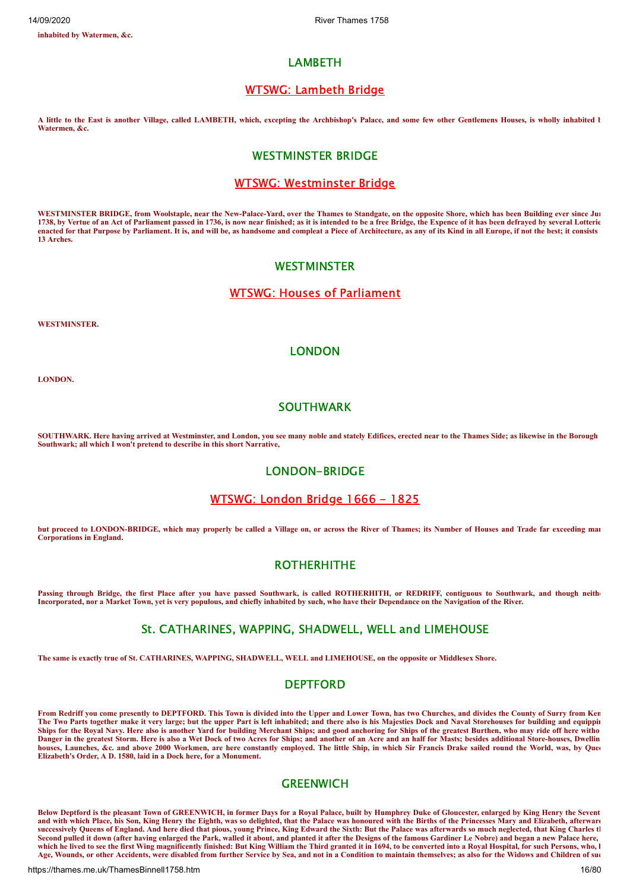**inhabited by Watermen, &c.**

## LAMBETH

### WTSWG: Lambeth Bridge

**A little to the East is another Village, called LAMBETH, which, excepting the Archbishop's Palace, and some few other Gentlemens Houses, is wholly inhabited b Watermen, &c.**

## WESTMINSTER BRIDGE

### WTSWG: Westminster Bridge

**WESTMINSTER BRIDGE, from Woolstaple, near the New-Palace-Yard, over the Thames to Standgate, on the opposite Shore, which has been Building ever since Ju 1738, by Vertue of an Act of Parliament passed in 1736, is now near finished; as it is intended to be a free Bridge, the Expence of it has been defrayed by several Lotteri enacted for that Purpose by Parliament. It is, and will be, as handsome and compleat a Piece of Architecture, as any of its Kind in all Europe, if not the best; it consists 13 Arches.**

## WESTMINSTER

### WTSWG: Houses of Parliament

**WESTMINSTER.**

## LONDON

**LONDON.**

## SOUTHWARK

**SOUTHWARK. Here having arrived at Westminster, and London, you see many noble and stately Edifices, erected near to the Thames Side; as likewise in the Borough Southwark; all which I won't pretend to describe in this short Narrative,**

## LONDON-BRIDGE

### WTSWG: London Bridge 1666 - 1825

**but proceed to LONDON-BRIDGE, which may properly be called a Village on, or across the River of Thames; its Number of Houses and Trade far exceeding ma Corporations in England.**

## ROTHERHITHE

**Passing through Bridge, the first Place after you have passed Southwark, is called ROTHERHITH, or REDRIFF, contiguous to Southwark, and though neith Incorporated, nor a Market Town, yet is very populous, and chiefly inhabited by such, who have their Dependance on the Navigation of the River.**

## St. CATHARINES, WAPPING, SHADWELL, WELL and LIMEHOUSE

**The same is exactly true of St. CATHARINES, WAPPING, SHADWELL, WELL and LIMEHOUSE, on the opposite or Middlesex Shore.**

## DEPTFORD

**From Redriff you come presently to DEPTFORD. This Town is divided into the Upper and Lower Town, has two Churches, and divides the County of Surry from Ken The Two Parts together make it very large; but the upper Part is left inhabited; and there also is his Majesties Dock and Naval Storehouses for building and equippi Ships for the Royal Navy. Here also is another Yard for building Merchant Ships; and good anchoring for Ships of the greatest Burthen, who may ride off here witho Danger in the greatest Storm. Here is also a Wet Dock of two Acres for Ships; and another of an Acre and an half for Masts; besides additional Store-houses, Dwellin houses, Launches, &c. and above 2000 Workmen, are here constantly employed. The little Ship, in which Sir Francis Drake sailed round the World, was, by Quee Elizabeth's Order, A D. 1580, laid in a Dock here, for a Monument.**

## GREENWICH

**Below Deptford is the pleasant Town of GREENWICH, in former Days for a Royal Palace, built by Humphrey Duke of Gloucester, enlarged by King Henry the Sevent and with which Place, his Son, King Henry the Eighth, was so delighted, that the Palace was honoured with the Births of the Princesses Mary and Elizabeth, afterwar successively Queens of England. And here died that pious, young Prince, King Edward the Sixth: But the Palace was afterwards so much neglected, that King Charles t Second pulled it down (after having enlarged the Park, walled it about, and planted it after the Designs of the famous Gardiner Le Nobre) and began a new Palace here, which he lived to see the first Wing magnificently finished: But King William the Third granted it in 1694, to be converted into a Royal Hospital, for such Persons, who, Age, Wounds, or other Accidents, were disabled from further Service by Sea, and not in a Condition to maintain themselves; as also for the Widows and Children of su**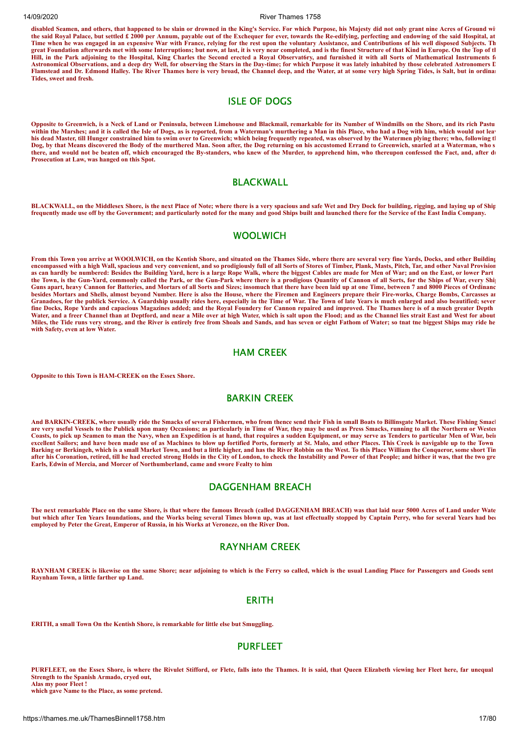**disabled Seamen, and others, that happened to be slain or drowned in the King's Service. For which Purpose, his Majesty did not only grant nine Acres of Ground wi the said Royal Palace, but settled £ 2000 per Annum, payable out of the Exchequer for ever, towards the Re-edifying, perfecting and endowing of the said Hospital, at Time when he was engaged in an expensive War with France, relying for the rest upon the voluntary Assistance, and Contributions of his well disposed Subjects. Th great Foundation afterwards met with some Interruptions; but now, at last, it is very near completed, and is the finest Structure of that Kind in Europe. On the Top of th Hill, in the Park adjoining to the Hospital, King Charles the Second erected a Royal Observat6ry, and furnished it with all Sorts of Mathematical Instruments fo Astronomical Observations, and a deep dry Well, for observing the Stars in the Day-time; for which Purpose it was lately inhabited by those celebrated Astronomers D Flamstead and Dr. Edmond Halley. The River Thames here is very broad, the Channel deep, and the Water, at at some very high Spring Tides, is Salt, but in ordinar Tides, sweet and fresh.**

## ISLE OF DOGS

**Opposite to Greenwich, is a Neck of Land or Peninsula, between Limehouse and Blackmail, remarkable for its Number of Windmills on the Shore, and its rich Pastu within the Marshes; and it is called the Isle of Dogs, as is reported, from a Waterman's murthering a Man in this Place, who had a Dog with him, which would not leav his dead Master, till Hunger constrained him to swim over to Greenwich; which being frequently repeated, was observed by the Watermen plying there; who, following th Dog, by that Means discovered the Body of the murthered Man. Soon after, the Dog returning on his accustomed Errand to Greenwich, snarled at a Waterman, who s there, and would not be beaten off, which encouraged the By-standers, who knew of the Murder, to apprehend him, who thereupon confessed the Fact, and, after du Prosecution at Law, was hanged on this Spot.**

## BLACKWALL

**BLACKWALL, on the Middlesex Shore, is the next Place of Note; where there is a very spacious and safe Wet and Dry Dock for building, rigging, and laying up of Ship frequently made use off by the Government; and particularly noted for the many and good Ships built and launched there for the Service of the East India Company.**

## WOOLWICH

**From this Town you arrive at WOOLWICH, on the Kentish Shore, and situated on the Thames Side, where there are several very fine Yards, Docks, and other Building encompassed with a high Wall, spacious and very convenient, and so prodigiously full of all Sorts of Stores of Timber, Plank, Masts, Pitch, Tar, and other Naval Provision as can hardly be numbered: Besides the Building Yard, here is a large Rope Walk, where the biggest Cables are made for Men of War; and on the East, or lower Part the Town, is the Gun-Yard, commonly called the Park, or the Gun-Park where there is a prodigious Quantity of Cannon of all Sorts, for the Ships of War, every Shi Guns apart, heavy Cannon for Batteries, and Mortars of all Sorts and Sizes; insomuch that there have been laid up at one Time, between 7 and 8000 Pieces of Ordinanc besides Mortars and Shells, almost beyond Number. Here is also the House, where the Firemen and Engineers prepare their Fire-works, Charge Bombs, Carcasses an Granadoes, for the publick Service. A Guardship usually rides here, especially in the Time of War. The Town of late Years is much enlarged and also beautified; sever fine Docks, Rope Yards and capacious Magazines added; and the Royal Foundery for Cannon repaired and improved. The Thames here is of a much greater Depth Water, and a freer Channel than at Deptford, and near a Mile over at high Water, which is salt upon the Flood; and as the Channel lies strait East and West for about Miles, the Tide runs very strong, and the River is entirely free from Shoals and Sands, and has seven or eight Fathom of Water; so tnat tne biggest Ships may ride he with Safety, even at low Water.**

## HAM CREEK

**Opposite to this Town is HAM-CREEK on the Essex Shore.**

## BARKIN CREEK

**And BARKIN-CREEK, where usually ride the Smacks of several Fishermen, who from thence send their Fish in small Boats to Billinsgate Market. These Fishing Smack are very useful Vessels to the Publick upon many Occasions; as particularly in Time of War, they may be used as Press Smacks, running to all the Northern or Wester Coasts, to pick up Seamen to man the Navy, when an Expedition is at hand, that requires a sudden Equipment, or may serve as Tenders to particular Men of War, bein excellent Sailors; and have been made use of as Machines to blow up fortified Ports, formerly at St. Malo, and other Places. This Creek is navigable up to the Town Barking or Berkingeh, which is a small Market Town, and but a little higher, and has the River Robbin on the West. To this Place William the Conqueror, some short Tim after his Coronation, retired, till he had erected strong Holds in the City of London, to check the Instability and Power of that People; and hither it was, that the two gre Earls, Edwin of Mercia, and Morcer of Northumberland, came and swore Fealty to him**

## DAGGENHAM BREACH

**The next remarkable Place on the same Shore, is that where the famous Breach (called DAGGENHAM BREACH) was that laid near 5000 Acres of Land under Wate but which after Ten Years Inundations, and the Works being several Times blown up, was at last effectually stopped by Captain Perry, who for several Years had bee employed by Peter the Great, Emperor of Russia, in his Works at Veroneze, on the River Don.**

## RAYNHAM CREEK

**RAYNHAM CREEK is likewise on the same Shore; near adjoining to which is the Ferry so called, which is the usual Landing Place for Passengers and Goods sent Raynham Town, a little farther up Land.**

## ERITH

**ERITH, a small Town On the Kentish Shore, is remarkable for little else but Smuggling.**

## PURFLEET

**PURFLEET, on the Essex Shore, is where the Rivulet Stifford, or Flete, falls into the Thames. It is said, that Queen Elizabeth viewing her Fleet here, far unequal Strength to the Spanish Armado, cryed out,**
**Alas my poor Fleet !**
**which gave Name to the Place, as some pretend.**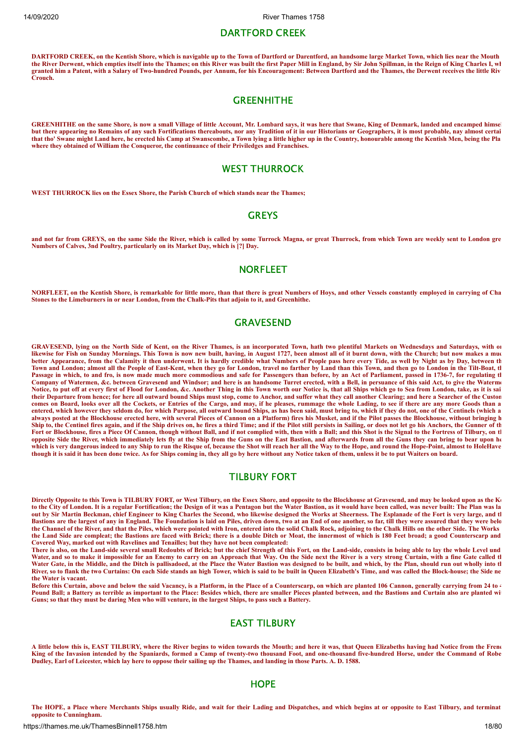## DARTFORD CREEK

**DARTFORD CREEK, on the Kentish Shore, which is navigable up to the Town of Dartford or Darentford, an handsome large Market Town, which lies near the Mouth the River Derwent, which empties itself into the Thames; on this River was built the first Paper Mill in England, by Sir John Spillman, in the Reign of King Charles I, wh granted him a Patent, with a Salary of Two-hundred Pounds, per Annum, for his Encouragement: Between Dartford and the Thames, the Derwent receives the little Riv Crouch.**

## GREENHITHE

**GREENHITHE on the same Shore, is now a small Village of little Account, Mr. Lombard says, it was here that Swane, King of Denmark, landed and encamped himsel but there appearing no Remains of any such Fortifications thereabouts, nor any Tradition of it in our Historians or Geographers, it is most probable, nay almost certai that tho' Swane might Land here, he erected his Camp at Swanscombe, a Town lying a little higher up in the Country, honourable among the Kentish Men, being the Pla where they obtained of William the Conqueror, the continuance of their Priviledges and Franchises.**

## WEST THURROCK

**WEST THURROCK lies on the Essex Shore, the Parish Church of which stands near the Thames;**

## GREYS

**and not far from GREYS, on the same Side the River, which is called by some Turrock Magna, or great Thurrock, from which Town are weekly sent to London gre Numbers of Calves, 3nd Poultry, particularly on its Market Day, which is [?] Day.**

## NORFLEET

**NORFLEET, on the Kentish Shore, is remarkable for little more, than that there is great Numbers of Hoys, and other Vessels constantly employed in carrying of Cha Stones to the Limeburners in or near London, from the Chalk-Pits that adjoin to it, and Greenhithe.**

## GRAVESEND

**GRAVESEND, lying on the North Side of Kent, on the River Thames, is an incorporated Town, hath two plentiful Markets on Wednesdays and Saturdays, with on likewise for Fish on Sunday Mornings. This Town is now new built, having, in August 1727, been almost all of it burnt down, with the Church; but now makes a muc better Appearance, from the Calamity it then underwent. It is hardly credible what Numbers of People pass here every Tide, as well by Night as by Day, between th Town and London; almost all the People of East-Kent, when they go for London, travel no farther by Land than this Town, and then go to London in the Tilt-Boat, th Passage in which, to and fro, is now made much more commodious and safe for Passengers than before, by an Act of Parliament, passed in 1736-7, for regulating th Company of Watermen, &c. between Gravesend and Windsor; and here is an handsome Turret erected, with a Bell, in persuance of this said Act, to give the Waterm Notice, to put off at every first of Flood for London, &c. Another Thing in this Town worth our Notice is, that all Ships which go to Sea from London, take, as it is sai their Departure from hence; for here all outward bound Ships must stop, come to Anchor, and suffer what they call another Clearing; and here a Searcher of the Custon comes on Board, looks over all the Cockets, or Entries of the Cargo, and may, if he pleases, rummage the whole Lading, to see if there are any more Goods than a entered, which however they seldom do, for which Purpose, all outward bound Ships, as has been said, must bring to, which if they do not, one of the Centinels (which a always posted at the Blockhouse erected here, with several Pieces of Cannon on a Platform) fires his Musket, and if the Pilot passes the Blockhouse, without bringing h Ship to, the Centinel fires again, and if the Ship drives on, he fires a third Time; and if the Pilot still persists in Sailing, or does not let go his Anchors, the Gunner of th Fort or Blockhouse, fires a Piece Of Cannon, though without Ball, and if not complied with, then with a Ball; and this Shot is the Signal to the Fortress of Tilbury, on th opposite Side the River, which immediately lets fly at the Ship from the Guns on the East Bastion, and afterwards from all the Guns they can bring to bear upon he which is very dangerous indeed to any Ship to run the Risque of, because the Shot will reach her all the Way to the Hope, and round the Hope-Point, almost to HoleHave though it is said it has been done twice. As for Ships coming in, they all go by here without any Notice taken of them, unless it be to put Waiters on board.**

## TILBURY FORT

**Directly Opposite to this Town is TILBURY FORT, or West Tilbury, on the Essex Shore, and opposite to the Blockhouse at Gravesend, and may be looked upon as the K to the City of London. It is a regular Fortification; the Design of it was a Pentagon but the Water Bastion, as it would have been called, was never built: The Plan was la out by Sir Martin Beckman, chief Engineer to King Charles the Second, who likewise designed the Works at Sheerness. The Esplanade of the Fort is very large, and th Bastions are the largest of any in England. The Foundation is laid on Piles, driven down, two at an End of one another, so far, till they were assured that they were belo the Channel of the River, and that the Piles, which were pointed with Iron, entered into the solid Chalk Rock, adjoining to the Chalk Hills on the other Side. The Works the Land Side are compleat; the Bastions are faced with Brick; there is a double Ditch or Moat, the innermost of which is 180 Feet broad; a good Counterscarp and Covered Way, marked out with Ravelines and Tenailles; but they have not been compleated:**

**There is also, on the Land-side several small Redoubts of Brick; but the chief Strength of this Fort, on the Land-side, consists in being able to lay the whole Level und Water, and so to make it impossible for an Enemy to carry on an Approach that Way. On the Side next the River is a very strong Curtain, with a fine Gate called th Water Gate, in the Middle, and the Ditch is pallisadoed, at the Place the Water Bastion was designed to be built, and which, by the Plan, should run out wholly into th River, so to flank the two Curtains: On each Side stands an high Tower, which is said to be built in Queen Elizabeth's Time, and was called the Block-house; the Side ne the Water is vacant.**

**Before this Curtain, above and below the said Vacancy, is a Platform, in the Place of a Counterscarp, on which are planted 106 Cannon, generally carrying from 24 to Pound Ball; a Battery as terrible as important to the Place: Besides which, there are smaller Pieces planted between, and the Bastions and Curtain also are planted wi Guns; so that they must be daring Men who will venture, in the largest Ships, to pass such a Battery.**

## EAST TILBURY

**A little below this is, EAST TILBURY, where the River begins to widen towards the Mouth; and here it was, that Queen Elizabeths having had Notice from the Frenc King of the Invasion intended by the Spaniards, formed a Camp of twenty-two thousand Foot, and one-thousand five-hundred Horse, under the Command of Robe Dudley, Earl of Leicester, which lay here to oppose their sailing up the Thames, and landing in those Parts. A. D. 1588.**

## HOPE

**The HOPE, a Place where Merchants Ships usually Ride, and wait for their Lading and Dispatches, and which begins at or opposite to East Tilbury, and terminat opposite to Cunningham.**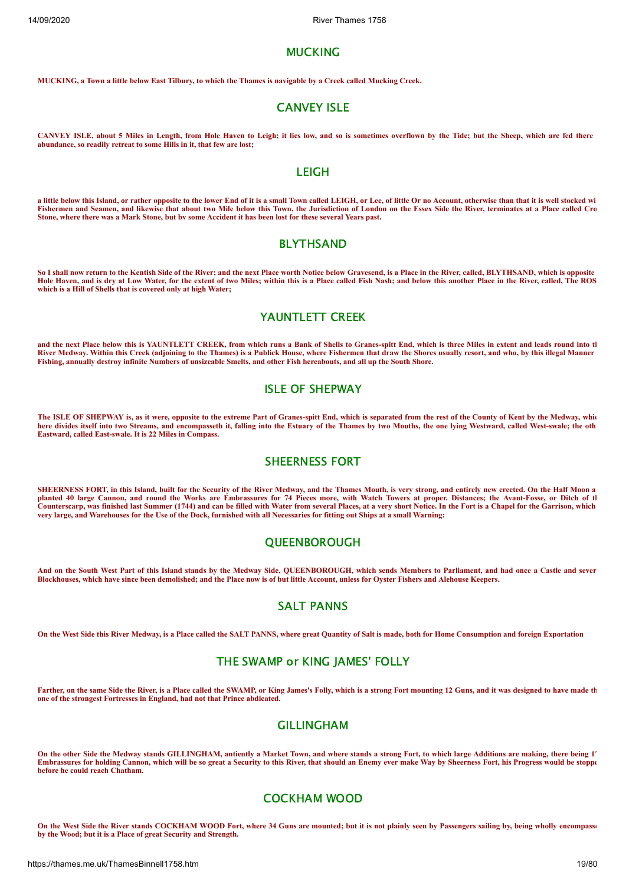## MUCKING

**MUCKING, a Town a little below East Tilbury, to which the Thames is navigable by a Creek called Mucking Creek.**

## CANVEY ISLE

**CANVEY ISLE, about 5 Miles in Length, from Hole Haven to Leigh; it lies low, and so is sometimes overflown by the Tide; but the Sheep, which are fed there abundance, so readily retreat to some Hills in it, that few are lost;**

## LEIGH

**a little below this Island, or rather opposite to the lower End of it is a small Town called LEIGH, or Lee, of little Or no Account, otherwise than that it is well stocked wi Fishermen and Seamen, and likewise that about two Mile below this Town, the Jurisdiction of London on the Essex Side the River, terminates at a Place called Cro Stone, where there was a Mark Stone, but bv some Accident it has been lost for these several Years past.**

## BLYTHSAND

**So I shall now return to the Kentish Side of the River; and the next Place worth Notice below Gravesend, is a Place in the River, called, BLYTHSAND, which is opposite Hole Haven, and is dry at Low Water, for the extent of two Miles; within this is a Place called Fish Nash; and below this another Place in the River, called, The ROS which is a Hill of Shells that is covered only at high Water;**

## YAUNTLETT CREEK

**and the next Place below this is YAUNTLETT CREEK, from which runs a Bank of Shells to Granes-spitt End, which is three Miles in extent and leads round into th River Medway. Within this Creek (adjoining to the Thames) is a Publick House, where Fishermen that draw the Shores usually resort, and who, by this illegal Manner Fishing, annually destroy infinite Numbers of unsizeable Smelts, and other Fish hereabouts, and all up the South Shore.**

## ISLE OF SHEPWAY

**The ISLE OF SHEPWAY is, as it were, opposite to the extreme Part of Granes-spitt End, which is separated from the rest of the County of Kent by the Medway, whic here divides itself into two Streams, and encompasseth it, falling into the Estuary of the Thames by two Mouths, the one lying Westward, called West-swale; the oth Eastward, called East-swale. It is 22 Miles in Compass.**

## SHEERNESS FORT

**SHEERNESS FORT, in this Island, built for the Security of the River Medway, and the Thames Mouth, is very strong, and entirely new erected. On the Half Moon a planted 40 large Cannon, and round the Works are Embrassures for 74 Pieces more, with Watch Towers at proper. Distances; the Avant-Fosse, or Ditch of th Counterscarp, was finished last Summer (1744) and can be filled with Water from several Places, at a very short Notice. In the Fort is a Chapel for the Garrison, which very large, and Warehouses for the Use of the Dock, furnished with all Necessaries for fitting out Ships at a small Warning:**

## QUEENBOROUGH

**And on the South West Part of this Island stands by the Medway Side, QUEENBOROUGH, which sends Members to Parliament, and had once a Castle and sever Blockhouses, which have since been demolished; and the Place now is of but little Account, unless for Oyster Fishers and Alehouse Keepers.**

## SALT PANNS

**On the West Side this River Medway, is a Place called the SALT PANNS, where great Quantity of Salt is made, both for Home Consumption and foreign Exportation**

## THE SWAMP or KING JAMES' FOLLY

**Farther, on the same Side the River, is a Place called the SWAMP, or King James's Folly, which is a strong Fort mounting 12 Guns, and it was designed to have made th one of the strongest Fortresses in England, had not that Prince abdicated.**

## GILLINGHAM

**On the other Side the Medway stands GILLINGHAM, antiently a Market Town, and where stands a strong Fort, to which large Additions are making, there being 1 Embrassures for holding Cannon, which will be so great a Security to this River, that should an Enemy ever make Way by Sheerness Fort, his Progress would be stopp before he could reach Chatham.**

## COCKHAM WOOD

**On the West Side the River stands COCKHAM WOOD Fort, where 34 Guns are mounted; but it is not plainly seen by Passengers sailing by, being wholly encompass by the Wood; but it is a Place of great Security and Strength.**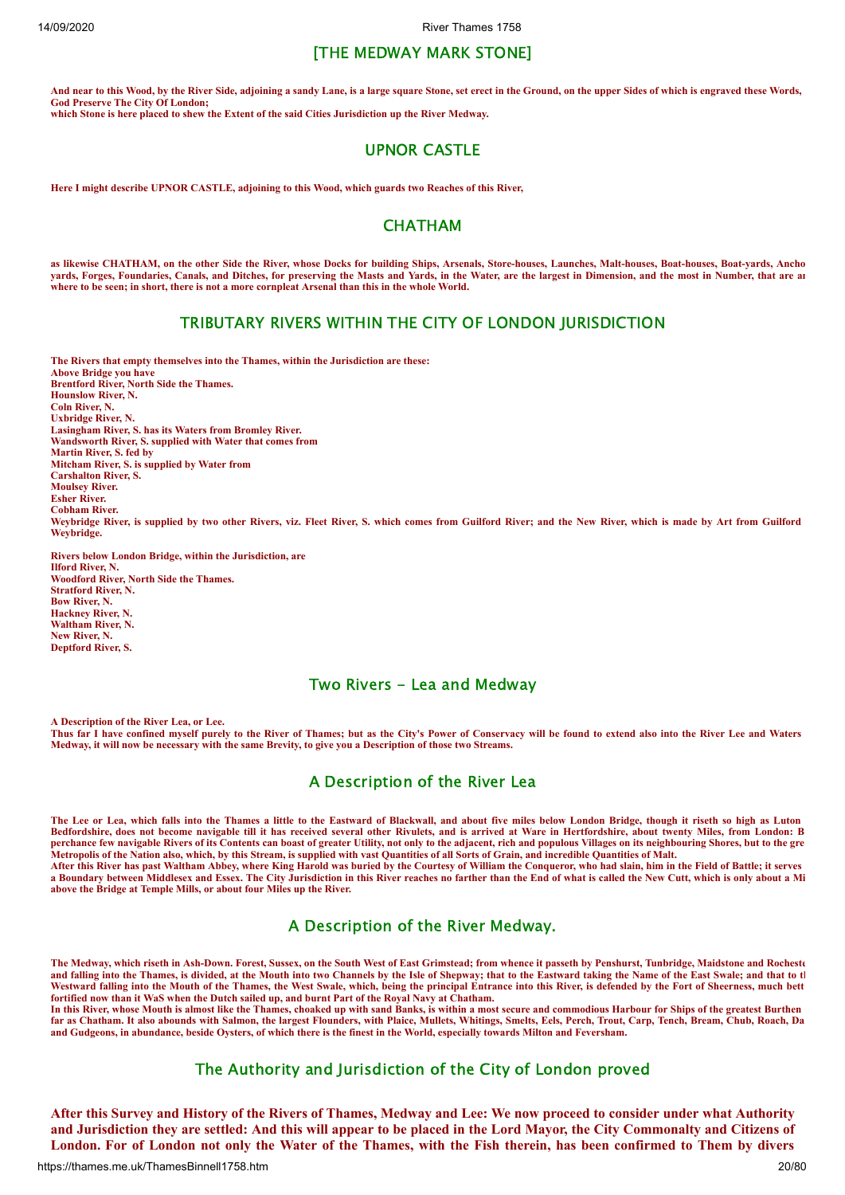## [THE MEDWAY MARK STONE]

**And near to this Wood, by the River Side, adjoining a sandy Lane, is a large square Stone, set erect in the Ground, on the upper Sides of which is engraved these Words, God Preserve The City Of London;**
**which Stone is here placed to shew the Extent of the said Cities Jurisdiction up the River Medway.**

## UPNOR CASTLE

**Here I might describe UPNOR CASTLE, adjoining to this Wood, which guards two Reaches of this River,**

## CHATHAM

**as likewise CHATHAM, on the other Side the River, whose Docks for building Ships, Arsenals, Store-houses, Launches, Malt-houses, Boat-houses, Boat-yards, Ancho yards, Forges, Foundaries, Canals, and Ditches, for preserving the Masts and Yards, in the Water, are the largest in Dimension, and the most in Number, that are ar where to be seen; in short, there is not a more cornpleat Arsenal than this in the whole World.**

## TRIBUTARY RIVERS WITHIN THE CITY OF LONDON JURISDICTION

**The Rivers that empty themselves into the Thames, within the Jurisdiction are these:**
**Above Bridge you have**
**Brentford River, North Side the Thames.**
**Hounslow River, N.**
**Coln River, N.**
**Uxbridge River, N.**
**Lasingham River, S. has its Waters from Bromley River.**
**Wandsworth River, S. supplied with Water that comes from**
**Martin River, S. fed by**
**Mitcham River, S. is supplied by Water from**
**Carshalton River, S.**
**Moulsey River.**
**Esher River.**
**Cobham River.**
**Weybridge River, is supplied by two other Rivers, viz. Fleet River, S. which comes from Guilford River; and the New River, which is made by Art from Guilford Weybridge.**

**Rivers below London Bridge, within the Jurisdiction, are**
**Ilford River, N.**
**Woodford River, North Side the Thames.**
**Stratford River, N.**
**Bow River, N.**
**Hackney River, N.**
**Waltham River, N.**
**New River, N.**
**Deptford River, S.**

## Two Rivers - Lea and Medway

**A Description of the River Lea, or Lee.**
**Thus far I have confined myself purely to the River of Thames; but as the City's Power of Conservacy will be found to extend also into the River Lee and Waters Medway, it will now be necessary with the same Brevity, to give you a Description of those two Streams.**

## A Description of the River Lea

**The Lee or Lea, which falls into the Thames a little to the Eastward of Blackwall, and about five miles below London Bridge, though it riseth so high as Luton Bedfordshire, does not become navigable till it has received several other Rivulets, and is arrived at Ware in Hertfordshire, about twenty Miles, from London: B perchance few navigable Rivers of its Contents can boast of greater Utility, not only to the adjacent, rich and populous Villages on its neighbouring Shores, but to the gre Metropolis of the Nation also, which, by this Stream, is supplied with vast Quantities of all Sorts of Grain, and incredible Quantities of Malt.**
**After this River has past Waltham Abbey, where King Harold was buried by the Courtesy of William the Conqueror, who had slain, him in the Field of Battle; it serves a Boundary between Middlesex and Essex. The City Jurisdiction in this River reaches no farther than the End of what is called the New Cutt, which is only about a Mi above the Bridge at Temple Mills, or about four Miles up the River.**

## A Description of the River Medway.

**The Medway, which riseth in Ash-Down. Forest, Sussex, on the South West of East Grimstead; from whence it passeth by Penshurst, Tunbridge, Maidstone and Rochest and falling into the Thames, is divided, at the Mouth into two Channels by the Isle of Shepway; that to the Eastward taking the Name of the East Swale; and that to t Westward falling into the Mouth of the Thames, the West Swale, which, being the principal Entrance into this River, is defended by the Fort of Sheerness, much bett fortified now than it WaS when the Dutch sailed up, and burnt Part of the Royal Navy at Chatham.**
**In this River, whose Mouth is almost like the Thames, choaked up with sand Banks, is within a most secure and commodious Harbour for Ships of the greatest Burthen far as Chatham. It also abounds with Salmon, the largest Flounders, with Plaice, Mullets, Whitings, Smelts, Eels, Perch, Trout, Carp, Tench, Bream, Chub, Roach, Da and Gudgeons, in abundance, beside Oysters, of which there is the finest in the World, especially towards Milton and Feversham.**

## The Authority and Jurisdiction of the City of London proved

**After this Survey and History of the Rivers of Thames, Medway and Lee: We now proceed to consider under what Authority and Jurisdiction they are settled: And this will appear to be placed in the Lord Mayor, the City Commonalty and Citizens of London. For of London not only the Water of the Thames, with the Fish therein, has been confirmed to Them by divers**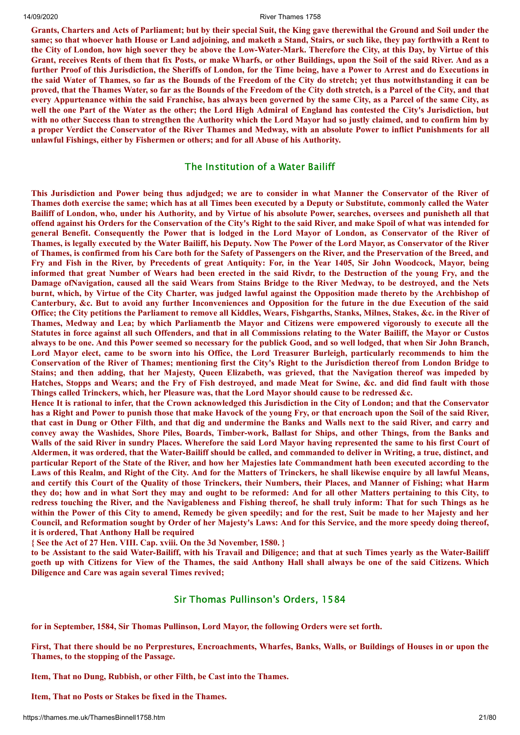**Grants, Charters and Acts of Parliament; but by their special Suit, the King gave therewithal the Ground and Soil under the same; so that whoever hath House or Land adjoining, and maketh a Stand, Stairs, or such like, they pay forthwith a Rent to the City of London, how high soever they be above the Low-Water-Mark. Therefore the City, at this Day, by Virtue of this Grant, receives Rents of them that fix Posts, or make Wharfs, or other Buildings, upon the Soil of the said River. And as a further Proof of this Jurisdiction, the Sheriffs of London, for the Time being, have a Power to Arrest and do Executions in the said Water of Thames, so far as the Bounds of the Freedom of the City do stretch; yet thus notwithstanding it can be proved, that the Thames Water, so far as the Bounds of the Freedom of the City doth stretch, is a Parcel of the City, and that every Appurtenance within the said Franchise, has always been governed by the same City, as a Parcel of the same City, as well the one Part of the Water as the other; the Lord High Admiral of England has contested the City's Jurisdiction, but with no other Success than to strengthen the Authority which the Lord Mayor had so justly claimed, and to confirm him by a proper Verdict the Conservator of the River Thames and Medway, with an absolute Power to inflict Punishments for all unlawful Fishings, either by Fishermen or others; and for all Abuse of his Authority.**

## The Institution of a Water Bailiff

**This Jurisdiction and Power being thus adjudged; we are to consider in what Manner the Conservator of the River of Thames doth exercise the same; which has at all Times been executed by a Deputy or Substitute, commonly called the Water Bailiff of London, who, under his Authority, and by Virtue of his absolute Power, searches, oversees and punisheth all that offend against his Orders for the Conservation of the City's Right to the said River, and make Spoil of what was intended for general Benefit. Consequently the Power that is lodged in the Lord Mayor of London, as Conservator of the River of Thames, is legally executed by the Water Bailiff, his Deputy. Now The Power of the Lord Mayor, as Conservator of the River of Thames, is confirmed from his Care both for the Safety of Passengers on the River, and the Preservation of the Breed, and Fry and Fish in the River, by Precedents of great Antiquity: For, in the Year 1405, Sir John Woodcock, Mayor, being informed that great Number of Wears had been erected in the said Rivdr, to the Destruction of the young Fry, and the Damage ofNavigation, caused all the said Wears from Stains Bridge to the River Medway, to be destroyed, and the Nets burnt, which, by Virtue of the City Charter, was judged lawful against the Opposition made thereto by the Archbishop of Canterbury, &c. But to avoid any further Inconveniences and Opposition for the future in the due Execution of the said Office; the City petitions the Parliament to remove all Kiddles, Wears, Fishgarths, Stanks, Milnes, Stakes, &c. in the River of Thames, Medway and Lea; by which Parliamentb the Mayor and Citizens were empowered vigorously to execute all the Statutes in force against all such Offenders, and that in all Commissions relating to the Water Bailiff, the Mayor or Custos always to be one. And this Power seemed so necessary for the publick Good, and so well lodged, that when Sir John Branch, Lord Mayor elect, came to be sworn into his Office, the Lord Treasurer Burleigh, particularly recommends to him the Conservation of the River of Thames; mentioning first the City's Right to the Jurisdiction thereof from London Bridge to Stains; and then adding, that her Majesty, Queen Elizabeth, was grieved, that the Navigation thereof was impeded by Hatches, Stopps and Wears; and the Fry of Fish destroyed, and made Meat for Swine, &c. and did find fault with those Things called Trinckers, which, her Pleasure was, that the Lord Mayor should cause to be redressed &c.**

**Hence It is rational to infer, that the Crown acknowledged this Jurisdiction in the City of London; and that the Conservator has a Right and Power to punish those that make Havock of the young Fry, or that encroach upon the Soil of the said River, that cast in Dung or Other Filth, and that dig and undermine the Banks and Walls next to the said River, and carry and convey away the Washides, Shore Piles, Boards, Timber-work, Ballast for Ships, and other Things, from the Banks and Walls of the said River in sundry Places. Wherefore the said Lord Mayor having represented the same to his first Court of Aldermen, it was ordered, that the Water-Bailiff should be called, and commanded to deliver in Writing, a true, distinct, and particular Report of the State of the River, and how her Majesties late Commandment hath been executed according to the Laws of this Realm, and Right of the City. And for the Matters of Trinckers, he shall likewise enquire by all lawful Means, and certify this Court of the Quality of those Trinckers, their Numbers, their Places, and Manner of Fishing; what Harm they do; how and in what Sort they may and ought to be reformed: And for all other Matters pertaining to this City, to redress touching the River, and the Navigableness and Fishing thereof, he shall truly inform: That for such Things as he within the Power of this City to amend, Remedy be given speedily; and for the rest, Suit be made to her Majesty and her Council, and Reformation sought by Order of her Majesty's Laws: And for this Service, and the more speedy doing thereof, it is ordered, That Anthony Hall be required**

**{ See the Act of 27 Hen. VIII. Cap. xviii. On the 3d November, 1580. }**

**to be Assistant to the said Water-Bailiff, with his Travail and Diligence; and that at such Times yearly as the Water-Bailiff goeth up with Citizens for View of the Thames, the said Anthony Hall shall always be one of the said Citizens. Which Diligence and Care was again several Times revived;**

## Sir Thomas Pullinson's Orders, 1584

**for in September, 1584, Sir Thomas Pullinson, Lord Mayor, the following Orders were set forth.**

**First, That there should be no Perprestures, Encroachments, Wharfes, Banks, Walls, or Buildings of Houses in or upon the Thames, to the stopping of the Passage.**

**Item, That no Dung, Rubbish, or other Filth, be Cast into the Thames.**

**Item, That no Posts or Stakes be fixed in the Thames.**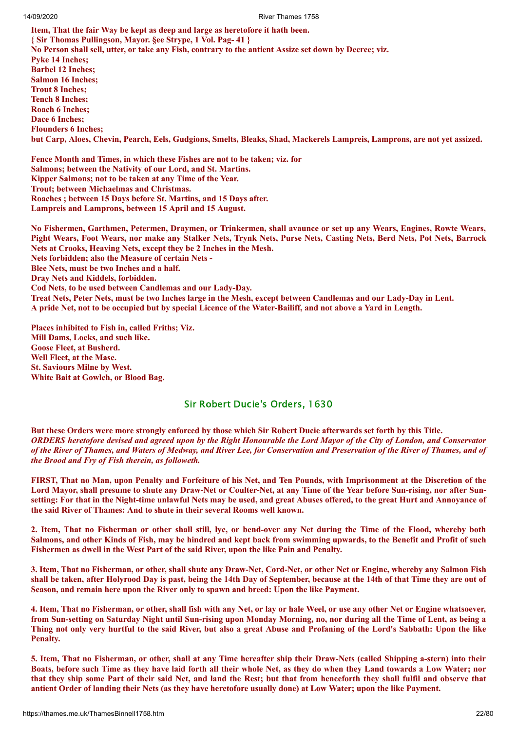**Item, That the fair Way be kept as deep and large as heretofore it hath been.**
**{ Sir Thomas Pullingson, Mayor. §ee Strype, 1 Vol. Pag- 41 }**
**No Person shall sell, utter, or take any Fish, contrary to the antient Assize set down by Decree; viz.**
**Pyke 14 Inches;**
**Barbel 12 Inches;**
**Salmon 16 Inches;**
**Trout 8 Inches;**
**Tench 8 Inches;**
**Roach 6 Inches;**
**Dace 6 Inches;**
**Flounders 6 Inches;**
**but Carp, Aloes, Chevin, Pearch, Eels, Gudgions, Smelts, Bleaks, Shad, Mackerels Lampreis, Lamprons, are not yet assized.**

**Fence Month and Times, in which these Fishes are not to be taken; viz. for**
**Salmons; between the Nativity of our Lord, and St. Martins.**
**Kipper Salmons; not to be taken at any Time of the Year.**
**Trout; between Michaelmas and Christmas.**
**Roaches ; between 15 Days before St. Martins, and 15 Days after.**
**Lampreis and Lamprons, between 15 April and 15 August.**

**No Fishermen, Garthmen, Petermen, Draymen, or Trinkermen, shall avaunce or set up any Wears, Engines, Rowte Wears, Pight Wears, Foot Wears, nor make any Stalker Nets, Trynk Nets, Purse Nets, Casting Nets, Berd Nets, Pot Nets, Barrock Nets at Crooks, Heaving Nets, except they be 2 Inches in the Mesh.**
**Nets forbidden; also the Measure of certain Nets -**
**Blee Nets, must be two Inches and a half.**
**Dray Nets and Kiddels, forbidden.**
**Cod Nets, to be used between Candlemas and our Lady-Day.**
**Treat Nets, Peter Nets, must be two Inches large in the Mesh, except between Candlemas and our Lady-Day in Lent.**
**A pride Net, not to be occupied but by special Licence of the Water-Bailiff, and not above a Yard in Length.**

**Places inhibited to Fish in, called Friths; Viz.**
**Mill Dams, Locks, and such like.**
**Goose Fleet, at Busherd.**
**Well Fleet, at the Mase.**
**St. Saviours Milne by West.**
**White Bait at Gowlch, or Blood Bag.**

## Sir Robert Ducie's Orders, 1630

**But these Orders were more strongly enforced by those which Sir Robert Ducie afterwards set forth by this Title.**
***ORDERS heretofore devised and agreed upon by the Right Honourable the Lord Mayor of the City of London, and Conservator of the River of Thames, and Waters of Medway, and River Lee, for Conservation and Preservation of the River of Thames, and of the Brood and Fry of Fish therein, as followeth.***

**FIRST, That no Man, upon Penalty and Forfeiture of his Net, and Ten Pounds, with Imprisonment at the Discretion of the Lord Mayor, shall presume to shute any Draw-Net or Coulter-Net, at any Time of the Year before Sun-rising, nor after Sun-setting: For that in the Night-time unlawful Nets may be used, and great Abuses offered, to the great Hurt and Annoyance of the said River of Thames: And to shute in their several Rooms well known.**

**2. Item, That no Fisherman or other shall still, lye, or bend-over any Net during the Time of the Flood, whereby both Salmons, and other Kinds of Fish, may be hindred and kept back from swimming upwards, to the Benefit and Profit of such Fishermen as dwell in the West Part of the said River, upon the like Pain and Penalty.**

**3. Item, That no Fisherman, or other, shall shute any Draw-Net, Cord-Net, or other Net or Engine, whereby any Salmon Fish shall be taken, after Holyrood Day is past, being the 14th Day of September, because at the 14th of that Time they are out of Season, and remain here upon the River only to spawn and breed: Upon the like Payment.**

**4. Item, That no Fisherman, or other, shall fish with any Net, or lay or hale Weel, or use any other Net or Engine whatsoever, from Sun-setting on Saturday Night until Sun-rising upon Monday Morning, no, nor during all the Time of Lent, as being a Thing not only very hurtful to the said River, but also a great Abuse and Profaning of the Lord's Sabbath: Upon the like Penalty.**

**5. Item, That no Fisherman, or other, shall at any Time hereafter ship their Draw-Nets (called Shipping a-stern) into their Boats, before such Time as they have laid forth all their whole Net, as they do when they Land towards a Low Water; nor that they ship some Part of their said Net, and land the Rest; but that from henceforth they shall fulfil and observe that antient Order of landing their Nets (as they have heretofore usually done) at Low Water; upon the like Payment.**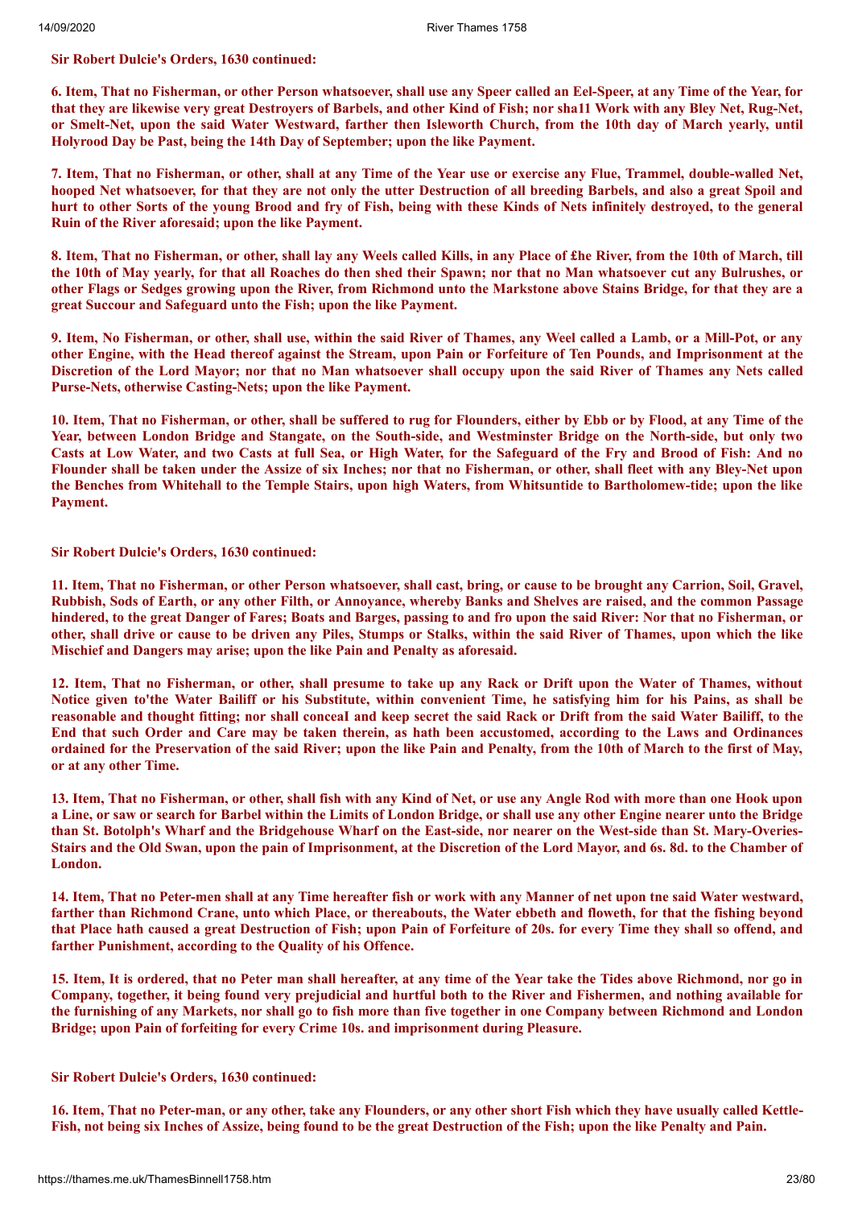**Sir Robert Dulcie's Orders, 1630 continued:**

**6. Item, That no Fisherman, or other Person whatsoever, shall use any Speer called an Eel-Speer, at any Time of the Year, for that they are likewise very great Destroyers of Barbels, and other Kind of Fish; nor sha11 Work with any Bley Net, Rug-Net, or Smelt-Net, upon the said Water Westward, farther then Isleworth Church, from the 10th day of March yearly, until Holyrood Day be Past, being the 14th Day of September; upon the like Payment.**

**7. Item, That no Fisherman, or other, shall at any Time of the Year use or exercise any Flue, Trammel, double-walled Net, hooped Net whatsoever, for that they are not only the utter Destruction of all breeding Barbels, and also a great Spoil and hurt to other Sorts of the young Brood and fry of Fish, being with these Kinds of Nets infinitely destroyed, to the general Ruin of the River aforesaid; upon the like Payment.**

**8. Item, That no Fisherman, or other, shall lay any Weels called Kills, in any Place of £he River, from the 10th of March, till the 10th of May yearly, for that all Roaches do then shed their Spawn; nor that no Man whatsoever cut any Bulrushes, or other Flags or Sedges growing upon the River, from Richmond unto the Markstone above Stains Bridge, for that they are a great Succour and Safeguard unto the Fish; upon the like Payment.**

**9. Item, No Fisherman, or other, shall use, within the said River of Thames, any Weel called a Lamb, or a Mill-Pot, or any other Engine, with the Head thereof against the Stream, upon Pain or Forfeiture of Ten Pounds, and Imprisonment at the Discretion of the Lord Mayor; nor that no Man whatsoever shall occupy upon the said River of Thames any Nets called Purse-Nets, otherwise Casting-Nets; upon the like Payment.**

**10. Item, That no Fisherman, or other, shall be suffered to rug for Flounders, either by Ebb or by Flood, at any Time of the Year, between London Bridge and Stangate, on the South-side, and Westminster Bridge on the North-side, but only two Casts at Low Water, and two Casts at full Sea, or High Water, for the Safeguard of the Fry and Brood of Fish: And no Flounder shall be taken under the Assize of six Inches; nor that no Fisherman, or other, shall fleet with any Bley-Net upon the Benches from Whitehall to the Temple Stairs, upon high Waters, from Whitsuntide to Bartholomew-tide; upon the like Payment.**

**Sir Robert Dulcie's Orders, 1630 continued:**

**11. Item, That no Fisherman, or other Person whatsoever, shall cast, bring, or cause to be brought any Carrion, Soil, Gravel, Rubbish, Sods of Earth, or any other Filth, or Annoyance, whereby Banks and Shelves are raised, and the common Passage hindered, to the great Danger of Fares; Boats and Barges, passing to and fro upon the said River: Nor that no Fisherman, or other, shall drive or cause to be driven any Piles, Stumps or Stalks, within the said River of Thames, upon which the like Mischief and Dangers may arise; upon the like Pain and Penalty as aforesaid.**

**12. Item, That no Fisherman, or other, shall presume to take up any Rack or Drift upon the Water of Thames, without Notice given to'the Water Bailiff or his Substitute, within convenient Time, he satisfying him for his Pains, as shall be reasonable and thought fitting; nor shall conceaI and keep secret the said Rack or Drift from the said Water Bailiff, to the End that such Order and Care may be taken therein, as hath been accustomed, according to the Laws and Ordinances ordained for the Preservation of the said River; upon the like Pain and Penalty, from the 10th of March to the first of May, or at any other Time.**

**13. Item, That no Fisherman, or other, shall fish with any Kind of Net, or use any Angle Rod with more than one Hook upon a Line, or saw or search for Barbel within the Limits of London Bridge, or shall use any other Engine nearer unto the Bridge than St. Botolph's Wharf and the Bridgehouse Wharf on the East-side, nor nearer on the West-side than St. Mary-Overies-Stairs and the Old Swan, upon the pain of Imprisonment, at the Discretion of the Lord Mayor, and 6s. 8d. to the Chamber of London.**

**14. Item, That no Peter-men shall at any Time hereafter fish or work with any Manner of net upon tne said Water westward, farther than Richmond Crane, unto which Place, or thereabouts, the Water ebbeth and floweth, for that the fishing beyond that Place hath caused a great Destruction of Fish; upon Pain of Forfeiture of 20s. for every Time they shall so offend, and farther Punishment, according to the Quality of his Offence.**

**15. Item, It is ordered, that no Peter man shall hereafter, at any time of the Year take the Tides above Richmond, nor go in Company, together, it being found very prejudicial and hurtful both to the River and Fishermen, and nothing available for the furnishing of any Markets, nor shall go to fish more than five together in one Company between Richmond and London Bridge; upon Pain of forfeiting for every Crime 10s. and imprisonment during Pleasure.**

**Sir Robert Dulcie's Orders, 1630 continued:**

**16. Item, That no Peter-man, or any other, take any Flounders, or any other short Fish which they have usually called Kettle-Fish, not being six Inches of Assize, being found to be the great Destruction of the Fish; upon the like Penalty and Pain.**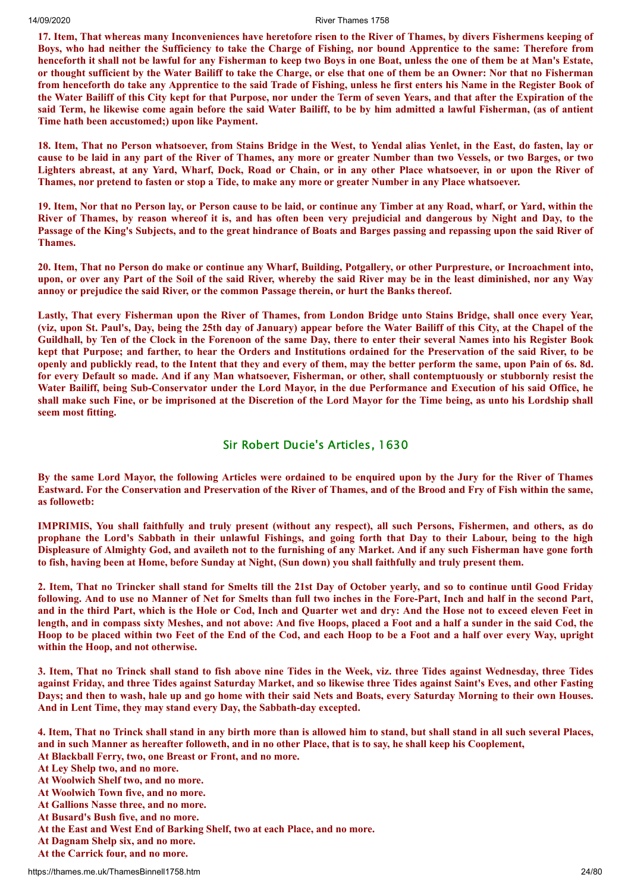**17. Item, That whereas many Inconveniences have heretofore risen to the River of Thames, by divers Fishermens keeping of Boys, who had neither the Sufficiency to take the Charge of Fishing, nor bound Apprentice to the same: Therefore from henceforth it shall not be lawful for any Fisherman to keep two Boys in one Boat, unless the one of them be at Man's Estate, or thought sufficient by the Water Bailiff to take the Charge, or else that one of them be an Owner: Nor that no Fisherman from henceforth do take any Apprentice to the said Trade of Fishing, unless he first enters his Name in the Register Book of the Water Bailiff of this City kept for that Purpose, nor under the Term of seven Years, and that after the Expiration of the said Term, he likewise come again before the said Water Bailiff, to be by him admitted a lawful Fisherman, (as of antient Time hath been accustomed;) upon like Payment.**

**18. Item, That no Person whatsoever, from Stains Bridge in the West, to Yendal alias Yenlet, in the East, do fasten, lay or cause to be laid in any part of the River of Thames, any more or greater Number than two Vessels, or two Barges, or two Lighters abreast, at any Yard, Wharf, Dock, Road or Chain, or in any other Place whatsoever, in or upon the River of Thames, nor pretend to fasten or stop a Tide, to make any more or greater Number in any Place whatsoever.**

**19. Item, Nor that no Person lay, or Person cause to be laid, or continue any Timber at any Road, wharf, or Yard, within the River of Thames, by reason whereof it is, and has often been very prejudicial and dangerous by Night and Day, to the Passage of the King's Subjects, and to the great hindrance of Boats and Barges passing and repassing upon the said River of Thames.**

**20. Item, That no Person do make or continue any Wharf, Building, Potgallery, or other Purpresture, or Incroachment into, upon, or over any Part of the Soil of the said River, whereby the said River may be in the least diminished, nor any Way annoy or prejudice the said River, or the common Passage therein, or hurt the Banks thereof.**

**Lastly, That every Fisherman upon the River of Thames, from London Bridge unto Stains Bridge, shall once every Year, (viz, upon St. Paul's, Day, being the 25th day of January) appear before the Water Bailiff of this City, at the Chapel of the Guildhall, by Ten of the Clock in the Forenoon of the same Day, there to enter their several Names into his Register Book kept that Purpose; and farther, to hear the Orders and Institutions ordained for the Preservation of the said River, to be openly and publickly read, to the Intent that they and every of them, may the better perform the same, upon Pain of 6s. 8d. for every Default so made. And if any Man whatsoever, Fisherman, or other, shall contemptuously or stubbornly resist the Water Bailiff, being Sub-Conservator under the Lord Mayor, in the due Performance and Execution of his said Office, he shall make such Fine, or be imprisoned at the Discretion of the Lord Mayor for the Time being, as unto his Lordship shall seem most fitting.**

## Sir Robert Ducie's Articles, 1630

**By the same Lord Mayor, the following Articles were ordained to be enquired upon by the Jury for the River of Thames Eastward. For the Conservation and Preservation of the River of Thames, and of the Brood and Fry of Fish within the same, as followetb:**

**IMPRIMIS, You shall faithfully and truly present (without any respect), all such Persons, Fishermen, and others, as do prophane the Lord's Sabbath in their unlawful Fishings, and going forth that Day to their Labour, being to the high Displeasure of Almighty God, and availeth not to the furnishing of any Market. And if any such Fisherman have gone forth to fish, having been at Home, before Sunday at Night, (Sun down) you shall faithfully and truly present them.**

**2. Item, That no Trincker shall stand for Smelts till the 21st Day of October yearly, and so to continue until Good Friday following. And to use no Manner of Net for Smelts than full two inches in the Fore-Part, Inch and half in the second Part, and in the third Part, which is the Hole or Cod, Inch and Quarter wet and dry: And the Hose not to exceed eleven Feet in length, and in compass sixty Meshes, and not above: And five Hoops, placed a Foot and a half a sunder in the said Cod, the Hoop to be placed within two Feet of the End of the Cod, and each Hoop to be a Foot and a half over every Way, upright within the Hoop, and not otherwise.**

**3. Item, That no Trinck shall stand to fish above nine Tides in the Week, viz. three Tides against Wednesday, three Tides against Friday, and three Tides against Saturday Market, and so likewise three Tides against Saint's Eves, and other Fasting Days; and then to wash, hale up and go home with their said Nets and Boats, every Saturday Morning to their own Houses. And in Lent Time, they may stand every Day, the Sabbath-day excepted.**

**4. Item, That no Trinck shall stand in any birth more than is allowed him to stand, but shall stand in all such several Places, and in such Manner as hereafter followeth, and in no other Place, that is to say, he shall keep his Cooplement,**
**At Blackball Ferry, two, one Breast or Front, and no more.**
**At Ley Shelp two, and no more.**
**At Woolwich Shelf two, and no more.**
**At Woolwich Town five, and no more.**
**At Gallions Nasse three, and no more.**
**At Busard's Bush five, and no more.**
**At the East and West End of Barking Shelf, two at each Place, and no more.**
**At Dagnam Shelp six, and no more.**
**At the Carrick four, and no more.**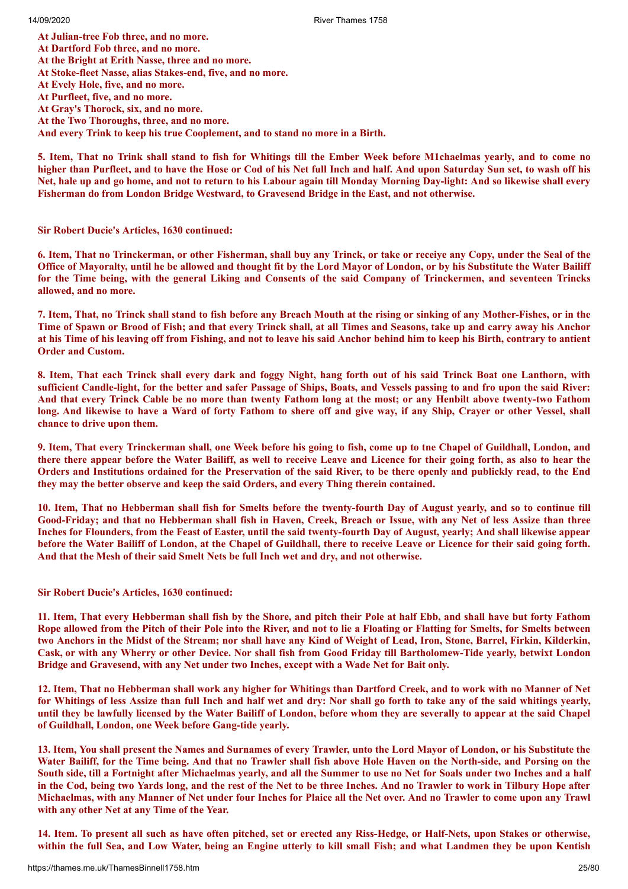**At Julian-tree Fob three, and no more.**
**At Dartford Fob three, and no more.**
**At the Bright at Erith Nasse, three and no more.**
**At Stoke-fleet Nasse, alias Stakes-end, five, and no more.**
**At Evely Hole, five, and no more.**
**At Purfleet, five, and no more.**
**At Gray's Thorock, six, and no more.**
**At the Two Thoroughs, three, and no more.**
**And every Trink to keep his true Cooplement, and to stand no more in a Birth.**

**5. Item, That no Trink shall stand to fish for Whitings till the Ember Week before M1chaelmas yearly, and to come no higher than Purfleet, and to have the Hose or Cod of his Net full Inch and half. And upon Saturday Sun set, to wash off his Net, hale up and go home, and not to return to his Labour again till Monday Morning Day-light: And so likewise shall every Fisherman do from London Bridge Westward, to Gravesend Bridge in the East, and not otherwise.**

**Sir Robert Ducie's Articles, 1630 continued:**

**6. Item, That no Trinckerman, or other Fisherman, shall buy any Trinck, or take or receiye any Copy, under the Seal of the Office of Mayoralty, until he be allowed and thought fit by the Lord Mayor of London, or by his Substitute the Water Bailiff for the Time being, with the general Liking and Consents of the said Company of Trinckermen, and seventeen Trincks allowed, and no more.**

**7. Item, That, no Trinck shall stand to fish before any Breach Mouth at the rising or sinking of any Mother-Fishes, or in the Time of Spawn or Brood of Fish; and that every Trinck shall, at all Times and Seasons, take up and carry away his Anchor at his Time of his leaving off from Fishing, and not to leave his said Anchor behind him to keep his Birth, contrary to antient Order and Custom.**

**8. Item, That each Trinck shall every dark and foggy Night, hang forth out of his said Trinck Boat one Lanthorn, with sufficient Candle-light, for the better and safer Passage of Ships, Boats, and Vessels passing to and fro upon the said River: And that every Trinck Cable be no more than twenty Fathom long at the most; or any Henbilt above twenty-two Fathom long. And likewise to have a Ward of forty Fathom to shere off and give way, if any Ship, Crayer or other Vessel, shall chance to drive upon them.**

**9. Item, That every Trinckerman shall, one Week before his going to fish, come up to tne Chapel of Guildhall, London, and there there appear before the Water Bailiff, as well to receive Leave and Licence for their going forth, as also to hear the Orders and Institutions ordained for the Preservation of the said River, to be there openly and publickly read, to the End they may the better observe and keep the said Orders, and every Thing therein contained.**

**10. Item, That no Hebberman shall fish for Smelts before the twenty-fourth Day of August yearly, and so to continue till Good-Friday; and that no Hebberman shall fish in Haven, Creek, Breach or Issue, with any Net of less Assize than three Inches for Flounders, from the Feast of Easter, until the said twenty-fourth Day of August, yearly; And shall likewise appear before the Water Bailiff of London, at the Chapel of Guildhall, there to receive Leave or Licence for their said going forth. And that the Mesh of their said Smelt Nets be full Inch wet and dry, and not otherwise.**

**Sir Robert Ducie's Articles, 1630 continued:**

**11. Item, That every Hebberman shall fish by the Shore, and pitch their Pole at half Ebb, and shall have but forty Fathom Rope allowed from the Pitch of their Pole into the River, and not to lie a Floating or Flatting for Smelts, for Smelts between two Anchors in the Midst of the Stream; nor shall have any Kind of Weight of Lead, Iron, Stone, Barrel, Firkin, Kilderkin, Cask, or with any Wherry or other Device. Nor shall fish from Good Friday till Bartholomew-Tide yearly, betwixt London Bridge and Gravesend, with any Net under two Inches, except with a Wade Net for Bait only.**

**12. Item, That no Hebberman shall work any higher for Whitings than Dartford Creek, and to work with no Manner of Net for Whitings of less Assize than full Inch and half wet and dry: Nor shall go forth to take any of the said whitings yearly, until they be lawfully licensed by the Water Bailiff of London, before whom they are severally to appear at the said Chapel of Guildhall, London, one Week before Gang-tide yearly.**

**13. Item, You shall present the Names and Surnames of every Trawler, unto the Lord Mayor of London, or his Substitute the Water Bailiff, for the Time being. And that no Trawler shall fish above Hole Haven on the North-side, and Porsing on the South side, till a Fortnight after Michaelmas yearly, and all the Summer to use no Net for Soals under two Inches and a half in the Cod, being two Yards long, and the rest of the Net to be three Inches. And no Trawler to work in Tilbury Hope after Michaelmas, with any Manner of Net under four Inches for Plaice all the Net over. And no Trawler to come upon any Trawl with any other Net at any Time of the Year.**

**14. Item. To present all such as have often pitched, set or erected any Riss-Hedge, or Half-Nets, upon Stakes or otherwise, within the full Sea, and Low Water, being an Engine utterly to kill small Fish; and what Landmen they be upon Kentish**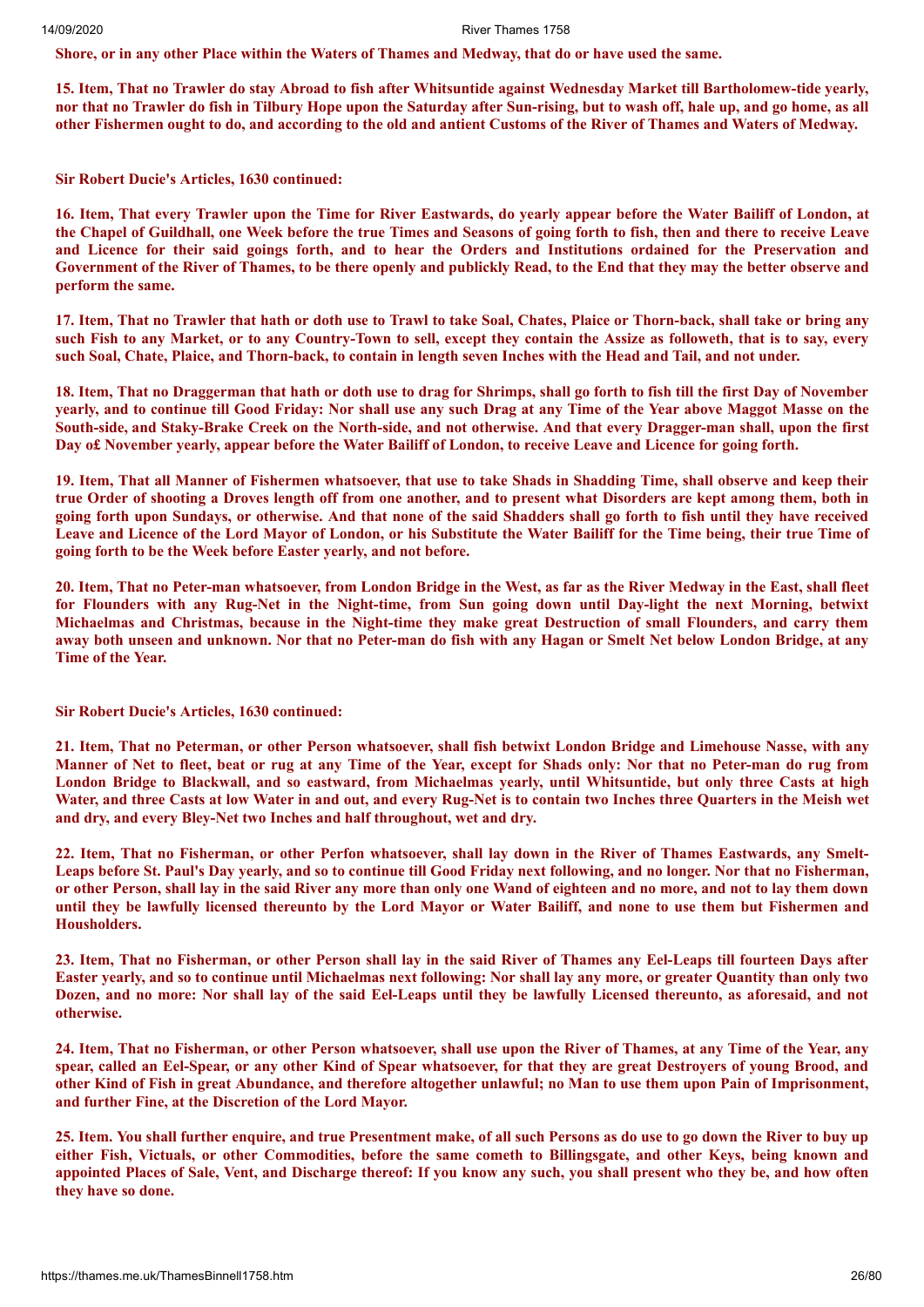**Shore, or in any other Place within the Waters of Thames and Medway, that do or have used the same.**

**15. Item, That no Trawler do stay Abroad to fish after Whitsuntide against Wednesday Market till Bartholomew-tide yearly, nor that no Trawler do fish in Tilbury Hope upon the Saturday after Sun-rising, but to wash off, hale up, and go home, as all other Fishermen ought to do, and according to the old and antient Customs of the River of Thames and Waters of Medway.**

**Sir Robert Ducie's Articles, 1630 continued:**

**16. Item, That every Trawler upon the Time for River Eastwards, do yearly appear before the Water Bailiff of London, at the Chapel of Guildhall, one Week before the true Times and Seasons of going forth to fish, then and there to receive Leave and Licence for their said goings forth, and to hear the Orders and Institutions ordained for the Preservation and Government of the River of Thames, to be there openly and publickly Read, to the End that they may the better observe and perform the same.**

**17. Item, That no Trawler that hath or doth use to Trawl to take Soal, Chates, Plaice or Thorn-back, shall take or bring any such Fish to any Market, or to any Country-Town to sell, except they contain the Assize as followeth, that is to say, every such Soal, Chate, Plaice, and Thorn-back, to contain in length seven Inches with the Head and Tail, and not under.**

**18. Item, That no Draggerman that hath or doth use to drag for Shrimps, shall go forth to fish till the first Day of November yearly, and to continue till Good Friday: Nor shall use any such Drag at any Time of the Year above Maggot Masse on the South-side, and Staky-Brake Creek on the North-side, and not otherwise. And that every Dragger-man shall, upon the first Day o£ November yearly, appear before the Water Bailiff of London, to receive Leave and Licence for going forth.**

**19. Item, That all Manner of Fishermen whatsoever, that use to take Shads in Shadding Time, shall observe and keep their true Order of shooting a Droves length off from one another, and to present what Disorders are kept among them, both in going forth upon Sundays, or otherwise. And that none of the said Shadders shall go forth to fish until they have received Leave and Licence of the Lord Mayor of London, or his Substitute the Water Bailiff for the Time being, their true Time of going forth to be the Week before Easter yearly, and not before.**

**20. Item, That no Peter-man whatsoever, from London Bridge in the West, as far as the River Medway in the East, shall fleet for Flounders with any Rug-Net in the Night-time, from Sun going down until Day-light the next Morning, betwixt Michaelmas and Christmas, because in the Night-time they make great Destruction of small Flounders, and carry them away both unseen and unknown. Nor that no Peter-man do fish with any Hagan or Smelt Net below London Bridge, at any Time of the Year.**

**Sir Robert Ducie's Articles, 1630 continued:**

**21. Item, That no Peterman, or other Person whatsoever, shall fish betwixt London Bridge and Limehouse Nasse, with any Manner of Net to fleet, beat or rug at any Time of the Year, except for Shads only: Nor that no Peter-man do rug from London Bridge to Blackwall, and so eastward, from Michaelmas yearly, until Whitsuntide, but only three Casts at high Water, and three Casts at low Water in and out, and every Rug-Net is to contain two Inches three Quarters in the Meish wet and dry, and every Bley-Net two Inches and half throughout, wet and dry.**

**22. Item, That no Fisherman, or other Perfon whatsoever, shall lay down in the River of Thames Eastwards, any Smelt-Leaps before St. Paul's Day yearly, and so to continue till Good Friday next following, and no longer. Nor that no Fisherman, or other Person, shall lay in the said River any more than only one Wand of eighteen and no more, and not to lay them down until they be lawfully licensed thereunto by the Lord Mayor or Water Bailiff, and none to use them but Fishermen and Housholders.**

**23. Item, That no Fisherman, or other Person shall lay in the said River of Thames any Eel-Leaps till fourteen Days after Easter yearly, and so to continue until Michaelmas next following: Nor shall lay any more, or greater Quantity than only two Dozen, and no more: Nor shall lay of the said Eel-Leaps until they be lawfully Licensed thereunto, as aforesaid, and not otherwise.**

**24. Item, That no Fisherman, or other Person whatsoever, shall use upon the River of Thames, at any Time of the Year, any spear, called an Eel-Spear, or any other Kind of Spear whatsoever, for that they are great Destroyers of young Brood, and other Kind of Fish in great Abundance, and therefore altogether unlawful; no Man to use them upon Pain of Imprisonment, and further Fine, at the Discretion of the Lord Mayor.**

**25. Item. You shall further enquire, and true Presentment make, of all such Persons as do use to go down the River to buy up either Fish, Victuals, or other Commodities, before the same cometh to Billingsgate, and other Keys, being known and appointed Places of Sale, Vent, and Discharge thereof: If you know any such, you shall present who they be, and how often they have so done.**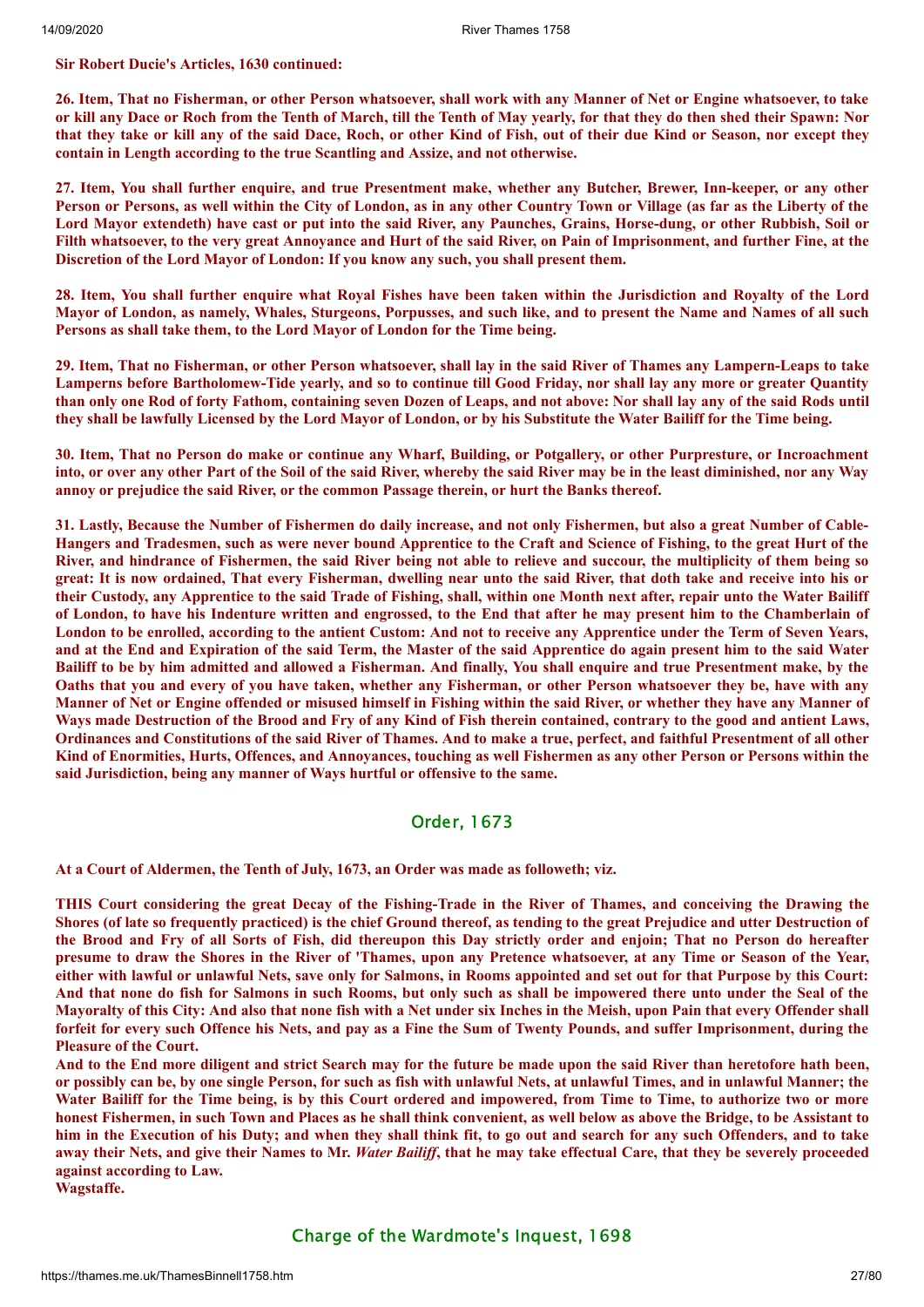**Sir Robert Ducie's Articles, 1630 continued:**

**26. Item, That no Fisherman, or other Person whatsoever, shall work with any Manner of Net or Engine whatsoever, to take or kill any Dace or Roch from the Tenth of March, till the Tenth of May yearly, for that they do then shed their Spawn: Nor that they take or kill any of the said Dace, Roch, or other Kind of Fish, out of their due Kind or Season, nor except they contain in Length according to the true Scantling and Assize, and not otherwise.**

**27. Item, You shall further enquire, and true Presentment make, whether any Butcher, Brewer, Inn-keeper, or any other Person or Persons, as well within the City of London, as in any other Country Town or Village (as far as the Liberty of the Lord Mayor extendeth) have cast or put into the said River, any Paunches, Grains, Horse-dung, or other Rubbish, Soil or Filth whatsoever, to the very great Annoyance and Hurt of the said River, on Pain of Imprisonment, and further Fine, at the Discretion of the Lord Mayor of London: If you know any such, you shall present them.**

**28. Item, You shall further enquire what Royal Fishes have been taken within the Jurisdiction and Royalty of the Lord Mayor of London, as namely, Whales, Sturgeons, Porpusses, and such like, and to present the Name and Names of all such Persons as shall take them, to the Lord Mayor of London for the Time being.**

**29. Item, That no Fisherman, or other Person whatsoever, shall lay in the said River of Thames any Lampern-Leaps to take Lamperns before Bartholomew-Tide yearly, and so to continue till Good Friday, nor shall lay any more or greater Quantity than only one Rod of forty Fathom, containing seven Dozen of Leaps, and not above: Nor shall lay any of the said Rods until they shall be lawfully Licensed by the Lord Mayor of London, or by his Substitute the Water Bailiff for the Time being.**

**30. Item, That no Person do make or continue any Wharf, Building, or Potgallery, or other Purpresture, or Incroachment into, or over any other Part of the Soil of the said River, whereby the said River may be in the least diminished, nor any Way annoy or prejudice the said River, or the common Passage therein, or hurt the Banks thereof.**

**31. Lastly, Because the Number of Fishermen do daily increase, and not only Fishermen, but also a great Number of Cable-Hangers and Tradesmen, such as were never bound Apprentice to the Craft and Science of Fishing, to the great Hurt of the River, and hindrance of Fishermen, the said River being not able to relieve and succour, the multiplicity of them being so great: It is now ordained, That every Fisherman, dwelling near unto the said River, that doth take and receive into his or their Custody, any Apprentice to the said Trade of Fishing, shall, within one Month next after, repair unto the Water Bailiff of London, to have his Indenture written and engrossed, to the End that after he may present him to the Chamberlain of London to be enrolled, according to the antient Custom: And not to receive any Apprentice under the Term of Seven Years, and at the End and Expiration of the said Term, the Master of the said Apprentice do again present him to the said Water Bailiff to be by him admitted and allowed a Fisherman. And finally, You shall enquire and true Presentment make, by the Oaths that you and every of you have taken, whether any Fisherman, or other Person whatsoever they be, have with any Manner of Net or Engine offended or misused himself in Fishing within the said River, or whether they have any Manner of Ways made Destruction of the Brood and Fry of any Kind of Fish therein contained, contrary to the good and antient Laws, Ordinances and Constitutions of the said River of Thames. And to make a true, perfect, and faithful Presentment of all other Kind of Enormities, Hurts, Offences, and Annoyances, touching as well Fishermen as any other Person or Persons within the said Jurisdiction, being any manner of Ways hurtful or offensive to the same.**

## Order, 1673

**At a Court of Aldermen, the Tenth of July, 1673, an Order was made as followeth; viz.**

**THIS Court considering the great Decay of the Fishing-Trade in the River of Thames, and conceiving the Drawing the Shores (of late so frequently practiced) is the chief Ground thereof, as tending to the great Prejudice and utter Destruction of the Brood and Fry of all Sorts of Fish, did thereupon this Day strictly order and enjoin; That no Person do hereafter presume to draw the Shores in the River of 'Thames, upon any Pretence whatsoever, at any Time or Season of the Year, either with lawful or unlawful Nets, save only for Salmons, in Rooms appointed and set out for that Purpose by this Court: And that none do fish for Salmons in such Rooms, but only such as shall be impowered there unto under the Seal of the Mayoralty of this City: And also that none fish with a Net under six Inches in the Meish, upon Pain that every Offender shall forfeit for every such Offence his Nets, and pay as a Fine the Sum of Twenty Pounds, and suffer Imprisonment, during the Pleasure of the Court.**

**And to the End more diligent and strict Search may for the future be made upon the said River than heretofore hath been, or possibly can be, by one single Person, for such as fish with unlawful Nets, at unlawful Times, and in unlawful Manner; the Water Bailiff for the Time being, is by this Court ordered and impowered, from Time to Time, to authorize two or more honest Fishermen, in such Town and Places as he shall think convenient, as well below as above the Bridge, to be Assistant to him in the Execution of his Duty; and when they shall think fit, to go out and search for any such Offenders, and to take away their Nets, and give their Names to Mr. *Water Bailiff*, that he may take effectual Care, that they be severely proceeded against according to Law.**
**Wagstaffe.**

## Charge of the Wardmote's Inquest, 1698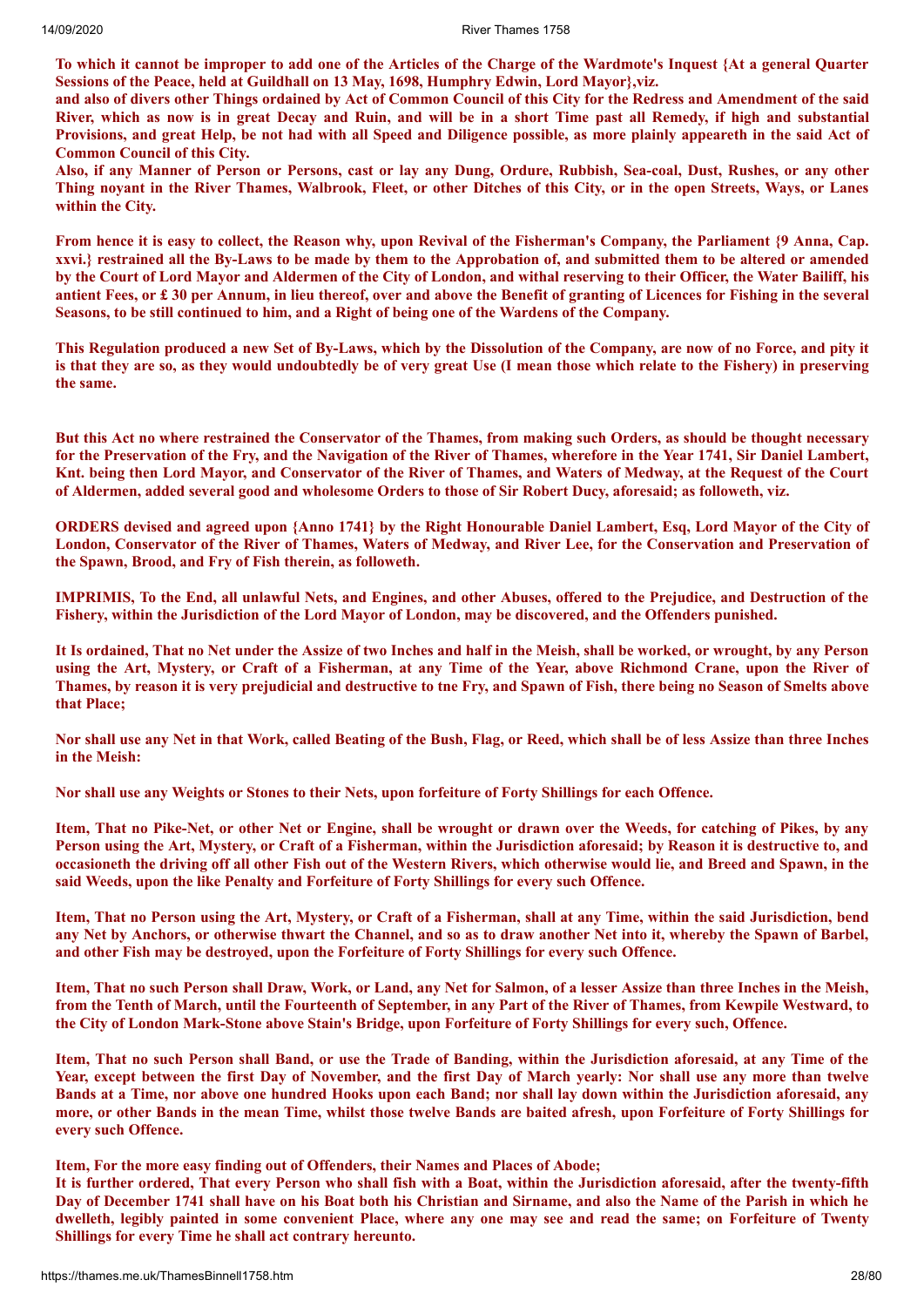**To which it cannot be improper to add one of the Articles of the Charge of the Wardmote's Inquest {At a general Quarter Sessions of the Peace, held at Guildhall on 13 May, 1698, Humphry Edwin, Lord Mayor},viz.**

**and also of divers other Things ordained by Act of Common Council of this City for the Redress and Amendment of the said River, which as now is in great Decay and Ruin, and will be in a short Time past all Remedy, if high and substantial Provisions, and great Help, be not had with all Speed and Diligence possible, as more plainly appeareth in the said Act of Common Council of this City.**

**Also, if any Manner of Person or Persons, cast or lay any Dung, Ordure, Rubbish, Sea-coal, Dust, Rushes, or any other Thing noyant in the River Thames, Walbrook, Fleet, or other Ditches of this City, or in the open Streets, Ways, or Lanes within the City.**

**From hence it is easy to collect, the Reason why, upon Revival of the Fisherman's Company, the Parliament {9 Anna, Cap. xxvi.} restrained all the By-Laws to be made by them to the Approbation of, and submitted them to be altered or amended by the Court of Lord Mayor and Aldermen of the City of London, and withal reserving to their Officer, the Water Bailiff, his antient Fees, or £ 30 per Annum, in lieu thereof, over and above the Benefit of granting of Licences for Fishing in the several Seasons, to be still continued to him, and a Right of being one of the Wardens of the Company.**

**This Regulation produced a new Set of By-Laws, which by the Dissolution of the Company, are now of no Force, and pity it is that they are so, as they would undoubtedly be of very great Use (I mean those which relate to the Fishery) in preserving the same.**

**But this Act no where restrained the Conservator of the Thames, from making such Orders, as should be thought necessary for the Preservation of the Fry, and the Navigation of the River of Thames, wherefore in the Year 1741, Sir Daniel Lambert, Knt. being then Lord Mayor, and Conservator of the River of Thames, and Waters of Medway, at the Request of the Court of Aldermen, added several good and wholesome Orders to those of Sir Robert Ducy, aforesaid; as followeth, viz.**

**ORDERS devised and agreed upon {Anno 1741} by the Right Honourable Daniel Lambert, Esq, Lord Mayor of the City of London, Conservator of the River of Thames, Waters of Medway, and River Lee, for the Conservation and Preservation of the Spawn, Brood, and Fry of Fish therein, as followeth.**

**IMPRIMIS, To the End, all unlawful Nets, and Engines, and other Abuses, offered to the Prejudice, and Destruction of the Fishery, within the Jurisdiction of the Lord Mayor of London, may be discovered, and the Offenders punished.**

**It Is ordained, That no Net under the Assize of two Inches and half in the Meish, shall be worked, or wrought, by any Person using the Art, Mystery, or Craft of a Fisherman, at any Time of the Year, above Richmond Crane, upon the River of Thames, by reason it is very prejudicial and destructive to tne Fry, and Spawn of Fish, there being no Season of Smelts above that Place;**

**Nor shall use any Net in that Work, called Beating of the Bush, Flag, or Reed, which shall be of less Assize than three Inches in the Meish:**

**Nor shall use any Weights or Stones to their Nets, upon forfeiture of Forty Shillings for each Offence.**

**Item, That no Pike-Net, or other Net or Engine, shall be wrought or drawn over the Weeds, for catching of Pikes, by any Person using the Art, Mystery, or Craft of a Fisherman, within the Jurisdiction aforesaid; by Reason it is destructive to, and occasioneth the driving off all other Fish out of the Western Rivers, which otherwise would lie, and Breed and Spawn, in the said Weeds, upon the like Penalty and Forfeiture of Forty Shillings for every such Offence.**

**Item, That no Person using the Art, Mystery, or Craft of a Fisherman, shall at any Time, within the said Jurisdiction, bend any Net by Anchors, or otherwise thwart the Channel, and so as to draw another Net into it, whereby the Spawn of Barbel, and other Fish may be destroyed, upon the Forfeiture of Forty Shillings for every such Offence.**

**Item, That no such Person shall Draw, Work, or Land, any Net for Salmon, of a lesser Assize than three Inches in the Meish, from the Tenth of March, until the Fourteenth of September, in any Part of the River of Thames, from Kewpile Westward, to the City of London Mark-Stone above Stain's Bridge, upon Forfeiture of Forty Shillings for every such, Offence.**

**Item, That no such Person shall Band, or use the Trade of Banding, within the Jurisdiction aforesaid, at any Time of the Year, except between the first Day of November, and the first Day of March yearly: Nor shall use any more than twelve Bands at a Time, nor above one hundred Hooks upon each Band; nor shall lay down within the Jurisdiction aforesaid, any more, or other Bands in the mean Time, whilst those twelve Bands are baited afresh, upon Forfeiture of Forty Shillings for every such Offence.**

**Item, For the more easy finding out of Offenders, their Names and Places of Abode;**

**It is further ordered, That every Person who shall fish with a Boat, within the Jurisdiction aforesaid, after the twenty-fifth Day of December 1741 shall have on his Boat both his Christian and Sirname, and also the Name of the Parish in which he dwelleth, legibly painted in some convenient Place, where any one may see and read the same; on Forfeiture of Twenty Shillings for every Time he shall act contrary hereunto.**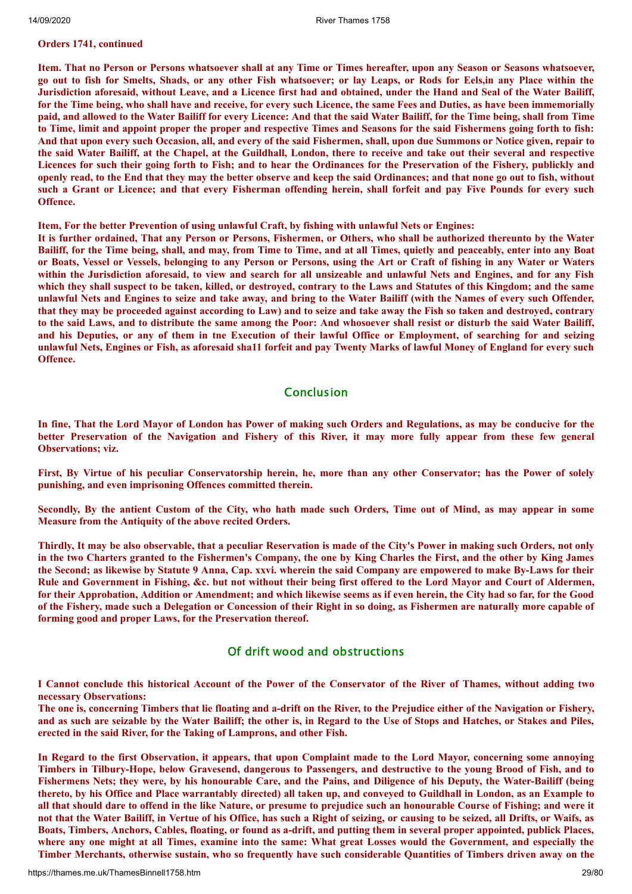**Orders 1741, continued**

**Item. That no Person or Persons whatsoever shall at any Time or Times hereafter, upon any Season or Seasons whatsoever, go out to fish for Smelts, Shads, or any other Fish whatsoever; or lay Leaps, or Rods for Eels,in any Place within the Jurisdiction aforesaid, without Leave, and a Licence first had and obtained, under the Hand and Seal of the Water Bailiff, for the Time being, who shall have and receive, for every such Licence, the same Fees and Duties, as have been immemorially paid, and allowed to the Water Bailiff for every Licence: And that the said Water Bailiff, for the Time being, shall from Time to Time, limit and appoint proper the proper and respective Times and Seasons for the said Fishermens going forth to fish: And that upon every such Occasion, all, and every of the said Fishermen, shall, upon due Summons or Notice given, repair to the said Water Bailiff, at the Chapel, at the Guildhall, London, there to receive and take out their several and respective Licences for such their going forth to Fish; and to hear the Ordinances for the Preservation of the Fishery, publickly and openly read, to the End that they may the better observe and keep the said Ordinances; and that none go out to fish, without such a Grant or Licence; and that every Fisherman offending herein, shall forfeit and pay Five Pounds for every such Offence.**

**Item, For the better Prevention of using unlawful Craft, by fishing with unlawful Nets or Engines:**
**It is further ordained, That any Person or Persons, Fishermen, or Others, who shall be authorized thereunto by the Water Bailiff, for the Time being, shall, and may, from Time to Time, and at all Times, quietly and peaceably, enter into any Boat or Boats, Vessel or Vessels, belonging to any Person or Persons, using the Art or Craft of fishing in any Water or Waters within the Jurisdiction aforesaid, to view and search for all unsizeable and unlawful Nets and Engines, and for any Fish which they shall suspect to be taken, killed, or destroyed, contrary to the Laws and Statutes of this Kingdom; and the same unlawful Nets and Engines to seize and take away, and bring to the Water Bailiff (with the Names of every such Offender, that they may be proceeded against according to Law) and to seize and take away the Fish so taken and destroyed, contrary to the said Laws, and to distribute the same among the Poor: And whosoever shall resist or disturb the said Water Bailiff, and his Deputies, or any of them in tne Execution of their lawful Office or Employment, of searching for and seizing unlawful Nets, Engines or Fish, as aforesaid sha11 forfeit and pay Twenty Marks of lawful Money of England for every such Offence.**

## Conclusion

**In fine, That the Lord Mayor of London has Power of making such Orders and Regulations, as may be conducive for the better Preservation of the Navigation and Fishery of this River, it may more fully appear from these few general Observations; viz.**

**First, By Virtue of his peculiar Conservatorship herein, he, more than any other Conservator; has the Power of solely punishing, and even imprisoning Offences committed therein.**

**Secondly, By the antient Custom of the City, who hath made such Orders, Time out of Mind, as may appear in some Measure from the Antiquity of the above recited Orders.**

**Thirdly, It may be also observable, that a peculiar Reservation is made of the City's Power in making such Orders, not only in the two Charters granted to the Fishermen's Company, the one by King Charles the First, and the other by King James the Second; as likewise by Statute 9 Anna, Cap. xxvi. wherein the said Company are empowered to make By-Laws for their Rule and Government in Fishing, &c. but not without their being first offered to the Lord Mayor and Court of Aldermen, for their Approbation, Addition or Amendment; and which likewise seems as if even herein, the City had so far, for the Good of the Fishery, made such a Delegation or Concession of their Right in so doing, as Fishermen are naturally more capable of forming good and proper Laws, for the Preservation thereof.**

## Of drift wood and obstructions

**I Cannot conclude this historical Account of the Power of the Conservator of the River of Thames, without adding two necessary Observations:**
**The one is, concerning Timbers that lie floating and a-drift on the River, to the Prejudice either of the Navigation or Fishery, and as such are seizable by the Water Bailiff; the other is, in Regard to the Use of Stops and Hatches, or Stakes and Piles, erected in the said River, for the Taking of Lamprons, and other Fish.**

**In Regard to the first Observation, it appears, that upon Complaint made to the Lord Mayor, concerning some annoying Timbers in Tilbury-Hope, below Gravesend, dangerous to Passengers, and destructive to the young Brood of Fish, and to Fishermens Nets; they were, by his honourable Care, and the Pains, and Diligence of his Deputy, the Water-Bailiff (being thereto, by his Office and Place warrantably directed) all taken up, and conveyed to Guildhall in London, as an Example to all that should dare to offend in the like Nature, or presume to prejudice such an honourable Course of Fishing; and were it not that the Water Bailiff, in Vertue of his Office, has such a Right of seizing, or causing to be seized, all Drifts, or Waifs, as Boats, Timbers, Anchors, Cables, floating, or found as a-drift, and putting them in several proper appointed, publick Places, where any one might at all Times, examine into the same: What great Losses would the Government, and especially the Timber Merchants, otherwise sustain, who so frequently have such considerable Quantities of Timbers driven away on the**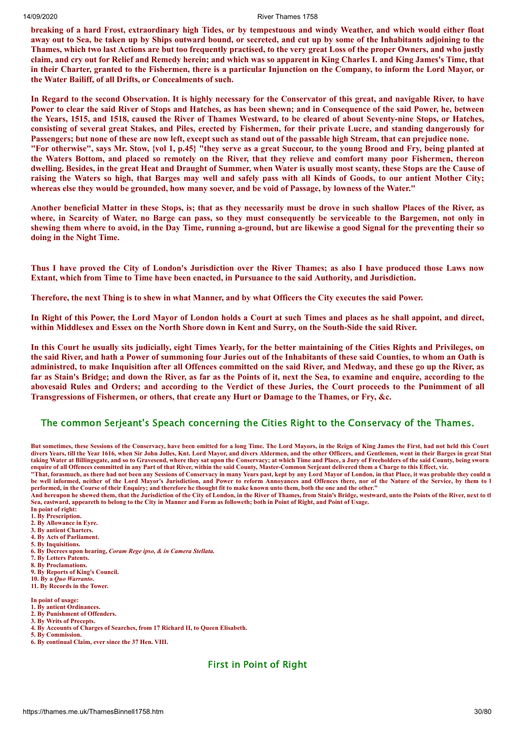**breaking of a hard Frost, extraordinary high Tides, or by tempestuous and windy Weather, and which would either float away out to Sea, be taken up by Ships outward bound, or secreted, and cut up by some of the Inhabitants adjoining to the Thames, which two last Actions are but too frequently practised, to the very great Loss of the proper Owners, and who justly claim, and cry out for Relief and Remedy herein; and which was so apparent in King Charles I. and King James's Time, that in their Charter, granted to the Fishermen, there is a particular Injunction on the Company, to inform the Lord Mayor, or the Water Bailiff, of all Drifts, or Concealments of such.**

**In Regard to the second Observation. It is highly necessary for the Conservator of this great, and navigable River, to have Power to clear the said River of Stops and Hatches, as has been shewn; and in Consequence of the said Power, he, between the Years, 1515, and 1518, caused the River of Thames Westward, to be cleared of about Seventy-nine Stops, or Hatches, consisting of several great Stakes, and Piles, erected by Fishermen, for their private Lucre, and standing dangerously for Passengers; but none of these are now left, except such as stand out of the passable high Stream, that can prejudice none.**
**"For otherwise", says Mr. Stow, {vol 1, p.45} "they serve as a great Succour, to the young Brood and Fry, being planted at the Waters Bottom, and placed so remotely on the River, that they relieve and comfort many poor Fishermen, thereon dwelling. Besides, in the great Heat and Draught of Summer, when Water is usually most scanty, these Stops are the Cause of raising the Waters so high, that Barges may well and safely pass with all Kinds of Goods, to our antient Mother City; whereas else they would be grounded, how many soever, and be void of Passage, by lowness of the Water."**

**Another beneficial Matter in these Stops, is; that as they necessarily must be drove in such shallow Places of the River, as where, in Scarcity of Water, no Barge can pass, so they must consequently be serviceable to the Bargemen, not only in shewing them where to avoid, in the Day Time, running a-ground, but are likewise a good Signal for the preventing their so doing in the Night Time.**

**Thus I have proved the City of London's Jurisdiction over the River Thames; as also I have produced those Laws now Extant, which from Time to Time have been enacted, in Pursuance to the said Authority, and Jurisdiction.**

**Therefore, the next Thing is to shew in what Manner, and by what Officers the City executes the said Power.**

**In Right of this Power, the Lord Mayor of London holds a Court at such Times and places as he shall appoint, and direct, within Middlesex and Essex on the North Shore down in Kent and Surry, on the South-Side the said River.**

**In this Court he usually sits judicially, eight Times Yearly, for the better maintaining of the Cities Rights and Privileges, on the said River, and hath a Power of summoning four Juries out of the Inhabitants of these said Counties, to whom an Oath is administred, to make Inquisition after all Offences committed on the said River, and Medway, and these go up the River, as far as Stain's Bridge; and down the River, as far as the Points of it, next the Sea, to examine and enquire, according to the abovesaid Rules and Orders; and according to the Verdict of these Juries, the Court proceeds to the Punimment of all Transgressions of Fishermen, or others, that create any Hurt or Damage to the Thames, or Fry, &c.**

## The common Serjeant's Speach concerning the Cities Right to the Conservacy of the Thames.

**But sometimes, these Sessions of the Conservacy, have been omitted for a long Time. The Lord Mayors, in the Reign of King James the First, had not held this Court divers Years, till the Year 1616, when Sir John Jolles, Knt. Lord Mayor, and divers Aldermen, and the other Officers, and Gentlemen, went in their Barges in great Stat taking Water at Billingsgate, and so to Gravesend, where they sat upon the Conservacy; at which Time and Place, a Jury of Freeholders of the said County, being sworn enquire of all Offences committed in any Part of that River, within the said County, Master-Common Serjeant delivered them a Charge to this Effect, viz.**
**"That, forasmuch, as there had not been any Sessions of Conservacy in many Years past, kept by any Lord Mayor of London, in that Place, it was probable they could n be well informed, neither of the Lord Mayor's Jurisdiction, and Power to reform Annoyances and Offences there, nor of the Nature of the Service, by them to l performed, in the Course of their Enquiry; and therefore he thought fit to make known unto them, both the one and the other."**
**And hereupon he shewed them, that the Jurisdiction of the City of London, in the River of Thames, from Stain's Bridge, westward, unto the Points of the River, next to tl Sea, eastward, appeareth to belong to the City in Manner and Form as followeth; both in Point of Right, and Point of Usage.**

**In point of right:**

1. **By Prescription.**
2. **By Allowance in Eyre.**
3. **By antient Charters.**
4. **By Acts of Parliament.**
5. **By Inquisitions.**
6. **By Decrees upon hearing, *Coram Rege ipso, & in Camera Stellata.***
7. **By Letters Patents.**
8. **By Proclamations.**
9. **By Reports of King's Council.**
10. **By a *Quo Warranto*.**
11. **By Records in the Tower.**

**In point of usage:**

1. **By antient Ordinances.**
2. **By Punishment of Offenders.**
3. **By Writs of Precepts.**
4. **By Accounts of Charges of Searches, from 17 Richard II, to Queen Elisabeth.**
5. **By Commission.**
6. **By continual Claim, ever since the 37 Hen. VIII.**

## First in Point of Right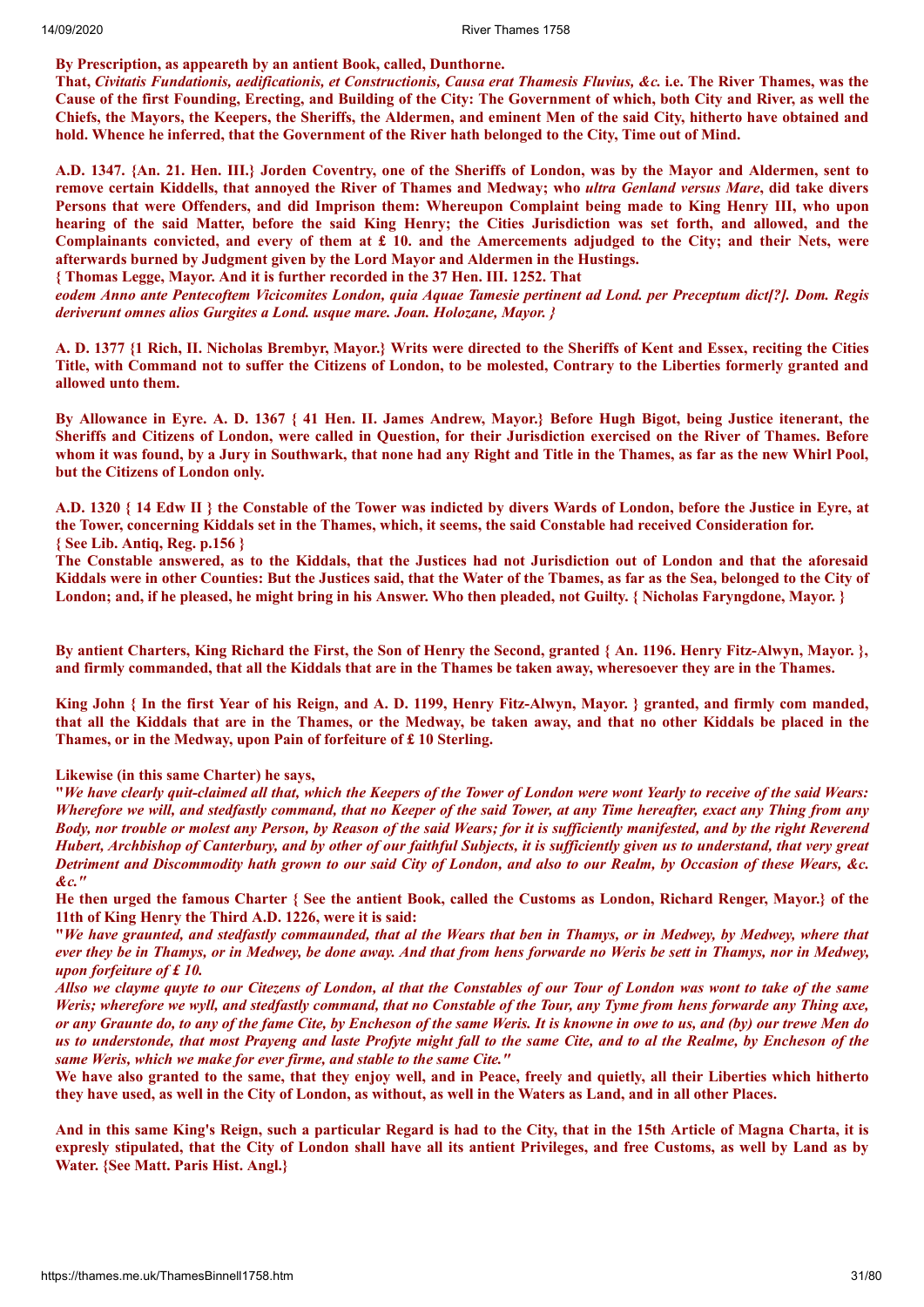**By Prescription, as appeareth by an antient Book, called, Dunthorne.**

**That, *Civitatis Fundationis, aedificationis, et Constructionis, Causa erat Thamesis Fluvius, &c.* i.e. The River Thames, was the Cause of the first Founding, Erecting, and Building of the City: The Government of which, both City and River, as well the Chiefs, the Mayors, the Keepers, the Sheriffs, the Aldermen, and eminent Men of the said City, hitherto have obtained and hold. Whence he inferred, that the Government of the River hath belonged to the City, Time out of Mind.**

**A.D. 1347. {An. 21. Hen. III.} Jorden Coventry, one of the Sheriffs of London, was by the Mayor and Aldermen, sent to remove certain Kiddells, that annoyed the River of Thames and Medway; who *ultra Genland versus Mare*, did take divers Persons that were Offenders, and did Imprison them: Whereupon Complaint being made to King Henry III, who upon hearing of the said Matter, before the said King Henry; the Cities Jurisdiction was set forth, and allowed, and the Complainants convicted, and every of them at £ 10. and the Amercements adjudged to the City; and their Nets, were afterwards burned by Judgment given by the Lord Mayor and Aldermen in the Hustings.**

**{ Thomas Legge, Mayor. And it is further recorded in the 37 Hen. III. 1252. That *eodem Anno ante Pentecoftem Vicicomites London, quia Aquae Tamesie pertinent ad Lond. per Preceptum dict[?]. Dom. Regis deriverunt omnes alios Gurgites a Lond. usque mare. Joan. Holozane, Mayor. }***

**A. D. 1377 {1 Rich, II. Nicholas Brembyr, Mayor.} Writs were directed to the Sheriffs of Kent and Essex, reciting the Cities Title, with Command not to suffer the Citizens of London, to be molested, Contrary to the Liberties formerly granted and allowed unto them.**

**By Allowance in Eyre. A. D. 1367 { 41 Hen. II. James Andrew, Mayor.} Before Hugh Bigot, being Justice itenerant, the Sheriffs and Citizens of London, were called in Question, for their Jurisdiction exercised on the River of Thames. Before whom it was found, by a Jury in Southwark, that none had any Right and Title in the Thames, as far as the new Whirl Pool, but the Citizens of London only.**

**A.D. 1320 { 14 Edw II } the Constable of the Tower was indicted by divers Wards of London, before the Justice in Eyre, at the Tower, concerning Kiddals set in the Thames, which, it seems, the said Constable had received Consideration for.**
**{ See Lib. Antiq, Reg. p.156 }**

**The Constable answered, as to the Kiddals, that the Justices had not Jurisdiction out of London and that the aforesaid Kiddals were in other Counties: But the Justices said, that the Water of the Tbames, as far as the Sea, belonged to the City of London; and, if he pleased, he might bring in his Answer. Who then pleaded, not Guilty. { Nicholas Faryngdone, Mayor. }**

**By antient Charters, King Richard the First, the Son of Henry the Second, granted { An. 1196. Henry Fitz-Alwyn, Mayor. }, and firmly commanded, that all the Kiddals that are in the Thames be taken away, wheresoever they are in the Thames.**

**King John { In the first Year of his Reign, and A. D. 1199, Henry Fitz-Alwyn, Mayor. } granted, and firmly com manded, that all the Kiddals that are in the Thames, or the Medway, be taken away, and that no other Kiddals be placed in the Thames, or in the Medway, upon Pain of forfeiture of £ 10 Sterling.**

**Likewise (in this same Charter) he says,**

**"*We have clearly quit-claimed all that, which the Keepers of the Tower of London were wont Yearly to receive of the said Wears: Wherefore we will, and stedfastly command, that no Keeper of the said Tower, at any Time hereafter, exact any Thing from any Body, nor trouble or molest any Person, by Reason of the said Wears; for it is sufficiently manifested, and by the right Reverend Hubert, Archbishop of Canterbury, and by other of our faithful Subjects, it is sufficiently given us to understand, that very great Detriment and Discommodity hath grown to our said City of London, and also to our Realm, by Occasion of these Wears, &c. &c.*"**

**He then urged the famous Charter { See the antient Book, called the Customs as London, Richard Renger, Mayor.} of the 11th of King Henry the Third A.D. 1226, were it is said:**

**"*We have graunted, and stedfastly commaunded, that al the Wears that ben in Thamys, or in Medwey, by Medwey, where that ever they be in Thamys, or in Medwey, be done away. And that from hens forwarde no Weris be sett in Thamys, nor in Medwey, upon forfeiture of £ 10.***

***Allso we clayme quyte to our Citezens of London, al that the Constables of our Tour of London was wont to take of the same Weris; wherefore we wyll, and stedfastly command, that no Constable of the Tour, any Tyme from hens forwarde any Thing axe, or any Graunte do, to any of the fame Cite, by Encheson of the same Weris. It is knowne in owe to us, and (by) our trewe Men do us to understonde, that most Prayeng and laste Profyte might fall to the same Cite, and to al the Realme, by Encheson of the same Weris, which we make for ever firme, and stable to the same Cite.*"**

**We have also granted to the same, that they enjoy well, and in Peace, freely and quietly, all their Liberties which hitherto they have used, as well in the City of London, as without, as well in the Waters as Land, and in all other Places.**

**And in this same King's Reign, such a particular Regard is had to the City, that in the 15th Article of Magna Charta, it is expresly stipulated, that the City of London shall have all its antient Privileges, and free Customs, as well by Land as by Water. {See Matt. Paris Hist. Angl.}**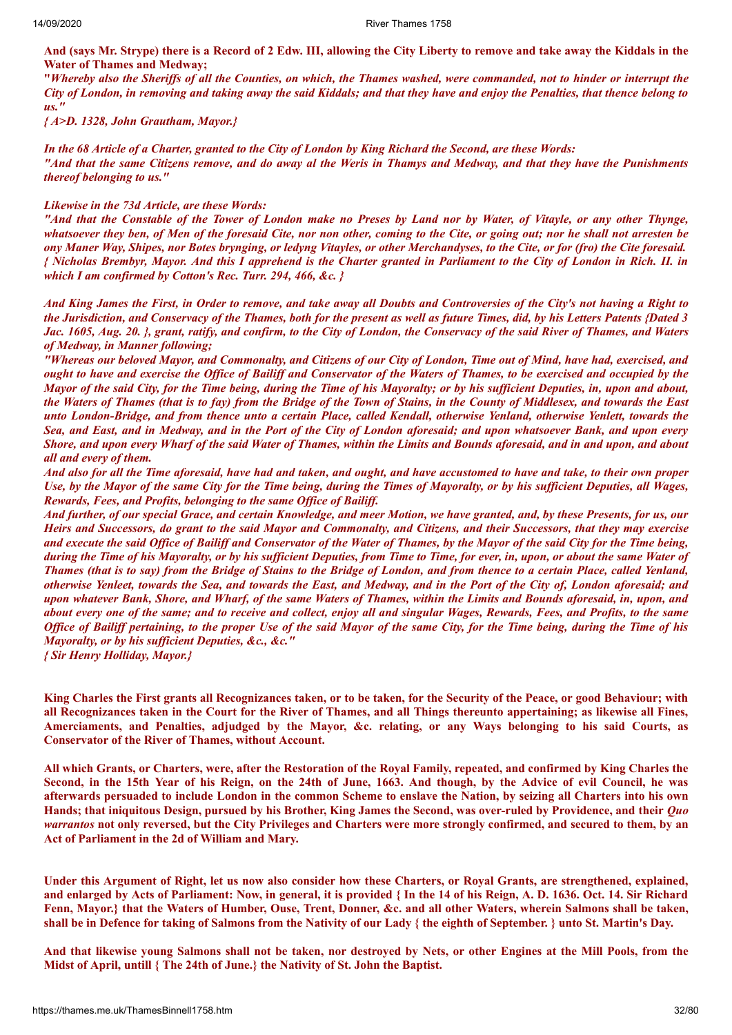**And (says Mr. Strype) there is a Record of 2 Edw. III, allowing the City Liberty to remove and take away the Kiddals in the Water of Thames and Medway;**

**"*Whereby also the Sheriffs of all the Counties, on which, the Thames washed, were commanded, not to hinder or interrupt the City of London, in removing and taking away the said Kiddals; and that they have and enjoy the Penalties, that thence belong to us."***

***{ A>D. 1328, John Grautham, Mayor.}***

***In the 68 Article of a Charter, granted to the City of London by King Richard the Second, are these Words:***

***"And that the same Citizens remove, and do away al the Weris in Thamys and Medway, and that they have the Punishments thereof belonging to us."***

***Likewise in the 73d Article, are these Words:***

***"And that the Constable of the Tower of London make no Preses by Land nor by Water, of Vitayle, or any other Thynge, whatsoever they ben, of Men of the foresaid Cite, nor non other, coming to the Cite, or going out; nor he shall not arresten be ony Maner Way, Shipes, nor Botes brynging, or ledyng Vitayles, or other Merchandyses, to the Cite, or for (fro) the Cite foresaid. { Nicholas Brembyr, Mayor. And this I apprehend is the Charter granted in Parliament to the City of London in Rich. II. in which I am confirmed by Cotton's Rec. Turr. 294, 466, &c. }***

***And King James the First, in Order to remove, and take away all Doubts and Controversies of the City's not having a Right to the Jurisdiction, and Conservacy of the Thames, both for the present as well as future Times, did, by his Letters Patents {Dated 3 Jac. 1605, Aug. 20. }, grant, ratify, and confirm, to the City of London, the Conservacy of the said River of Thames, and Waters of Medway, in Manner following;***

***"Whereas our beloved Mayor, and Commonalty, and Citizens of our City of London, Time out of Mind, have had, exercised, and ought to have and exercise the Office of Bailiff and Conservator of the Waters of Thames, to be exercised and occupied by the Mayor of the said City, for the Time being, during the Time of his Mayoralty; or by his sufficient Deputies, in, upon and about, the Waters of Thames (that is to fay) from the Bridge of the Town of Stains, in the County of Middlesex, and towards the East unto London-Bridge, and from thence unto a certain Place, called Kendall, otherwise Yenland, otherwise Yenlett, towards the Sea, and East, and in Medway, and in the Port of the City of London aforesaid; and upon whatsoever Bank, and upon every Shore, and upon every Wharf of the said Water of Thames, within the Limits and Bounds aforesaid, and in and upon, and about all and every of them.***

***And also for all the Time aforesaid, have had and taken, and ought, and have accustomed to have and take, to their own proper Use, by the Mayor of the same City for the Time being, during the Times of Mayoralty, or by his sufficient Deputies, all Wages, Rewards, Fees, and Profits, belonging to the same Office of Bailiff.***

***And further, of our special Grace, and certain Knowledge, and meer Motion, we have granted, and, by these Presents, for us, our Heirs and Successors, do grant to the said Mayor and Commonalty, and Citizens, and their Successors, that they may exercise and execute the said Office of Bailiff and Conservator of the Water of Thames, by the Mayor of the said City for the Time being, during the Time of his Mayoralty, or by his sufficient Deputies, from Time to Time, for ever, in, upon, or about the same Water of Thames (that is to say) from the Bridge of Stains to the Bridge of London, and from thence to a certain Place, called Yenland, otherwise Yenleet, towards the Sea, and towards the East, and Medway, and in the Port of the City of, London aforesaid; and upon whatever Bank, Shore, and Wharf, of the same Waters of Thames, within the Limits and Bounds aforesaid, in, upon, and about every one of the same; and to receive and collect, enjoy all and singular Wages, Rewards, Fees, and Profits, to the same Office of Bailiff pertaining, to the proper Use of the said Mayor of the same City, for the Time being, during the Time of his Mayoralty, or by his sufficient Deputies, &c., &c."***

***{ Sir Henry Holliday, Mayor.}***

**King Charles the First grants all Recognizances taken, or to be taken, for the Security of the Peace, or good Behaviour; with all Recognizances taken in the Court for the River of Thames, and all Things thereunto appertaining; as likewise all Fines, Amerciaments, and Penalties, adjudged by the Mayor, &c. relating, or any Ways belonging to his said Courts, as Conservator of the River of Thames, without Account.**

**All which Grants, or Charters, were, after the Restoration of the Royal Family, repeated, and confirmed by King Charles the Second, in the 15th Year of his Reign, on the 24th of June, 1663. And though, by the Advice of evil Council, he was afterwards persuaded to include London in the common Scheme to enslave the Nation, by seizing all Charters into his own Hands; that iniquitous Design, pursued by his Brother, King James the Second, was over-ruled by Providence, and their *Quo warrantos* not only reversed, but the City Privileges and Charters were more strongly confirmed, and secured to them, by an Act of Parliament in the 2d of William and Mary.**

**Under this Argument of Right, let us now also consider how these Charters, or Royal Grants, are strengthened, explained, and enlarged by Acts of Parliament: Now, in general, it is provided { In the 14 of his Reign, A. D. 1636. Oct. 14. Sir Richard Fenn, Mayor.} that the Waters of Humber, Ouse, Trent, Donner, &c. and all other Waters, wherein Salmons shall be taken, shall be in Defence for taking of Salmons from the Nativity of our Lady { the eighth of September. } unto St. Martin's Day.**

**And that likewise young Salmons shall not be taken, nor destroyed by Nets, or other Engines at the Mill Pools, from the Midst of April, untill { The 24th of June.} the Nativity of St. John the Baptist.**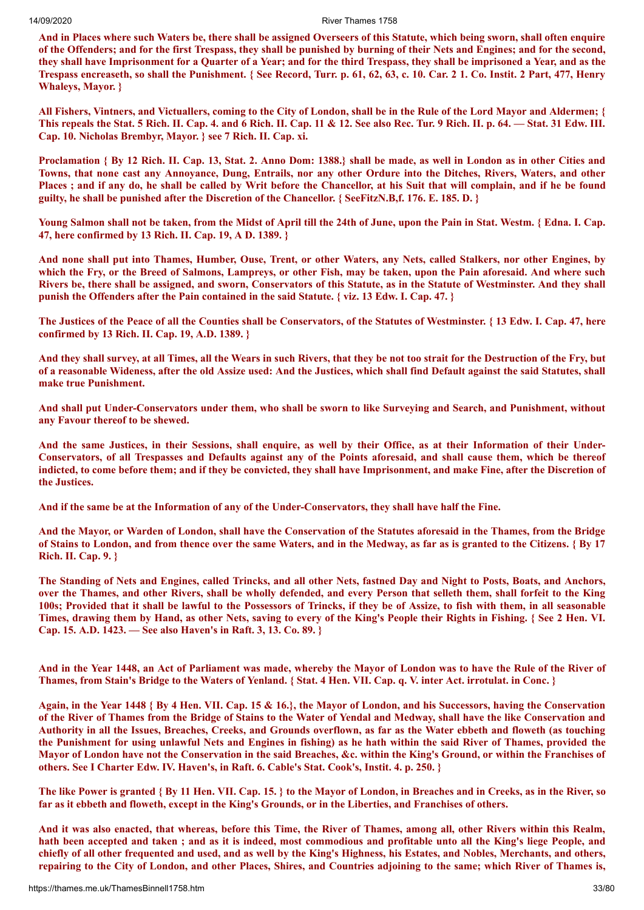**And in Places where such Waters be, there shall be assigned Overseers of this Statute, which being sworn, shall often enquire of the Offenders; and for the first Trespass, they shall be punished by burning of their Nets and Engines; and for the second, they shall have Imprisonment for a Quarter of a Year; and for the third Trespass, they shall be imprisoned a Year, and as the Trespass encreaseth, so shall the Punishment. { See Record, Turr. p. 61, 62, 63, c. 10. Car. 2 1. Co. Instit. 2 Part, 477, Henry Whaleys, Mayor. }**

**All Fishers, Vintners, and Victuallers, coming to the City of London, shall be in the Rule of the Lord Mayor and Aldermen; { This repeals the Stat. 5 Rich. II. Cap. 4. and 6 Rich. II. Cap. 11 & 12. See also Rec. Tur. 9 Rich. II. p. 64. — Stat. 31 Edw. III. Cap. 10. Nicholas Brembyr, Mayor. } see 7 Rich. II. Cap. xi.**

**Proclamation { By 12 Rich. II. Cap. 13, Stat. 2. Anno Dom: 1388.} shall be made, as well in London as in other Cities and Towns, that none cast any Annoyance, Dung, Entrails, nor any other Ordure into the Ditches, Rivers, Waters, and other Places ; and if any do, he shall be called by Writ before the Chancellor, at his Suit that will complain, and if he be found guilty, he shall be punished after the Discretion of the Chancellor. { SeeFitzN.B,f. 176. E. 185. D. }**

**Young Salmon shall not be taken, from the Midst of April till the 24th of June, upon the Pain in Stat. Westm. { Edna. I. Cap. 47, here confirmed by 13 Rich. II. Cap. 19, A D. 1389. }**

**And none shall put into Thames, Humber, Ouse, Trent, or other Waters, any Nets, called Stalkers, nor other Engines, by which the Fry, or the Breed of Salmons, Lampreys, or other Fish, may be taken, upon the Pain aforesaid. And where such Rivers be, there shall be assigned, and sworn, Conservators of this Statute, as in the Statute of Westminster. And they shall punish the Offenders after the Pain contained in the said Statute. { viz. 13 Edw. I. Cap. 47. }**

**The Justices of the Peace of all the Counties shall be Conservators, of the Statutes of Westminster. { 13 Edw. I. Cap. 47, here confirmed by 13 Rich. II. Cap. 19, A.D. 1389. }**

**And they shall survey, at all Times, all the Wears in such Rivers, that they be not too strait for the Destruction of the Fry, but of a reasonable Wideness, after the old Assize used: And the Justices, which shall find Default against the said Statutes, shall make true Punishment.**

**And shall put Under-Conservators under them, who shall be sworn to like Surveying and Search, and Punishment, without any Favour thereof to be shewed.**

**And the same Justices, in their Sessions, shall enquire, as well by their Office, as at their Information of their Under-Conservators, of all Trespasses and Defaults against any of the Points aforesaid, and shall cause them, which be thereof indicted, to come before them; and if they be convicted, they shall have Imprisonment, and make Fine, after the Discretion of the Justices.**

**And if the same be at the Information of any of the Under-Conservators, they shall have half the Fine.**

**And the Mayor, or Warden of London, shall have the Conservation of the Statutes aforesaid in the Thames, from the Bridge of Stains to London, and from thence over the same Waters, and in the Medway, as far as is granted to the Citizens. { By 17 Rich. II. Cap. 9. }**

**The Standing of Nets and Engines, called Trincks, and all other Nets, fastned Day and Night to Posts, Boats, and Anchors, over the Thames, and other Rivers, shall be wholly defended, and every Person that selleth them, shall forfeit to the King 100s; Provided that it shall be lawful to the Possessors of Trincks, if they be of Assize, to fish with them, in all seasonable Times, drawing them by Hand, as other Nets, saving to every of the King's People their Rights in Fishing. { See 2 Hen. VI. Cap. 15. A.D. 1423. — See also Haven's in Raft. 3, 13. Co. 89. }**

**And in the Year 1448, an Act of Parliament was made, whereby the Mayor of London was to have the Rule of the River of Thames, from Stain's Bridge to the Waters of Yenland. { Stat. 4 Hen. VII. Cap. q. V. inter Act. irrotulat. in Conc. }**

**Again, in the Year 1448 { By 4 Hen. VII. Cap. 15 & 16.}, the Mayor of London, and his Successors, having the Conservation of the River of Thames from the Bridge of Stains to the Water of Yendal and Medway, shall have the like Conservation and Authority in all the Issues, Breaches, Creeks, and Grounds overflown, as far as the Water ebbeth and floweth (as touching the Punishment for using unlawful Nets and Engines in fishing) as he hath within the said River of Thames, provided the Mayor of London have not the Conservation in the said Breaches, &c. within the King's Ground, or within the Franchises of others. See I Charter Edw. IV. Haven's, in Raft. 6. Cable's Stat. Cook's, Instit. 4. p. 250. }**

**The like Power is granted { By 11 Hen. VII. Cap. 15. } to the Mayor of London, in Breaches and in Creeks, as in the River, so far as it ebbeth and floweth, except in the King's Grounds, or in the Liberties, and Franchises of others.**

**And it was also enacted, that whereas, before this Time, the River of Thames, among all, other Rivers within this Realm, hath been accepted and taken ; and as it is indeed, most commodious and profitable unto all the King's liege People, and chiefly of all other frequented and used, and as well by the King's Highness, his Estates, and Nobles, Merchants, and others, repairing to the City of London, and other Places, Shires, and Countries adjoining to the same; which River of Thames is,**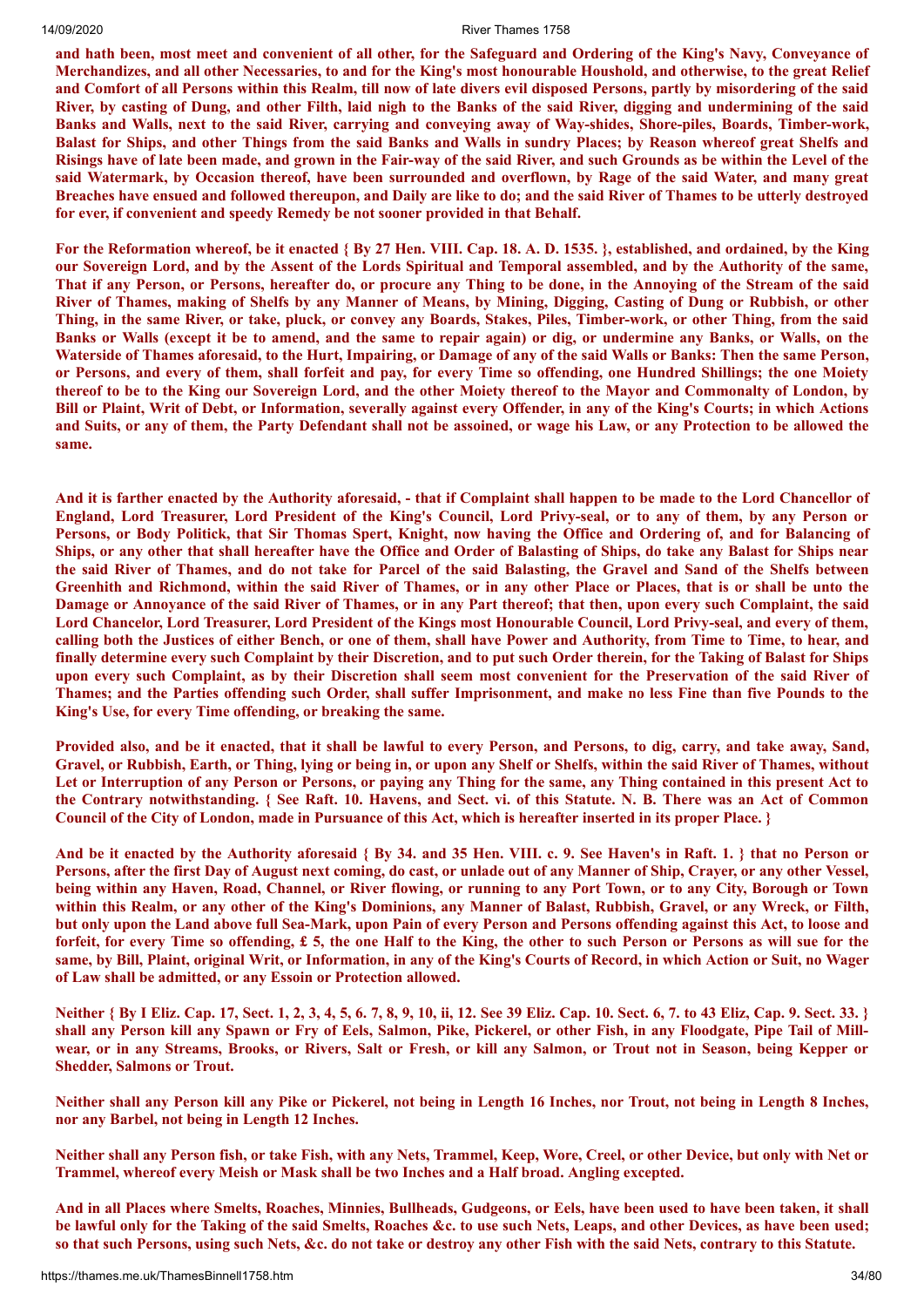**and hath been, most meet and convenient of all other, for the Safeguard and Ordering of the King's Navy, Conveyance of Merchandizes, and all other Necessaries, to and for the King's most honourable Houshold, and otherwise, to the great Relief and Comfort of all Persons within this Realm, till now of late divers evil disposed Persons, partly by misordering of the said River, by casting of Dung, and other Filth, laid nigh to the Banks of the said River, digging and undermining of the said Banks and Walls, next to the said River, carrying and conveying away of Way-shides, Shore-piles, Boards, Timber-work, Balast for Ships, and other Things from the said Banks and Walls in sundry Places; by Reason whereof great Shelfs and Risings have of late been made, and grown in the Fair-way of the said River, and such Grounds as be within the Level of the said Watermark, by Occasion thereof, have been surrounded and overflown, by Rage of the said Water, and many great Breaches have ensued and followed thereupon, and Daily are like to do; and the said River of Thames to be utterly destroyed for ever, if convenient and speedy Remedy be not sooner provided in that Behalf.**

**For the Reformation whereof, be it enacted { By 27 Hen. VIII. Cap. 18. A. D. 1535. }, established, and ordained, by the King our Sovereign Lord, and by the Assent of the Lords Spiritual and Temporal assembled, and by the Authority of the same, That if any Person, or Persons, hereafter do, or procure any Thing to be done, in the Annoying of the Stream of the said River of Thames, making of Shelfs by any Manner of Means, by Mining, Digging, Casting of Dung or Rubbish, or other Thing, in the same River, or take, pluck, or convey any Boards, Stakes, Piles, Timber-work, or other Thing, from the said Banks or Walls (except it be to amend, and the same to repair again) or dig, or undermine any Banks, or Walls, on the Waterside of Thames aforesaid, to the Hurt, Impairing, or Damage of any of the said Walls or Banks: Then the same Person, or Persons, and every of them, shall forfeit and pay, for every Time so offending, one Hundred Shillings; the one Moiety thereof to be to the King our Sovereign Lord, and the other Moiety thereof to the Mayor and Commonalty of London, by Bill or Plaint, Writ of Debt, or Information, severally against every Offender, in any of the King's Courts; in which Actions and Suits, or any of them, the Party Defendant shall not be assoined, or wage his Law, or any Protection to be allowed the same.**

**And it is farther enacted by the Authority aforesaid, - that if Complaint shall happen to be made to the Lord Chancellor of England, Lord Treasurer, Lord President of the King's Council, Lord Privy-seal, or to any of them, by any Person or Persons, or Body Politick, that Sir Thomas Spert, Knight, now having the Office and Ordering of, and for Balancing of Ships, or any other that shall hereafter have the Office and Order of Balasting of Ships, do take any Balast for Ships near the said River of Thames, and do not take for Parcel of the said Balasting, the Gravel and Sand of the Shelfs between Greenhith and Richmond, within the said River of Thames, or in any other Place or Places, that is or shall be unto the Damage or Annoyance of the said River of Thames, or in any Part thereof; that then, upon every such Complaint, the said Lord Chancelor, Lord Treasurer, Lord President of the Kings most Honourable Council, Lord Privy-seal, and every of them, calling both the Justices of either Bench, or one of them, shall have Power and Authority, from Time to Time, to hear, and finally determine every such Complaint by their Discretion, and to put such Order therein, for the Taking of Balast for Ships upon every such Complaint, as by their Discretion shall seem most convenient for the Preservation of the said River of Thames; and the Parties offending such Order, shall suffer Imprisonment, and make no less Fine than five Pounds to the King's Use, for every Time offending, or breaking the same.**

**Provided also, and be it enacted, that it shall be lawful to every Person, and Persons, to dig, carry, and take away, Sand, Gravel, or Rubbish, Earth, or Thing, lying or being in, or upon any Shelf or Shelfs, within the said River of Thames, without Let or Interruption of any Person or Persons, or paying any Thing for the same, any Thing contained in this present Act to the Contrary notwithstanding. { See Raft. 10. Havens, and Sect. vi. of this Statute. N. B. There was an Act of Common Council of the City of London, made in Pursuance of this Act, which is hereafter inserted in its proper Place. }**

**And be it enacted by the Authority aforesaid { By 34. and 35 Hen. VIII. c. 9. See Haven's in Raft. 1. } that no Person or Persons, after the first Day of August next coming, do cast, or unlade out of any Manner of Ship, Crayer, or any other Vessel, being within any Haven, Road, Channel, or River flowing, or running to any Port Town, or to any City, Borough or Town within this Realm, or any other of the King's Dominions, any Manner of Balast, Rubbish, Gravel, or any Wreck, or Filth, but only upon the Land above full Sea-Mark, upon Pain of every Person and Persons offending against this Act, to loose and forfeit, for every Time so offending, £ 5, the one Half to the King, the other to such Person or Persons as will sue for the same, by Bill, Plaint, original Writ, or Information, in any of the King's Courts of Record, in which Action or Suit, no Wager of Law shall be admitted, or any Essoin or Protection allowed.**

**Neither { By I Eliz. Cap. 17, Sect. 1, 2, 3, 4, 5, 6. 7, 8, 9, 10, ii, 12. See 39 Eliz. Cap. 10. Sect. 6, 7. to 43 Eliz, Cap. 9. Sect. 33. } shall any Person kill any Spawn or Fry of Eels, Salmon, Pike, Pickerel, or other Fish, in any Floodgate, Pipe Tail of Mill-wear, or in any Streams, Brooks, or Rivers, Salt or Fresh, or kill any Salmon, or Trout not in Season, being Kepper or Shedder, Salmons or Trout.**

**Neither shall any Person kill any Pike or Pickerel, not being in Length 16 Inches, nor Trout, not being in Length 8 Inches, nor any Barbel, not being in Length 12 Inches.**

**Neither shall any Person fish, or take Fish, with any Nets, Trammel, Keep, Wore, Creel, or other Device, but only with Net or Trammel, whereof every Meish or Mask shall be two Inches and a Half broad. Angling excepted.**

**And in all Places where Smelts, Roaches, Minnies, Bullheads, Gudgeons, or Eels, have been used to have been taken, it shall be lawful only for the Taking of the said Smelts, Roaches &c. to use such Nets, Leaps, and other Devices, as have been used; so that such Persons, using such Nets, &c. do not take or destroy any other Fish with the said Nets, contrary to this Statute.**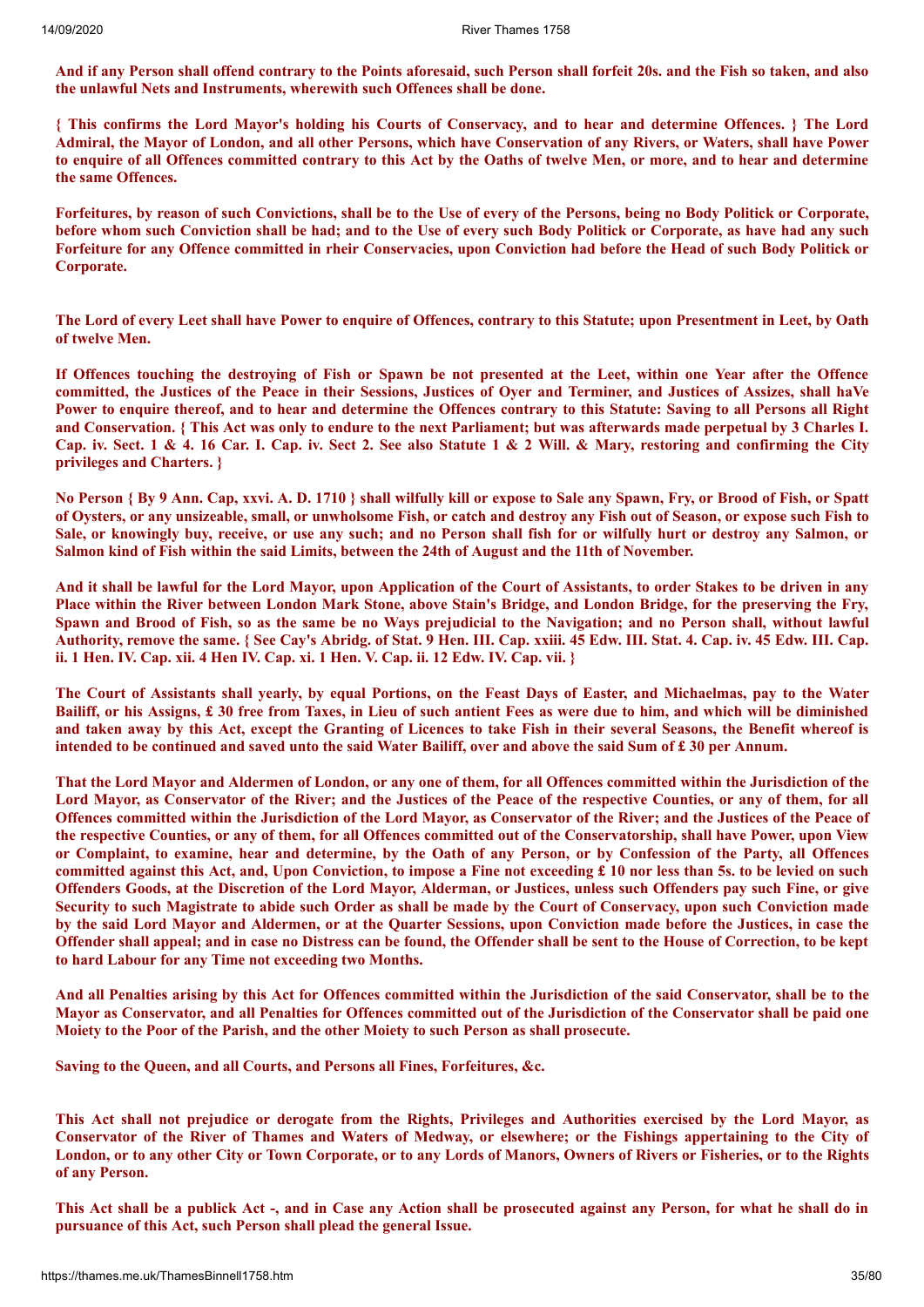**And if any Person shall offend contrary to the Points aforesaid, such Person shall forfeit 20s. and the Fish so taken, and also the unlawful Nets and Instruments, wherewith such Offences shall be done.**

**{ This confirms the Lord Mayor's holding his Courts of Conservacy, and to hear and determine Offences. } The Lord Admiral, the Mayor of London, and all other Persons, which have Conservation of any Rivers, or Waters, shall have Power to enquire of all Offences committed contrary to this Act by the Oaths of twelve Men, or more, and to hear and determine the same Offences.**

**Forfeitures, by reason of such Convictions, shall be to the Use of every of the Persons, being no Body Politick or Corporate, before whom such Conviction shall be had; and to the Use of every such Body Politick or Corporate, as have had any such Forfeiture for any Offence committed in rheir Conservacies, upon Conviction had before the Head of such Body Politick or Corporate.**

**The Lord of every Leet shall have Power to enquire of Offences, contrary to this Statute; upon Presentment in Leet, by Oath of twelve Men.**

**If Offences touching the destroying of Fish or Spawn be not presented at the Leet, within one Year after the Offence committed, the Justices of the Peace in their Sessions, Justices of Oyer and Terminer, and Justices of Assizes, shall haVe Power to enquire thereof, and to hear and determine the Offences contrary to this Statute: Saving to all Persons all Right and Conservation. { This Act was only to endure to the next Parliament; but was afterwards made perpetual by 3 Charles I. Cap. iv. Sect. 1 & 4. 16 Car. I. Cap. iv. Sect 2. See also Statute 1 & 2 Will. & Mary, restoring and confirming the City privileges and Charters. }**

**No Person { By 9 Ann. Cap, xxvi. A. D. 1710 } shall wilfully kill or expose to Sale any Spawn, Fry, or Brood of Fish, or Spatt of Oysters, or any unsizeable, small, or unwholsome Fish, or catch and destroy any Fish out of Season, or expose such Fish to Sale, or knowingly buy, receive, or use any such; and no Person shall fish for or wilfully hurt or destroy any Salmon, or Salmon kind of Fish within the said Limits, between the 24th of August and the 11th of November.**

**And it shall be lawful for the Lord Mayor, upon Application of the Court of Assistants, to order Stakes to be driven in any Place within the River between London Mark Stone, above Stain's Bridge, and London Bridge, for the preserving the Fry, Spawn and Brood of Fish, so as the same be no Ways prejudicial to the Navigation; and no Person shall, without lawful Authority, remove the same. { See Cay's Abridg. of Stat. 9 Hen. III. Cap. xxiii. 45 Edw. III. Stat. 4. Cap. iv. 45 Edw. III. Cap. ii. 1 Hen. IV. Cap. xii. 4 Hen IV. Cap. xi. 1 Hen. V. Cap. ii. 12 Edw. IV. Cap. vii. }**

**The Court of Assistants shall yearly, by equal Portions, on the Feast Days of Easter, and Michaelmas, pay to the Water Bailiff, or his Assigns, £ 30 free from Taxes, in Lieu of such antient Fees as were due to him, and which will be diminished and taken away by this Act, except the Granting of Licences to take Fish in their several Seasons, the Benefit whereof is intended to be continued and saved unto the said Water Bailiff, over and above the said Sum of £ 30 per Annum.**

**That the Lord Mayor and Aldermen of London, or any one of them, for all Offences committed within the Jurisdiction of the Lord Mayor, as Conservator of the River; and the Justices of the Peace of the respective Counties, or any of them, for all Offences committed within the Jurisdiction of the Lord Mayor, as Conservator of the River; and the Justices of the Peace of the respective Counties, or any of them, for all Offences committed out of the Conservatorship, shall have Power, upon View or Complaint, to examine, hear and determine, by the Oath of any Person, or by Confession of the Party, all Offences committed against this Act, and, Upon Conviction, to impose a Fine not exceeding £ 10 nor less than 5s. to be levied on such Offenders Goods, at the Discretion of the Lord Mayor, Alderman, or Justices, unless such Offenders pay such Fine, or give Security to such Magistrate to abide such Order as shall be made by the Court of Conservacy, upon such Conviction made by the said Lord Mayor and Aldermen, or at the Quarter Sessions, upon Conviction made before the Justices, in case the Offender shall appeal; and in case no Distress can be found, the Offender shall be sent to the House of Correction, to be kept to hard Labour for any Time not exceeding two Months.**

**And all Penalties arising by this Act for Offences committed within the Jurisdiction of the said Conservator, shall be to the Mayor as Conservator, and all Penalties for Offences committed out of the Jurisdiction of the Conservator shall be paid one Moiety to the Poor of the Parish, and the other Moiety to such Person as shall prosecute.**

**Saving to the Queen, and all Courts, and Persons all Fines, Forfeitures, &c.**

**This Act shall not prejudice or derogate from the Rights, Privileges and Authorities exercised by the Lord Mayor, as Conservator of the River of Thames and Waters of Medway, or elsewhere; or the Fishings appertaining to the City of London, or to any other City or Town Corporate, or to any Lords of Manors, Owners of Rivers or Fisheries, or to the Rights of any Person.**

**This Act shall be a publick Act -, and in Case any Action shall be prosecuted against any Person, for what he shall do in pursuance of this Act, such Person shall plead the general Issue.**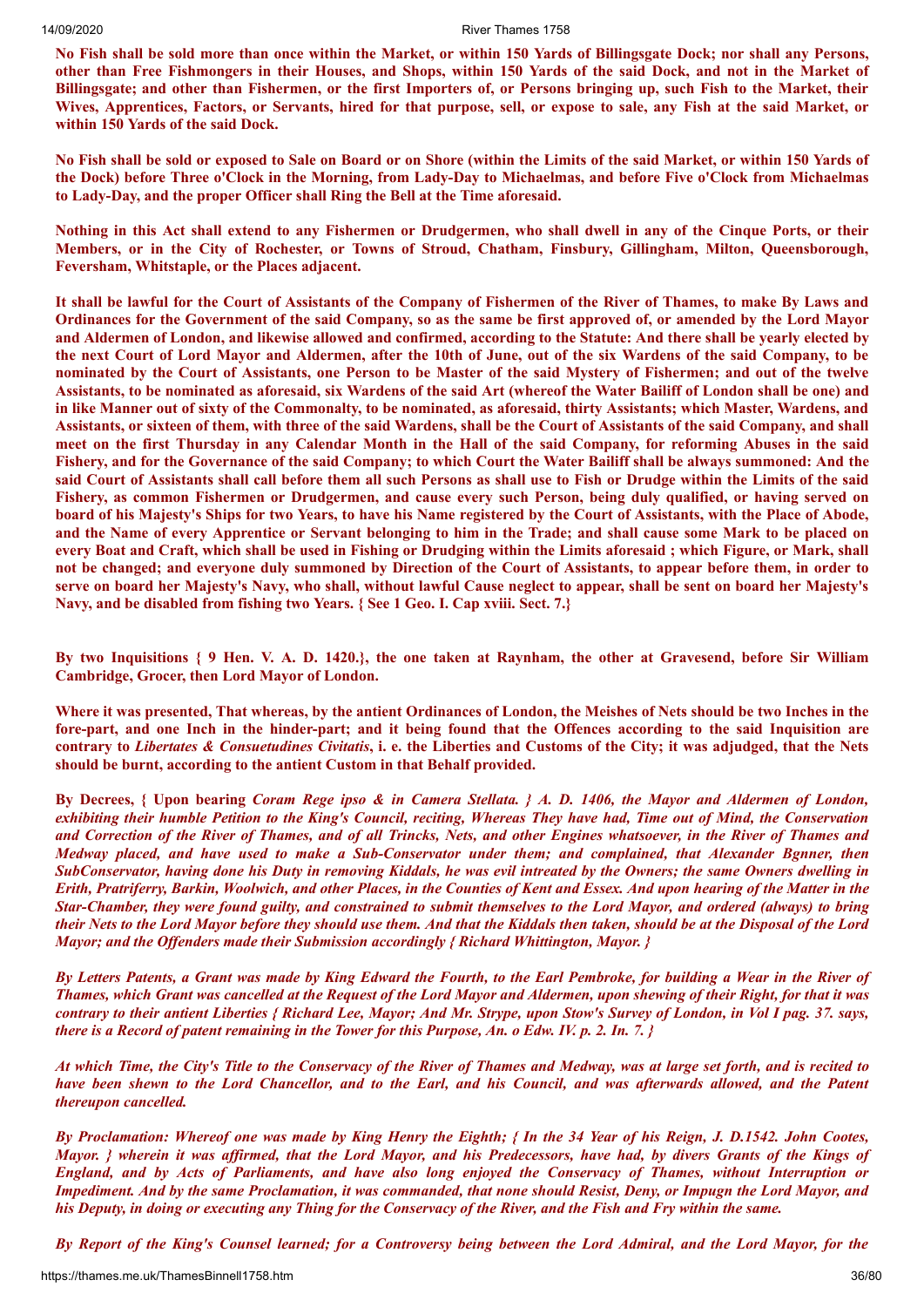**No Fish shall be sold more than once within the Market, or within 150 Yards of Billingsgate Dock; nor shall any Persons, other than Free Fishmongers in their Houses, and Shops, within 150 Yards of the said Dock, and not in the Market of Billingsgate; and other than Fishermen, or the first Importers of, or Persons bringing up, such Fish to the Market, their Wives, Apprentices, Factors, or Servants, hired for that purpose, sell, or expose to sale, any Fish at the said Market, or within 150 Yards of the said Dock.**

**No Fish shall be sold or exposed to Sale on Board or on Shore (within the Limits of the said Market, or within 150 Yards of the Dock) before Three o'Clock in the Morning, from Lady-Day to Michaelmas, and before Five o'Clock from Michaelmas to Lady-Day, and the proper Officer shall Ring the Bell at the Time aforesaid.**

**Nothing in this Act shall extend to any Fishermen or Drudgermen, who shall dwell in any of the Cinque Ports, or their Members, or in the City of Rochester, or Towns of Stroud, Chatham, Finsbury, Gillingham, Milton, Queensborough, Feversham, Whitstaple, or the Places adjacent.**

**It shall be lawful for the Court of Assistants of the Company of Fishermen of the River of Thames, to make By Laws and Ordinances for the Government of the said Company, so as the same be first approved of, or amended by the Lord Mayor and Aldermen of London, and likewise allowed and confirmed, according to the Statute: And there shall be yearly elected by the next Court of Lord Mayor and Aldermen, after the 10th of June, out of the six Wardens of the said Company, to be nominated by the Court of Assistants, one Person to be Master of the said Mystery of Fishermen; and out of the twelve Assistants, to be nominated as aforesaid, six Wardens of the said Art (whereof the Water Bailiff of London shall be one) and in like Manner out of sixty of the Commonalty, to be nominated, as aforesaid, thirty Assistants; which Master, Wardens, and Assistants, or sixteen of them, with three of the said Wardens, shall be the Court of Assistants of the said Company, and shall meet on the first Thursday in any Calendar Month in the Hall of the said Company, for reforming Abuses in the said Fishery, and for the Governance of the said Company; to which Court the Water Bailiff shall be always summoned: And the said Court of Assistants shall call before them all such Persons as shall use to Fish or Drudge within the Limits of the said Fishery, as common Fishermen or Drudgermen, and cause every such Person, being duly qualified, or having served on board of his Majesty's Ships for two Years, to have his Name registered by the Court of Assistants, with the Place of Abode, and the Name of every Apprentice or Servant belonging to him in the Trade; and shall cause some Mark to be placed on every Boat and Craft, which shall be used in Fishing or Drudging within the Limits aforesaid ; which Figure, or Mark, shall not be changed; and everyone duly summoned by Direction of the Court of Assistants, to appear before them, in order to serve on board her Majesty's Navy, who shall, without lawful Cause neglect to appear, shall be sent on board her Majesty's Navy, and be disabled from fishing two Years. { See 1 Geo. I. Cap xviii. Sect. 7.}**

**By two Inquisitions { 9 Hen. V. A. D. 1420.}, the one taken at Raynham, the other at Gravesend, before Sir William Cambridge, Grocer, then Lord Mayor of London.**

**Where it was presented, That whereas, by the antient Ordinances of London, the Meishes of Nets should be two Inches in the fore-part, and one Inch in the hinder-part; and it being found that the Offences according to the said Inquisition are contrary to *Libertates & Consuetudines Civitatis*, i. e. the Liberties and Customs of the City; it was adjudged, that the Nets should be burnt, according to the antient Custom in that Behalf provided.**

**By Decrees, { Upon bearing *Coram Rege ipso & in Camera Stellata. } A. D. 1406, the Mayor and Aldermen of London, exhibiting their humble Petition to the King's Council, reciting, Whereas They have had, Time out of Mind, the Conservation and Correction of the River of Thames, and of all Trincks, Nets, and other Engines whatsoever, in the River of Thames and Medway placed, and have used to make a Sub-Conservator under them; and complained, that Alexander Bgnner, then SubConservator, having done his Duty in removing Kiddals, he was evil intreated by the Owners; the same Owners dwelling in Erith, Pratriferry, Barkin, Woolwich, and other Places, in the Counties of Kent and Essex. And upon hearing of the Matter in the Star-Chamber, they were found guilty, and constrained to submit themselves to the Lord Mayor, and ordered (always) to bring their Nets to the Lord Mayor before they should use them. And that the Kiddals then taken, should be at the Disposal of the Lord Mayor; and the Offenders made their Submission accordingly { Richard Whittington, Mayor. }***

***By Letters Patents, a Grant was made by King Edward the Fourth, to the Earl Pembroke, for building a Wear in the River of Thames, which Grant was cancelled at the Request of the Lord Mayor and Aldermen, upon shewing of their Right, for that it was contrary to their antient Liberties { Richard Lee, Mayor; And Mr. Strype, upon Stow's Survey of London, in Vol I pag. 37. says, there is a Record of patent remaining in the Tower for this Purpose, An. o Edw. IV. p. 2. In. 7. }***

***At which Time, the City's Title to the Conservacy of the River of Thames and Medway, was at large set forth, and is recited to have been shewn to the Lord Chancellor, and to the Earl, and his Council, and was afterwards allowed, and the Patent thereupon cancelled.***

***By Proclamation: Whereof one was made by King Henry the Eighth; { In the 34 Year of his Reign, J. D.1542. John Cootes, Mayor. } wherein it was affirmed, that the Lord Mayor, and his Predecessors, have had, by divers Grants of the Kings of England, and by Acts of Parliaments, and have also long enjoyed the Conservacy of Thames, without Interruption or Impediment. And by the same Proclamation, it was commanded, that none should Resist, Deny, or Impugn the Lord Mayor, and his Deputy, in doing or executing any Thing for the Conservacy of the River, and the Fish and Fry within the same.***

***By Report of the King's Counsel learned; for a Controversy being between the Lord Admiral, and the Lord Mayor, for the***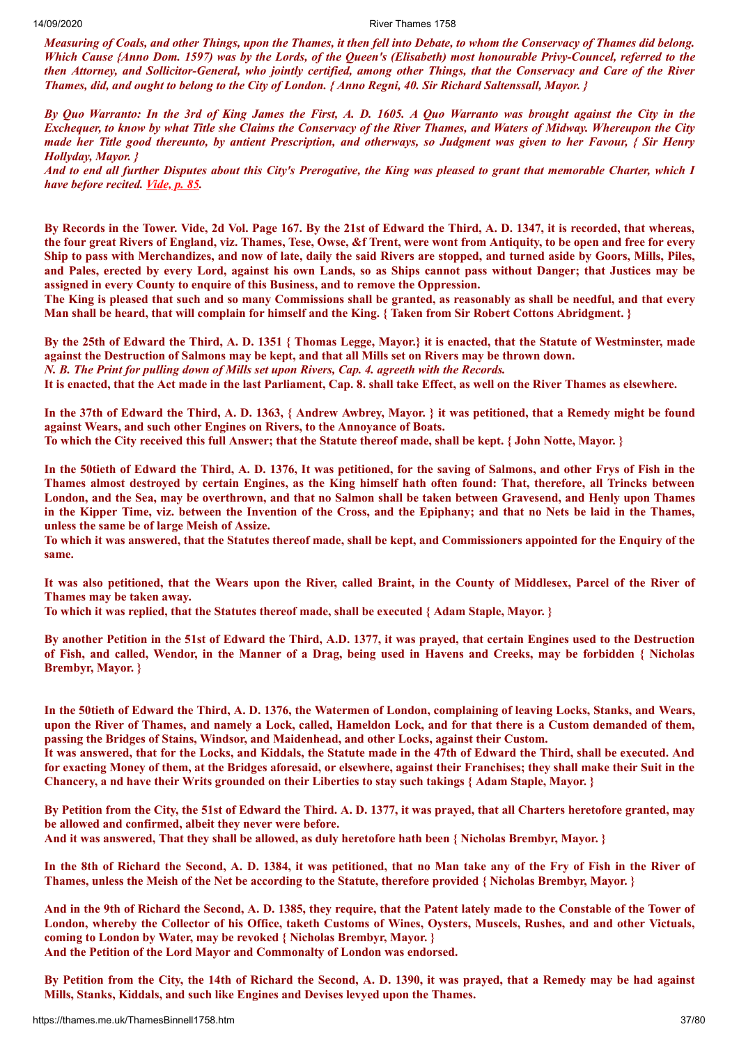*Measuring of Coals, and other Things, upon the Thames, it then fell into Debate, to whom the Conservacy of Thames did belong. Which Cause {Anno Dom. 1597) was by the Lords, of the Queen's (Elisabeth) most honourable Privy-Councel, referred to the then Attorney, and Sollicitor-General, who jointly certified, among other Things, that the Conservacy and Care of the River Thames, did, and ought to belong to the City of London. { Anno Regni, 40. Sir Richard Saltenssall, Mayor. }*

*By Quo Warranto: In the 3rd of King James the First, A. D. 1605. A Quo Warranto was brought against the City in the Exchequer, to know by what Title she Claims the Conservacy of the River Thames, and Waters of Midway. Whereupon the City made her Title good thereunto, by antient Prescription, and otherways, so Judgment was given to her Favour, { Sir Henry Hollyday, Mayor. }*
*And to end all further Disputes about this City's Prerogative, the King was pleased to grant that memorable Charter, which I have before recited. Vide, p. 85.*

**By Records in the Tower. Vide, 2d Vol. Page 167. By the 21st of Edward the Third, A. D. 1347, it is recorded, that whereas, the four great Rivers of England, viz. Thames, Tese, Owse, &f Trent, were wont from Antiquity, to be open and free for every Ship to pass with Merchandizes, and now of late, daily the said Rivers are stopped, and turned aside by Goors, Mills, Piles, and Pales, erected by every Lord, against his own Lands, so as Ships cannot pass without Danger; that Justices may be assigned in every County to enquire of this Business, and to remove the Oppression.**
**The King is pleased that such and so many Commissions shall be granted, as reasonably as shall be needful, and that every Man shall be heard, that will complain for himself and the King. { Taken from Sir Robert Cottons Abridgment. }**

**By the 25th of Edward the Third, A. D. 1351 { Thomas Legge, Mayor.} it is enacted, that the Statute of Westminster, made against the Destruction of Salmons may be kept, and that all Mills set on Rivers may be thrown down.**
***N. B. The Print for pulling down of Mills set upon Rivers, Cap. 4. agreeth with the Records.***
**It is enacted, that the Act made in the last Parliament, Cap. 8. shall take Effect, as well on the River Thames as elsewhere.**

**In the 37th of Edward the Third, A. D. 1363, { Andrew Awbrey, Mayor. } it was petitioned, that a Remedy might be found against Wears, and such other Engines on Rivers, to the Annoyance of Boats.**
**To which the City received this full Answer; that the Statute thereof made, shall be kept. { John Notte, Mayor. }**

**In the 50tieth of Edward the Third, A. D. 1376, It was petitioned, for the saving of Salmons, and other Frys of Fish in the Thames almost destroyed by certain Engines, as the King himself hath often found: That, therefore, all Trincks between London, and the Sea, may be overthrown, and that no Salmon shall be taken between Gravesend, and Henly upon Thames in the Kipper Time, viz. between the Invention of the Cross, and the Epiphany; and that no Nets be laid in the Thames, unless the same be of large Meish of Assize.**
**To which it was answered, that the Statutes thereof made, shall be kept, and Commissioners appointed for the Enquiry of the same.**

**It was also petitioned, that the Wears upon the River, called Braint, in the County of Middlesex, Parcel of the River of Thames may be taken away.**
**To which it was replied, that the Statutes thereof made, shall be executed { Adam Staple, Mayor. }**

**By another Petition in the 51st of Edward the Third, A.D. 1377, it was prayed, that certain Engines used to the Destruction of Fish, and called, Wendor, in the Manner of a Drag, being used in Havens and Creeks, may be forbidden { Nicholas Brembyr, Mayor. }**

**In the 50tieth of Edward the Third, A. D. 1376, the Watermen of London, complaining of leaving Locks, Stanks, and Wears, upon the River of Thames, and namely a Lock, called, Hameldon Lock, and for that there is a Custom demanded of them, passing the Bridges of Stains, Windsor, and Maidenhead, and other Locks, against their Custom.**
**It was answered, that for the Locks, and Kiddals, the Statute made in the 47th of Edward the Third, shall be executed. And for exacting Money of them, at the Bridges aforesaid, or elsewhere, against their Franchises; they shall make their Suit in the Chancery, a nd have their Writs grounded on their Liberties to stay such takings { Adam Staple, Mayor. }**

**By Petition from the City, the 51st of Edward the Third. A. D. 1377, it was prayed, that all Charters heretofore granted, may be allowed and confirmed, albeit they never were before.**
**And it was answered, That they shall be allowed, as duly heretofore hath been { Nicholas Brembyr, Mayor. }**

**In the 8th of Richard the Second, A. D. 1384, it was petitioned, that no Man take any of the Fry of Fish in the River of Thames, unless the Meish of the Net be according to the Statute, therefore provided { Nicholas Brembyr, Mayor. }**

**And in the 9th of Richard the Second, A. D. 1385, they require, that the Patent lately made to the Constable of the Tower of London, whereby the Collector of his Office, taketh Customs of Wines, Oysters, Muscels, Rushes, and and other Victuals, coming to London by Water, may be revoked { Nicholas Brembyr, Mayor. }**
**And the Petition of the Lord Mayor and Commonalty of London was endorsed.**

**By Petition from the City, the 14th of Richard the Second, A. D. 1390, it was prayed, that a Remedy may be had against Mills, Stanks, Kiddals, and such like Engines and Devises levyed upon the Thames.**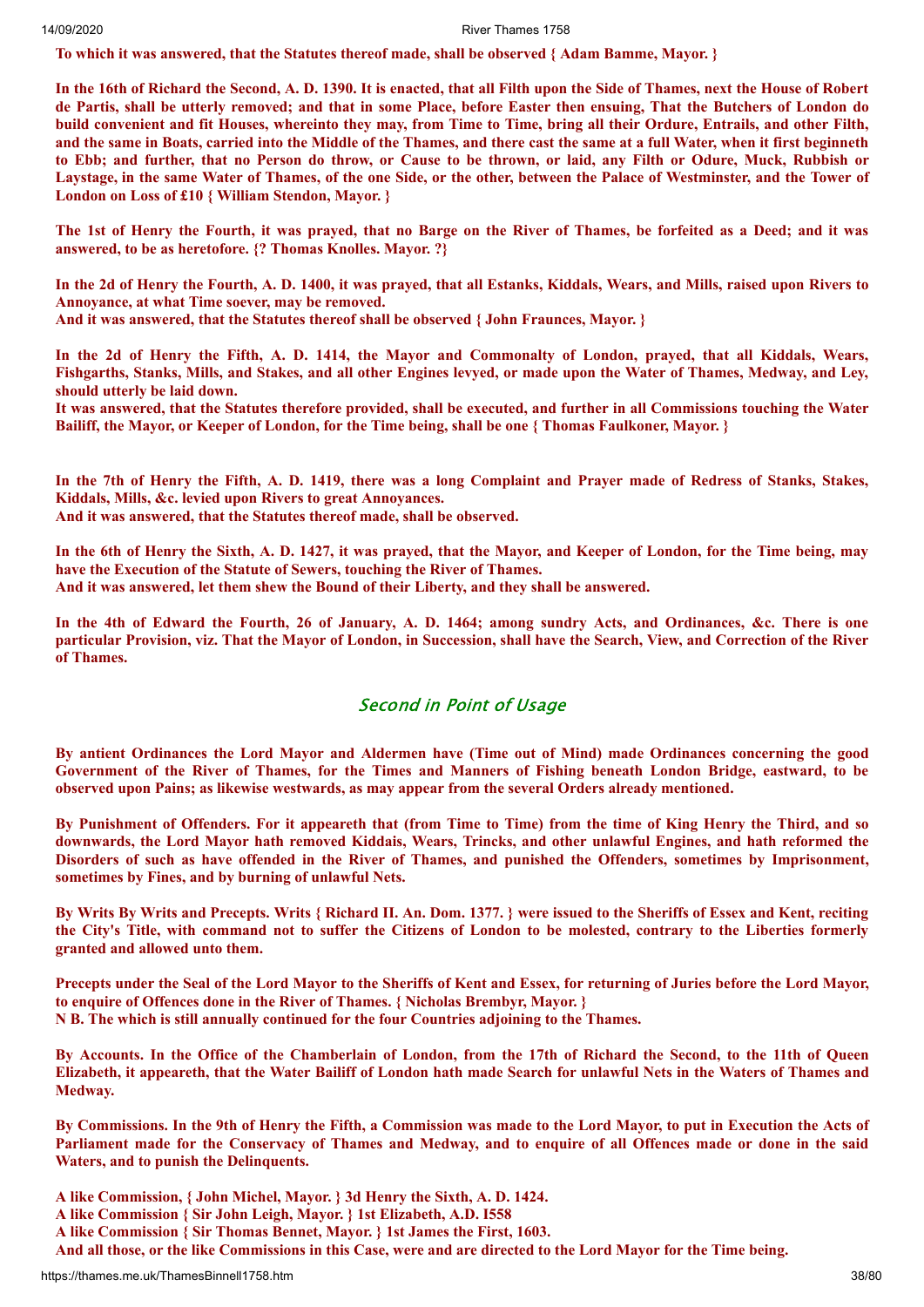**To which it was answered, that the Statutes thereof made, shall be observed { Adam Bamme, Mayor. }**

**In the 16th of Richard the Second, A. D. 1390. It is enacted, that all Filth upon the Side of Thames, next the House of Robert de Partis, shall be utterly removed; and that in some Place, before Easter then ensuing, That the Butchers of London do build convenient and fit Houses, whereinto they may, from Time to Time, bring all their Ordure, Entrails, and other Filth, and the same in Boats, carried into the Middle of the Thames, and there cast the same at a full Water, when it first beginneth to Ebb; and further, that no Person do throw, or Cause to be thrown, or laid, any Filth or Odure, Muck, Rubbish or Laystage, in the same Water of Thames, of the one Side, or the other, between the Palace of Westminster, and the Tower of London on Loss of £10 { William Stendon, Mayor. }**

**The 1st of Henry the Fourth, it was prayed, that no Barge on the River of Thames, be forfeited as a Deed; and it was answered, to be as heretofore. {? Thomas Knolles. Mayor. ?}**

**In the 2d of Henry the Fourth, A. D. 1400, it was prayed, that all Estanks, Kiddals, Wears, and Mills, raised upon Rivers to Annoyance, at what Time soever, may be removed.**
**And it was answered, that the Statutes thereof shall be observed { John Fraunces, Mayor. }**

**In the 2d of Henry the Fifth, A. D. 1414, the Mayor and Commonalty of London, prayed, that all Kiddals, Wears, Fishgarths, Stanks, Mills, and Stakes, and all other Engines levyed, or made upon the Water of Thames, Medway, and Ley, should utterly be laid down.**
**It was answered, that the Statutes therefore provided, shall be executed, and further in all Commissions touching the Water Bailiff, the Mayor, or Keeper of London, for the Time being, shall be one { Thomas Faulkoner, Mayor. }**

**In the 7th of Henry the Fifth, A. D. 1419, there was a long Complaint and Prayer made of Redress of Stanks, Stakes, Kiddals, Mills, &c. levied upon Rivers to great Annoyances.**
**And it was answered, that the Statutes thereof made, shall be observed.**

**In the 6th of Henry the Sixth, A. D. 1427, it was prayed, that the Mayor, and Keeper of London, for the Time being, may have the Execution of the Statute of Sewers, touching the River of Thames.**
**And it was answered, let them shew the Bound of their Liberty, and they shall be answered.**

**In the 4th of Edward the Fourth, 26 of January, A. D. 1464; among sundry Acts, and Ordinances, &c. There is one particular Provision, viz. That the Mayor of London, in Succession, shall have the Search, View, and Correction of the River of Thames.**

## *Second in Point of Usage*

**By antient Ordinances the Lord Mayor and Aldermen have (Time out of Mind) made Ordinances concerning the good Government of the River of Thames, for the Times and Manners of Fishing beneath London Bridge, eastward, to be observed upon Pains; as likewise westwards, as may appear from the several Orders already mentioned.**

**By Punishment of Offenders. For it appeareth that (from Time to Time) from the time of King Henry the Third, and so downwards, the Lord Mayor hath removed Kiddais, Wears, Trincks, and other unlawful Engines, and hath reformed the Disorders of such as have offended in the River of Thames, and punished the Offenders, sometimes by Imprisonment, sometimes by Fines, and by burning of unlawful Nets.**

**By Writs By Writs and Precepts. Writs { Richard II. An. Dom. 1377. } were issued to the Sheriffs of Essex and Kent, reciting the City's Title, with command not to suffer the Citizens of London to be molested, contrary to the Liberties formerly granted and allowed unto them.**

**Precepts under the Seal of the Lord Mayor to the Sheriffs of Kent and Essex, for returning of Juries before the Lord Mayor, to enquire of Offences done in the River of Thames. { Nicholas Brembyr, Mayor. }**
**N B. The which is still annually continued for the four Countries adjoining to the Thames.**

**By Accounts. In the Office of the Chamberlain of London, from the 17th of Richard the Second, to the 11th of Queen Elizabeth, it appeareth, that the Water Bailiff of London hath made Search for unlawful Nets in the Waters of Thames and Medway.**

**By Commissions. In the 9th of Henry the Fifth, a Commission was made to the Lord Mayor, to put in Execution the Acts of Parliament made for the Conservacy of Thames and Medway, and to enquire of all Offences made or done in the said Waters, and to punish the Delinquents.**

**A like Commission, { John Michel, Mayor. } 3d Henry the Sixth, A. D. 1424.**
**A like Commission { Sir John Leigh, Mayor. } 1st Elizabeth, A.D. I558**
**A like Commission { Sir Thomas Bennet, Mayor. } 1st James the First, 1603.**
**And all those, or the like Commissions in this Case, were and are directed to the Lord Mayor for the Time being.**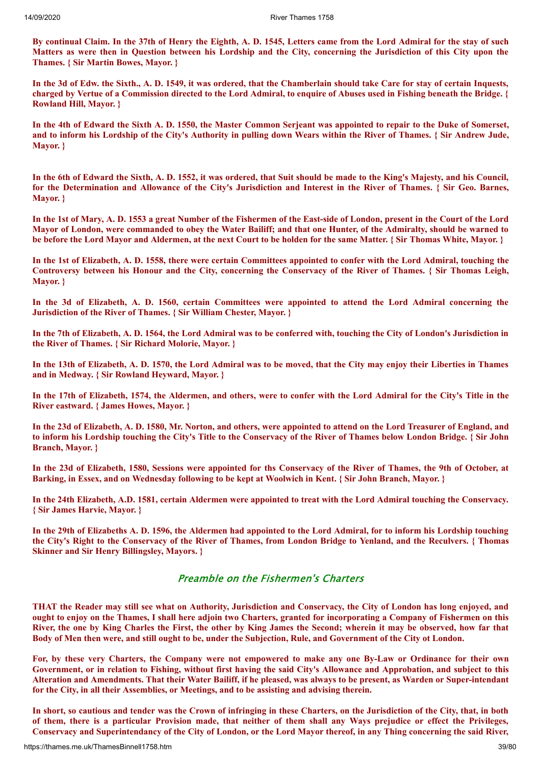**By continual Claim. In the 37th of Henry the Eighth, A. D. 1545, Letters came from the Lord Admiral for the stay of such Matters as were then in Question between his Lordship and the City, concerning the Jurisdiction of this City upon the Thames. { Sir Martin Bowes, Mayor. }**

**In the 3d of Edw. the Sixth., A. D. 1549, it was ordered, that the Chamberlain should take Care for stay of certain Inquests, charged by Vertue of a Commission directed to the Lord Admiral, to enquire of Abuses used in Fishing beneath the Bridge. { Rowland Hill, Mayor. }**

**In the 4th of Edward the Sixth A. D. 1550, the Master Common Serjeant was appointed to repair to the Duke of Somerset, and to inform his Lordship of the City's Authority in pulling down Wears within the River of Thames. { Sir Andrew Jude, Mayor. }**

**In the 6th of Edward the Sixth, A. D. 1552, it was ordered, that Suit should be made to the King's Majesty, and his Council, for the Determination and Allowance of the City's Jurisdiction and Interest in the River of Thames. { Sir Geo. Barnes, Mayor. }**

**In the 1st of Mary, A. D. 1553 a great Number of the Fishermen of the East-side of London, present in the Court of the Lord Mayor of London, were commanded to obey the Water Bailiff; and that one Hunter, of the Admiralty, should be warned to be before the Lord Mayor and Aldermen, at the next Court to be holden for the same Matter. { Sir Thomas White, Mayor. }**

**In the 1st of Elizabeth, A. D. 1558, there were certain Committees appointed to confer with the Lord Admiral, touching the Controversy between his Honour and the City, concerning the Conservacy of the River of Thames. { Sir Thomas Leigh, Mayor. }**

**In the 3d of Elizabeth, A. D. 1560, certain Committees were appointed to attend the Lord Admiral concerning the Jurisdiction of the River of Thames. { Sir William Chester, Mayor. }**

**In the 7th of Elizabeth, A. D. 1564, the Lord Admiral was to be conferred with, touching the City of London's Jurisdiction in the River of Thames. { Sir Richard Molorie, Mayor. }**

**In the 13th of Elizabeth, A. D. 1570, the Lord Admiral was to be moved, that the City may enjoy their Liberties in Thames and in Medway. { Sir Rowland Heyward, Mayor. }**

**In the 17th of Elizabeth, 1574, the Aldermen, and others, were to confer with the Lord Admiral for the City's Title in the River eastward. { James Howes, Mayor. }**

**In the 23d of Elizabeth, A. D. 1580, Mr. Norton, and others, were appointed to attend on the Lord Treasurer of England, and to inform his Lordship touching the City's Title to the Conservacy of the River of Thames below London Bridge. { Sir John Branch, Mayor. }**

**In the 23d of Elizabeth, 1580, Sessions were appointed for ths Conservacy of the River of Thames, the 9th of October, at Barking, in Essex, and on Wednesday following to be kept at Woolwich in Kent. { Sir John Branch, Mayor. }**

**In the 24th Elizabeth, A.D. 1581, certain Aldermen were appointed to treat with the Lord Admiral touching the Conservacy. { Sir James Harvie, Mayor. }**

**In the 29th of Elizabeths A. D. 1596, the Aldermen had appointed to the Lord Admiral, for to inform his Lordship touching the City's Right to the Conservacy of the River of Thames, from London Bridge to Yenland, and the Reculvers. { Thomas Skinner and Sir Henry Billingsley, Mayors. }**

## Preamble on the Fishermen's Charters

**THAT the Reader may still see what on Authority, Jurisdiction and Conservacy, the City of London has long enjoyed, and ought to enjoy on the Thames, I shall here adjoin two Charters, granted for incorporating a Company of Fishermen on this River, the one by King Charles the First, the other by King James the Second; wherein it may be observed, how far that Body of Men then were, and still ought to be, under the Subjection, Rule, and Government of the City ot London.**

**For, by these very Charters, the Company were not empowered to make any one By-Law or Ordinance for their own Government, or in relation to Fishing, without first having the said City's Allowance and Approbation, and subject to this Alteration and Amendments. That their Water Bailiff, if he pleased, was always to be present, as Warden or Super-intendant for the City, in all their Assemblies, or Meetings, and to be assisting and advising therein.**

**In short, so cautious and tender was the Crown of infringing in these Charters, on the Jurisdiction of the City, that, in both of them, there is a particular Provision made, that neither of them shall any Ways prejudice or effect the Privileges, Conservacy and Superintendancy of the City of London, or the Lord Mayor thereof, in any Thing concerning the said River,**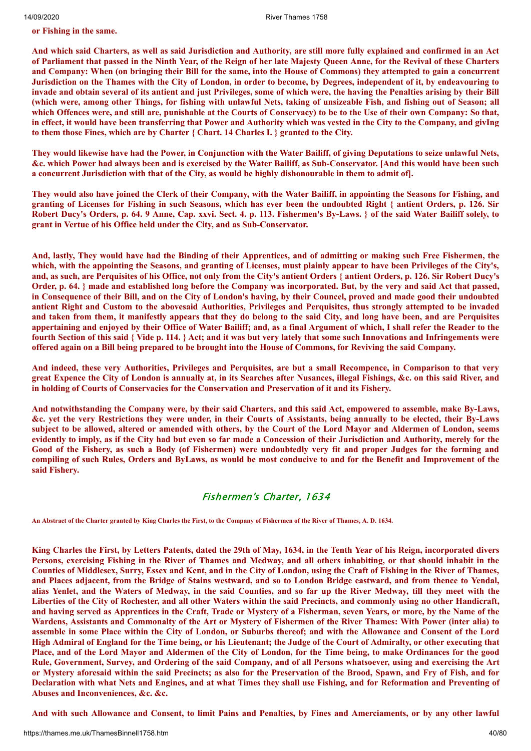**or Fishing in the same.**

**And which said Charters, as well as said Jurisdiction and Authority, are still more fully explained and confirmed in an Act of Parliament that passed in the Ninth Year, of the Reign of her late Majesty Queen Anne, for the Revival of these Charters and Company: When (on bringing their Bill for the same, into the House of Commons) they attempted to gain a concurrent Jurisdiction on the Thames with the City of London, in order to become, by Degrees, independent of it, by endeavouring to invade and obtain several of its antient and just Privileges, some of which were, the having the Penalties arising by their Bill (which were, among other Things, for fishing with unlawful Nets, taking of unsizeable Fish, and fishing out of Season; all which Offences were, and still are, punishable at the Courts of Conservacy) to be to the Use of their own Company: So that, in effect, it would have been transferring that Power and Authority which was vested in the City to the Company, and givIng to them those Fines, which are by Charter { Chart. 14 Charles I. } granted to the City.**

**They would likewise have had the Power, in Conjunction with the Water Bailiff, of giving Deputations to seize unlawful Nets, &c. which Power had always been and is exercised by the Water Bailiff, as Sub-Conservator. [And this would have been such a concurrent Jurisdiction with that of the City, as would be highly dishonourable in them to admit of].**

**They would also have joined the Clerk of their Company, with the Water Bailiff, in appointing the Seasons for Fishing, and granting of Licenses for Fishing in such Seasons, which has ever been the undoubted Right { antient Orders, p. 126. Sir Robert Ducy's Orders, p. 64. 9 Anne, Cap. xxvi. Sect. 4. p. 113. Fishermen's By-Laws. } of the said Water Bailiff solely, to grant in Vertue of his Office held under the City, and as Sub-Conservator.**

**And, lastly, They would have had the Binding of their Apprentices, and of admitting or making such Free Fishermen, the which, with the appointing the Seasons, and granting of Licenses, must plainly appear to have been Privileges of the City's, and, as such, are Perquisites of his Office, not only from the City's antient Orders { antient Orders, p. 126. Sir Robert Ducy's Order, p. 64. } made and established long before the Company was incorporated. But, by the very and said Act that passed, in Consequence of their Bill, and on the City of London's having, by their Councel, proved and made good their undoubted antient Right and Custom to the abovesaid Authorities, Privileges and Perquisitcs, thus strongly attempted to be invaded and taken from them, it manifestly appears that they do belong to the said City, and long have been, and are Perquisites appertaining and enjoyed by their Office of Water Bailiff; and, as a final Argument of which, I shall refer the Reader to the fourth Section of this said { Vide p. 114. } Act; and it was but very lately that some such Innovations and Infringements were offered again on a Bill being prepared to be brought into the House of Commons, for Reviving the said Company.**

**And indeed, these very Authorities, Privileges and Perquisites, are but a small Recompence, in Comparison to that very great Expence the City of London is annually at, in its Searches after Nusances, illegal Fishings, &c. on this said River, and in holding of Courts of Conservacies for the Conservation and Preservation of it and its Fishery.**

**And notwithstanding the Company were, by their said Charters, and this said Act, empowered to assemble, make By-Laws, &c. yet the very Restrictions they were under, in their Courts of Assistants, being annually to be elected, their By-Laws subject to be allowed, altered or amended with others, by the Court of the Lord Mayor and Aldermen of London, seems evidently to imply, as if the City had but even so far made a Concession of their Jurisdiction and Authority, merely for the Good of the Fishery, as such a Body (of Fishermen) were undoubtedly very fit and proper Judges for the forming and compiling of such Rules, Orders and ByLaws, as would be most conducive to and for the Benefit and Improvement of the said Fishery.**

## Fishermen's Charter, 1634

**An Abstract of the Charter granted by King Charles the First, to the Company of Fishermen of the River of Thames, A. D. 1634.**

**King Charles the First, by Letters Patents, dated the 29th of May, 1634, in the Tenth Year of his Reign, incorporated divers Persons, exercising Fishing in the River of Thames and Medway, and all others inhabiting, or that should inhabit in the Counties of Middlesex, Surry, Essex and Kent, and in the City of London, using the Craft of Fishing in the River of Thames, and Places adjacent, from the Bridge of Stains westward, and so to London Bridge eastward, and from thence to Yendal, alias Yenlet, and the Waters of Medway, in the said Counties, and so far up the River Medway, till they meet with the Liberties of the City of Rochester, and all other Waters within the said Precincts, and commonly using no other Handicraft, and having served as Apprentices in the Craft, Trade or Mystery of a Fisherman, seven Years, or more, by the Name of the Wardens, Assistants and Commonalty of the Art or Mystery of Fishermen of the River Thames: With Power (inter alia) to assemble in some Place within the City of London, or Suburbs thereof; and with the Allowance and Consent of the Lord High Admiral of England for the Time being, or his Lieutenant; the Judge of the Court of Admiralty, or other executing that Place, and of the Lord Mayor and Aldermen of the City of London, for the Time being, to make Ordinances for the good Rule, Government, Survey, and Ordering of the said Company, and of all Persons whatsoever, using and exercising the Art or Mystery aforesaid within the said Precincts; as also for the Preservation of the Brood, Spawn, and Fry of Fish, and for Declaration with what Nets and Engines, and at what Times they shall use Fishing, and for Reformation and Preventing of Abuses and Inconveniences, &c. &c.**

**And with such Allowance and Consent, to limit Pains and Penalties, by Fines and Amerciaments, or by any other lawful**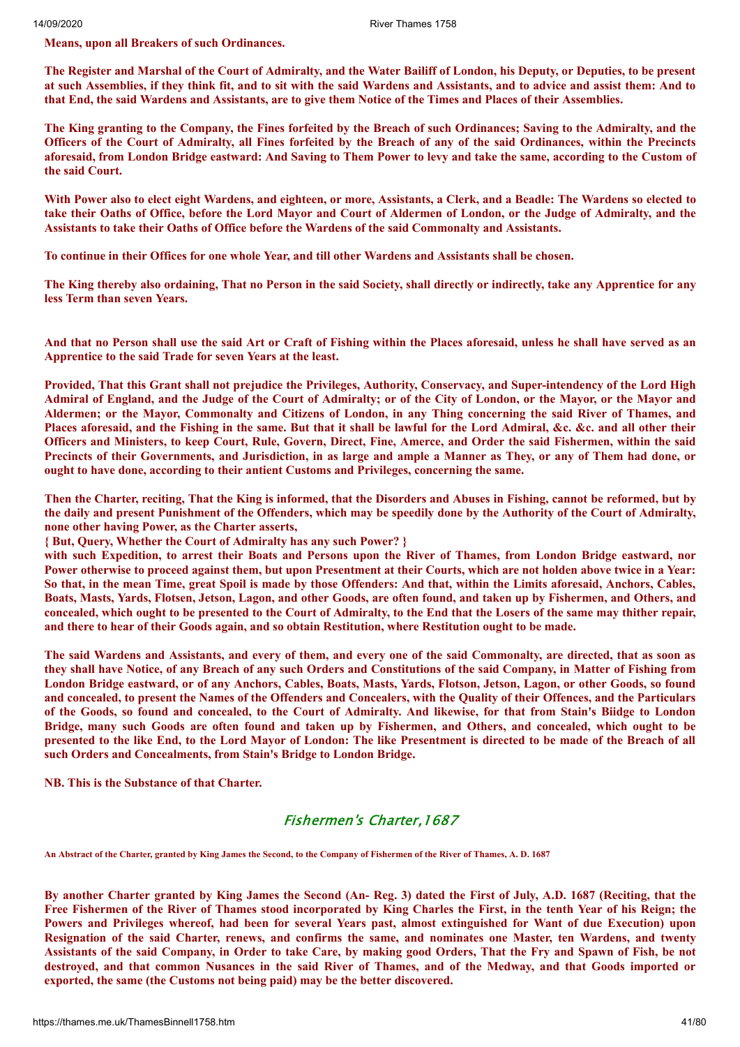**Means, upon all Breakers of such Ordinances.**

**The Register and Marshal of the Court of Admiralty, and the Water Bailiff of London, his Deputy, or Deputies, to be present at such Assemblies, if they think fit, and to sit with the said Wardens and Assistants, and to advice and assist them: And to that End, the said Wardens and Assistants, are to give them Notice of the Times and Places of their Assemblies.**

**The King granting to the Company, the Fines forfeited by the Breach of such Ordinances; Saving to the Admiralty, and the Officers of the Court of Admiralty, all Fines forfeited by the Breach of any of the said Ordinances, within the Precincts aforesaid, from London Bridge eastward: And Saving to Them Power to levy and take the same, according to the Custom of the said Court.**

**With Power also to elect eight Wardens, and eighteen, or more, Assistants, a Clerk, and a Beadle: The Wardens so elected to take their Oaths of Office, before the Lord Mayor and Court of Aldermen of London, or the Judge of Admiralty, and the Assistants to take their Oaths of Office before the Wardens of the said Commonalty and Assistants.**

**To continue in their Offices for one whole Year, and till other Wardens and Assistants shall be chosen.**

**The King thereby also ordaining, That no Person in the said Society, shall directly or indirectly, take any Apprentice for any less Term than seven Years.**

**And that no Person shall use the said Art or Craft of Fishing within the Places aforesaid, unless he shall have served as an Apprentice to the said Trade for seven Years at the least.**

**Provided, That this Grant shall not prejudice the Privileges, Authority, Conservacy, and Super-intendency of the Lord High Admiral of England, and the Judge of the Court of Admiralty; or of the City of London, or the Mayor, or the Mayor and Aldermen; or the Mayor, Commonalty and Citizens of London, in any Thing concerning the said River of Thames, and Places aforesaid, and the Fishing in the same. But that it shall be lawful for the Lord Admiral, &c. &c. and all other their Officers and Ministers, to keep Court, Rule, Govern, Direct, Fine, Amerce, and Order the said Fishermen, within the said Precincts of their Governments, and Jurisdiction, in as large and ample a Manner as They, or any of Them had done, or ought to have done, according to their antient Customs and Privileges, concerning the same.**

**Then the Charter, reciting, That the King is informed, that the Disorders and Abuses in Fishing, cannot be reformed, but by the daily and present Punishment of the Offenders, which may be speedily done by the Authority of the Court of Admiralty, none other having Power, as the Charter asserts,**
**{ But, Query, Whether the Court of Admiralty has any such Power? }**
**with such Expedition, to arrest their Boats and Persons upon the River of Thames, from London Bridge eastward, nor Power otherwise to proceed against them, but upon Presentment at their Courts, which are not holden above twice in a Year: So that, in the mean Time, great Spoil is made by those Offenders: And that, within the Limits aforesaid, Anchors, Cables, Boats, Masts, Yards, Flotsen, Jetson, Lagon, and other Goods, are often found, and taken up by Fishermen, and Others, and concealed, which ought to be presented to the Court of Admiralty, to the End that the Losers of the same may thither repair, and there to hear of their Goods again, and so obtain Restitution, where Restitution ought to be made.**

**The said Wardens and Assistants, and every of them, and every one of the said Commonalty, are directed, that as soon as they shall have Notice, of any Breach of any such Orders and Constitutions of the said Company, in Matter of Fishing from London Bridge eastward, or of any Anchors, Cables, Boats, Masts, Yards, Flotson, Jetson, Lagon, or other Goods, so found and concealed, to present the Names of the Offenders and Concealers, with the Quality of their Offences, and the Particulars of the Goods, so found and concealed, to the Court of Admiralty. And likewise, for that from Stain's Biidge to London Bridge, many such Goods are often found and taken up by Fishermen, and Others, and concealed, which ought to be presented to the like End, to the Lord Mayor of London: The like Presentment is directed to be made of the Breach of all such Orders and Concealments, from Stain's Bridge to London Bridge.**

**NB. This is the Substance of that Charter.**

## *Fishermen's Charter,1687*

**An Abstract of the Charter, granted by King James the Second, to the Company of Fishermen of the River of Thames, A. D. 1687**

**By another Charter granted by King James the Second (An- Reg. 3) dated the First of July, A.D. 1687 (Reciting, that the Free Fishermen of the River of Thames stood incorporated by King Charles the First, in the tenth Year of his Reign; the Powers and Privileges whereof, had been for several Years past, almost extinguished for Want of due Execution) upon Resignation of the said Charter, renews, and confirms the same, and nominates one Master, ten Wardens, and twenty Assistants of the said Company, in Order to take Care, by making good Orders, That the Fry and Spawn of Fish, be not destroyed, and that common Nusances in the said River of Thames, and of the Medway, and that Goods imported or exported, the same (the Customs not being paid) may be the better discovered.**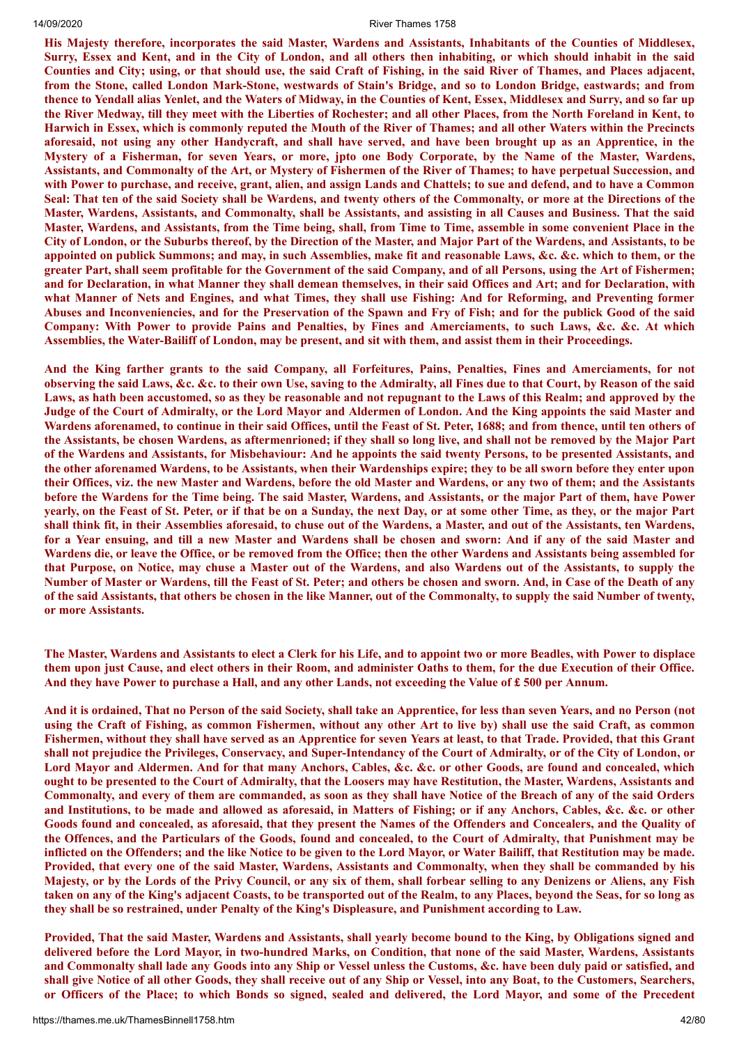**His Majesty therefore, incorporates the said Master, Wardens and Assistants, Inhabitants of the Counties of Middlesex, Surry, Essex and Kent, and in the City of London, and all others then inhabiting, or which should inhabit in the said Counties and City; using, or that should use, the said Craft of Fishing, in the said River of Thames, and Places adjacent, from the Stone, called London Mark-Stone, westwards of Stain's Bridge, and so to London Bridge, eastwards; and from thence to Yendall alias Yenlet, and the Waters of Midway, in the Counties of Kent, Essex, Middlesex and Surry, and so far up the River Medway, till they meet with the Liberties of Rochester; and all other Places, from the North Foreland in Kent, to Harwich in Essex, which is commonly reputed the Mouth of the River of Thames; and all other Waters within the Precincts aforesaid, not using any other Handycraft, and shall have served, and have been brought up as an Apprentice, in the Mystery of a Fisherman, for seven Years, or more, jpto one Body Corporate, by the Name of the Master, Wardens, Assistants, and Commonalty of the Art, or Mystery of Fishermen of the River of Thames; to have perpetual Succession, and with Power to purchase, and receive, grant, alien, and assign Lands and Chattels; to sue and defend, and to have a Common Seal: That ten of the said Society shall be Wardens, and twenty others of the Commonalty, or more at the Directions of the Master, Wardens, Assistants, and Commonalty, shall be Assistants, and assisting in all Causes and Business. That the said Master, Wardens, and Assistants, from the Time being, shall, from Time to Time, assemble in some convenient Place in the City of London, or the Suburbs thereof, by the Direction of the Master, and Major Part of the Wardens, and Assistants, to be appointed on publick Summons; and may, in such Assemblies, make fit and reasonable Laws, &c. &c. which to them, or the greater Part, shall seem profitable for the Government of the said Company, and of all Persons, using the Art of Fishermen; and for Declaration, in what Manner they shall demean themselves, in their said Offices and Art; and for Declaration, with what Manner of Nets and Engines, and what Times, they shall use Fishing: And for Reforming, and Preventing former Abuses and Inconveniencies, and for the Preservation of the Spawn and Fry of Fish; and for the publick Good of the said Company: With Power to provide Pains and Penalties, by Fines and Amerciaments, to such Laws, &c. &c. At which Assemblies, the Water-Bailiff of London, may be present, and sit with them, and assist them in their Proceedings.**

**And the King farther grants to the said Company, all Forfeitures, Pains, Penalties, Fines and Amerciaments, for not observing the said Laws, &c. &c. to their own Use, saving to the Admiralty, all Fines due to that Court, by Reason of the said Laws, as hath been accustomed, so as they be reasonable and not repugnant to the Laws of this Realm; and approved by the Judge of the Court of Admiralty, or the Lord Mayor and Aldermen of London. And the King appoints the said Master and Wardens aforenamed, to continue in their said Offices, until the Feast of St. Peter, 1688; and from thence, until ten others of the Assistants, be chosen Wardens, as aftermenrioned; if they shall so long live, and shall not be removed by the Major Part of the Wardens and Assistants, for Misbehaviour: And he appoints the said twenty Persons, to be presented Assistants, and the other aforenamed Wardens, to be Assistants, when their Wardenships expire; they to be all sworn before they enter upon their Offices, viz. the new Master and Wardens, before the old Master and Wardens, or any two of them; and the Assistants before the Wardens for the Time being. The said Master, Wardens, and Assistants, or the major Part of them, have Power yearly, on the Feast of St. Peter, or if that be on a Sunday, the next Day, or at some other Time, as they, or the major Part shall think fit, in their Assemblies aforesaid, to chuse out of the Wardens, a Master, and out of the Assistants, ten Wardens, for a Year ensuing, and till a new Master and Wardens shall be chosen and sworn: And if any of the said Master and Wardens die, or leave the Office, or be removed from the Office; then the other Wardens and Assistants being assembled for that Purpose, on Notice, may chuse a Master out of the Wardens, and also Wardens out of the Assistants, to supply the Number of Master or Wardens, till the Feast of St. Peter; and others be chosen and sworn. And, in Case of the Death of any of the said Assistants, that others be chosen in the like Manner, out of the Commonalty, to supply the said Number of twenty, or more Assistants.**

**The Master, Wardens and Assistants to elect a Clerk for his Life, and to appoint two or more Beadles, with Power to displace them upon just Cause, and elect others in their Room, and administer Oaths to them, for the due Execution of their Office. And they have Power to purchase a Hall, and any other Lands, not exceeding the Value of £ 500 per Annum.**

**And it is ordained, That no Person of the said Society, shall take an Apprentice, for less than seven Years, and no Person (not using the Craft of Fishing, as common Fishermen, without any other Art to live by) shall use the said Craft, as common Fishermen, without they shall have served as an Apprentice for seven Years at least, to that Trade. Provided, that this Grant shall not prejudice the Privileges, Conservacy, and Super-Intendancy of the Court of Admiralty, or of the City of London, or Lord Mayor and Aldermen. And for that many Anchors, Cables, &c. &c. or other Goods, are found and concealed, which ought to be presented to the Court of Admiralty, that the Loosers may have Restitution, the Master, Wardens, Assistants and Commonalty, and every of them are commanded, as soon as they shall have Notice of the Breach of any of the said Orders and Institutions, to be made and allowed as aforesaid, in Matters of Fishing; or if any Anchors, Cables, &c. &c. or other Goods found and concealed, as aforesaid, that they present the Names of the Offenders and Concealers, and the Quality of the Offences, and the Particulars of the Goods, found and concealed, to the Court of Admiralty, that Punishment may be inflicted on the Offenders; and the like Notice to be given to the Lord Mayor, or Water Bailiff, that Restitution may be made. Provided, that every one of the said Master, Wardens, Assistants and Commonalty, when they shall be commanded by his Majesty, or by the Lords of the Privy Council, or any six of them, shall forbear selling to any Denizens or Aliens, any Fish taken on any of the King's adjacent Coasts, to be transported out of the Realm, to any Places, beyond the Seas, for so long as they shall be so restrained, under Penalty of the King's Displeasure, and Punishment according to Law.**

**Provided, That the said Master, Wardens and Assistants, shall yearly become bound to the King, by Obligations signed and delivered before the Lord Mayor, in two-hundred Marks, on Condition, that none of the said Master, Wardens, Assistants and Commonalty shall lade any Goods into any Ship or Vessel unless the Customs, &c. have been duly paid or satisfied, and shall give Notice of all other Goods, they shall receive out of any Ship or Vessel, into any Boat, to the Customers, Searchers, or Officers of the Place; to which Bonds so signed, sealed and delivered, the Lord Mayor, and some of the Precedent**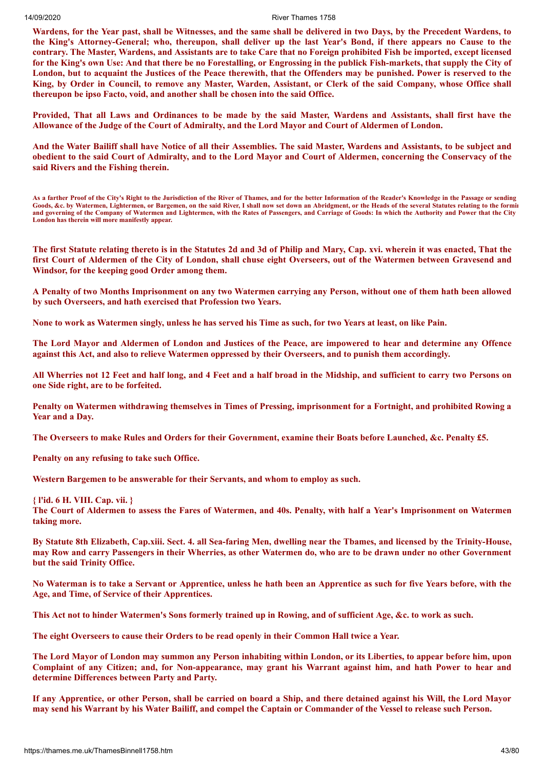**Wardens, for the Year past, shall be Witnesses, and the same shall be delivered in two Days, by the Precedent Wardens, to the King's Attorney-General; who, thereupon, shall deliver up the last Year's Bond, if there appears no Cause to the contrary. The Master, Wardens, and Assistants are to take Care that no Foreign prohibited Fish be imported, except licensed for the King's own Use: And that there be no Forestalling, or Engrossing in the publick Fish-markets, that supply the City of London, but to acquaint the Justices of the Peace therewith, that the Offenders may be punished. Power is reserved to the King, by Order in Council, to remove any Master, Warden, Assistant, or Clerk of the said Company, whose Office shall thereupon be ipso Facto, void, and another shall be chosen into the said Office.**

**Provided, That all Laws and Ordinances to be made by the said Master, Wardens and Assistants, shall first have the Allowance of the Judge of the Court of Admiralty, and the Lord Mayor and Court of Aldermen of London.**

**And the Water Bailiff shall have Notice of all their Assemblies. The said Master, Wardens and Assistants, to be subject and obedient to the said Court of Admiralty, and to the Lord Mayor and Court of Aldermen, concerning the Conservacy of the said Rivers and the Fishing therein.**

**As a farther Proof of the City's Right to the Jurisdiction of the River of Thames, and for the better Information of the Reader's Knowledge in the Passage or sending Goods, &c. by Watermen, Lightermen, or Bargemen, on the said River, I shall now set down an Abridgment, or the Heads of the several Statutes relating to the formin and governing of the Company of Watermen and Lightermen, with the Rates of Passengers, and Carriage of Goods: In which the Authority and Power that the City London has therein will more manifestly appear.**

**The first Statute relating thereto is in the Statutes 2d and 3d of Philip and Mary, Cap. xvi. wherein it was enacted, That the first Court of Aldermen of the City of London, shall chuse eight Overseers, out of the Watermen between Gravesend and Windsor, for the keeping good Order among them.**

**A Penalty of two Months Imprisonment on any two Watermen carrying any Person, without one of them hath been allowed by such Overseers, and hath exercised that Profession two Years.**

**None to work as Watermen singly, unless he has served his Time as such, for two Years at least, on like Pain.**

**The Lord Mayor and Aldermen of London and Justices of the Peace, are impowered to hear and determine any Offence against this Act, and also to relieve Watermen oppressed by their Overseers, and to punish them accordingly.**

**All Wherries not 12 Feet and half long, and 4 Feet and a half broad in the Midship, and sufficient to carry two Persons on one Side right, are to be forfeited.**

**Penalty on Watermen withdrawing themselves in Times of Pressing, imprisonment for a Fortnight, and prohibited Rowing a Year and a Day.**

**The Overseers to make Rules and Orders for their Government, examine their Boats before Launched, &c. Penalty £5.**

**Penalty on any refusing to take such Office.**

**Western Bargemen to be answerable for their Servants, and whom to employ as such.**

**{ I'id. 6 H. VIII. Cap. vii. }**
**The Court of Aldermen to assess the Fares of Watermen, and 40s. Penalty, with half a Year's Imprisonment on Watermen taking more.**

**By Statute 8th Elizabeth, Cap.xiii. Sect. 4. all Sea-faring Men, dwelling near the Tbames, and licensed by the Trinity-House, may Row and carry Passengers in their Wherries, as other Watermen do, who are to be drawn under no other Government but the said Trinity Office.**

**No Waterman is to take a Servant or Apprentice, unless he hath been an Apprentice as such for five Years before, with the Age, and Time, of Service of their Apprentices.**

**This Act not to hinder Watermen's Sons formerly trained up in Rowing, and of sufficient Age, &c. to work as such.**

**The eight Overseers to cause their Orders to be read openly in their Common Hall twice a Year.**

**The Lord Mayor of London may summon any Person inhabiting within London, or its Liberties, to appear before him, upon Complaint of any Citizen; and, for Non-appearance, may grant his Warrant against him, and hath Power to hear and determine Differences between Party and Party.**

**If any Apprentice, or other Person, shall be carried on board a Ship, and there detained against his Will, the Lord Mayor may send his Warrant by his Water Bailiff, and compel the Captain or Commander of the Vessel to release such Person.**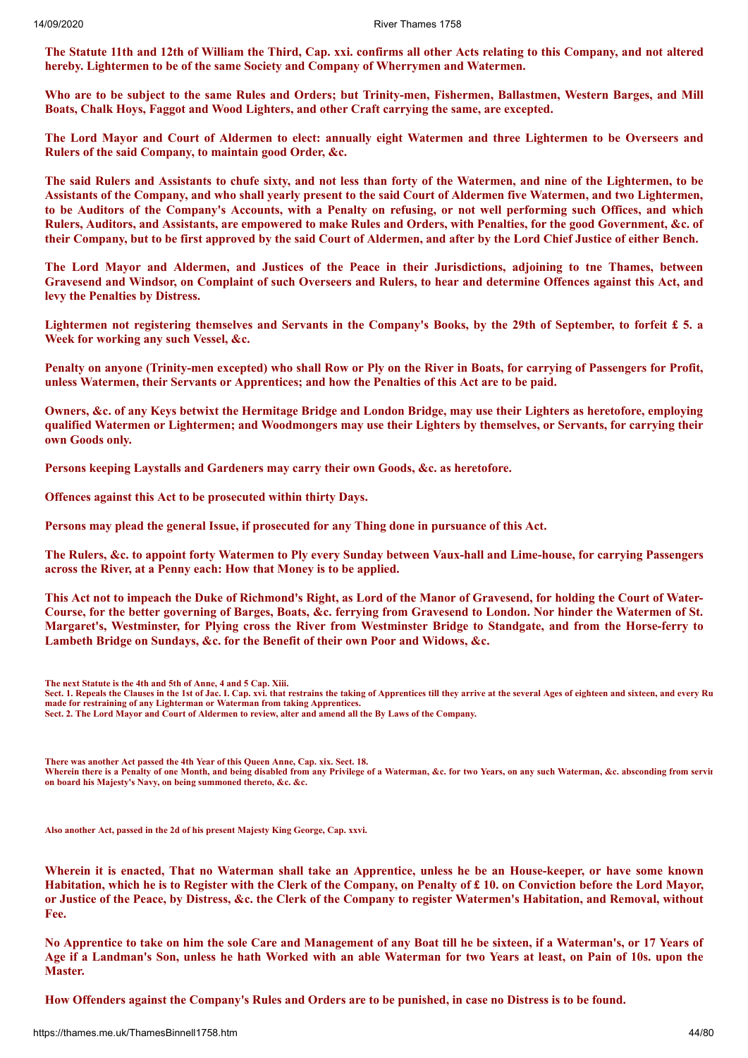**The Statute 11th and 12th of William the Third, Cap. xxi. confirms all other Acts relating to this Company, and not altered hereby. Lightermen to be of the same Society and Company of Wherrymen and Watermen.**

**Who are to be subject to the same Rules and Orders; but Trinity-men, Fishermen, Ballastmen, Western Barges, and Mill Boats, Chalk Hoys, Faggot and Wood Lighters, and other Craft carrying the same, are excepted.**

**The Lord Mayor and Court of Aldermen to elect: annually eight Watermen and three Lightermen to be Overseers and Rulers of the said Company, to maintain good Order, &c.**

**The said Rulers and Assistants to chufe sixty, and not less than forty of the Watermen, and nine of the Lightermen, to be Assistants of the Company, and who shall yearly present to the said Court of Aldermen five Watermen, and two Lightermen, to be Auditors of the Company's Accounts, with a Penalty on refusing, or not well performing such Offices, and which Rulers, Auditors, and Assistants, are empowered to make Rules and Orders, with Penalties, for the good Government, &c. of their Company, but to be first approved by the said Court of Aldermen, and after by the Lord Chief Justice of either Bench.**

**The Lord Mayor and Aldermen, and Justices of the Peace in their Jurisdictions, adjoining to tne Thames, between Gravesend and Windsor, on Complaint of such Overseers and Rulers, to hear and determine Offences against this Act, and levy the Penalties by Distress.**

**Lightermen not registering themselves and Servants in the Company's Books, by the 29th of September, to forfeit £ 5. a Week for working any such Vessel, &c.**

**Penalty on anyone (Trinity-men excepted) who shall Row or Ply on the River in Boats, for carrying of Passengers for Profit, unless Watermen, their Servants or Apprentices; and how the Penalties of this Act are to be paid.**

**Owners, &c. of any Keys betwixt the Hermitage Bridge and London Bridge, may use their Lighters as heretofore, employing qualified Watermen or Lightermen; and Woodmongers may use their Lighters by themselves, or Servants, for carrying their own Goods only.**

**Persons keeping Laystalls and Gardeners may carry their own Goods, &c. as heretofore.**

**Offences against this Act to be prosecuted within thirty Days.**

**Persons may plead the general Issue, if prosecuted for any Thing done in pursuance of this Act.**

**The Rulers, &c. to appoint forty Watermen to Ply every Sunday between Vaux-hall and Lime-house, for carrying Passengers across the River, at a Penny each: How that Money is to be applied.**

**This Act not to impeach the Duke of Richmond's Right, as Lord of the Manor of Gravesend, for holding the Court of Water-Course, for the better governing of Barges, Boats, &c. ferrying from Gravesend to London. Nor hinder the Watermen of St. Margaret's, Westminster, for Plying cross the River from Westminster Bridge to Standgate, and from the Horse-ferry to Lambeth Bridge on Sundays, &c. for the Benefit of their own Poor and Widows, &c.**

**The next Statute is the 4th and 5th of Anne, 4 and 5 Cap. Xiii.**
**Sect. 1. Repeals the Clauses in the 1st of Jac. I. Cap. xvi. that restrains the taking of Apprentices till they arrive at the several Ages of eighteen and sixteen, and every Ru made for restraining of any Lighterman or Waterman from taking Apprentices.**
**Sect. 2. The Lord Mayor and Court of Aldermen to review, alter and amend all the By Laws of the Company.**

**There was another Act passed the 4th Year of this Queen Anne, Cap. xix. Sect. 18.**
**Wherein there is a Penalty of one Month, and being disabled from any Privilege of a Waterman, &c. for two Years, on any such Waterman, &c. absconding from servin on board his Majesty's Navy, on being summoned thereto, &c. &c.**

**Also another Act, passed in the 2d of his present Majesty King George, Cap. xxvi.**

**Wherein it is enacted, That no Waterman shall take an Apprentice, unless he be an House-keeper, or have some known Habitation, which he is to Register with the Clerk of the Company, on Penalty of £ 10. on Conviction before the Lord Mayor, or Justice of the Peace, by Distress, &c. the Clerk of the Company to register Watermen's Habitation, and Removal, without Fee.**

**No Apprentice to take on him the sole Care and Management of any Boat till he be sixteen, if a Waterman's, or 17 Years of Age if a Landman's Son, unless he hath Worked with an able Waterman for two Years at least, on Pain of 10s. upon the Master.**

**How Offenders against the Company's Rules and Orders are to be punished, in case no Distress is to be found.**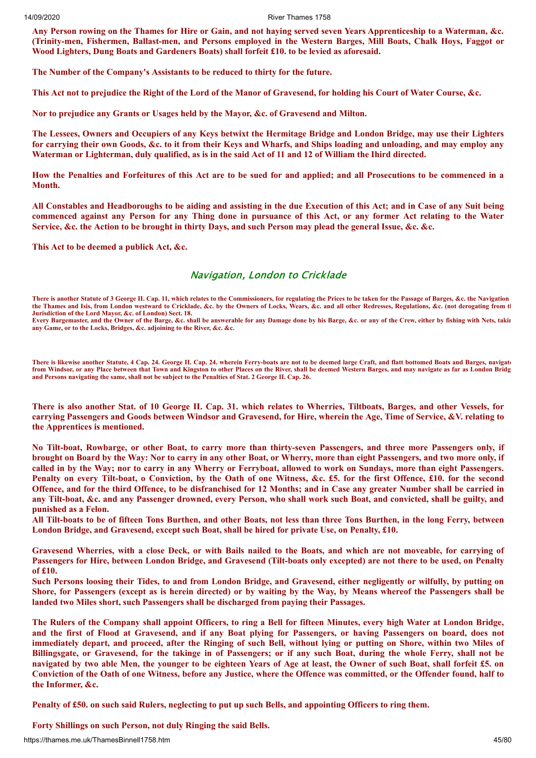**Any Person rowing on the Thames for Hire or Gain, and not haying served seven Years Apprenticeship to a Waterman, &c. (Trinity-men, Fishermen, Ballast-men, and Persons employed in the Western Barges, Mill Boats, Chalk Hoys, Faggot or Wood Lighters, Dung Boats and Gardeners Boats) shall forfeit £10. to be levied as aforesaid.**

**The Number of the Company's Assistants to be reduced to thirty for the future.**

**This Act not to prejudice the Right of the Lord of the Manor of Gravesend, for holding his Court of Water Course, &c.**

**Nor to prejudice any Grants or Usages held by the Mayor, &c. of Gravesend and Milton.**

**The Lessees, Owners and Occupiers of any Keys betwixt the Hermitage Bridge and London Bridge, may use their Lighters for carrying their own Goods, &c. to it from their Keys and Wharfs, and Ships loading and unloading, and may employ any Waterman or Lighterman, duly qualified, as is in the said Act of 11 and 12 of William the Ihird directed.**

**How the Penalties and Forfeitures of this Act are to be sued for and applied; and all Prosecutions to be commenced in a Month.**

**All Constables and Headboroughs to be aiding and assisting in the due Execution of this Act; and in Case of any Suit being commenced against any Person for any Thing done in pursuance of this Act, or any former Act relating to the Water Service, &c. the Action to be brought in thirty Days, and such Person may plead the general Issue, &c. &c.**

**This Act to be deemed a publick Act, &c.**

## Navigation, London to Cricklade

**There is another Statute of 3 George II. Cap. 11, which relates to the Commissioners, for regulating the Prices to be taken for the Passage of Barges, &c. the Navigation the Thames and Isis, from London westward to Cricklade, &c. by the Owners of Locks, Wears, &c. and all other Redresses, Regulations, &c. (not derogating from the Jurisdiction of the Lord Mayor, &c. of London) Sect. 18.**
**Every Bargemaster, and the Owner of the Barge, &c. shall be answerable for any Damage done by his Barge, &c. or any of the Crew, either by fishing with Nets, takin any Game, or to the Locks, Bridges, &c. adjoining to the River, &c. &c.**

**There is likewise another Statute, 4 Cap. 24. George II. Cap. 24. wherein Ferry-boats are not to be deemed large Craft, and flatt bottomed Boats and Barges, navigat from Windsor, or any Place between that Town and Kingston to other Places on the River, shall be deemed Western Barges, and may navigate as far as London Bridg and Persons navigating the same, shall not be subject to the Penalties of Stat. 2 George II. Cap. 26.**

**There is also another Stat. of 10 George II. Cap. 31. which relates to Wherries, Tiltboats, Barges, and other Vessels, for carrying Passengers and Goods between Windsor and Gravesend, for Hire, wherein the Age, Time of Service, &V. relating to the Apprentices is mentioned.**

**No Tilt-boat, Rowbarge, or other Boat, to carry more than thirty-seven Passengers, and three more Passengers only, if brought on Board by the Way: Nor to carry in any other Boat, or Wherry, more than eight Passengers, and two more only, if called in by the Way; nor to carry in any Wherry or Ferryboat, allowed to work on Sundays, more than eight Passengers. Penalty on every Tilt-boat, o Conviction, by the Oath of one Witness, &c. £5. for the first Offence, £10. for the second Offence, and for the third Offence, to be disfranchised for 12 Months; and in Case any greater Number shall be carried in any Tilt-boat, &c. and any Passenger drowned, every Person, who shall work such Boat, and convicted, shall be guilty, and punished as a Felon.**
**All Tilt-boats to be of fifteen Tons Burthen, and other Boats, not less than three Tons Burthen, in the long Ferry, between London Bridge, and Gravesend, except such Boat, shall be hired for private Use, on Penalty, £10.**

**Gravesend Wherries, with a close Deck, or with Bails nailed to the Boats, and which are not moveable, for carrying of Passengers for Hire, between London Bridge, and Gravesend (Tilt-boats only excepted) are not there to be used, on Penalty of £10.**
**Such Persons loosing their Tides, to and from London Bridge, and Gravesend, either negligently or wilfully, by putting on Shore, for Passengers (except as is herein directed) or by waiting by the Way, by Means whereof the Passengers shall be landed two Miles short, such Passengers shall be discharged from paying their Passages.**

**The Rulers of the Company shall appoint Officers, to ring a Bell for fifteen Minutes, every high Water at London Bridge, and the first of Flood at Gravesend, and if any Boat plying for Passengers, or having Passengers on board, does not immediately depart, and proceed, after the Ringing of such Bell, without lying or putting on Shore, within two Miles of Billingsgate, or Gravesend, for the takinge in of Passengers; or if any such Boat, during the whole Ferry, shall not be navigated by two able Men, the younger to be eighteen Years of Age at least, the Owner of such Boat, shall forfeit £5. on Conviction of the Oath of one Witness, before any Justice, where the Offence was committed, or the Offender found, half to the Informer, &c.**

**Penalty of £50. on such said Rulers, neglecting to put up such Bells, and appointing Officers to ring them.**

**Forty Shillings on such Person, not duly Ringing the said Bells.**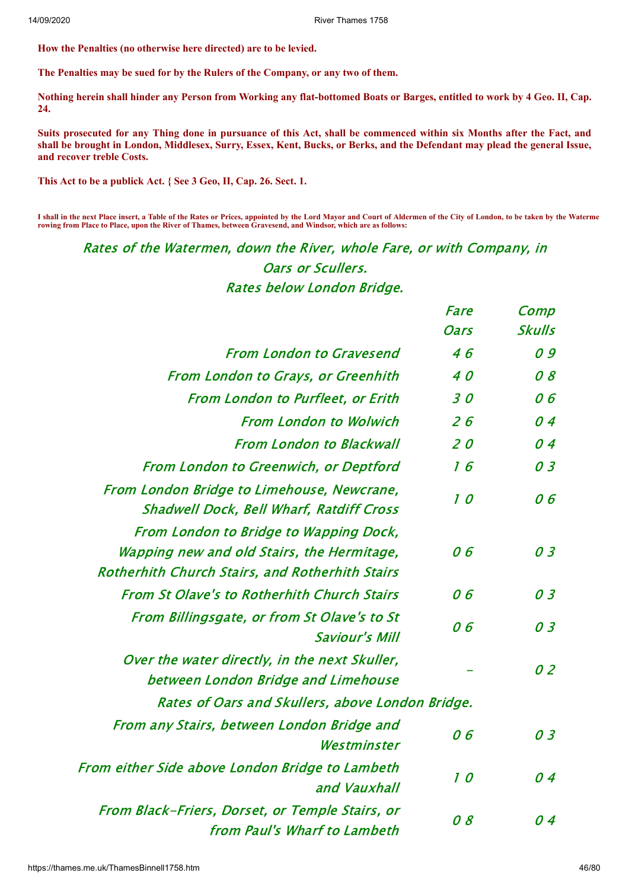**How the Penalties (no otherwise here directed) are to be levied.**

**The Penalties may be sued for by the Rulers of the Company, or any two of them.**

**Nothing herein shall hinder any Person from Working any flat-bottomed Boats or Barges, entitled to work by 4 Geo. II, Cap. 24.**

**Suits prosecuted for any Thing done in pursuance of this Act, shall be commenced within six Months after the Fact, and shall be brought in London, Middlesex, Surry, Essex, Kent, Bucks, or Berks, and the Defendant may plead the general Issue, and recover treble Costs.**

**This Act to be a publick Act. { See 3 Geo, II, Cap. 26. Sect. 1.**

**I shall in the next Place insert, a Table of the Rates or Prices, appointed by the Lord Mayor and Court of Aldermen of the City of London, to be taken by the Waterme rowing from Place to Place, upon the River of Thames, between Gravesend, and Windsor, which are as follows:**

*Rates of the Watermen, down the River, whole Fare, or with Company, in Oars or Scullers.*

*Rates below London Bridge.*

| | Fare Oars | Comp Skulls |
|---|---|---|
| From London to Gravesend | 4 6 | 0 9 |
| From London to Grays, or Greenhith | 4 0 | 0 8 |
| From London to Purfleet, or Erith | 3 0 | 0 6 |
| From London to Wolwich | 2 6 | 0 4 |
| From London to Blackwall | 2 0 | 0 4 |
| From London to Greenwich, or Deptford | 1 6 | 0 3 |
| From London Bridge to Limehouse, Newcrane, Shadwell Dock, Bell Wharf, Ratdiff Cross | 1 0 | 0 6 |
| From London to Bridge to Wapping Dock, Wapping new and old Stairs, the Hermitage, Rotherhith Church Stairs, and Rotherhith Stairs | 0 6 | 0 3 |
| From St Olave's to Rotherhith Church Stairs | 0 6 | 0 3 |
| From Billingsgate, or from St Olave's to St Saviour's Mill | 0 6 | 0 3 |
| Over the water directly, in the next Skuller, between London Bridge and Limehouse | - | 0 2 |
| *Rates of Oars and Skullers, above London Bridge.* | | |
| From any Stairs, between London Bridge and Westminster | 0 6 | 0 3 |
| From either Side above London Bridge to Lambeth and Vauxhall | 1 0 | 0 4 |
| From Black-Friers, Dorset, or Temple Stairs, or from Paul's Wharf to Lambeth | 0 8 | 0 4 |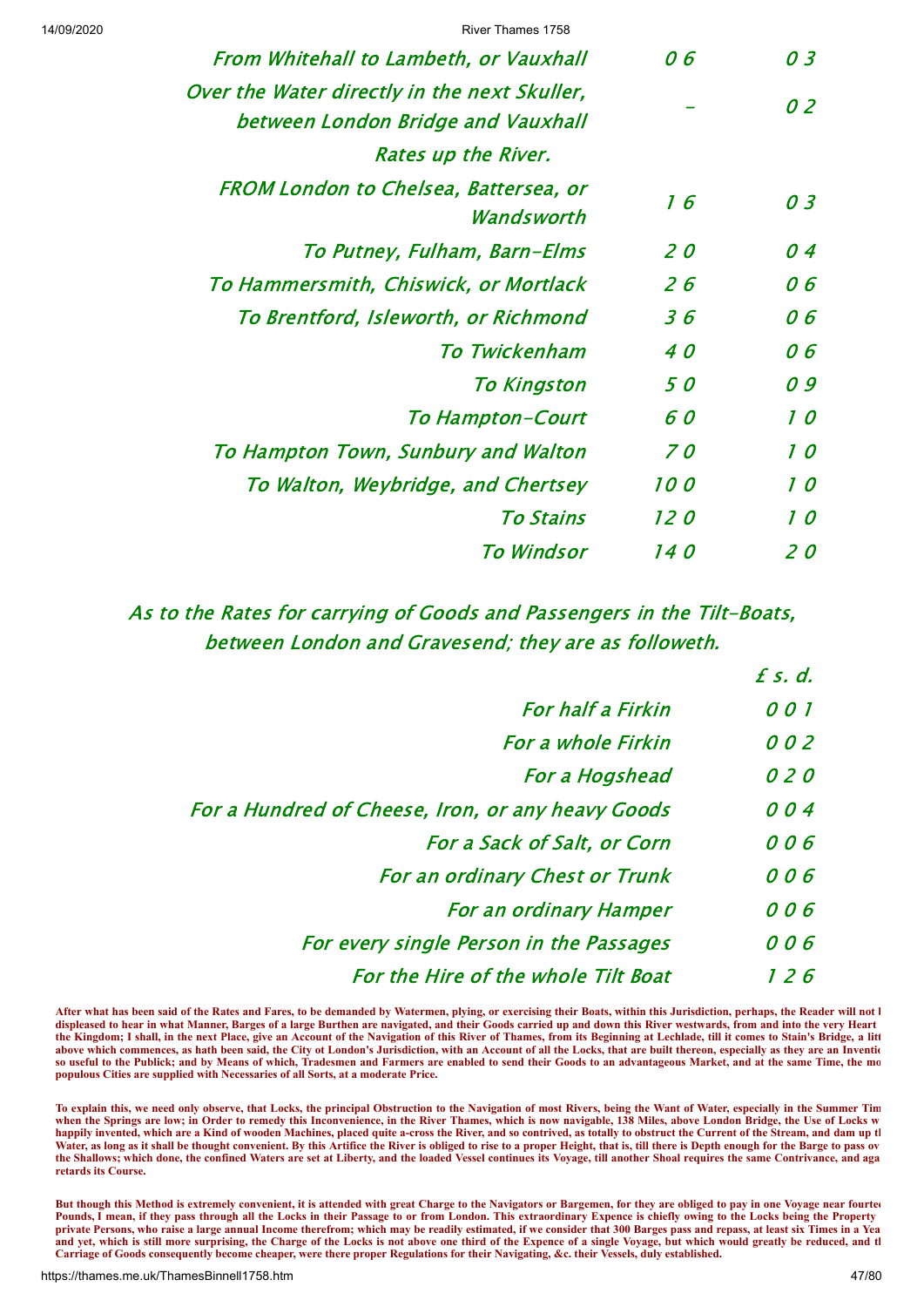| | | |
|---|---|---|
| From Whitehall to Lambeth, or Vauxhall | 0 6 | 0 3 |
| Over the Water directly in the next Skuller, between London Bridge and Vauxhall | - | 0 2 |

*Rates up the River.*

| | | |
|---|---|---|
| FROM London to Chelsea, Battersea, or Wandsworth | 1 6 | 0 3 |
| To Putney, Fulham, Barn-Elms | 2 0 | 0 4 |
| To Hammersmith, Chiswick, or Mortlack | 2 6 | 0 6 |
| To Brentford, Isleworth, or Richmond | 3 6 | 0 6 |
| To Twickenham | 4 0 | 0 6 |
| To Kingston | 5 0 | 0 9 |
| To Hampton-Court | 6 0 | 1 0 |
| To Hampton Town, Sunbury and Walton | 7 0 | 1 0 |
| To Walton, Weybridge, and Chertsey | 10 0 | 1 0 |
| To Stains | 12 0 | 1 0 |
| To Windsor | 14 0 | 2 0 |

*As to the Rates for carrying of Goods and Passengers in the Tilt-Boats, between London and Gravesend; they are as followeth.*

| | £ s. d. |
|---|---|
| For half a Firkin | 0 0 1 |
| For a whole Firkin | 0 0 2 |
| For a Hogshead | 0 2 0 |
| For a Hundred of Cheese, Iron, or any heavy Goods | 0 0 4 |
| For a Sack of Salt, or Corn | 0 0 6 |
| For an ordinary Chest or Trunk | 0 0 6 |
| For an ordinary Hamper | 0 0 6 |
| For every single Person in the Passages | 0 0 6 |
| For the Hire of the whole Tilt Boat | 1 2 6 |

**After what has been said of the Rates and Fares, to be demanded by Watermen, plying, or exercising their Boats, within this Jurisdiction, perhaps, the Reader will not be displeased to hear in what Manner, Barges of a large Burthen are navigated, and their Goods carried up and down this River westwards, from and into the very Heart of the Kingdom; I shall, in the next Place, give an Account of the Navigation of this River of Thames, from its Beginning at Lechlade, till it comes to Stain's Bridge, a little above which commences, as hath been said, the City of London's Jurisdiction, with an Account of all the Locks, that are built thereon, especially as they are an Invention so useful to the Publick; and by Means of which, Tradesmen and Farmers are enabled to send their Goods to an advantageous Market, and at the same Time, the most populous Cities are supplied with Necessaries of all Sorts, at a moderate Price.**

**To explain this, we need only observe, that Locks, the principal Obstruction to the Navigation of most Rivers, being the Want of Water, especially in the Summer Time when the Springs are low; in Order to remedy this Inconvenience, in the River Thames, which is now navigable, 138 Miles, above London Bridge, the Use of Locks was happily invented, which are a Kind of wooden Machines, placed quite a-cross the River, and so contrived, as totally to obstruct the Current of the Stream, and dam up the Water, as long as it shall be thought convenient. By this Artifice the River is obliged to rise to a proper Height, that is, till there is Depth enough for the Barge to pass over the Shallows; which done, the confined Waters are set at Liberty, and the loaded Vessel continues its Voyage, till another Shoal requires the same Contrivance, and again retards its Course.**

**But though this Method is extremely convenient, it is attended with great Charge to the Navigators or Bargemen, for they are obliged to pay in one Voyage near fourteen Pounds, I mean, if they pass through all the Locks in their Passage to or from London. This extraordinary Expence is chiefly owing to the Locks being the Property of private Persons, who raise a large annual Income therefrom; which may be readily estimated, if we consider that 300 Barges pass and repass, at least six Times in a Year, and yet, which is still more surprising, the Charge of the Locks is not above one third of the Expence of a single Voyage, but which would greatly be reduced, and the Carriage of Goods consequently become cheaper, were there proper Regulations for their Navigating, &c. their Vessels, duly established.**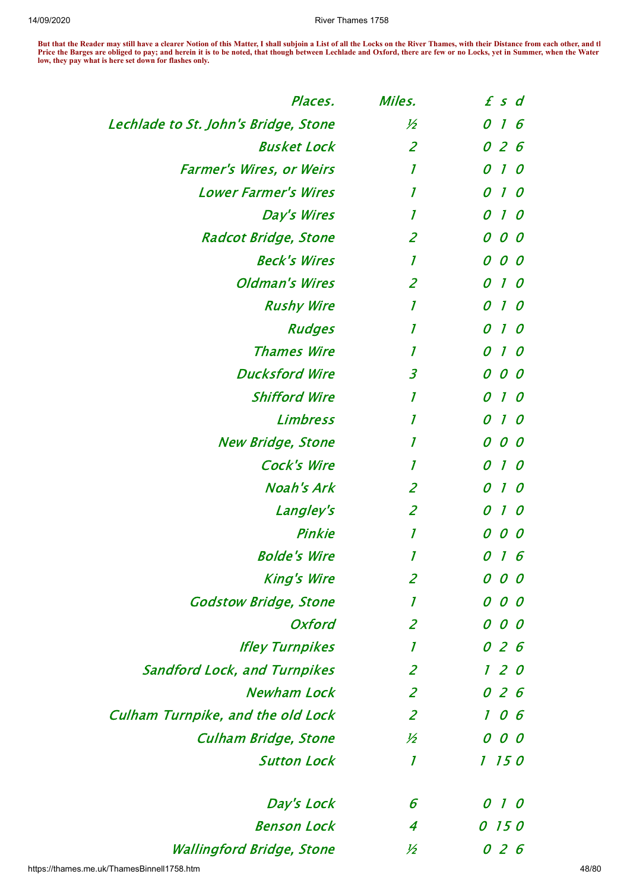**But that the Reader may still have a clearer Notion of this Matter, I shall subjoin a List of all the Locks on the River Thames, with their Distance from each other, and th Price the Barges are obliged to pay; and herein it is to be noted, that though between Lechlade and Oxford, there are few or no Locks, yet in Summer, when the Water low, they pay what is here set down for flashes only.**

| Places. | Miles. | £ s d |
|---|---|---|
| Lechlade to St. John's Bridge, Stone | ½ | 0 1 6 |
| Busket Lock | 2 | 0 2 6 |
| Farmer's Wires, or Weirs | 1 | 0 1 0 |
| Lower Farmer's Wires | 1 | 0 1 0 |
| Day's Wires | 1 | 0 1 0 |
| Radcot Bridge, Stone | 2 | 0 0 0 |
| Beck's Wires | 1 | 0 0 0 |
| Oldman's Wires | 2 | 0 1 0 |
| Rushy Wire | 1 | 0 1 0 |
| Rudges | 1 | 0 1 0 |
| Thames Wire | 1 | 0 1 0 |
| Ducksford Wire | 3 | 0 0 0 |
| Shifford Wire | 1 | 0 1 0 |
| Limbress | 1 | 0 1 0 |
| New Bridge, Stone | 1 | 0 0 0 |
| Cock's Wire | 1 | 0 1 0 |
| Noah's Ark | 2 | 0 1 0 |
| Langley's | 2 | 0 1 0 |
| Pinkie | 1 | 0 0 0 |
| Bolde's Wire | 1 | 0 1 6 |
| King's Wire | 2 | 0 0 0 |
| Godstow Bridge, Stone | 1 | 0 0 0 |
| Oxford | 2 | 0 0 0 |
| Ifley Turnpikes | 1 | 0 2 6 |
| Sandford Lock, and Turnpikes | 2 | 1 2 0 |
| Newham Lock | 2 | 0 2 6 |
| Culham Turnpike, and the old Lock | 2 | 1 0 6 |
| Culham Bridge, Stone | ½ | 0 0 0 |
| Sutton Lock | 1 | 1 15 0 |
| Day's Lock | 6 | 0 1 0 |
| Benson Lock | 4 | 0 15 0 |
| Wallingford Bridge, Stone | ½ | 0 2 6 |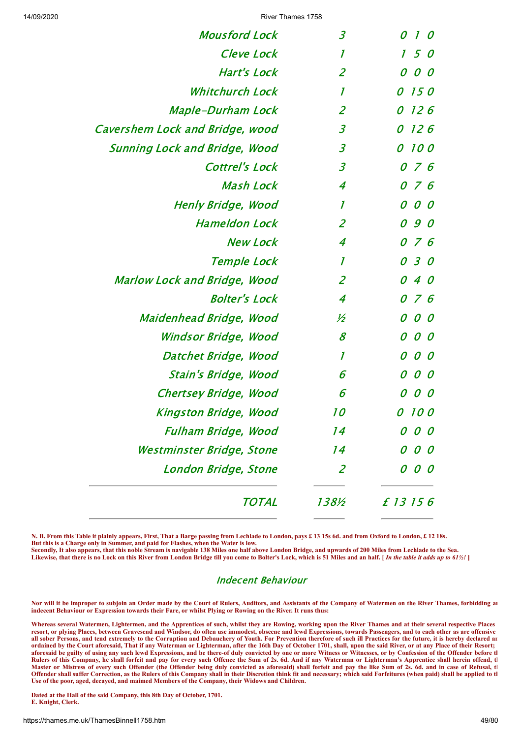| | | |
|---|---|---|
| *Mousford Lock* | *3* | *0 1 0* |
| *Cleve Lock* | *1* | *1 5 0* |
| *Hart's Lock* | *2* | *0 0 0* |
| *Whitchurch Lock* | *1* | *0 15 0* |
| *Maple-Durham Lock* | *2* | *0 12 6* |
| *Cavershem Lock and Bridge, wood* | *3* | *0 12 6* |
| *Sunning Lock and Bridge, Wood* | *3* | *0 10 0* |
| *Cottrel's Lock* | *3* | *0 7 6* |
| *Mash Lock* | *4* | *0 7 6* |
| *Henly Bridge, Wood* | *1* | *0 0 0* |
| *Hameldon Lock* | *2* | *0 9 0* |
| *New Lock* | *4* | *0 7 6* |
| *Temple Lock* | *1* | *0 3 0* |
| *Marlow Lock and Bridge, Wood* | *2* | *0 4 0* |
| *Bolter's Lock* | *4* | *0 7 6* |
| *Maidenhead Bridge, Wood* | *½* | *0 0 0* |
| *Windsor Bridge, Wood* | *8* | *0 0 0* |
| *Datchet Bridge, Wood* | *1* | *0 0 0* |
| *Stain's Bridge, Wood* | *6* | *0 0 0* |
| *Chertsey Bridge, Wood* | *6* | *0 0 0* |
| *Kingston Bridge, Wood* | *10* | *0 10 0* |
| *Fulham Bridge, Wood* | *14* | *0 0 0* |
| *Westminster Bridge, Stone* | *14* | *0 0 0* |
| *London Bridge, Stone* | *2* | *0 0 0* |
| *TOTAL* | *138½* | *£ 13 15 6* |

**N. B. From this Table it plainly appears, First, That a Barge passing from Lechlade to London, pays £ 13 15s 6d. and from Oxford to London, £ 12 18s. But this is a Charge only in Summer, and paid for Flashes, when the Water is low. Secondly, It also appears, that this noble Stream is navigable 138 Miles one half above London Bridge, and upwards of 200 Miles from Lechlade to the Sea. Likewise, that there is no Lock on this River from London Bridge till you come to Bolter's Lock, which is 51 Miles and an half. [ *In the table it adds up to 61½!* ]**

## *Indecent Behaviour*

**Nor will it be improper to subjoin an Order made by the Court of Rulers, Auditors, and Assistants of the Company of Watermen on the River Thames, forbidding an indecent Behaviour or Expression towards their Fare, or whilst Plying or Rowing on the River. It runs thus:**

**Whereas several Watermen, Lightermen, and the Apprentices of such, whilst they are Rowing, working upon the River Thames and at their several respective Places resort, or plying Places, between Gravesend and Windsor, do often use immodest, obscene and lewd Expressions, towards Passengers, and to each other as are offensive all sober Persons, and tend extremely to the Corruption and Debauchery of Youth. For Prevention therefore of such ill Practices for the future, it is hereby declared ar ordained by the Court aforesaid, That if any Waterman or Lighterman, after the 16th Day of October 1701, shall, upon the said River, or at any Place of their Resort; aforesaid be guilty of using any such lewd Expressions, and be there-of duly convicted by one or more Witness or Witnesses, or by Confession of the Offender before th Rulers of this Company, he shall forfeit and pay for every such Offence the Sum of 2s. 6d. And if any Waterman or Lighterman's Apprentice shall herein offend, th Master or Mistress of every such Offender (the Offender being duly convicted as aforesaid) shall forfeit and pay the like Sum of 2s. 6d. and in case of Refusal, th Offender shall suffer Correction, as the Rulers of this Company shall in their Discretion think fit and necessary; which said Forfeitures (when paid) shall be applied to th Use of the poor, aged, decayed, and maimed Members of the Company, their Widows and Children.**

**Dated at the Hall of the said Company, this 8th Day of October, 1701.**
**E. Knight, Clerk.**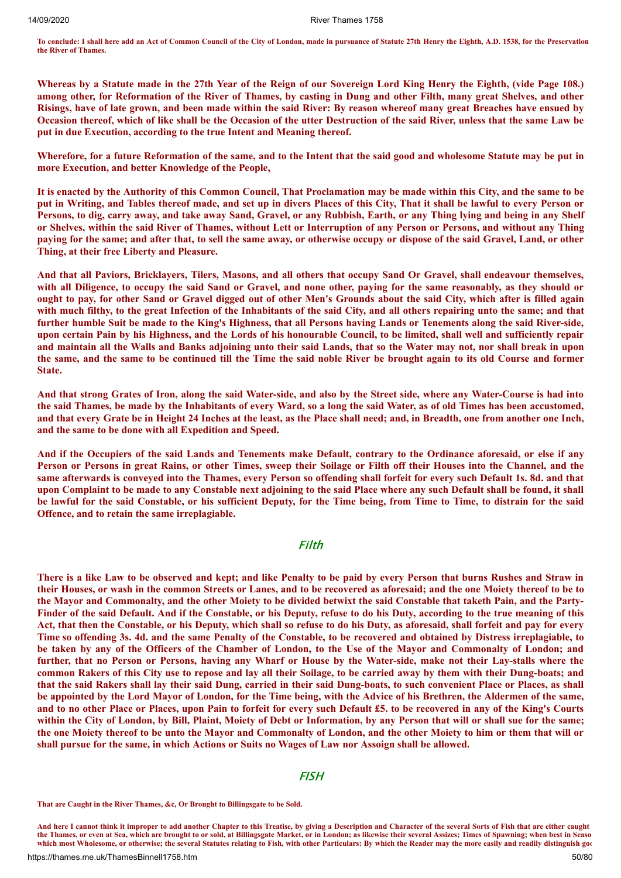**To conclude: I shall here add an Act of Common Council of the City of London, made in pursuance of Statute 27th Henry the Eighth, A.D. 1538, for the Preservation the River of Thames.**

**Whereas by a Statute made in the 27th Year of the Reign of our Sovereign Lord King Henry the Eighth, (vide Page 108.) among other, for Reformation of the River of Thames, by casting in Dung and other Filth, many great Shelves, and other Risings, have of late grown, and been made within the said River: By reason whereof many great Breaches have ensued by Occasion thereof, which of like shall be the Occasion of the utter Destruction of the said River, unless that the same Law be put in due Execution, according to the true Intent and Meaning thereof.**

**Wherefore, for a future Reformation of the same, and to the Intent that the said good and wholesome Statute may be put in more Execution, and better Knowledge of the People,**

**It is enacted by the Authority of this Common Council, That Proclamation may be made within this City, and the same to be put in Writing, and Tables thereof made, and set up in divers Places of this City, That it shall be lawful to every Person or Persons, to dig, carry away, and take away Sand, Gravel, or any Rubbish, Earth, or any Thing lying and being in any Shelf or Shelves, within the said River of Thames, without Lett or Interruption of any Person or Persons, and without any Thing paying for the same; and after that, to sell the same away, or otherwise occupy or dispose of the said Gravel, Land, or other Thing, at their free Liberty and Pleasure.**

**And that all Paviors, Bricklayers, Tilers, Masons, and all others that occupy Sand Or Gravel, shall endeavour themselves, with all Diligence, to occupy the said Sand or Gravel, and none other, paying for the same reasonably, as they should or ought to pay, for other Sand or Gravel digged out of other Men's Grounds about the said City, which after is filled again with much filthy, to the great Infection of the Inhabitants of the said City, and all others repairing unto the same; and that further humble Suit be made to the King's Highness, that all Persons having Lands or Tenements along the said River-side, upon certain Pain by his Highness, and the Lords of his honourable Council, to be limited, shall well and sufficiently repair and maintain all the Walls and Banks adjoining unto their said Lands, that so the Water may not, nor shall break in upon the same, and the same to be continued till the Time the said noble River be brought again to its old Course and former State.**

**And that strong Grates of Iron, along the said Water-side, and also by the Street side, where any Water-Course is had into the said Thames, be made by the Inhabitants of every Ward, so a long the said Water, as of old Times has been accustomed, and that every Grate be in Height 24 Inches at the least, as the Place shall need; and, in Breadth, one from another one Inch, and the same to be done with all Expedition and Speed.**

**And if the Occupiers of the said Lands and Tenements make Default, contrary to the Ordinance aforesaid, or else if any Person or Persons in great Rains, or other Times, sweep their Soilage or Filth off their Houses into the Channel, and the same afterwards is conveyed into the Thames, every Person so offending shall forfeit for every such Default 1s. 8d. and that upon Complaint to be made to any Constable next adjoining to the said Place where any such Default shall be found, it shall be lawful for the said Constable, or his sufficient Deputy, for the Time being, from Time to Time, to distrain for the said Offence, and to retain the same irreplagiable.**

## *Filth*

**There is a like Law to be observed and kept; and like Penalty to be paid by every Person that burns Rushes and Straw in their Houses, or wash in the common Streets or Lanes, and to be recovered as aforesaid; and the one Moiety thereof to be to the Mayor and Commonalty, and the other Moiety to be divided betwixt the said Constable that taketh Pain, and the Party-Finder of the said Default. And if the Constable, or his Deputy, refuse to do his Duty, according to the true meaning of this Act, that then the Constable, or his Deputy, which shall so refuse to do his Duty, as aforesaid, shall forfeit and pay for every Time so offending 3s. 4d. and the same Penalty of the Constable, to be recovered and obtained by Distress irreplagiable, to be taken by any of the Officers of the Chamber of London, to the Use of the Mayor and Commonalty of London; and further, that no Person or Persons, having any Wharf or House by the Water-side, make not their Lay-stalls where the common Rakers of this City use to repose and lay all their Soilage, to be carried away by them with their Dung-boats; and that the said Rakers shall lay their said Dung, carried in their said Dung-boats, to such convenient Place or Places, as shall be appointed by the Lord Mayor of London, for the Time being, with the Advice of his Brethren, the Aldermen of the same, and to no other Place or Places, upon Pain to forfeit for every such Default £5. to be recovered in any of the King's Courts within the City of London, by Bill, Plaint, Moiety of Debt or Information, by any Person that will or shall sue for the same; the one Moiety thereof to be unto the Mayor and Commonalty of London, and the other Moiety to him or them that will or shall pursue for the same, in which Actions or Suits no Wages of Law nor Assoign shall be allowed.**

## *FISH*

**That are Caught in the River Thames, &c, Or Brought to Billingsgate to be Sold.**

**And here I cannot think it improper to add another Chapter to this Treatise, by giving a Description and Character of the several Sorts of Fish that are either caught the Thames, or even at Sea, which are brought to or sold, at Billingsgate Market, or in London; as likewise their several Assizes; Times of Spawning; when best in Seaso which most Wholesome, or otherwise; the several Statutes relating to Fish, with other Particulars: By which the Reader may the more easily and readily distinguish goo**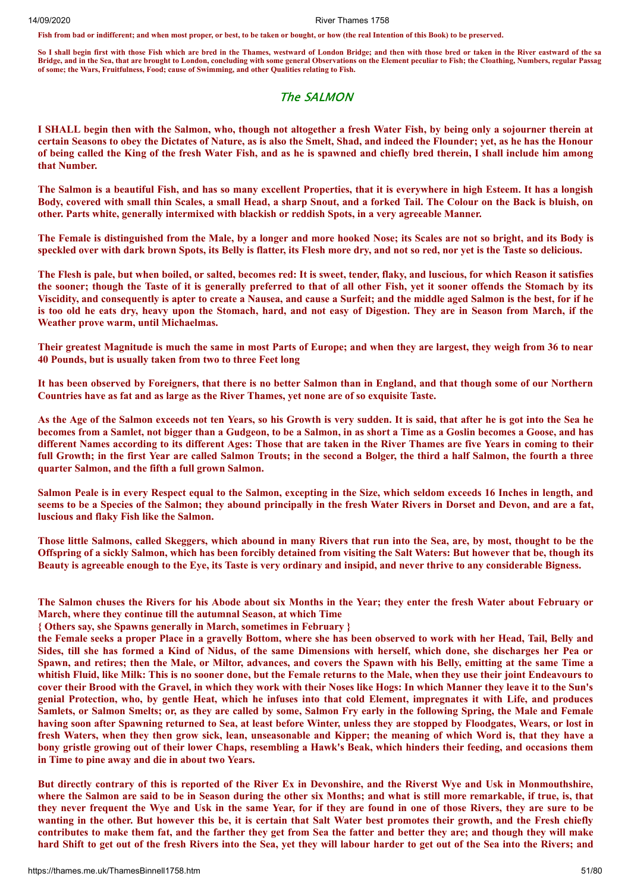**Fish from bad or indifferent; and when most proper, or best, to be taken or bought, or how (the real Intention of this Book) to be preserved.**

**So I shall begin first with those Fish which are bred in the Thames, westward of London Bridge; and then with those bred or taken in the River eastward of the sa Bridge, and in the Sea, that are brought to London, concluding with some general Observations on the Element peculiar to Fish; the Cloathing, Numbers, regular Passag of some; the Wars, Fruitfulness, Food; cause of Swimming, and other Qualities relating to Fish.**

## The SALMON

**I SHALL begin then with the Salmon, who, though not altogether a fresh Water Fish, by being only a sojourner therein at certain Seasons to obey the Dictates of Nature, as is also the Smelt, Shad, and indeed the Flounder; yet, as he has the Honour of being called the King of the fresh Water Fish, and as he is spawned and chiefly bred therein, I shall include him among that Number.**

**The Salmon is a beautiful Fish, and has so many excellent Properties, that it is everywhere in high Esteem. It has a longish Body, covered with small thin Scales, a small Head, a sharp Snout, and a forked Tail. The Colour on the Back is bluish, on other. Parts white, generally intermixed with blackish or reddish Spots, in a very agreeable Manner.**

**The Female is distinguished from the Male, by a longer and more hooked Nose; its Scales are not so bright, and its Body is speckled over with dark brown Spots, its Belly is flatter, its Flesh more dry, and not so red, nor yet is the Taste so delicious.**

**The Flesh is pale, but when boiled, or salted, becomes red: It is sweet, tender, flaky, and luscious, for which Reason it satisfies the sooner; though the Taste of it is generally preferred to that of all other Fish, yet it sooner offends the Stomach by its Viscidity, and consequently is apter to create a Nausea, and cause a Surfeit; and the middle aged Salmon is the best, for if he is too old he eats dry, heavy upon the Stomach, hard, and not easy of Digestion. They are in Season from March, if the Weather prove warm, until Michaelmas.**

**Their greatest Magnitude is much the same in most Parts of Europe; and when they are largest, they weigh from 36 to near 40 Pounds, but is usually taken from two to three Feet long**

**It has been observed by Foreigners, that there is no better Salmon than in England, and that though some of our Northern Countries have as fat and as large as the River Thames, yet none are of so exquisite Taste.**

**As the Age of the Salmon exceeds not ten Years, so his Growth is very sudden. It is said, that after he is got into the Sea he becomes from a Samlet, not bigger than a Gudgeon, to be a Salmon, in as short a Time as a Goslin becomes a Goose, and has different Names according to its different Ages: Those that are taken in the River Thames are five Years in coming to their full Growth; in the first Year are called Salmon Trouts; in the second a Bolger, the third a half Salmon, the fourth a three quarter Salmon, and the fifth a full grown Salmon.**

**Salmon Peale is in every Respect equal to the Salmon, excepting in the Size, which seldom exceeds 16 Inches in length, and seems to be a Species of the Salmon; they abound principally in the fresh Water Rivers in Dorset and Devon, and are a fat, luscious and flaky Fish like the Salmon.**

**Those little Salmons, called Skeggers, which abound in many Rivers that run into the Sea, are, by most, thought to be the Offspring of a sickly Salmon, which has been forcibly detained from visiting the Salt Waters: But however that be, though its Beauty is agreeable enough to the Eye, its Taste is very ordinary and insipid, and never thrive to any considerable Bigness.**

**The Salmon chuses the Rivers for his Abode about six Months in the Year; they enter the fresh Water about February or March, where they continue till the autumnal Season, at which Time**

**{ Others say, she Spawns generally in March, sometimes in February }**

**the Female seeks a proper Place in a gravelly Bottom, where she has been observed to work with her Head, Tail, Belly and Sides, till she has formed a Kind of Nidus, of the same Dimensions with herself, which done, she discharges her Pea or Spawn, and retires; then the Male, or Miltor, advances, and covers the Spawn with his Belly, emitting at the same Time a whitish Fluid, like Milk: This is no sooner done, but the Female returns to the Male, when they use their joint Endeavours to cover their Brood with the Gravel, in which they work with their Noses like Hogs: In which Manner they leave it to the Sun's genial Protection, who, by gentle Heat, which he infuses into that cold Element, impregnates it with Life, and produces Samlets, or Salmon Smelts; or, as they are called by some, Salmon Fry early in the following Spring, the Male and Female having soon after Spawning returned to Sea, at least before Winter, unless they are stopped by Floodgates, Wears, or lost in fresh Waters, when they then grow sick, lean, unseasonable and Kipper; the meaning of which Word is, that they have a bony gristle growing out of their lower Chaps, resembling a Hawk's Beak, which hinders their feeding, and occasions them in Time to pine away and die in about two Years.**

**But directly contrary of this is reported of the River Ex in Devonshire, and the Riverst Wye and Usk in Monmouthshire, where the Salmon are said to be in Season during the other six Months; and what is still more remarkable, if true, is, that they never frequent the Wye and Usk in the same Year, for if they are found in one of those Rivers, they are sure to be wanting in the other. But however this be, it is certain that Salt Water best promotes their growth, and the Fresh chiefly contributes to make them fat, and the farther they get from Sea the fatter and better they are; and though they will make hard Shift to get out of the fresh Rivers into the Sea, yet they will labour harder to get out of the Sea into the Rivers; and**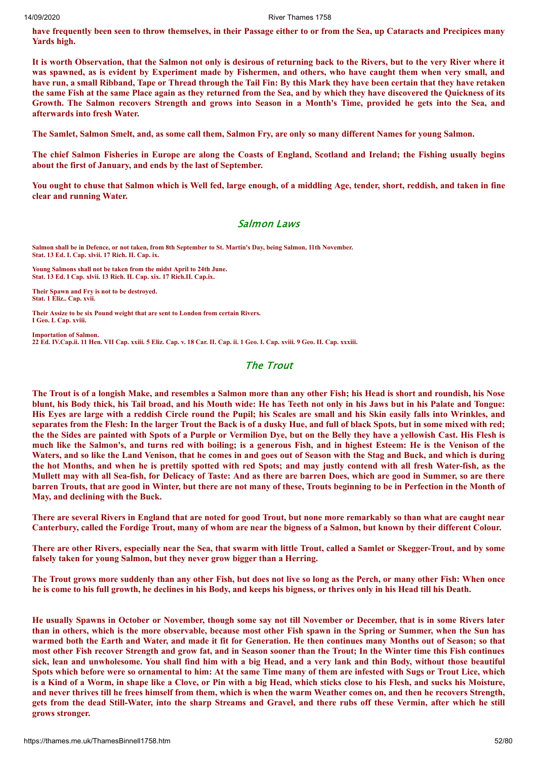**have frequently been seen to throw themselves, in their Passage either to or from the Sea, up Cataracts and Precipices many Yards high.**

**It is worth Observation, that the Salmon not only is desirous of returning back to the Rivers, but to the very River where it was spawned, as is evident by Experiment made by Fishermen, and others, who have caught them when very small, and have run, a small Ribband, Tape or Thread through the Tail Fin: By this Mark they have been certain that they have retaken the same Fish at the same Place again as they returned from the Sea, and by which they have discovered the Quickness of its Growth. The Salmon recovers Strength and grows into Season in a Month's Time, provided he gets into the Sea, and afterwards into fresh Water.**

**The Samlet, Salmon Smelt, and, as some call them, Salmon Fry, are only so many different Names for young Salmon.**

**The chief Salmon Fisheries in Europe are along the Coasts of England, Scotland and Ireland; the Fishing usually begins about the first of January, and ends by the last of September.**

**You ought to chuse that Salmon which is Well fed, large enough, of a middling Age, tender, short, reddish, and taken in fine clear and running Water.**

## Salmon Laws

**Salmon shall be in Defence, or not taken, from 8th September to St. Martin's Day, being Salmon, 11th November.**
**Stat. 13 Ed. I. Cap. xlvii. 17 Rich. II. Cap. ix.**

**Young Salmons shall not be taken from the midst April to 24th June.**
**Stat. 13 Ed. I Cap. xlvii. 13 Rich. II. Cap. xix. 17 Rich.II. Cap.ix.**

**Their Spawn and Fry is not to be destroyed.**
**Stat. 1 Eliz.. Cap. xvii.**

**Their Assize to be six Pound weight that are sent to London from certain Rivers.**
**I Geo. L Cap. xviii.**

**Importation of Salmon.**
**22 Ed. IV.Cap.ii. 11 Hen. VII Cap. xxiii. 5 Eliz. Cap. v. 18 Car. II. Cap. ii. 1 Geo. I. Cap. xviii. 9 Geo. II. Cap. xxxiii.**

## The Trout

**The Trout is of a longish Make, and resembles a Salmon more than any other Fish; his Head is short and roundish, his Nose blunt, his Body thick, his Tail broad, and his Mouth wide: He has Teeth not only in his Jaws but in his Palate and Tongue: His Eyes are large with a reddish Circle round the Pupil; his Scales are small and his Skin easily falls into Wrinkles, and separates from the Flesh: In the larger Trout the Back is of a dusky Hue, and full of black Spots, but in some mixed with red; the the Sides are painted with Spots of a Purple or Vermilion Dye, but on the Belly they have a yellowish Cast. His Flesh is much like the Salmon's, and turns red with boiling; is a generous Fish, and in highest Esteem: He is the Venison of the Waters, and so like the Land Venison, that he comes in and goes out of Season with the Stag and Buck, and which is during the hot Months, and when he is prettily spotted with red Spots; and may justly contend with all fresh Water-fish, as the Mullett may with all Sea-fish, for Delicacy of Taste: And as there are barren Does, which are good in Summer, so are there barren Trouts, that are good in Winter, but there are not many of these, Trouts beginning to be in Perfection in the Month of May, and declining with the Buck.**

**There are several Rivers in England that are noted for good Trout, but none more remarkably so than what are caught near Canterbury, called the Fordige Trout, many of whom are near the bigness of a Salmon, but known by their different Colour.**

**There are other Rivers, especially near the Sea, that swarm with little Trout, called a Samlet or Skegger-Trout, and by some falsely taken for young Salmon, but they never grow bigger than a Herring.**

**The Trout grows more suddenly than any other Fish, but does not live so long as the Perch, or many other Fish: When once he is come to his full growth, he declines in his Body, and keeps his bigness, or thrives only in his Head till his Death.**

**He usually Spawns in October or November, though some say not till November or December, that is in some Rivers later than in others, which is the more observable, because most other Fish spawn in the Spring or Summer, when the Sun has warmed both the Earth and Water, and made it fit for Generation. He then continues many Months out of Season; so that most other Fish recover Strength and grow fat, and in Season sooner than the Trout; In the Winter time this Fish continues sick, lean and unwholesome. You shall find him with a big Head, and a very lank and thin Body, without those beautiful Spots which before were so ornamental to him: At the same Time many of them are infested with Sugs or Trout Lice, which is a Kind of a Worm, in shape like a Clove, or Pin with a big Head, which sticks close to his Flesh, and sucks his Moisture, and never thrives till he frees himself from them, which is when the warm Weather comes on, and then he recovers Strength, gets from the dead Still-Water, into the sharp Streams and Gravel, and there rubs off these Vermin, after which he still grows stronger.**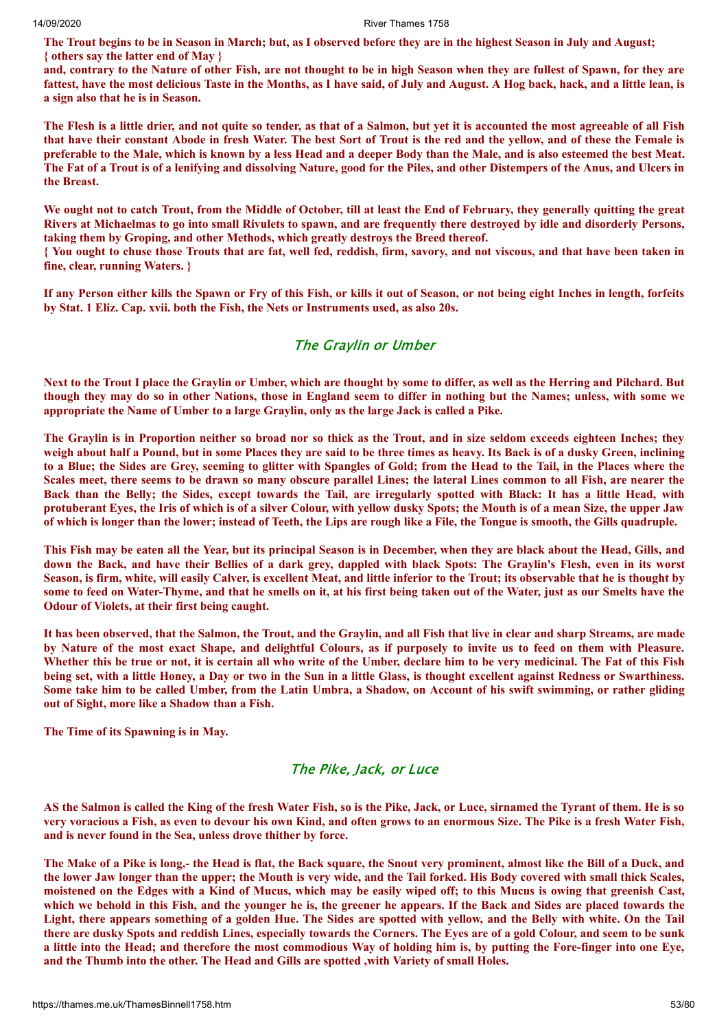**The Trout begins to be in Season in March; but, as I observed before they are in the highest Season in July and August; { others say the latter end of May }**

**and, contrary to the Nature of other Fish, are not thought to be in high Season when they are fullest of Spawn, for they are fattest, have the most delicious Taste in the Months, as I have said, of July and August. A Hog back, hack, and a little lean, is a sign also that he is in Season.**

**The Flesh is a little drier, and not quite so tender, as that of a Salmon, but yet it is accounted the most agreeable of all Fish that have their constant Abode in fresh Water. The best Sort of Trout is the red and the yellow, and of these the Female is preferable to the Male, which is known by a less Head and a deeper Body than the Male, and is also esteemed the best Meat. The Fat of a Trout is of a lenifying and dissolving Nature, good for the Piles, and other Distempers of the Anus, and Ulcers in the Breast.**

**We ought not to catch Trout, from the Middle of October, till at least the End of February, they generally quitting the great Rivers at Michaelmas to go into small Rivulets to spawn, and are frequently there destroyed by idle and disorderly Persons, taking them by Groping, and other Methods, which greatly destroys the Breed thereof.**

**{ You ought to chuse those Trouts that are fat, well fed, reddish, firm, savory, and not viscous, and that have been taken in fine, clear, running Waters. }**

**If any Person either kills the Spawn or Fry of this Fish, or kills it out of Season, or not being eight Inches in length, forfeits by Stat. 1 Eliz. Cap. xvii. both the Fish, the Nets or Instruments used, as also 20s.**

## The Graylin or Umber

**Next to the Trout I place the Graylin or Umber, which are thought by some to differ, as well as the Herring and Pilchard. But though they may do so in other Nations, those in England seem to differ in nothing but the Names; unless, with some we appropriate the Name of Umber to a large Graylin, only as the large Jack is called a Pike.**

**The Graylin is in Proportion neither so broad nor so thick as the Trout, and in size seldom exceeds eighteen Inches; they weigh about half a Pound, but in some Places they are said to be three times as heavy. Its Back is of a dusky Green, inclining to a Blue; the Sides are Grey, seeming to glitter with Spangles of Gold; from the Head to the Tail, in the Places where the Scales meet, there seems to be drawn so many obscure parallel Lines; the lateral Lines common to all Fish, are nearer the Back than the Belly; the Sides, except towards the Tail, are irregularly spotted with Black: It has a little Head, with protuberant Eyes, the Iris of which is of a silver Colour, with yellow dusky Spots; the Mouth is of a mean Size, the upper Jaw of which is longer than the lower; instead of Teeth, the Lips are rough like a File, the Tongue is smooth, the Gills quadruple.**

**This Fish may be eaten all the Year, but its principal Season is in December, when they are black about the Head, Gills, and down the Back, and have their Bellies of a dark grey, dappled with black Spots: The Graylin's Flesh, even in its worst Season, is firm, white, will easily Calver, is excellent Meat, and little inferior to the Trout; its observable that he is thought by some to feed on Water-Thyme, and that he smells on it, at his first being taken out of the Water, just as our Smelts have the Odour of Violets, at their first being caught.**

**It has been observed, that the Salmon, the Trout, and the Graylin, and all Fish that live in clear and sharp Streams, are made by Nature of the most exact Shape, and delightful Colours, as if purposely to invite us to feed on them with Pleasure. Whether this be true or not, it is certain all who write of the Umber, declare him to be very medicinal. The Fat of this Fish being set, with a little Honey, a Day or two in the Sun in a little Glass, is thought excellent against Redness or Swarthiness. Some take him to be called Umber, from the Latin Umbra, a Shadow, on Account of his swift swimming, or rather gliding out of Sight, more like a Shadow than a Fish.**

**The Time of its Spawning is in May.**

## The Pike, Jack, or Luce

**AS the Salmon is called the King of the fresh Water Fish, so is the Pike, Jack, or Luce, sirnamed the Tyrant of them. He is so very voracious a Fish, as even to devour his own Kind, and often grows to an enormous Size. The Pike is a fresh Water Fish, and is never found in the Sea, unless drove thither by force.**

**The Make of a Pike is long,- the Head is flat, the Back square, the Snout very prominent, almost like the Bill of a Duck, and the lower Jaw longer than the upper; the Mouth is very wide, and the Tail forked. His Body covered with small thick Scales, moistened on the Edges with a Kind of Mucus, which may be easily wiped off; to this Mucus is owing that greenish Cast, which we behold in this Fish, and the younger he is, the greener he appears. If the Back and Sides are placed towards the Light, there appears something of a golden Hue. The Sides are spotted with yellow, and the Belly with white. On the Tail there are dusky Spots and reddish Lines, especially towards the Corners. The Eyes are of a gold Colour, and seem to be sunk a little into the Head; and therefore the most commodious Way of holding him is, by putting the Fore-finger into one Eye, and the Thumb into the other. The Head and Gills are spotted ,with Variety of small Holes.**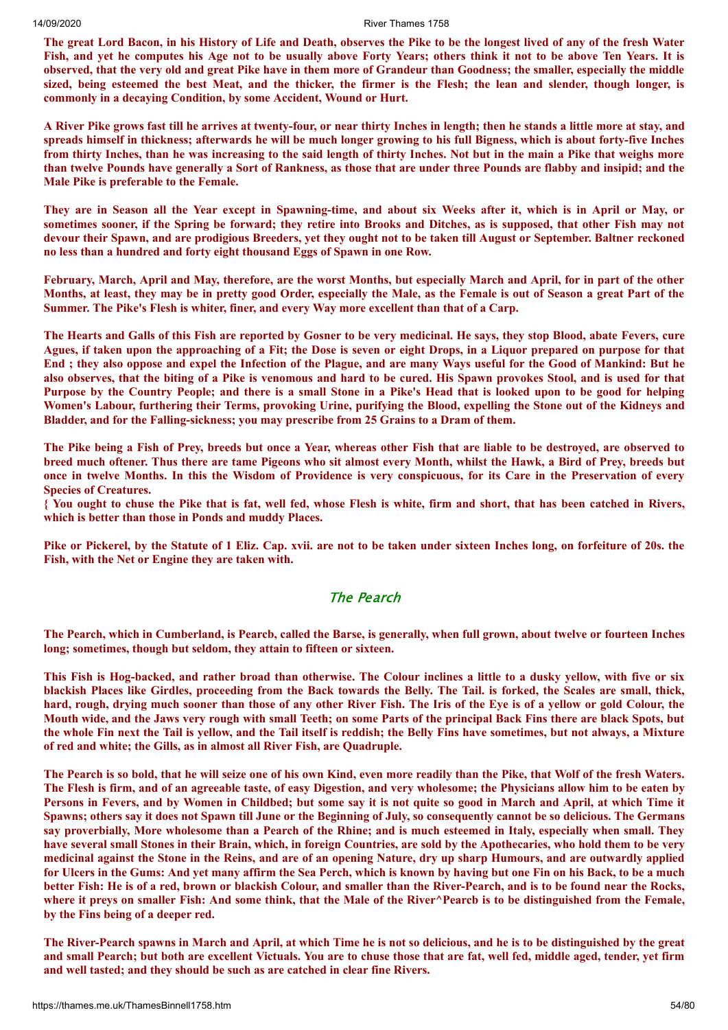**The great Lord Bacon, in his History of Life and Death, observes the Pike to be the longest lived of any of the fresh Water Fish, and yet he computes his Age not to be usually above Forty Years; others think it not to be above Ten Years. It is observed, that the very old and great Pike have in them more of Grandeur than Goodness; the smaller, especially the middle sized, being esteemed the best Meat, and the thicker, the firmer is the Flesh; the lean and slender, though longer, is commonly in a decaying Condition, by some Accident, Wound or Hurt.**

**A River Pike grows fast till he arrives at twenty-four, or near thirty Inches in length; then he stands a little more at stay, and spreads himself in thickness; afterwards he will be much longer growing to his full Bigness, which is about forty-five Inches from thirty Inches, than he was increasing to the said length of thirty Inches. Not but in the main a Pike that weighs more than twelve Pounds have generally a Sort of Rankness, as those that are under three Pounds are flabby and insipid; and the Male Pike is preferable to the Female.**

**They are in Season all the Year except in Spawning-time, and about six Weeks after it, which is in April or May, or sometimes sooner, if the Spring be forward; they retire into Brooks and Ditches, as is supposed, that other Fish may not devour their Spawn, and are prodigious Breeders, yet they ought not to be taken till August or September. Baltner reckoned no less than a hundred and forty eight thousand Eggs of Spawn in one Row.**

**February, March, April and May, therefore, are the worst Months, but especially March and April, for in part of the other Months, at least, they may be in pretty good Order, especially the Male, as the Female is out of Season a great Part of the Summer. The Pike's Flesh is whiter, finer, and every Way more excellent than that of a Carp.**

**The Hearts and Galls of this Fish are reported by Gosner to be very medicinal. He says, they stop Blood, abate Fevers, cure Agues, if taken upon the approaching of a Fit; the Dose is seven or eight Drops, in a Liquor prepared on purpose for that End ; they also oppose and expel the Infection of the Plague, and are many Ways useful for the Good of Mankind: But he also observes, that the biting of a Pike is venomous and hard to be cured. His Spawn provokes Stool, and is used for that Purpose by the Country People; and there is a small Stone in a Pike's Head that is looked upon to be good for helping Women's Labour, furthering their Terms, provoking Urine, purifying the Blood, expelling the Stone out of the Kidneys and Bladder, and for the Falling-sickness; you may prescribe from 25 Grains to a Dram of them.**

**The Pike being a Fish of Prey, breeds but once a Year, whereas other Fish that are liable to be destroyed, are observed to breed much oftener. Thus there are tame Pigeons who sit almost every Month, whilst the Hawk, a Bird of Prey, breeds but once in twelve Months. In this the Wisdom of Providence is very conspicuous, for its Care in the Preservation of every Species of Creatures.**
**{ You ought to chuse the Pike that is fat, well fed, whose Flesh is white, firm and short, that has been catched in Rivers, which is better than those in Ponds and muddy Places.**

**Pike or Pickerel, by the Statute of 1 Eliz. Cap. xvii. are not to be taken under sixteen Inches long, on forfeiture of 20s. the Fish, with the Net or Engine they are taken with.**

## The Pearch

**The Pearch, which in Cumberland, is Pearcb, called the Barse, is generally, when full grown, about twelve or fourteen Inches long; sometimes, though but seldom, they attain to fifteen or sixteen.**

**This Fish is Hog-backed, and rather broad than otherwise. The Colour inclines a little to a dusky yellow, with five or six blackish Places like Girdles, proceeding from the Back towards the Belly. The Tail. is forked, the Scales are small, thick, hard, rough, drying much sooner than those of any other River Fish. The Iris of the Eye is of a yellow or gold Colour, the Mouth wide, and the Jaws very rough with small Teeth; on some Parts of the principal Back Fins there are black Spots, but the whole Fin next the Tail is yellow, and the Tail itself is reddish; the Belly Fins have sometimes, but not always, a Mixture of red and white; the Gills, as in almost all River Fish, are Quadruple.**

**The Pearch is so bold, that he will seize one of his own Kind, even more readily than the Pike, that Wolf of the fresh Waters. The Flesh is firm, and of an agreeable taste, of easy Digestion, and very wholesome; the Physicians allow him to be eaten by Persons in Fevers, and by Women in Childbed; but some say it is not quite so good in March and April, at which Time it Spawns; others say it does not Spawn till June or the Beginning of July, so consequently cannot be so delicious. The Germans say proverbially, More wholesome than a Pearch of the Rhine; and is much esteemed in Italy, especially when small. They have several small Stones in their Brain, which, in foreign Countries, are sold by the Apothecaries, who hold them to be very medicinal against the Stone in the Reins, and are of an opening Nature, dry up sharp Humours, and are outwardly applied for Ulcers in the Gums: And yet many affirm the Sea Perch, which is known by having but one Fin on his Back, to be a much better Fish: He is of a red, brown or blackish Colour, and smaller than the River-Pearch, and is to be found near the Rocks, where it preys on smaller Fish: And some think, that the Male of the River^Pearcb is to be distinguished from the Female, by the Fins being of a deeper red.**

**The River-Pearch spawns in March and April, at which Time he is not so delicious, and he is to be distinguished by the great and small Pearch; but both are excellent Victuals. You are to chuse those that are fat, well fed, middle aged, tender, yet firm and well tasted; and they should be such as are catched in clear fine Rivers.**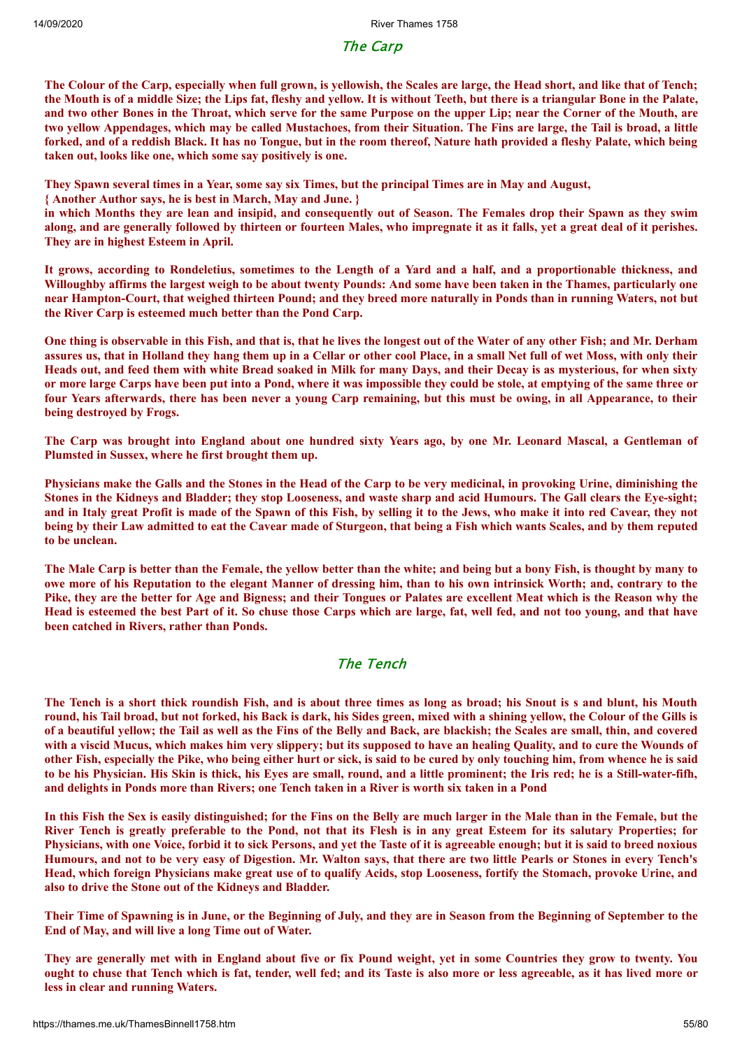## The Carp

**The Colour of the Carp, especially when full grown, is yellowish, the Scales are large, the Head short, and like that of Tench; the Mouth is of a middle Size; the Lips fat, fleshy and yellow. It is without Teeth, but there is a triangular Bone in the Palate, and two other Bones in the Throat, which serve for the same Purpose on the upper Lip; near the Corner of the Mouth, are two yellow Appendages, which may be called Mustachoes, from their Situation. The Fins are large, the Tail is broad, a little forked, and of a reddish Black. It has no Tongue, but in the room thereof, Nature hath provided a fleshy Palate, which being taken out, looks like one, which some say positively is one.**

**They Spawn several times in a Year, some say six Times, but the principal Times are in May and August,**
**{ Another Author says, he is best in March, May and June. }**
**in which Months they are lean and insipid, and consequently out of Season. The Females drop their Spawn as they swim along, and are generally followed by thirteen or fourteen Males, who impregnate it as it falls, yet a great deal of it perishes. They are in highest Esteem in April.**

**It grows, according to Rondeletius, sometimes to the Length of a Yard and a half, and a proportionable thickness, and Willoughby affirms the largest weigh to be about twenty Pounds: And some have been taken in the Thames, particularly one near Hampton-Court, that weighed thirteen Pound; and they breed more naturally in Ponds than in running Waters, not but the River Carp is esteemed much better than the Pond Carp.**

**One thing is observable in this Fish, and that is, that he lives the longest out of the Water of any other Fish; and Mr. Derham assures us, that in Holland they hang them up in a Cellar or other cool Place, in a small Net full of wet Moss, with only their Heads out, and feed them with white Bread soaked in Milk for many Days, and their Decay is as mysterious, for when sixty or more large Carps have been put into a Pond, where it was impossible they could be stole, at emptying of the same three or four Years afterwards, there has been never a young Carp remaining, but this must be owing, in all Appearance, to their being destroyed by Frogs.**

**The Carp was brought into England about one hundred sixty Years ago, by one Mr. Leonard Mascal, a Gentleman of Plumsted in Sussex, where he first brought them up.**

**Physicians make the Galls and the Stones in the Head of the Carp to be very medicinal, in provoking Urine, diminishing the Stones in the Kidneys and Bladder; they stop Looseness, and waste sharp and acid Humours. The Gall clears the Eye-sight; and in Italy great Profit is made of the Spawn of this Fish, by selling it to the Jews, who make it into red Cavear, they not being by their Law admitted to eat the Cavear made of Sturgeon, that being a Fish which wants Scales, and by them reputed to be unclean.**

**The Male Carp is better than the Female, the yellow better than the white; and being but a bony Fish, is thought by many to owe more of his Reputation to the elegant Manner of dressing him, than to his own intrinsick Worth; and, contrary to the Pike, they are the better for Age and Bigness; and their Tongues or Palates are excellent Meat which is the Reason why the Head is esteemed the best Part of it. So chuse those Carps which are large, fat, well fed, and not too young, and that have been catched in Rivers, rather than Ponds.**

## The Tench

**The Tench is a short thick roundish Fish, and is about three times as long as broad; his Snout is s and blunt, his Mouth round, his Tail broad, but not forked, his Back is dark, his Sides green, mixed with a shining yellow, the Colour of the Gills is of a beautiful yellow; the Tail as well as the Fins of the Belly and Back, are blackish; the Scales are small, thin, and covered with a viscid Mucus, which makes him very slippery; but its supposed to have an healing Quality, and to cure the Wounds of other Fish, especially the Pike, who being either hurt or sick, is said to be cured by only touching him, from whence he is said to be his Physician. His Skin is thick, his Eyes are small, round, and a little prominent; the Iris red; he is a Still-water-fifh, and delights in Ponds more than Rivers; one Tench taken in a River is worth six taken in a Pond**

**In this Fish the Sex is easily distinguished; for the Fins on the Belly are much larger in the Male than in the Female, but the River Tench is greatly preferable to the Pond, not that its Flesh is in any great Esteem for its salutary Properties; for Physicians, with one Voice, forbid it to sick Persons, and yet the Taste of it is agreeable enough; but it is said to breed noxious Humours, and not to be very easy of Digestion. Mr. Walton says, that there are two little Pearls or Stones in every Tench's Head, which foreign Physicians make great use of to qualify Acids, stop Looseness, fortify the Stomach, provoke Urine, and also to drive the Stone out of the Kidneys and Bladder.**

**Their Time of Spawning is in June, or the Beginning of July, and they are in Season from the Beginning of September to the End of May, and will live a long Time out of Water.**

**They are generally met with in England about five or fix Pound weight, yet in some Countries they grow to twenty. You ought to chuse that Tench which is fat, tender, well fed; and its Taste is also more or less agreeable, as it has lived more or less in clear and running Waters.**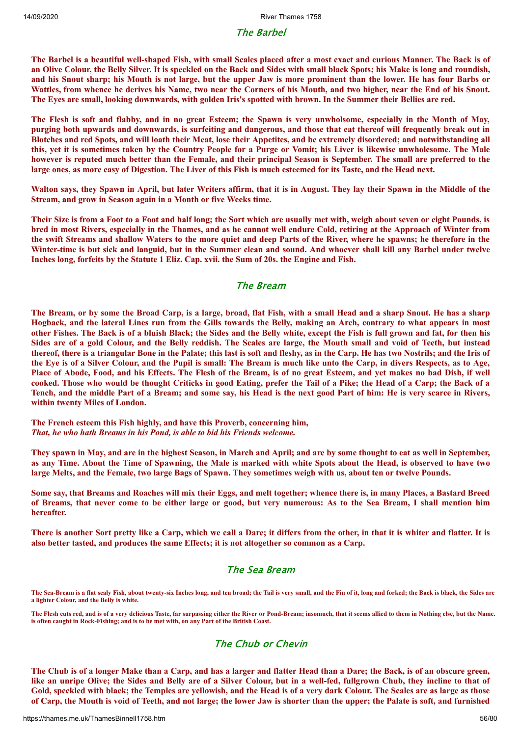## The Barbel

**The Barbel is a beautiful well-shaped Fish, with small Scales placed after a most exact and curious Manner. The Back is of an Olive Colour, the Belly Silver. It is speckled on the Back and Sides with small black Spots; his Make is long and roundish, and his Snout sharp; his Mouth is not large, but the upper Jaw is more prominent than the lower. He has four Barbs or Wattles, from whence he derives his Name, two near the Corners of his Mouth, and two higher, near the End of his Snout. The Eyes are small, looking downwards, with golden Iris's spotted with brown. In the Summer their Bellies are red.**

**The Flesh is soft and flabby, and in no great Esteem; the Spawn is very unwholsome, especially in the Month of May, purging both upwards and downwards, is surfeiting and dangerous, and those that eat thereof will frequently break out in Blotches and red Spots, and will loath their Meat, lose their Appetites, and be extremely disordered; and notwithstanding all this, yet it is sometimes taken by the Country People for a Purge or Vomit; his Liver is likewise unwholesome. The Male however is reputed much better than the Female, and their principal Season is September. The small are preferred to the large ones, as more easy of Digestion. The Liver of this Fish is much esteemed for its Taste, and the Head next.**

**Walton says, they Spawn in April, but later Writers affirm, that it is in August. They lay their Spawn in the Middle of the Stream, and grow in Season again in a Month or five Weeks time.**

**Their Size is from a Foot to a Foot and half long; the Sort which are usually met with, weigh about seven or eight Pounds, is bred in most Rivers, especially in the Thames, and as he cannot well endure Cold, retiring at the Approach of Winter from the swift Streams and shallow Waters to the more quiet and deep Parts of the River, where he spawns; he therefore in the Winter-time is but sick and languid, but in the Summer clean and sound. And whoever shall kill any Barbel under twelve Inches long, forfeits by the Statute 1 Eliz. Cap. xvii. the Sum of 20s. the Engine and Fish.**

## The Bream

**The Bream, or by some the Broad Carp, is a large, broad, flat Fish, with a small Head and a sharp Snout. He has a sharp Hogback, and the lateral Lines run from the Gills towards the Belly, making an Arch, contrary to what appears in most other Fishes. The Back is of a bluish Black; the Sides and the Belly white, except the Fish is full grown and fat, for then his Sides are of a gold Colour, and the Belly reddish. The Scales are large, the Mouth small and void of Teeth, but instead thereof, there is a triangular Bone in the Palate; this last is soft and fleshy, as in the Carp. He has two Nostrils; and the Iris of the Eye is of a Silver Colour, and the Pupil is small: The Bream is much like unto the Carp, in divers Respects, as to Age, Place of Abode, Food, and his Effects. The Flesh of the Bream, is of no great Esteem, and yet makes no bad Dish, if well cooked. Those who would be thought Criticks in good Eating, prefer the Tail of a Pike; the Head of a Carp; the Back of a Tench, and the middle Part of a Bream; and some say, his Head is the next good Part of him: He is very scarce in Rivers, within twenty Miles of London.**

**The French esteem this Fish highly, and have this Proverb, concerning him,**
***That, he who hath Breams in his Pond, is able to bid his Friends welcome.***

**They spawn in May, and are in the highest Season, in March and April; and are by some thought to eat as well in September, as any Time. About the Time of Spawning, the Male is marked with white Spots about the Head, is observed to have two large Melts, and the Female, two large Bags of Spawn. They sometimes weigh with us, about ten or twelve Pounds.**

**Some say, that Breams and Roaches will mix their Eggs, and melt together; whence there is, in many Places, a Bastard Breed of Breams, that never come to be either large or good, but very numerous: As to the Sea Bream, I shall mention him hereafter.**

**There is another Sort pretty like a Carp, which we call a Dare; it differs from the other, in that it is whiter and flatter. It is also better tasted, and produces the same Effects; it is not altogether so common as a Carp.**

## The Sea Bream

**The Sea-Bream is a flat scaly Fish, about twenty-six Inches long, and ten broad; the Tail is very small, and the Fin of it, long and forked; the Back is black, the Sides are a lighter Colour, and the Belly is white.**

**The Flesh cuts red, and is of a very delicious Taste, far surpassing either the River or Pond-Bream; insomuch, that it seems allied to them in Nothing else, but the Name. is often caught in Rock-Fishing; and is to be met with, on any Part of the British Coast.**

## The Chub or Chevin

**The Chub is of a longer Make than a Carp, and has a larger and flatter Head than a Dare; the Back, is of an obscure green, like an unripe Olive; the Sides and Belly are of a Silver Colour, but in a well-fed, fullgrown Chub, they incline to that of Gold, speckled with black; the Temples are yellowish, and the Head is of a very dark Colour. The Scales are as large as those of Carp, the Mouth is void of Teeth, and not large; the lower Jaw is shorter than the upper; the Palate is soft, and furnished**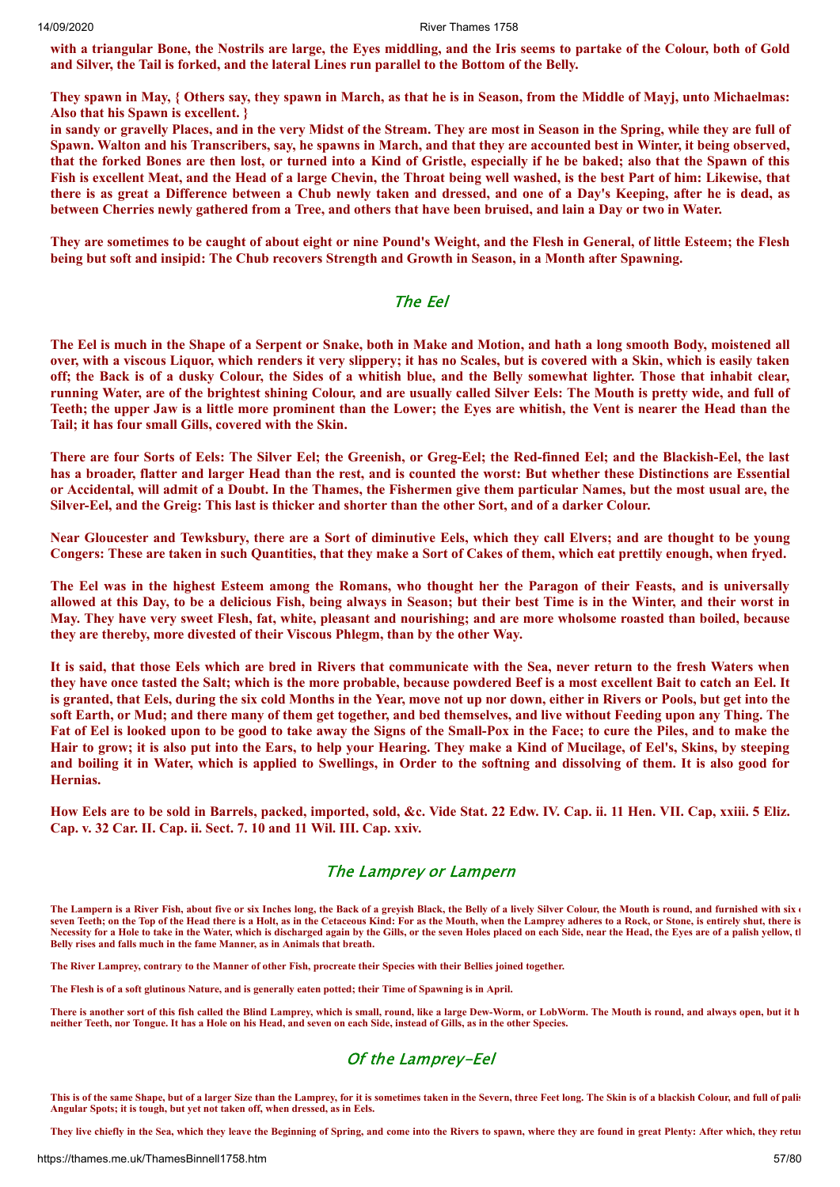**with a triangular Bone, the Nostrils are large, the Eyes middling, and the Iris seems to partake of the Colour, both of Gold and Silver, the Tail is forked, and the lateral Lines run parallel to the Bottom of the Belly.**

**They spawn in May, { Others say, they spawn in March, as that he is in Season, from the Middle of Mayj, unto Michaelmas: Also that his Spawn is excellent. }**
**in sandy or gravelly Places, and in the very Midst of the Stream. They are most in Season in the Spring, while they are full of Spawn. Walton and his Transcribers, say, he spawns in March, and that they are accounted best in Winter, it being observed, that the forked Bones are then lost, or turned into a Kind of Gristle, especially if he be baked; also that the Spawn of this Fish is excellent Meat, and the Head of a large Chevin, the Throat being well washed, is the best Part of him: Likewise, that there is as great a Difference between a Chub newly taken and dressed, and one of a Day's Keeping, after he is dead, as between Cherries newly gathered from a Tree, and others that have been bruised, and lain a Day or two in Water.**

**They are sometimes to be caught of about eight or nine Pound's Weight, and the Flesh in General, of little Esteem; the Flesh being but soft and insipid: The Chub recovers Strength and Growth in Season, in a Month after Spawning.**

## The Eel

**The Eel is much in the Shape of a Serpent or Snake, both in Make and Motion, and hath a long smooth Body, moistened all over, with a viscous Liquor, which renders it very slippery; it has no Scales, but is covered with a Skin, which is easily taken off; the Back is of a dusky Colour, the Sides of a whitish blue, and the Belly somewhat lighter. Those that inhabit clear, running Water, are of the brightest shining Colour, and are usually called Silver Eels: The Mouth is pretty wide, and full of Teeth; the upper Jaw is a little more prominent than the Lower; the Eyes are whitish, the Vent is nearer the Head than the Tail; it has four small Gills, covered with the Skin.**

**There are four Sorts of Eels: The Silver Eel; the Greenish, or Greg-Eel; the Red-finned Eel; and the Blackish-Eel, the last has a broader, flatter and larger Head than the rest, and is counted the worst: But whether these Distinctions are Essential or Accidental, will admit of a Doubt. In the Thames, the Fishermen give them particular Names, but the most usual are, the Silver-Eel, and the Greig: This last is thicker and shorter than the other Sort, and of a darker Colour.**

**Near Gloucester and Tewksbury, there are a Sort of diminutive Eels, which they call Elvers; and are thought to be young Congers: These are taken in such Quantities, that they make a Sort of Cakes of them, which eat prettily enough, when fryed.**

**The Eel was in the highest Esteem among the Romans, who thought her the Paragon of their Feasts, and is universally allowed at this Day, to be a delicious Fish, being always in Season; but their best Time is in the Winter, and their worst in May. They have very sweet Flesh, fat, white, pleasant and nourishing; and are more wholsome roasted than boiled, because they are thereby, more divested of their Viscous Phlegm, than by the other Way.**

**It is said, that those Eels which are bred in Rivers that communicate with the Sea, never return to the fresh Waters when they have once tasted the Salt; which is the more probable, because powdered Beef is a most excellent Bait to catch an Eel. It is granted, that Eels, during the six cold Months in the Year, move not up nor down, either in Rivers or Pools, but get into the soft Earth, or Mud; and there many of them get together, and bed themselves, and live without Feeding upon any Thing. The Fat of Eel is looked upon to be good to take away the Signs of the Small-Pox in the Face; to cure the Piles, and to make the Hair to grow; it is also put into the Ears, to help your Hearing. They make a Kind of Mucilage, of Eel's, Skins, by steeping and boiling it in Water, which is applied to Swellings, in Order to the softning and dissolving of them. It is also good for Hernias.**

**How Eels are to be sold in Barrels, packed, imported, sold, &c. Vide Stat. 22 Edw. IV. Cap. ii. 11 Hen. VII. Cap, xxiii. 5 Eliz. Cap. v. 32 Car. II. Cap. ii. Sect. 7. 10 and 11 Wil. III. Cap. xxiv.**

## The Lamprey or Lampern

**The Lampern is a River Fish, about five or six Inches long, the Back of a greyish Black, the Belly of a lively Silver Colour, the Mouth is round, and furnished with six or seven Teeth; on the Top of the Head there is a Holt, as in the Cetaceous Kind: For as the Mouth, when the Lamprey adheres to a Rock, or Stone, is entirely shut, there is Necessity for a Hole to take in the Water, which is discharged again by the Gills, or the seven Holes placed on each Side, near the Head, the Eyes are of a palish yellow, the Belly rises and falls much in the fame Manner, as in Animals that breath.**

**The River Lamprey, contrary to the Manner of other Fish, procreate their Species with their Bellies joined together.**

**The Flesh is of a soft glutinous Nature, and is generally eaten potted; their Time of Spawning is in April.**

**There is another sort of this fish called the Blind Lamprey, which is small, round, like a large Dew-Worm, or LobWorm. The Mouth is round, and always open, but it has neither Teeth, nor Tongue. It has a Hole on his Head, and seven on each Side, instead of Gills, as in the other Species.**

## Of the Lamprey-Eel

**This is of the same Shape, but of a larger Size than the Lamprey, for it is sometimes taken in the Severn, three Feet long. The Skin is of a blackish Colour, and full of palish Angular Spots; it is tough, but yet not taken off, when dressed, as in Eels.**

**They live chiefly in the Sea, which they leave the Beginning of Spring, and come into the Rivers to spawn, where they are found in great Plenty: After which, they retur**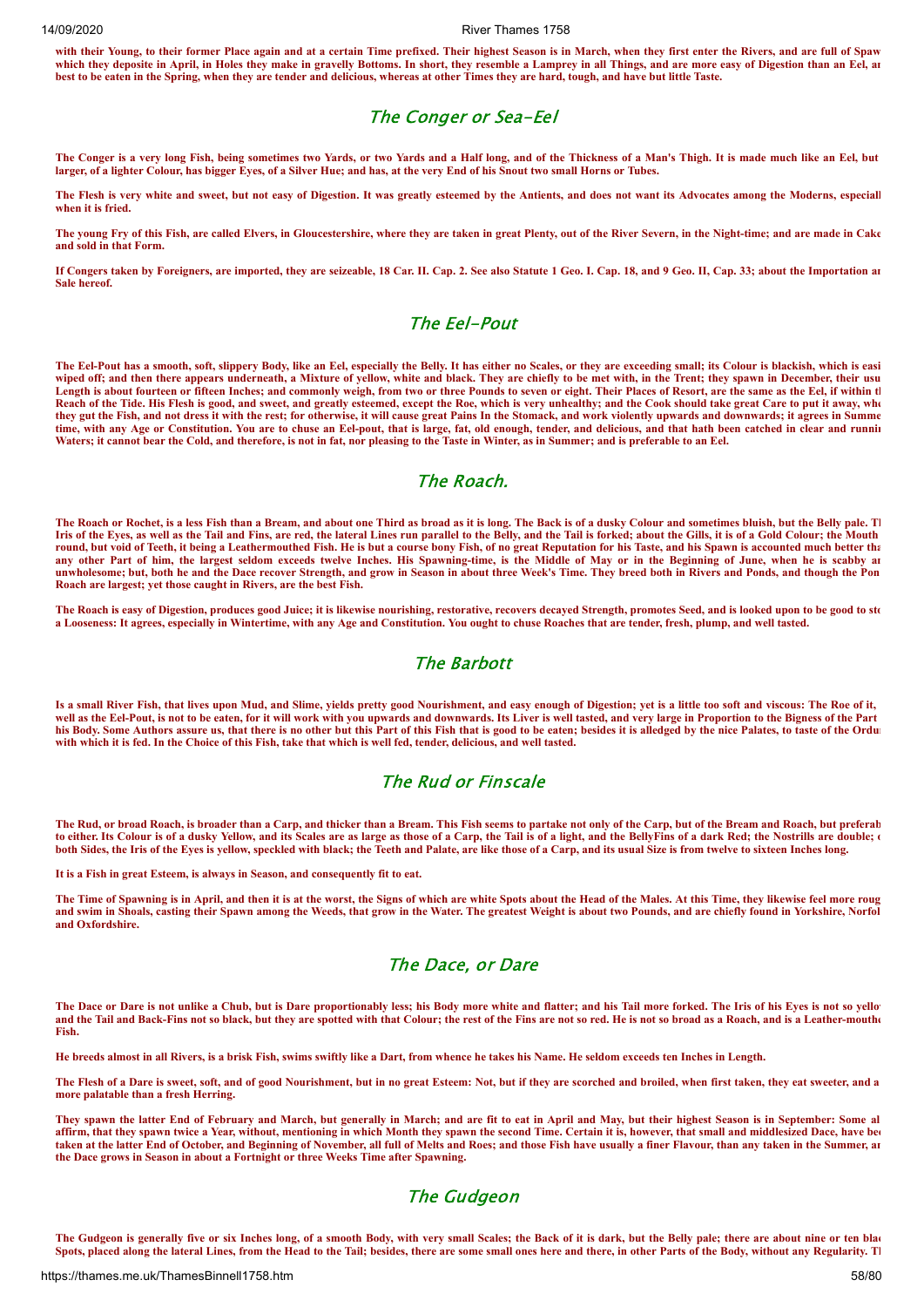**with their Young, to their former Place again and at a certain Time prefixed. Their highest Season is in March, when they first enter the Rivers, and are full of Spaw which they deposite in April, in Holes they make in gravelly Bottoms. In short, they resemble a Lamprey in all Things, and are more easy of Digestion than an Eel, ar best to be eaten in the Spring, when they are tender and delicious, whereas at other Times they are hard, tough, and have but little Taste.**

## The Conger or Sea-Eel

**The Conger is a very long Fish, being sometimes two Yards, or two Yards and a Half long, and of the Thickness of a Man's Thigh. It is made much like an Eel, but larger, of a lighter Colour, has bigger Eyes, of a Silver Hue; and has, at the very End of his Snout two small Horns or Tubes.**

**The Flesh is very white and sweet, but not easy of Digestion. It was greatly esteemed by the Antients, and does not want its Advocates among the Moderns, especiall when it is fried.**

**The young Fry of this Fish, are called Elvers, in Gloucestershire, where they are taken in great Plenty, out of the River Severn, in the Night-time; and are made in Cake and sold in that Form.**

**If Congers taken by Foreigners, are imported, they are seizeable, 18 Car. II. Cap. 2. See also Statute 1 Geo. I. Cap. 18, and 9 Geo. II, Cap. 33; about the Importation ar Sale hereof.**

## The Eel-Pout

**The Eel-Pout has a smooth, soft, slippery Body, like an Eel, especially the Belly. It has either no Scales, or they are exceeding small; its Colour is blackish, which is easi wiped off; and then there appears underneath, a Mixture of yellow, white and black. They are chiefly to be met with, in the Trent; they spawn in December, their usu Length is about fourteen or fifteen Inches; and commonly weigh, from two or three Pounds to seven or eight. Their Places of Resort, are the same as the Eel, if within tl Reach of the Tide. His Flesh is good, and sweet, and greatly esteemed, except the Roe, which is very unhealthy; and the Cook should take great Care to put it away, whe they gut the Fish, and not dress it with the rest; for otherwise, it will cause great Pains In the Stomack, and work violently upwards and downwards; it agrees in Summe time, with any Age or Constitution. You are to chuse an Eel-pout, that is large, fat, old enough, tender, and delicious, and that hath been catched in clear and runnin Waters; it cannot bear the Cold, and therefore, is not in fat, nor pleasing to the Taste in Winter, as in Summer; and is preferable to an Eel.**

## The Roach.

**The Roach or Rochet, is a less Fish than a Bream, and about one Third as broad as it is long. The Back is of a dusky Colour and sometimes bluish, but the Belly pale. Th Iris of the Eyes, as well as the Tail and Fins, are red, the lateral Lines run parallel to the Belly, and the Tail is forked; about the Gills, it is of a Gold Colour; the Mouth round, but void of Teeth, it being a Leathermouthed Fish. He is but a course bony Fish, of no great Reputation for his Taste, and his Spawn is accounted much better tha any other Part of him, the largest seldom exceeds twelve Inches. His Spawning-time, is the Middle of May or in the Beginning of June, when he is scabby an unwholesome; but, both he and the Dace recover Strength, and grow in Season in about three Week's Time. They breed both in Rivers and Ponds, and though the Pon Roach are largest; yet those caught in Rivers, are the best Fish.**

**The Roach is easy of Digestion, produces good Juice; it is likewise nourishing, restorative, recovers decayed Strength, promotes Seed, and is looked upon to be good to sto a Looseness: It agrees, especially in Wintertime, with any Age and Constitution. You ought to chuse Roaches that are tender, fresh, plump, and well tasted.**

## The Barbott

**Is a small River Fish, that lives upon Mud, and Slime, yields pretty good Nourishment, and easy enough of Digestion; yet is a little too soft and viscous: The Roe of it, well as the Eel-Pout, is not to be eaten, for it will work with you upwards and downwards. Its Liver is well tasted, and very large in Proportion to the Bigness of the Part his Body. Some Authors assure us, that there is no other but this Part of this Fish that is good to be eaten; besides it is alledged by the nice Palates, to taste of the Ordur with which it is fed. In the Choice of this Fish, take that which is well fed, tender, delicious, and well tasted.**

## The Rud or Finscale

**The Rud, or broad Roach, is broader than a Carp, and thicker than a Bream. This Fish seems to partake not only of the Carp, but of the Bream and Roach, but preferab to either. Its Colour is of a dusky Yellow, and its Scales are as large as those of a Carp, the Tail is of a light, and the BellyFins of a dark Red; the Nostrills are double; o both Sides, the Iris of the Eyes is yellow, speckled with black; the Teeth and Palate, are like those of a Carp, and its usual Size is from twelve to sixteen Inches long.**

**It is a Fish in great Esteem, is always in Season, and consequently fit to eat.**

**The Time of Spawning is in April, and then it is at the worst, the Signs of which are white Spots about the Head of the Males. At this Time, they likewise feel more roug and swim in Shoals, casting their Spawn among the Weeds, that grow in the Water. The greatest Weight is about two Pounds, and are chiefly found in Yorkshire, Norfol and Oxfordshire.**

## The Dace, or Dare

**The Dace or Dare is not unlike a Chub, but is Dare proportionably less; his Body more white and flatter; and his Tail more forked. The Iris of his Eyes is not so yellov and the Tail and Back-Fins not so black, but they are spotted with that Colour; the rest of the Fins are not so red. He is not so broad as a Roach, and is a Leather-mouthe Fish.**

**He breeds almost in all Rivers, is a brisk Fish, swims swiftly like a Dart, from whence he takes his Name. He seldom exceeds ten Inches in Length.**

**The Flesh of a Dare is sweet, soft, and of good Nourishment, but in no great Esteem: Not, but if they are scorched and broiled, when first taken, they eat sweeter, and a more palatable than a fresh Herring.**

**They spawn the latter End of February and March, but generally in March; and are fit to eat in April and May, but their highest Season is in September: Some al affirm, that they spawn twice a Year, without, mentioning in which Month they spawn the second Time. Certain it is, however, that small and middlesized Dace, have bee taken at the latter End of October, and Beginning of November, all full of Melts and Roes; and those Fish have usually a finer Flavour, than any taken in the Summer, an the Dace grows in Season in about a Fortnight or three Weeks Time after Spawning.**

## The Gudgeon

**The Gudgeon is generally five or six Inches long, of a smooth Body, with very small Scales; the Back of it is dark, but the Belly pale; there are about nine or ten blac Spots, placed along the lateral Lines, from the Head to the Tail; besides, there are some small ones here and there, in other Parts of the Body, without any Regularity. Th**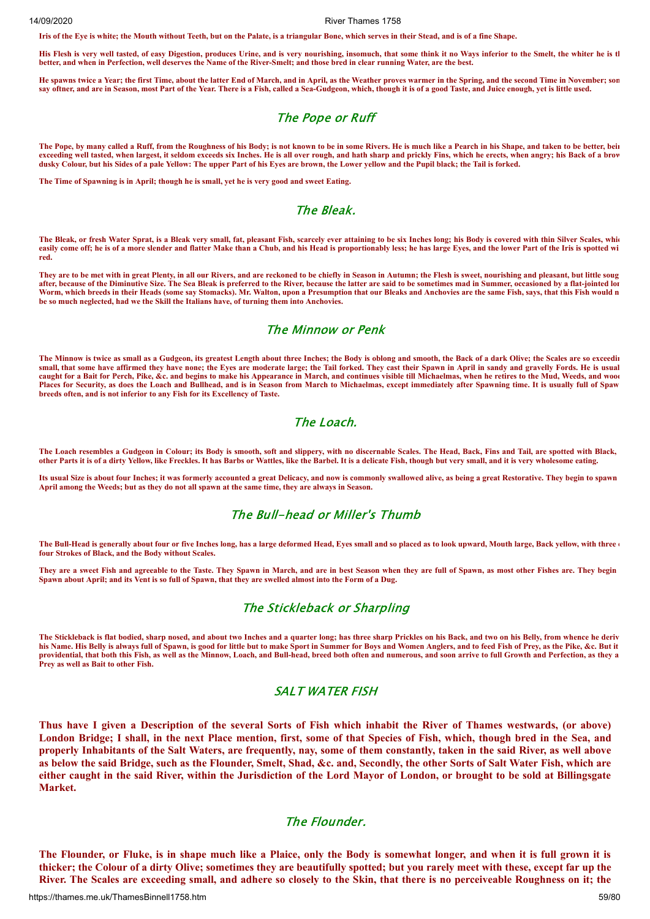**Iris of the Eye is white; the Mouth without Teeth, but on the Palate, is a triangular Bone, which serves in their Stead, and is of a fine Shape.**

**His Flesh is very well tasted, of easy Digestion, produces Urine, and is very nourishing, insomuch, that some think it no Ways inferior to the Smelt, the whiter he is th better, and when in Perfection, well deserves the Name of the River-Smelt; and those bred in clear running Water, are the best.**

**He spawns twice a Year; the first Time, about the latter End of March, and in April, as the Weather proves warmer in the Spring, and the second Time in November; som say oftner, and are in Season, most Part of the Year. There is a Fish, called a Sea-Gudgeon, which, though it is of a good Taste, and Juice enough, yet is little used.**

## The Pope or Ruff

**The Pope, by many called a Ruff, from the Roughness of his Body; is not known to be in some Rivers. He is much like a Pearch in his Shape, and taken to be better, bein exceeding well tasted, when largest, it seldom exceeds six Inches. He is all over rough, and hath sharp and prickly Fins, which he erects, when angry; his Back of a brow dusky Colour, but his Sides of a pale Yellow: The upper Part of his Eyes are brown, the Lower yellow and the Pupil black; the Tail is forked.**

**The Time of Spawning is in April; though he is small, yet he is very good and sweet Eating.**

## The Bleak.

**The Bleak, or fresh Water Sprat, is a Bleak very small, fat, pleasant Fish, scarcely ever attaining to be six Inches long; his Body is covered with thin Silver Scales, whic easily come off; he is of a more slender and flatter Make than a Chub, and his Head is proportionably less; he has large Eyes, and the lower Part of the Iris is spotted wi red.**

**They are to be met with in great Plenty, in all our Rivers, and are reckoned to be chiefly in Season in Autumn; the Flesh is sweet, nourishing and pleasant, but little soug after, because of the Diminutive Size. The Sea Bleak is preferred to the River, because the latter are said to be sometimes mad in Summer, occasioned by a flat-jointed lon Worm, which breeds in their Heads (some say Stomacks). Mr. Walton, upon a Presumption that our Bleaks and Anchovies are the same Fish, says, that this Fish would n be so much neglected, had we the Skill the Italians have, of turning them into Anchovies.**

## The Minnow or Penk

**The Minnow is twice as small as a Gudgeon, its greatest Length about three Inches; the Body is oblong and smooth, the Back of a dark Olive; the Scales are so exceedin small, that some have affirmed they have none; the Eyes are moderate large; the Tail forked. They cast their Spawn in April in sandy and gravelly Fords. He is usual caught for a Bait for Perch, Pike, &c. and begins to make his Appearance in March, and continues visible till Michaelmas, when he retires to the Mud, Weeds, and woo Places for Security, as does the Loach and Bullhead, and is in Season from March to Michaelmas, except immediately after Spawning time. It is usually full of Spaw breeds often, and is not inferior to any Fish for its Excellency of Taste.**

## The Loach.

**The Loach resembles a Gudgeon in Colour; its Body is smooth, soft and slippery, with no discernable Scales. The Head, Back, Fins and Tail, are spotted with Black, other Parts it is of a dirty Yellow, like Freckles. It has Barbs or Wattles, like the Barbel. It is a delicate Fish, though but very small, and it is very wholesome eating.**

**Its usual Size is about four Inches; it was formerly accounted a great Delicacy, and now is commonly swallowed alive, as being a great Restorative. They begin to spawn April among the Weeds; but as they do not all spawn at the same time, they are always in Season.**

## The Bull-head or Miller's Thumb

**The Bull-Head is generally about four or five Inches long, has a large deformed Head, Eyes small and so placed as to look upward, Mouth large, Back yellow, with three four Strokes of Black, and the Body without Scales.**

**They are a sweet Fish and agreeable to the Taste. They Spawn in March, and are in best Season when they are full of Spawn, as most other Fishes are. They begin Spawn about April; and its Vent is so full of Spawn, that they are swelled almost into the Form of a Dug.**

## The Stickleback or Sharpling

**The Stickleback is flat bodied, sharp nosed, and about two Inches and a quarter long; has three sharp Prickles on his Back, and two on his Belly, from whence he deriv his Name. His Belly is always full of Spawn, is good for little but to make Sport in Summer for Boys and Women Anglers, and to feed Fish of Prey, as the Pike, &c. But it providential, that both this Fish, as well as the Minnow, Loach, and Bull-head, breed both often and numerous, and soon arrive to full Growth and Perfection, as they a Prey as well as Bait to other Fish.**

## SALT WATER FISH

**Thus have I given a Description of the several Sorts of Fish which inhabit the River of Thames westwards, (or above) London Bridge; I shall, in the next Place mention, first, some of that Species of Fish, which, though bred in the Sea, and properly Inhabitants of the Salt Waters, are frequently, nay, some of them constantly, taken in the said River, as well above as below the said Bridge, such as the Flounder, Smelt, Shad, &c. and, Secondly, the other Sorts of Salt Water Fish, which are either caught in the said River, within the Jurisdiction of the Lord Mayor of London, or brought to be sold at Billingsgate Market.**

## The Flounder.

**The Flounder, or Fluke, is in shape much like a Plaice, only the Body is somewhat longer, and when it is full grown it is thicker; the Colour of a dirty Olive; sometimes they are beautifully spotted; but you rarely meet with these, except far up the River. The Scales are exceeding small, and adhere so closely to the Skin, that there is no perceiveable Roughness on it; the**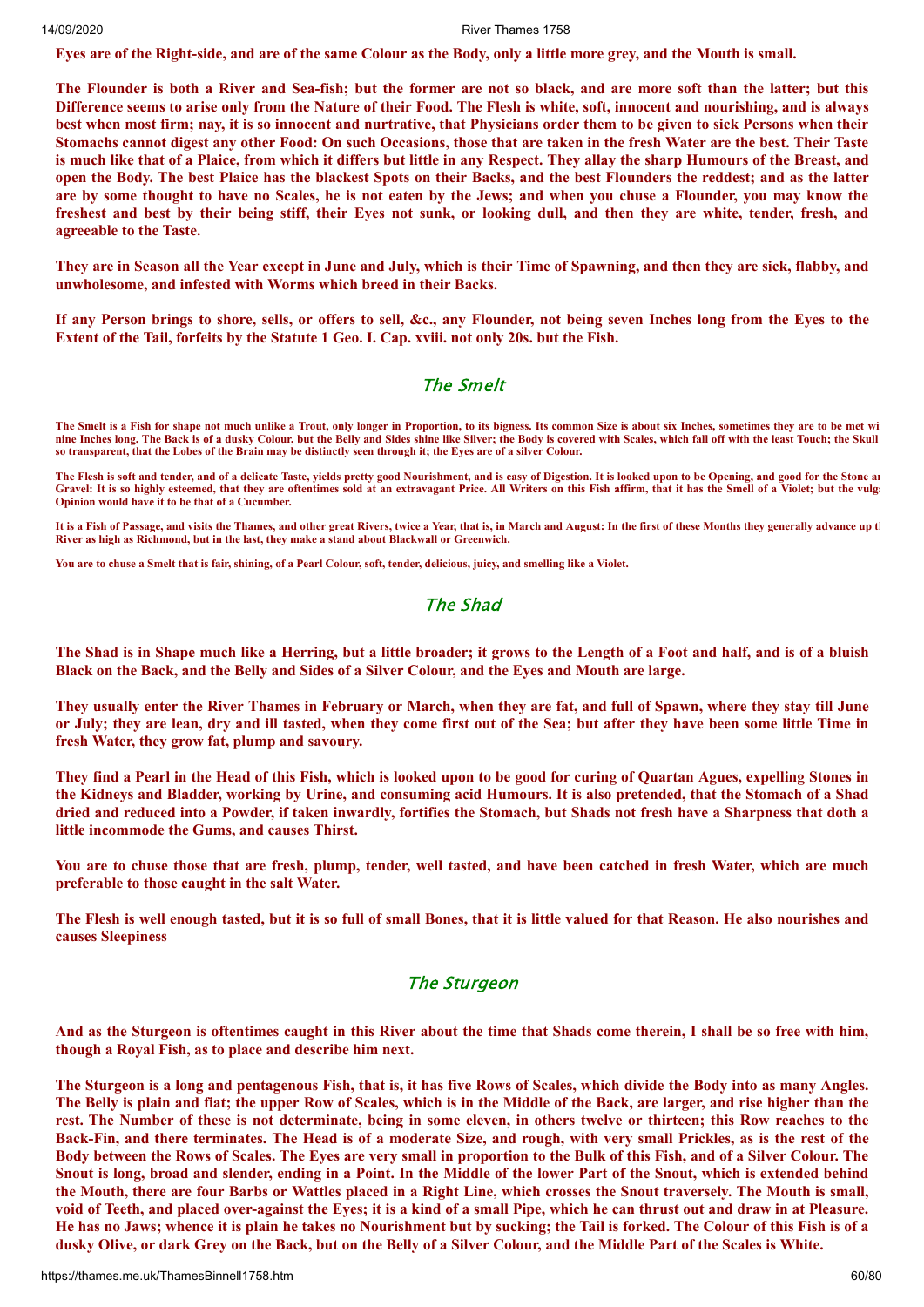**Eyes are of the Right-side, and are of the same Colour as the Body, only a little more grey, and the Mouth is small.**

**The Flounder is both a River and Sea-fish; but the former are not so black, and are more soft than the latter; but this Difference seems to arise only from the Nature of their Food. The Flesh is white, soft, innocent and nourishing, and is always best when most firm; nay, it is so innocent and nurtrative, that Physicians order them to be given to sick Persons when their Stomachs cannot digest any other Food: On such Occasions, those that are taken in the fresh Water are the best. Their Taste is much like that of a Plaice, from which it differs but little in any Respect. They allay the sharp Humours of the Breast, and open the Body. The best Plaice has the blackest Spots on their Backs, and the best Flounders the reddest; and as the latter are by some thought to have no Scales, he is not eaten by the Jews; and when you chuse a Flounder, you may know the freshest and best by their being stiff, their Eyes not sunk, or looking dull, and then they are white, tender, fresh, and agreeable to the Taste.**

**They are in Season all the Year except in June and July, which is their Time of Spawning, and then they are sick, flabby, and unwholesome, and infested with Worms which breed in their Backs.**

**If any Person brings to shore, sells, or offers to sell, &c., any Flounder, not being seven Inches long from the Eyes to the Extent of the Tail, forfeits by the Statute 1 Geo. I. Cap. xviii. not only 20s. but the Fish.**

## The Smelt

**The Smelt is a Fish for shape not much unlike a Trout, only longer in Proportion, to its bigness. Its common Size is about six Inches, sometimes they are to be met wi nine Inches long. The Back is of a dusky Colour, but the Belly and Sides shine like Silver; the Body is covered with Scales, which fall off with the least Touch; the Skull so transparent, that the Lobes of the Brain may be distinctly seen through it; the Eyes are of a silver Colour.**

**The Flesh is soft and tender, and of a delicate Taste, yields pretty good Nourishment, and is easy of Digestion. It is looked upon to be Opening, and good for the Stone ar Gravel: It is so highly esteemed, that they are oftentimes sold at an extravagant Price. All Writers on this Fish affirm, that it has the Smell of a Violet; but the vulga Opinion would have it to be that of a Cucumber.**

**It is a Fish of Passage, and visits the Thames, and other great Rivers, twice a Year, that is, in March and August: In the first of these Months they generally advance up tl River as high as Richmond, but in the last, they make a stand about Blackwall or Greenwich.**

**You are to chuse a Smelt that is fair, shining, of a Pearl Colour, soft, tender, delicious, juicy, and smelling like a Violet.**

## The Shad

**The Shad is in Shape much like a Herring, but a little broader; it grows to the Length of a Foot and half, and is of a bluish Black on the Back, and the Belly and Sides of a Silver Colour, and the Eyes and Mouth are large.**

**They usually enter the River Thames in February or March, when they are fat, and full of Spawn, where they stay till June or July; they are lean, dry and ill tasted, when they come first out of the Sea; but after they have been some little Time in fresh Water, they grow fat, plump and savoury.**

**They find a Pearl in the Head of this Fish, which is looked upon to be good for curing of Quartan Agues, expelling Stones in the Kidneys and Bladder, working by Urine, and consuming acid Humours. It is also pretended, that the Stomach of a Shad dried and reduced into a Powder, if taken inwardly, fortifies the Stomach, but Shads not fresh have a Sharpness that doth a little incommode the Gums, and causes Thirst.**

**You are to chuse those that are fresh, plump, tender, well tasted, and have been catched in fresh Water, which are much preferable to those caught in the salt Water.**

**The Flesh is well enough tasted, but it is so full of small Bones, that it is little valued for that Reason. He also nourishes and causes Sleepiness**

## The Sturgeon

**And as the Sturgeon is oftentimes caught in this River about the time that Shads come therein, I shall be so free with him, though a Royal Fish, as to place and describe him next.**

**The Sturgeon is a long and pentagenous Fish, that is, it has five Rows of Scales, which divide the Body into as many Angles. The Belly is plain and fiat; the upper Row of Scales, which is in the Middle of the Back, are larger, and rise higher than the rest. The Number of these is not determinate, being in some eleven, in others twelve or thirteen; this Row reaches to the Back-Fin, and there terminates. The Head is of a moderate Size, and rough, with very small Prickles, as is the rest of the Body between the Rows of Scales. The Eyes are very small in proportion to the Bulk of this Fish, and of a Silver Colour. The Snout is long, broad and slender, ending in a Point. In the Middle of the lower Part of the Snout, which is extended behind the Mouth, there are four Barbs or Wattles placed in a Right Line, which crosses the Snout traversely. The Mouth is small, void of Teeth, and placed over-against the Eyes; it is a kind of a small Pipe, which he can thrust out and draw in at Pleasure. He has no Jaws; whence it is plain he takes no Nourishment but by sucking; the Tail is forked. The Colour of this Fish is of a dusky Olive, or dark Grey on the Back, but on the Belly of a Silver Colour, and the Middle Part of the Scales is White.**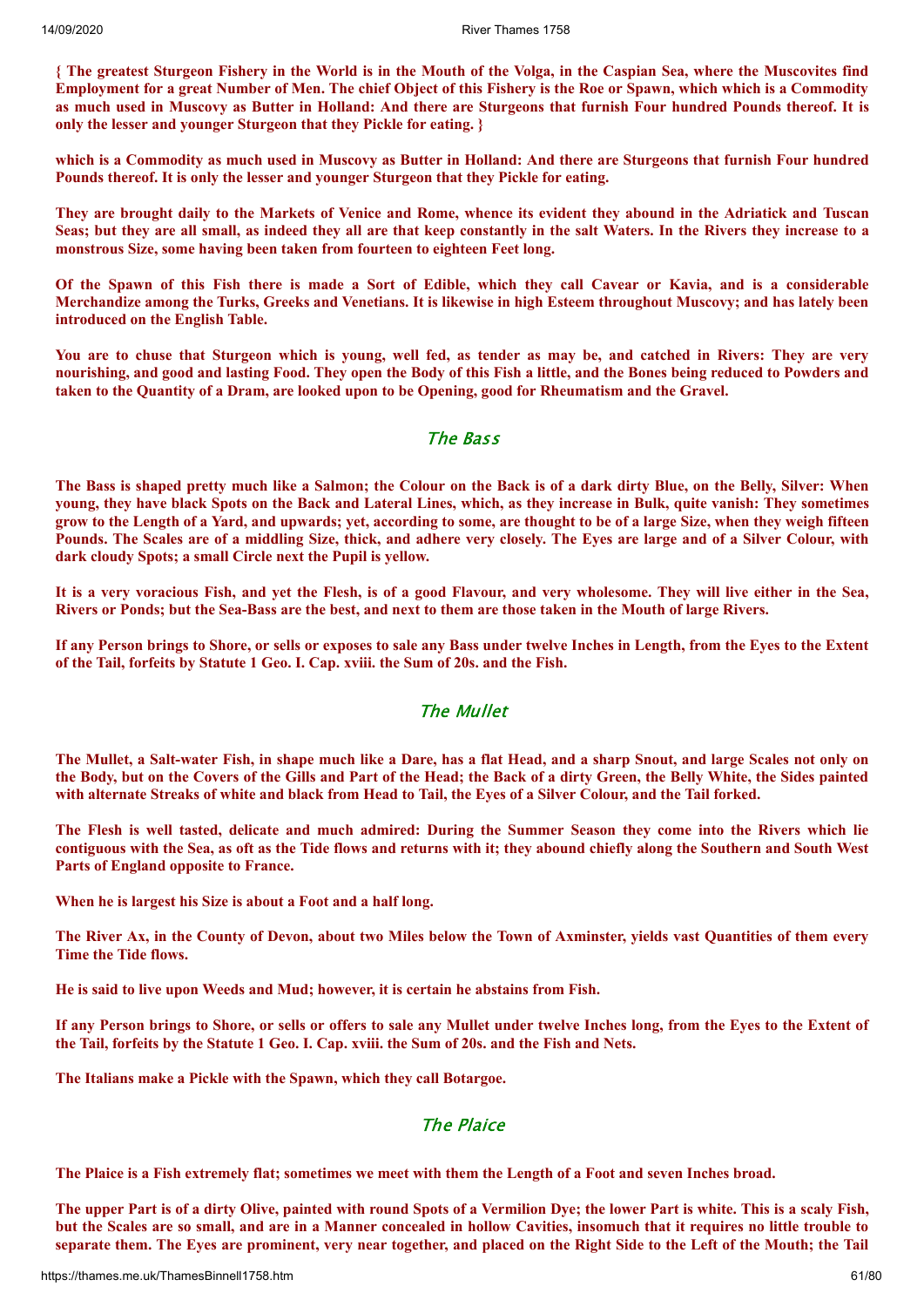**{ The greatest Sturgeon Fishery in the World is in the Mouth of the Volga, in the Caspian Sea, where the Muscovites find Employment for a great Number of Men. The chief Object of this Fishery is the Roe or Spawn, which which is a Commodity as much used in Muscovy as Butter in Holland: And there are Sturgeons that furnish Four hundred Pounds thereof. It is only the lesser and younger Sturgeon that they Pickle for eating. }**

**which is a Commodity as much used in Muscovy as Butter in Holland: And there are Sturgeons that furnish Four hundred Pounds thereof. It is only the lesser and younger Sturgeon that they Pickle for eating.**

**They are brought daily to the Markets of Venice and Rome, whence its evident they abound in the Adriatick and Tuscan Seas; but they are all small, as indeed they all are that keep constantly in the salt Waters. In the Rivers they increase to a monstrous Size, some having been taken from fourteen to eighteen Feet long.**

**Of the Spawn of this Fish there is made a Sort of Edible, which they call Cavear or Kavia, and is a considerable Merchandize among the Turks, Greeks and Venetians. It is likewise in high Esteem throughout Muscovy; and has lately been introduced on the English Table.**

**You are to chuse that Sturgeon which is young, well fed, as tender as may be, and catched in Rivers: They are very nourishing, and good and lasting Food. They open the Body of this Fish a little, and the Bones being reduced to Powders and taken to the Quantity of a Dram, are looked upon to be Opening, good for Rheumatism and the Gravel.**

## The Bass

**The Bass is shaped pretty much like a Salmon; the Colour on the Back is of a dark dirty Blue, on the Belly, Silver: When young, they have black Spots on the Back and Lateral Lines, which, as they increase in Bulk, quite vanish: They sometimes grow to the Length of a Yard, and upwards; yet, according to some, are thought to be of a large Size, when they weigh fifteen Pounds. The Scales are of a middling Size, thick, and adhere very closely. The Eyes are large and of a Silver Colour, with dark cloudy Spots; a small Circle next the Pupil is yellow.**

**It is a very voracious Fish, and yet the Flesh, is of a good Flavour, and very wholesome. They will live either in the Sea, Rivers or Ponds; but the Sea-Bass are the best, and next to them are those taken in the Mouth of large Rivers.**

**If any Person brings to Shore, or sells or exposes to sale any Bass under twelve Inches in Length, from the Eyes to the Extent of the Tail, forfeits by Statute 1 Geo. I. Cap. xviii. the Sum of 20s. and the Fish.**

## The Mullet

**The Mullet, a Salt-water Fish, in shape much like a Dare, has a flat Head, and a sharp Snout, and large Scales not only on the Body, but on the Covers of the Gills and Part of the Head; the Back of a dirty Green, the Belly White, the Sides painted with alternate Streaks of white and black from Head to Tail, the Eyes of a Silver Colour, and the Tail forked.**

**The Flesh is well tasted, delicate and much admired: During the Summer Season they come into the Rivers which lie contiguous with the Sea, as oft as the Tide flows and returns with it; they abound chiefly along the Southern and South West Parts of England opposite to France.**

**When he is largest his Size is about a Foot and a half long.**

**The River Ax, in the County of Devon, about two Miles below the Town of Axminster, yields vast Quantities of them every Time the Tide flows.**

**He is said to live upon Weeds and Mud; however, it is certain he abstains from Fish.**

**If any Person brings to Shore, or sells or offers to sale any Mullet under twelve Inches long, from the Eyes to the Extent of the Tail, forfeits by the Statute 1 Geo. I. Cap. xviii. the Sum of 20s. and the Fish and Nets.**

**The Italians make a Pickle with the Spawn, which they call Botargoe.**

## The Plaice

**The Plaice is a Fish extremely flat; sometimes we meet with them the Length of a Foot and seven Inches broad.**

**The upper Part is of a dirty Olive, painted with round Spots of a Vermilion Dye; the lower Part is white. This is a scaly Fish, but the Scales are so small, and are in a Manner concealed in hollow Cavities, insomuch that it requires no little trouble to separate them. The Eyes are prominent, very near together, and placed on the Right Side to the Left of the Mouth; the Tail**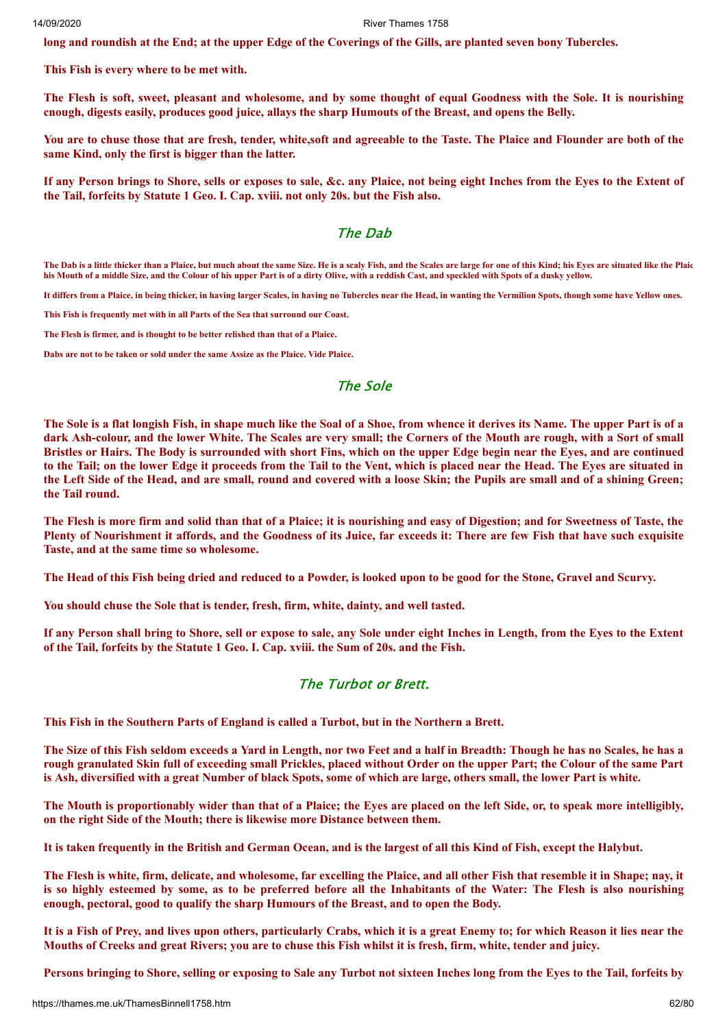**long and roundish at the End; at the upper Edge of the Coverings of the Gills, are planted seven bony Tubercles.**

**This Fish is every where to be met with.**

**The Flesh is soft, sweet, pleasant and wholesome, and by some thought of equal Goodness with the Sole. It is nourishing cnough, digests easily, produces good juice, allays the sharp Humouts of the Breast, and opens the Belly.**

**You are to chuse those that are fresh, tender, white,soft and agreeable to the Taste. The Plaice and Flounder are both of the same Kind, only the first is bigger than the latter.**

**If any Person brings to Shore, sells or exposes to sale, &c. any Plaice, not being eight Inches from the Eyes to the Extent of the Tail, forfeits by Statute 1 Geo. I. Cap. xviii. not only 20s. but the Fish also.**

## The Dab

**The Dab is a little thicker than a Plaice, but much about the same Size. He is a scaly Fish, and the Scales are large for one of this Kind; his Eyes are situated like the Plaic his Mouth of a middle Size, and the Colour of his upper Part is of a dirty Olive, with a reddish Cast, and speckled with Spots of a dusky yellow.**

**It differs from a Plaice, in being thicker, in having larger Scales, in having no Tubercles near the Head, in wanting the Vermilion Spots, though some have Yellow ones.**

**This Fish is frequently met with in all Parts of the Sea that surround our Coast.**

**The Flesh is firmer, and is thought to be better relished than that of a Plaice.**

**Dabs are not to be taken or sold under the same Assize as the Plaice. Vide Plaice.**

## The Sole

**The Sole is a flat longish Fish, in shape much like the Soal of a Shoe, from whence it derives its Name. The upper Part is of a dark Ash-colour, and the lower White. The Scales are very small; the Corners of the Mouth are rough, with a Sort of small Bristles or Hairs. The Body is surrounded with short Fins, which on the upper Edge begin near the Eyes, and are continued to the Tail; on the lower Edge it proceeds from the Tail to the Vent, which is placed near the Head. The Eyes are situated in the Left Side of the Head, and are small, round and covered with a loose Skin; the Pupils are small and of a shining Green; the Tail round.**

**The Flesh is more firm and solid than that of a Plaice; it is nourishing and easy of Digestion; and for Sweetness of Taste, the Plenty of Nourishment it affords, and the Goodness of its Juice, far exceeds it: There are few Fish that have such exquisite Taste, and at the same time so wholesome.**

**The Head of this Fish being dried and reduced to a Powder, is looked upon to be good for the Stone, Gravel and Scurvy.**

**You should chuse the Sole that is tender, fresh, firm, white, dainty, and well tasted.**

**If any Person shall bring to Shore, sell or expose to sale, any Sole under eight Inches in Length, from the Eyes to the Extent of the Tail, forfeits by the Statute 1 Geo. I. Cap. xviii. the Sum of 20s. and the Fish.**

## The Turbot or Brett.

**This Fish in the Southern Parts of England is called a Turbot, but in the Northern a Brett.**

**The Size of this Fish seldom exceeds a Yard in Length, nor two Feet and a half in Breadth: Though he has no Scales, he has a rough granulated Skin full of exceeding small Prickles, placed without Order on the upper Part; the Colour of the same Part is Ash, diversified with a great Number of black Spots, some of which are large, others small, the lower Part is white.**

**The Mouth is proportionably wider than that of a Plaice; the Eyes are placed on the left Side, or, to speak more intelligibly, on the right Side of the Mouth; there is likewise more Distance between them.**

**It is taken frequently in the British and German Ocean, and is the largest of all this Kind of Fish, except the Halybut.**

**The Flesh is white, firm, delicate, and wholesome, far excelling the Plaice, and all other Fish that resemble it in Shape; nay, it is so highly esteemed by some, as to be preferred before all the Inhabitants of the Water: The Flesh is also nourishing enough, pectoral, good to qualify the sharp Humours of the Breast, and to open the Body.**

**It is a Fish of Prey, and lives upon others, particularly Crabs, which it is a great Enemy to; for which Reason it lies near the Mouths of Creeks and great Rivers; you are to chuse this Fish whilst it is fresh, firm, white, tender and juicy.**

**Persons bringing to Shore, selling or exposing to Sale any Turbot not sixteen Inches long from the Eyes to the Tail, forfeits by**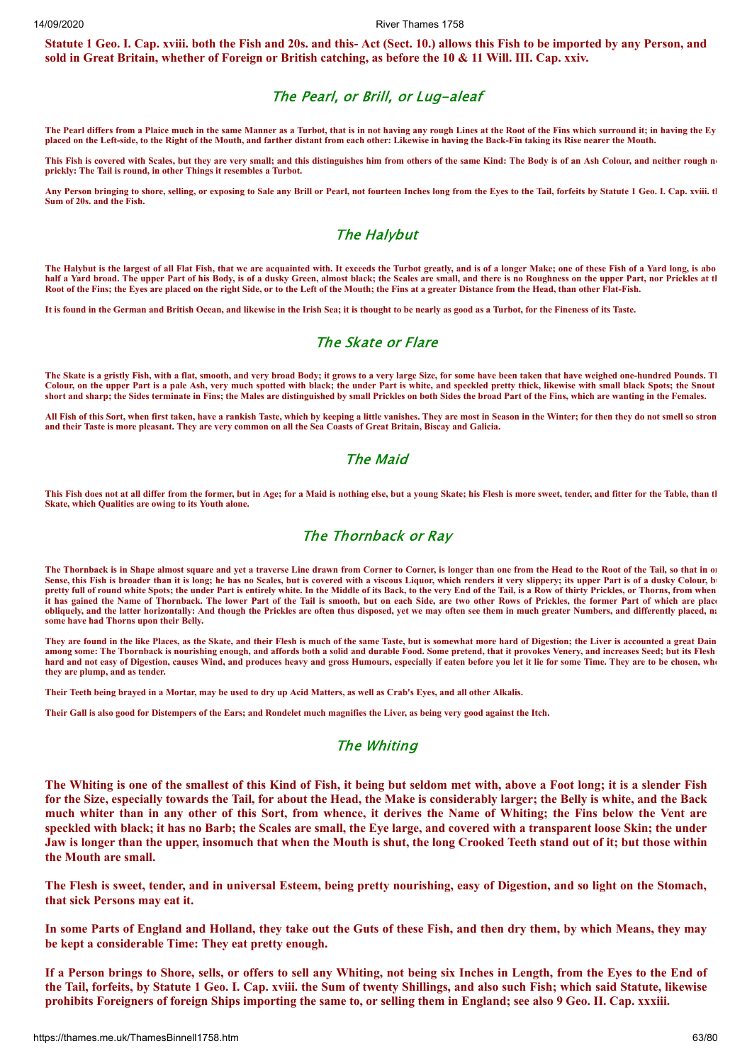**Statute 1 Geo. I. Cap. xviii. both the Fish and 20s. and this- Act (Sect. 10.) allows this Fish to be imported by any Person, and sold in Great Britain, whether of Foreign or British catching, as before the 10 & 11 Will. III. Cap. xxiv.**

## The Pearl, or Brill, or Lug-aleaf

**The Pearl differs from a Plaice much in the same Manner as a Turbot, that is in not having any rough Lines at the Root of the Fins which surround it; in having the Ey placed on the Left-side, to the Right of the Mouth, and farther distant from each other: Likewise in having the Back-Fin taking its Rise nearer the Mouth.**

**This Fish is covered with Scales, but they are very small; and this distinguishes him from others of the same Kind: The Body is of an Ash Colour, and neither rough n prickly: The Tail is round, in other Things it resembles a Turbot.**

**Any Person bringing to shore, selling, or exposing to Sale any Brill or Pearl, not fourteen Inches long from the Eyes to the Tail, forfeits by Statute 1 Geo. I. Cap. xviii. t Sum of 20s. and the Fish.**

## The Halybut

**The Halybut is the largest of all Flat Fish, that we are acquainted with. It exceeds the Turbot greatly, and is of a longer Make; one of these Fish of a Yard long, is abo half a Yard broad. The upper Part of his Body, is of a dusky Green, almost black; the Scales are small, and there is no Roughness on the upper Part, nor Prickles at t Root of the Fins; the Eyes are placed on the right Side, or to the Left of the Mouth; the Fins at a greater Distance from the Head, than other Flat-Fish.**

**It is found in the German and British Ocean, and likewise in the Irish Sea; it is thought to be nearly as good as a Turbot, for the Fineness of its Taste.**

## The Skate or Flare

**The Skate is a gristly Fish, with a flat, smooth, and very broad Body; it grows to a very large Size, for some have been taken that have weighed one-hundred Pounds. T Colour, on the upper Part is a pale Ash, very much spotted with black; the under Part is white, and speckled pretty thick, likewise with small black Spots; the Snout short and sharp; the Sides terminate in Fins; the Males are distinguished by small Prickles on both Sides the broad Part of the Fins, which are wanting in the Females.**

**All Fish of this Sort, when first taken, have a rankish Taste, which by keeping a little vanishes. They are most in Season in the Winter; for then they do not smell so stron and their Taste is more pleasant. They are very common on all the Sea Coasts of Great Britain, Biscay and Galicia.**

## The Maid

**This Fish does not at all differ from the former, but in Age; for a Maid is nothing else, but a young Skate; his Flesh is more sweet, tender, and fitter for the Table, than t Skate, which Qualities are owing to its Youth alone.**

## The Thornback or Ray

**The Thornback is in Shape almost square and yet a traverse Line drawn from Corner to Corner, is longer than one from the Head to the Root of the Tail, so that in o Sense, this Fish is broader than it is long; he has no Scales, but is covered with a viscous Liquor, which renders it very slippery; its upper Part is of a dusky Colour, b pretty full of round white Spots; the under Part is entirely white. In the Middle of its Back, to the very End of the Tail, is a Row of thirty Prickles, or Thorns, from whe it has gained the Name of Thornback. The lower Part of the Tail is smooth, but on each Side, are two other Rows of Prickles, the former Part of which are plac obliquely, and the latter horizontally: And though the Prickles are often thus disposed, yet we may often see them in much greater Numbers, and differently placed, n some have had Thorns upon their Belly.**

**They are found in the like Places, as the Skate, and their Flesh is much of the same Taste, but is somewhat more hard of Digestion; the Liver is accounted a great Dai among some: The Thornback is nourishing enough, and affords both a solid and durable Food. Some pretend, that it provokes Venery, and increases Seed; but its Flesh hard and not easy of Digestion, causes Wind, and produces heavy and gross Humours, especially if eaten before you let it lie for some Time. They are to be chosen, wh they are plump, and as tender.**

**Their Teeth being brayed in a Mortar, may be used to dry up Acid Matters, as well as Crab's Eyes, and all other Alkalis.**

**Their Gall is also good for Distempers of the Ears; and Rondelet much magnifies the Liver, as being very good against the Itch.**

## The Whiting

**The Whiting is one of the smallest of this Kind of Fish, it being but seldom met with, above a Foot long; it is a slender Fish for the Size, especially towards the Tail, for about the Head, the Make is considerably larger; the Belly is white, and the Back much whiter than in any other of this Sort, from whence, it derives the Name of Whiting; the Fins below the Vent are speckled with black; it has no Barb; the Scales are small, the Eye large, and covered with a transparent loose Skin; the under Jaw is longer than the upper, insomuch that when the Mouth is shut, the long Crooked Teeth stand out of it; but those within the Mouth are small.**

**The Flesh is sweet, tender, and in universal Esteem, being pretty nourishing, easy of Digestion, and so light on the Stomach, that sick Persons may eat it.**

**In some Parts of England and Holland, they take out the Guts of these Fish, and then dry them, by which Means, they may be kept a considerable Time: They eat pretty enough.**

**If a Person brings to Shore, sells, or offers to sell any Whiting, not being six Inches in Length, from the Eyes to the End of the Tail, forfeits, by Statute 1 Geo. I. Cap. xviii. the Sum of twenty Shillings, and also such Fish; which said Statute, likewise prohibits Foreigners of foreign Ships importing the same to, or selling them in England; see also 9 Geo. II. Cap. xxxiii.**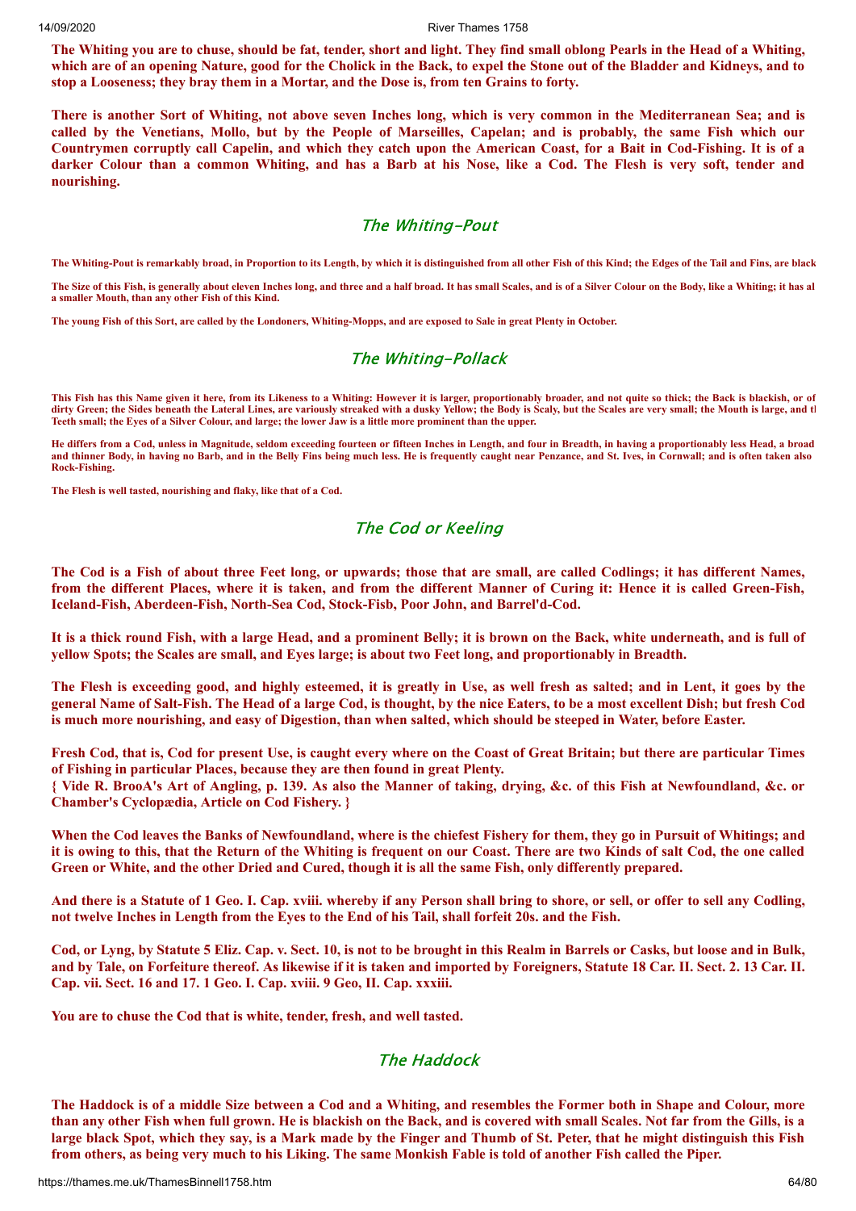**The Whiting you are to chuse, should be fat, tender, short and light. They find small oblong Pearls in the Head of a Whiting, which are of an opening Nature, good for the Cholick in the Back, to expel the Stone out of the Bladder and Kidneys, and to stop a Looseness; they bray them in a Mortar, and the Dose is, from ten Grains to forty.**

**There is another Sort of Whiting, not above seven Inches long, which is very common in the Mediterranean Sea; and is called by the Venetians, Mollo, but by the People of Marseilles, Capelan; and is probably, the same Fish which our Countrymen corruptly call Capelin, and which they catch upon the American Coast, for a Bait in Cod-Fishing. It is of a darker Colour than a common Whiting, and has a Barb at his Nose, like a Cod. The Flesh is very soft, tender and nourishing.**

## The Whiting-Pout

**The Whiting-Pout is remarkably broad, in Proportion to its Length, by which it is distinguished from all other Fish of this Kind; the Edges of the Tail and Fins, are black**

**The Size of this Fish, is generally about eleven Inches long, and three and a half broad. It has small Scales, and is of a Silver Colour on the Body, like a Whiting; it has al a smaller Mouth, than any other Fish of this Kind.**

**The young Fish of this Sort, are called by the Londoners, Whiting-Mopps, and are exposed to Sale in great Plenty in October.**

## The Whiting-Pollack

**This Fish has this Name given it here, from its Likeness to a Whiting: However it is larger, proportionably broader, and not quite so thick; the Back is blackish, or of dirty Green; the Sides beneath the Lateral Lines, are variously streaked with a dusky Yellow; the Body is Scaly, but the Scales are very small; the Mouth is large, and tl Teeth small; the Eyes of a Silver Colour, and large; the lower Jaw is a little more prominent than the upper.**

**He differs from a Cod, unless in Magnitude, seldom exceeding fourteen or fifteen Inches in Length, and four in Breadth, in having a proportionably less Head, a broad and thinner Body, in having no Barb, and in the Belly Fins being much less. He is frequently caught near Penzance, and St. Ives, in Cornwall; and is often taken also Rock-Fishing.**

**The Flesh is well tasted, nourishing and flaky, like that of a Cod.**

## The Cod or Keeling

**The Cod is a Fish of about three Feet long, or upwards; those that are small, are called Codlings; it has different Names, from the different Places, where it is taken, and from the different Manner of Curing it: Hence it is called Green-Fish, Iceland-Fish, Aberdeen-Fish, North-Sea Cod, Stock-Fisb, Poor John, and Barrel'd-Cod.**

**It is a thick round Fish, with a large Head, and a prominent Belly; it is brown on the Back, white underneath, and is full of yellow Spots; the Scales are small, and Eyes large; is about two Feet long, and proportionably in Breadth.**

**The Flesh is exceeding good, and highly esteemed, it is greatly in Use, as well fresh as salted; and in Lent, it goes by the general Name of Salt-Fish. The Head of a large Cod, is thought, by the nice Eaters, to be a most excellent Dish; but fresh Cod is much more nourishing, and easy of Digestion, than when salted, which should be steeped in Water, before Easter.**

**Fresh Cod, that is, Cod for present Use, is caught every where on the Coast of Great Britain; but there are particular Times of Fishing in particular Places, because they are then found in great Plenty.**
**{ Vide R. BrooA's Art of Angling, p. 139. As also the Manner of taking, drying, &c. of this Fish at Newfoundland, &c. or Chamber's Cyclopædia, Article on Cod Fishery. }**

**When the Cod leaves the Banks of Newfoundland, where is the chiefest Fishery for them, they go in Pursuit of Whitings; and it is owing to this, that the Return of the Whiting is frequent on our Coast. There are two Kinds of salt Cod, the one called Green or White, and the other Dried and Cured, though it is all the same Fish, only differently prepared.**

**And there is a Statute of 1 Geo. I. Cap. xviii. whereby if any Person shall bring to shore, or sell, or offer to sell any Codling, not twelve Inches in Length from the Eyes to the End of his Tail, shall forfeit 20s. and the Fish.**

**Cod, or Lyng, by Statute 5 Eliz. Cap. v. Sect. 10, is not to be brought in this Realm in Barrels or Casks, but loose and in Bulk, and by Tale, on Forfeiture thereof. As likewise if it is taken and imported by Foreigners, Statute 18 Car. II. Sect. 2. 13 Car. II. Cap. vii. Sect. 16 and 17. 1 Geo. I. Cap. xviii. 9 Geo, II. Cap. xxxiii.**

**You are to chuse the Cod that is white, tender, fresh, and well tasted.**

## The Haddock

**The Haddock is of a middle Size between a Cod and a Whiting, and resembles the Former both in Shape and Colour, more than any other Fish when full grown. He is blackish on the Back, and is covered with small Scales. Not far from the Gills, is a large black Spot, which they say, is a Mark made by the Finger and Thumb of St. Peter, that he might distinguish this Fish from others, as being very much to his Liking. The same Monkish Fable is told of another Fish called the Piper.**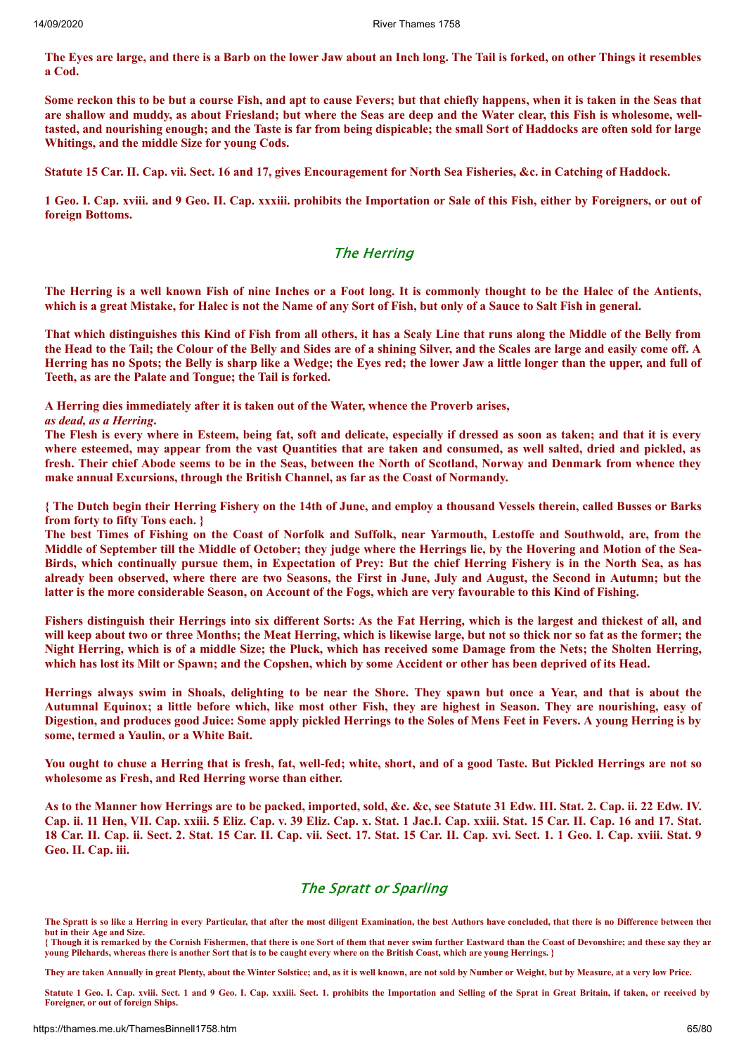**The Eyes are large, and there is a Barb on the lower Jaw about an Inch long. The Tail is forked, on other Things it resembles a Cod.**

**Some reckon this to be but a course Fish, and apt to cause Fevers; but that chiefly happens, when it is taken in the Seas that are shallow and muddy, as about Friesland; but where the Seas are deep and the Water clear, this Fish is wholesome, well-tasted, and nourishing enough; and the Taste is far from being dispicable; the small Sort of Haddocks are often sold for large Whitings, and the middle Size for young Cods.**

**Statute 15 Car. II. Cap. vii. Sect. 16 and 17, gives Encouragement for North Sea Fisheries, &c. in Catching of Haddock.**

**1 Geo. I. Cap. xviii. and 9 Geo. II. Cap. xxxiii. prohibits the Importation or Sale of this Fish, either by Foreigners, or out of foreign Bottoms.**

## The Herring

**The Herring is a well known Fish of nine Inches or a Foot long. It is commonly thought to be the Halec of the Antients, which is a great Mistake, for Halec is not the Name of any Sort of Fish, but only of a Sauce to Salt Fish in general.**

**That which distinguishes this Kind of Fish from all others, it has a Scaly Line that runs along the Middle of the Belly from the Head to the Tail; the Colour of the Belly and Sides are of a shining Silver, and the Scales are large and easily come off. A Herring has no Spots; the Belly is sharp like a Wedge; the Eyes red; the lower Jaw a little longer than the upper, and full of Teeth, as are the Palate and Tongue; the Tail is forked.**

**A Herring dies immediately after it is taken out of the Water, whence the Proverb arises,**
***as dead, as a Herring*.**
**The Flesh is every where in Esteem, being fat, soft and delicate, especially if dressed as soon as taken; and that it is every where esteemed, may appear from the vast Quantities that are taken and consumed, as well salted, dried and pickled, as fresh. Their chief Abode seems to be in the Seas, between the North of Scotland, Norway and Denmark from whence they make annual Excursions, through the British Channel, as far as the Coast of Normandy.**

**{ The Dutch begin their Herring Fishery on the 14th of June, and employ a thousand Vessels therein, called Busses or Barks from forty to fifty Tons each. }**
**The best Times of Fishing on the Coast of Norfolk and Suffolk, near Yarmouth, Lestoffe and Southwold, are, from the Middle of September till the Middle of October; they judge where the Herrings lie, by the Hovering and Motion of the Sea-Birds, which continually pursue them, in Expectation of Prey: But the chief Herring Fishery is in the North Sea, as has already been observed, where there are two Seasons, the First in June, July and August, the Second in Autumn; but the latter is the more considerable Season, on Account of the Fogs, which are very favourable to this Kind of Fishing.**

**Fishers distinguish their Herrings into six different Sorts: As the Fat Herring, which is the largest and thickest of all, and will keep about two or three Months; the Meat Herring, which is likewise large, but not so thick nor so fat as the former; the Night Herring, which is of a middle Size; the Pluck, which has received some Damage from the Nets; the Sholten Herring, which has lost its Milt or Spawn; and the Copshen, which by some Accident or other has been deprived of its Head.**

**Herrings always swim in Shoals, delighting to be near the Shore. They spawn but once a Year, and that is about the Autumnal Equinox; a little before which, like most other Fish, they are highest in Season. They are nourishing, easy of Digestion, and produces good Juice: Some apply pickled Herrings to the Soles of Mens Feet in Fevers. A young Herring is by some, termed a Yaulin, or a White Bait.**

**You ought to chuse a Herring that is fresh, fat, well-fed; white, short, and of a good Taste. But Pickled Herrings are not so wholesome as Fresh, and Red Herring worse than either.**

**As to the Manner how Herrings are to be packed, imported, sold, &c. &c, see Statute 31 Edw. III. Stat. 2. Cap. ii. 22 Edw. IV. Cap. ii. 11 Hen, VII. Cap. xxiii. 5 Eliz. Cap. v. 39 Eliz. Cap. x. Stat. 1 Jac.I. Cap. xxiii. Stat. 15 Car. II. Cap. 16 and 17. Stat. 18 Car. II. Cap. ii. Sect. 2. Stat. 15 Car. II. Cap. vii. Sect. 17. Stat. 15 Car. II. Cap. xvi. Sect. 1. 1 Geo. I. Cap. xviii. Stat. 9 Geo. II. Cap. iii.**

## The Spratt or Sparling

**The Spratt is so like a Herring in every Particular, that after the most diligent Examination, the best Authors have concluded, that there is no Difference between them but in their Age and Size.**
**{ Though it is remarked by the Cornish Fishermen, that there is one Sort of them that never swim further Eastward than the Coast of Devonshire; and these say they are young Pilchards, whereas there is another Sort that is to be caught every where on the British Coast, which are young Herrings. }**

**They are taken Annually in great Plenty, about the Winter Solstice; and, as it is well known, are not sold by Number or Weight, but by Measure, at a very low Price.**

**Statute 1 Geo. I. Cap. xviii. Sect. 1 and 9 Geo. I. Cap. xxxiii. Sect. 1. prohibits the Importation and Selling of the Sprat in Great Britain, if taken, or received by a Foreigner, or out of foreign Ships.**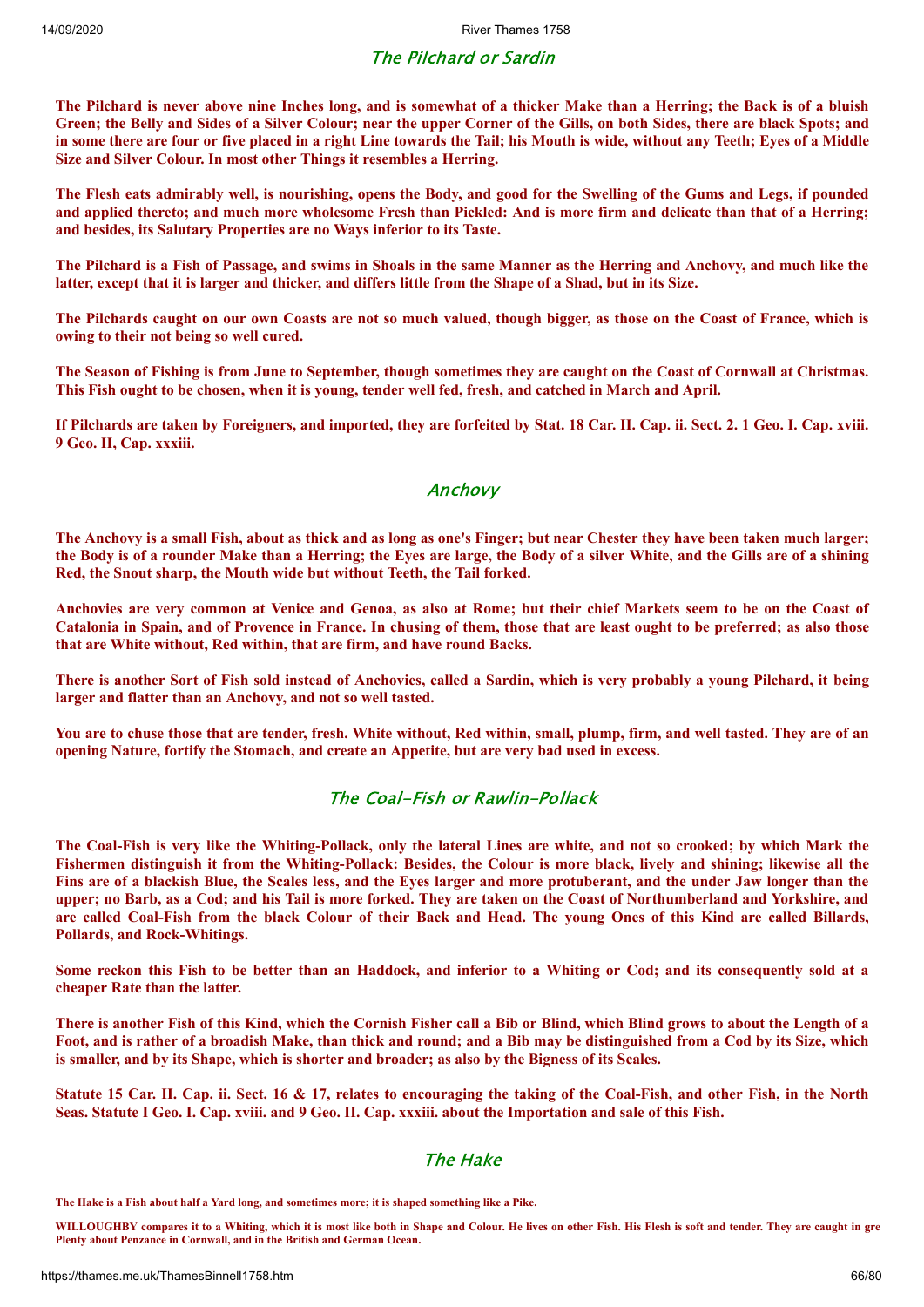## The Pilchard or Sardin

**The Pilchard is never above nine Inches long, and is somewhat of a thicker Make than a Herring; the Back is of a bluish Green; the Belly and Sides of a Silver Colour; near the upper Corner of the Gills, on both Sides, there are black Spots; and in some there are four or five placed in a right Line towards the Tail; his Mouth is wide, without any Teeth; Eyes of a Middle Size and Silver Colour. In most other Things it resembles a Herring.**

**The Flesh eats admirably well, is nourishing, opens the Body, and good for the Swelling of the Gums and Legs, if pounded and applied thereto; and much more wholesome Fresh than Pickled: And is more firm and delicate than that of a Herring; and besides, its Salutary Properties are no Ways inferior to its Taste.**

**The Pilchard is a Fish of Passage, and swims in Shoals in the same Manner as the Herring and Anchovy, and much like the latter, except that it is larger and thicker, and differs little from the Shape of a Shad, but in its Size.**

**The Pilchards caught on our own Coasts are not so much valued, though bigger, as those on the Coast of France, which is owing to their not being so well cured.**

**The Season of Fishing is from June to September, though sometimes they are caught on the Coast of Cornwall at Christmas. This Fish ought to be chosen, when it is young, tender well fed, fresh, and catched in March and April.**

**If Pilchards are taken by Foreigners, and imported, they are forfeited by Stat. 18 Car. II. Cap. ii. Sect. 2. 1 Geo. I. Cap. xviii. 9 Geo. II, Cap. xxxiii.**

## Anchovy

**The Anchovy is a small Fish, about as thick and as long as one's Finger; but near Chester they have been taken much larger; the Body is of a rounder Make than a Herring; the Eyes are large, the Body of a silver White, and the Gills are of a shining Red, the Snout sharp, the Mouth wide but without Teeth, the Tail forked.**

**Anchovies are very common at Venice and Genoa, as also at Rome; but their chief Markets seem to be on the Coast of Catalonia in Spain, and of Provence in France. In chusing of them, those that are least ought to be preferred; as also those that are White without, Red within, that are firm, and have round Backs.**

**There is another Sort of Fish sold instead of Anchovies, called a Sardin, which is very probably a young Pilchard, it being larger and flatter than an Anchovy, and not so well tasted.**

**You are to chuse those that are tender, fresh. White without, Red within, small, plump, firm, and well tasted. They are of an opening Nature, fortify the Stomach, and create an Appetite, but are very bad used in excess.**

## The Coal-Fish or Rawlin-Pollack

**The Coal-Fish is very like the Whiting-Pollack, only the lateral Lines are white, and not so crooked; by which Mark the Fishermen distinguish it from the Whiting-Pollack: Besides, the Colour is more black, lively and shining; likewise all the Fins are of a blackish Blue, the Scales less, and the Eyes larger and more protuberant, and the under Jaw longer than the upper; no Barb, as a Cod; and his Tail is more forked. They are taken on the Coast of Northumberland and Yorkshire, and are called Coal-Fish from the black Colour of their Back and Head. The young Ones of this Kind are called Billards, Pollards, and Rock-Whitings.**

**Some reckon this Fish to be better than an Haddock, and inferior to a Whiting or Cod; and its consequently sold at a cheaper Rate than the latter.**

**There is another Fish of this Kind, which the Cornish Fisher call a Bib or Blind, which Blind grows to about the Length of a Foot, and is rather of a broadish Make, than thick and round; and a Bib may be distinguished from a Cod by its Size, which is smaller, and by its Shape, which is shorter and broader; as also by the Bigness of its Scales.**

**Statute 15 Car. II. Cap. ii. Sect. 16 & 17, relates to encouraging the taking of the Coal-Fish, and other Fish, in the North Seas. Statute I Geo. I. Cap. xviii. and 9 Geo. II. Cap. xxxiii. about the Importation and sale of this Fish.**

## The Hake

**The Hake is a Fish about half a Yard long, and sometimes more; it is shaped something like a Pike.**

**WILLOUGHBY compares it to a Whiting, which it is most like both in Shape and Colour. He lives on other Fish. His Flesh is soft and tender. They are caught in gre Plenty about Penzance in Cornwall, and in the British and German Ocean.**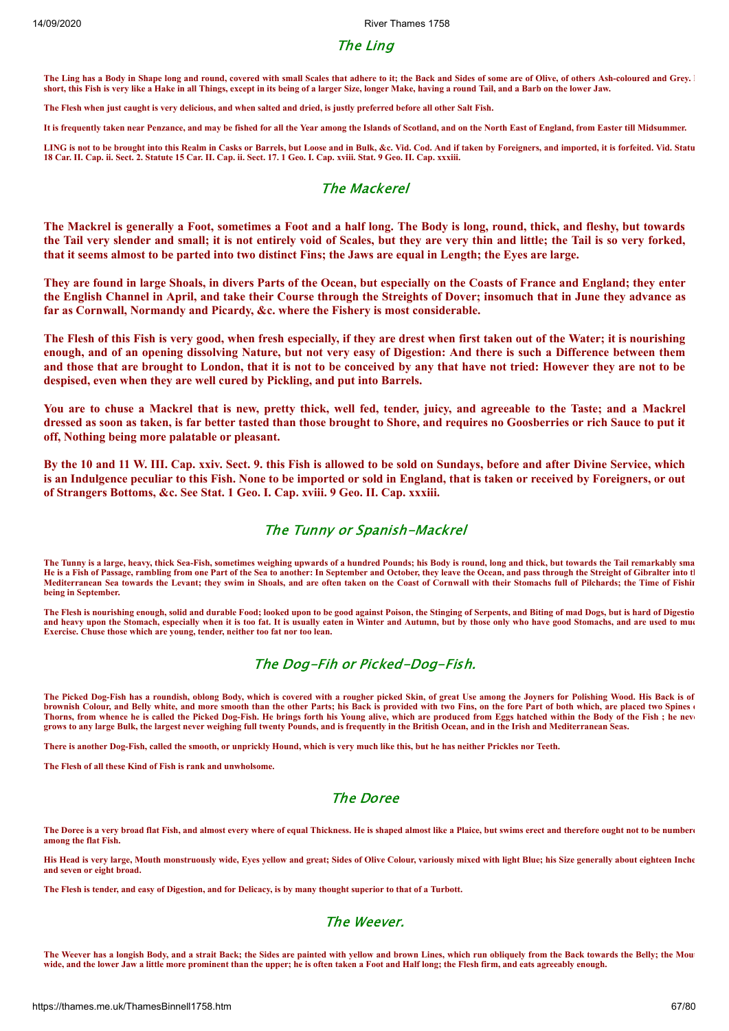## The Ling

**The Ling has a Body in Shape long and round, covered with small Scales that adhere to it; the Back and Sides of some are of Olive, of others Ash-coloured and Grey. In short, this Fish is very like a Hake in all Things, except in its being of a larger Size, longer Make, having a round Tail, and a Barb on the lower Jaw.**

**The Flesh when just caught is very delicious, and when salted and dried, is justly preferred before all other Salt Fish.**

**It is frequently taken near Penzance, and may be fished for all the Year among the Islands of Scotland, and on the North East of England, from Easter till Midsummer.**

**LING is not to be brought into this Realm in Casks or Barrels, but Loose and in Bulk, &c. Vid. Cod. And if taken by Foreigners, and imported, it is forfeited. Vid. Statute 18 Car. II. Cap. ii. Sect. 2. Statute 15 Car. II. Cap. ii. Sect. 17. 1 Geo. I. Cap. xviii. Stat. 9 Geo. II. Cap. xxxiii.**

## The Mackerel

**The Mackrel is generally a Foot, sometimes a Foot and a half long. The Body is long, round, thick, and fleshy, but towards the Tail very slender and small; it is not entirely void of Scales, but they are very thin and little; the Tail is so very forked, that it seems almost to be parted into two distinct Fins; the Jaws are equal in Length; the Eyes are large.**

**They are found in large Shoals, in divers Parts of the Ocean, but especially on the Coasts of France and England; they enter the English Channel in April, and take their Course through the Streights of Dover; insomuch that in June they advance as far as Cornwall, Normandy and Picardy, &c. where the Fishery is most considerable.**

**The Flesh of this Fish is very good, when fresh especially, if they are drest when first taken out of the Water; it is nourishing enough, and of an opening dissolving Nature, but not very easy of Digestion: And there is such a Difference between them and those that are brought to London, that it is not to be conceived by any that have not tried: However they are not to be despised, even when they are well cured by Pickling, and put into Barrels.**

**You are to chuse a Mackrel that is new, pretty thick, well fed, tender, juicy, and agreeable to the Taste; and a Mackrel dressed as soon as taken, is far better tasted than those brought to Shore, and requires no Goosberries or rich Sauce to put it off, Nothing being more palatable or pleasant.**

**By the 10 and 11 W. III. Cap. xxiv. Sect. 9. this Fish is allowed to be sold on Sundays, before and after Divine Service, which is an Indulgence peculiar to this Fish. None to be imported or sold in England, that is taken or received by Foreigners, or out of Strangers Bottoms, &c. See Stat. 1 Geo. I. Cap. xviii. 9 Geo. II. Cap. xxxiii.**

## The Tunny or Spanish-Mackrel

**The Tunny is a large, heavy, thick Sea-Fish, sometimes weighing upwards of a hundred Pounds; his Body is round, long and thick, but towards the Tail remarkably small. He is a Fish of Passage, rambling from one Part of the Sea to another: In September and October, they leave the Ocean, and pass through the Streight of Gibralter into the Mediterranean Sea towards the Levant; they swim in Shoals, and are often taken on the Coast of Cornwall with their Stomachs full of Pilchards; the Time of Fishing being in September.**

**The Flesh is nourishing enough, solid and durable Food; looked upon to be good against Poison, the Stinging of Serpents, and Biting of mad Dogs, but is hard of Digestion and heavy upon the Stomach, especially when it is too fat. It is usually eaten in Winter and Autumn, but by those only who have good Stomachs, and are used to much Exercise. Chuse those which are young, tender, neither too fat nor too lean.**

## The Dog-Fih or Picked-Dog-Fish.

**The Picked Dog-Fish has a roundish, oblong Body, which is covered with a rougher picked Skin, of great Use among the Joyners for Polishing Wood. His Back is of a brownish Colour, and Belly white, and more smooth than the other Parts; his Back is provided with two Fins, on the fore Part of both which, are placed two Spines or Thorns, from whence he is called the Picked Dog-Fish. He brings forth his Young alive, which are produced from Eggs hatched within the Body of the Fish ; he never grows to any large Bulk, the largest never weighing full twenty Pounds, and is frequently in the British Ocean, and in the Irish and Mediterranean Seas.**

**There is another Dog-Fish, called the smooth, or unprickly Hound, which is very much like this, but he has neither Prickles nor Teeth.**

**The Flesh of all these Kind of Fish is rank and unwholsome.**

## The Doree

**The Doree is a very broad flat Fish, and almost every where of equal Thickness. He is shaped almost like a Plaice, but swims erect and therefore ought not to be numbered among the flat Fish.**

**His Head is very large, Mouth monstruously wide, Eyes yellow and great; Sides of Olive Colour, variously mixed with light Blue; his Size generally about eighteen Inches and seven or eight broad.**

**The Flesh is tender, and easy of Digestion, and for Delicacy, is by many thought superior to that of a Turbott.**

## The Weever.

**The Weever has a longish Body, and a strait Back; the Sides are painted with yellow and brown Lines, which run obliquely from the Back towards the Belly; the Mouth wide, and the lower Jaw a little more prominent than the upper; he is often taken a Foot and Half long; the Flesh firm, and eats agreeably enough.**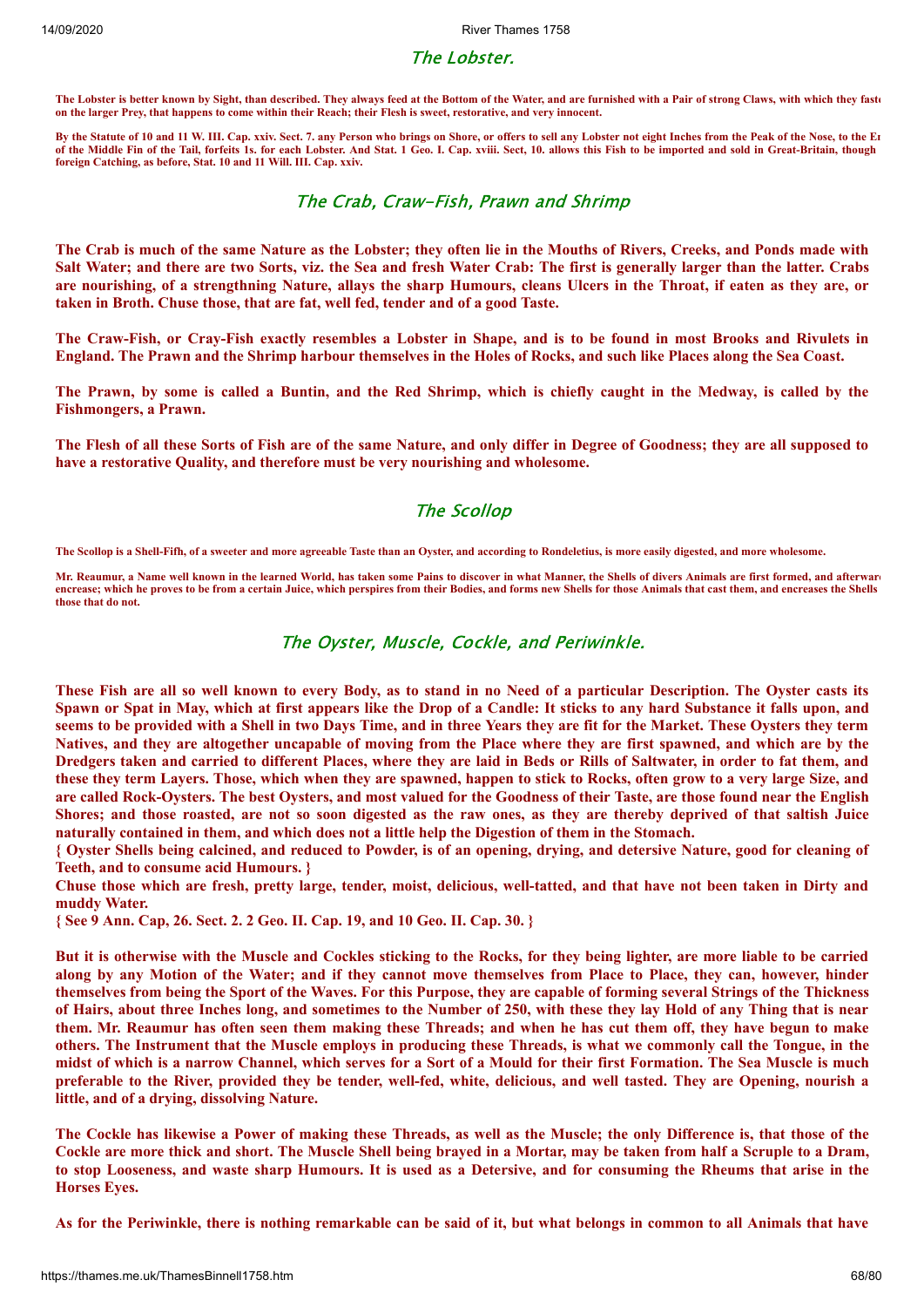## The Lobster.

**The Lobster is better known by Sight, than described. They always feed at the Bottom of the Water, and are furnished with a Pair of strong Claws, with which they faste on the larger Prey, that happens to come within their Reach; their Flesh is sweet, restorative, and very innocent.**

**By the Statute of 10 and 11 W. III. Cap. xxiv. Sect. 7. any Person who brings on Shore, or offers to sell any Lobster not eight Inches from the Peak of the Nose, to the En of the Middle Fin of the Tail, forfeits 1s. for each Lobster. And Stat. 1 Geo. I. Cap. xviii. Sect, 10. allows this Fish to be imported and sold in Great-Britain, though foreign Catching, as before, Stat. 10 and 11 Will. III. Cap. xxiv.**

## The Crab, Craw-Fish, Prawn and Shrimp

**The Crab is much of the same Nature as the Lobster; they often lie in the Mouths of Rivers, Creeks, and Ponds made with Salt Water; and there are two Sorts, viz. the Sea and fresh Water Crab: The first is generally larger than the latter. Crabs are nourishing, of a strengthning Nature, allays the sharp Humours, cleans Ulcers in the Throat, if eaten as they are, or taken in Broth. Chuse those, that are fat, well fed, tender and of a good Taste.**

**The Craw-Fish, or Cray-Fish exactly resembles a Lobster in Shape, and is to be found in most Brooks and Rivulets in England. The Prawn and the Shrimp harbour themselves in the Holes of Rocks, and such like Places along the Sea Coast.**

**The Prawn, by some is called a Buntin, and the Red Shrimp, which is chiefly caught in the Medway, is called by the Fishmongers, a Prawn.**

**The Flesh of all these Sorts of Fish are of the same Nature, and only differ in Degree of Goodness; they are all supposed to have a restorative Quality, and therefore must be very nourishing and wholesome.**

## The Scollop

**The Scollop is a Shell-Fifh, of a sweeter and more agreeable Taste than an Oyster, and according to Rondeletius, is more easily digested, and more wholesome.**

**Mr. Reaumur, a Name well known in the learned World, has taken some Pains to discover in what Manner, the Shells of divers Animals are first formed, and afterwar encrease; which he proves to be from a certain Juice, which perspires from their Bodies, and forms new Shells for those Animals that cast them, and encreases the Shells those that do not.**

## The Oyster, Muscle, Cockle, and Periwinkle.

**These Fish are all so well known to every Body, as to stand in no Need of a particular Description. The Oyster casts its Spawn or Spat in May, which at first appears like the Drop of a Candle: It sticks to any hard Substance it falls upon, and seems to be provided with a Shell in two Days Time, and in three Years they are fit for the Market. These Oysters they term Natives, and they are altogether uncapable of moving from the Place where they are first spawned, and which are by the Dredgers taken and carried to different Places, where they are laid in Beds or Rills of Saltwater, in order to fat them, and these they term Layers. Those, which when they are spawned, happen to stick to Rocks, often grow to a very large Size, and are called Rock-Oysters. The best Oysters, and most valued for the Goodness of their Taste, are those found near the English Shores; and those roasted, are not so soon digested as the raw ones, as they are thereby deprived of that saltish Juice naturally contained in them, and which does not a little help the Digestion of them in the Stomach.**
**{ Oyster Shells being calcined, and reduced to Powder, is of an opening, drying, and detersive Nature, good for cleaning of Teeth, and to consume acid Humours. }**
**Chuse those which are fresh, pretty large, tender, moist, delicious, well-tatted, and that have not been taken in Dirty and muddy Water.**
**{ See 9 Ann. Cap, 26. Sect. 2. 2 Geo. II. Cap. 19, and 10 Geo. II. Cap. 30. }**

**But it is otherwise with the Muscle and Cockles sticking to the Rocks, for they being lighter, are more liable to be carried along by any Motion of the Water; and if they cannot move themselves from Place to Place, they can, however, hinder themselves from being the Sport of the Waves. For this Purpose, they are capable of forming several Strings of the Thickness of Hairs, about three Inches long, and sometimes to the Number of 250, with these they lay Hold of any Thing that is near them. Mr. Reaumur has often seen them making these Threads; and when he has cut them off, they have begun to make others. The Instrument that the Muscle employs in producing these Threads, is what we commonly call the Tongue, in the midst of which is a narrow Channel, which serves for a Sort of a Mould for their first Formation. The Sea Muscle is much preferable to the River, provided they be tender, well-fed, white, delicious, and well tasted. They are Opening, nourish a little, and of a drying, dissolving Nature.**

**The Cockle has likewise a Power of making these Threads, as well as the Muscle; the only Difference is, that those of the Cockle are more thick and short. The Muscle Shell being brayed in a Mortar, may be taken from half a Scruple to a Dram, to stop Looseness, and waste sharp Humours. It is used as a Detersive, and for consuming the Rheums that arise in the Horses Eyes.**

**As for the Periwinkle, there is nothing remarkable can be said of it, but what belongs in common to all Animals that have**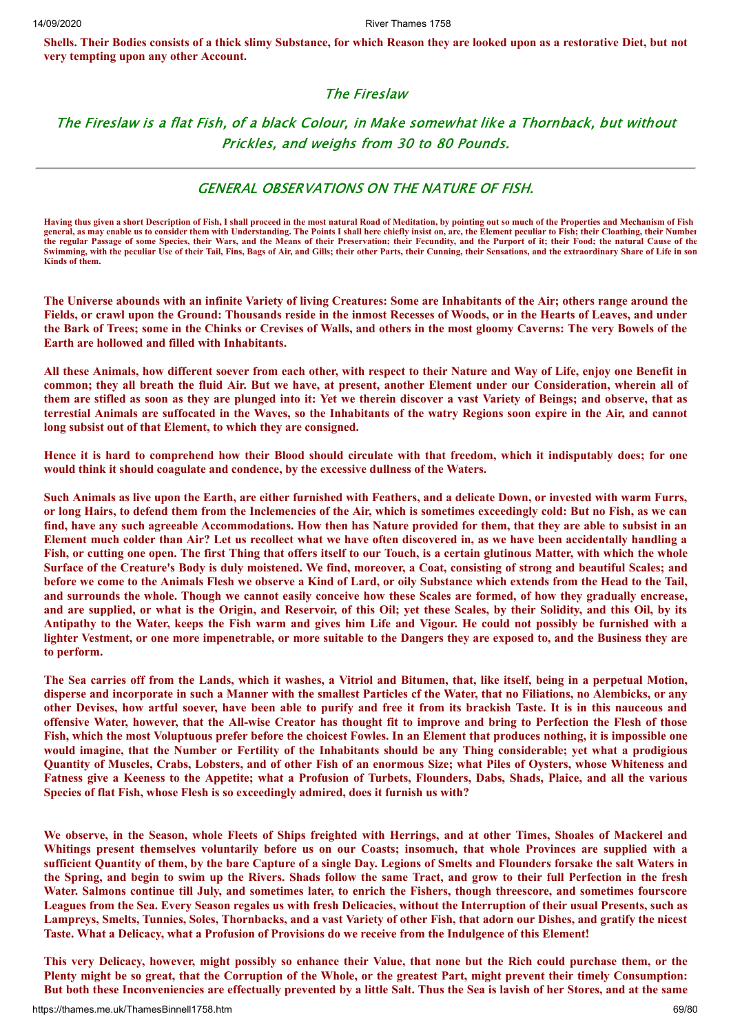**Shells. Their Bodies consists of a thick slimy Substance, for which Reason they are looked upon as a restorative Diet, but not very tempting upon any other Account.**

## The Fireslaw

### *The Fireslaw is a flat Fish, of a black Colour, in Make somewhat like a Thornback, but without Prickles, and weighs from 30 to 80 Pounds.*

---

## GENERAL OBSERVATIONS ON THE NATURE OF FISH.

**Having thus given a short Description of Fish, I shall proceed in the most natural Road of Meditation, by pointing out so much of the Properties and Mechanism of Fish general, as may enable us to consider them with Understanding. The Points I shall here chiefly insist on, are, the Element peculiar to Fish; their Cloathing, their Number the regular Passage of some Species, their Wars, and the Means of their Preservation; their Fecundity, and the Purport of it; their Food; the natural Cause of the Swimming, with the peculiar Use of their Tail, Fins, Bags of Air, and Gills; their other Parts, their Cunning, their Sensations, and the extraordinary Share of Life in son Kinds of them.**

**The Universe abounds with an infinite Variety of living Creatures: Some are Inhabitants of the Air; others range around the Fields, or crawl upon the Ground: Thousands reside in the inmost Recesses of Woods, or in the Hearts of Leaves, and under the Bark of Trees; some in the Chinks or Crevises of Walls, and others in the most gloomy Caverns: The very Bowels of the Earth are hollowed and filled with Inhabitants.**

**All these Animals, how different soever from each other, with respect to their Nature and Way of Life, enjoy one Benefit in common; they all breath the fluid Air. But we have, at present, another Element under our Consideration, wherein all of them are stifled as soon as they are plunged into it: Yet we therein discover a vast Variety of Beings; and observe, that as terrestial Animals are suffocated in the Waves, so the Inhabitants of the watry Regions soon expire in the Air, and cannot long subsist out of that Element, to which they are consigned.**

**Hence it is hard to comprehend how their Blood should circulate with that freedom, which it indisputably does; for one would think it should coagulate and condence, by the excessive dullness of the Waters.**

**Such Animals as live upon the Earth, are either furnished with Feathers, and a delicate Down, or invested with warm Furrs, or long Hairs, to defend them from the Inclemencies of the Air, which is sometimes exceedingly cold: But no Fish, as we can find, have any such agreeable Accommodations. How then has Nature provided for them, that they are able to subsist in an Element much colder than Air? Let us recollect what we have often discovered in, as we have been accidentally handling a Fish, or cutting one open. The first Thing that offers itself to our Touch, is a certain glutinous Matter, with which the whole Surface of the Creature's Body is duly moistened. We find, moreover, a Coat, consisting of strong and beautiful Scales; and before we come to the Animals Flesh we observe a Kind of Lard, or oily Substance which extends from the Head to the Tail, and surrounds the whole. Though we cannot easily conceive how these Scales are formed, of how they gradually encrease, and are supplied, or what is the Origin, and Reservoir, of this Oil; yet these Scales, by their Solidity, and this Oil, by its Antipathy to the Water, keeps the Fish warm and gives him Life and Vigour. He could not possibly be furnished with a lighter Vestment, or one more impenetrable, or more suitable to the Dangers they are exposed to, and the Business they are to perform.**

**The Sea carries off from the Lands, which it washes, a Vitriol and Bitumen, that, like itself, being in a perpetual Motion, disperse and incorporate in such a Manner with the smallest Particles cf the Water, that no Filiations, no Alembicks, or any other Devises, how artful soever, have been able to purify and free it from its brackish Taste. It is in this nauceous and offensive Water, however, that the All-wise Creator has thought fit to improve and bring to Perfection the Flesh of those Fish, which the most Voluptuous prefer before the choicest Fowles. In an Element that produces nothing, it is impossible one would imagine, that the Number or Fertility of the Inhabitants should be any Thing considerable; yet what a prodigious Quantity of Muscles, Crabs, Lobsters, and of other Fish of an enormous Size; what Piles of Oysters, whose Whiteness and Fatness give a Keeness to the Appetite; what a Profusion of Turbets, Flounders, Dabs, Shads, Plaice, and all the various Species of flat Fish, whose Flesh is so exceedingly admired, does it furnish us with?**

**We observe, in the Season, whole Fleets of Ships freighted with Herrings, and at other Times, Shoales of Mackerel and Whitings present themselves voluntarily before us on our Coasts; insomuch, that whole Provinces are supplied with a sufficient Quantity of them, by the bare Capture of a single Day. Legions of Smelts and Flounders forsake the salt Waters in the Spring, and begin to swim up the Rivers. Shads follow the same Tract, and grow to their full Perfection in the fresh Water. Salmons continue till July, and sometimes later, to enrich the Fishers, though threescore, and sometimes fourscore Leagues from the Sea. Every Season regales us with fresh Delicacies, without the Interruption of their usual Presents, such as Lampreys, Smelts, Tunnies, Soles, Thornbacks, and a vast Variety of other Fish, that adorn our Dishes, and gratify the nicest Taste. What a Delicacy, what a Profusion of Provisions do we receive from the Indulgence of this Element!**

**This very Delicacy, however, might possibly so enhance their Value, that none but the Rich could purchase them, or the Plenty might be so great, that the Corruption of the Whole, or the greatest Part, might prevent their timely Consumption: But both these Inconveniencies are effectually prevented by a little Salt. Thus the Sea is lavish of her Stores, and at the same**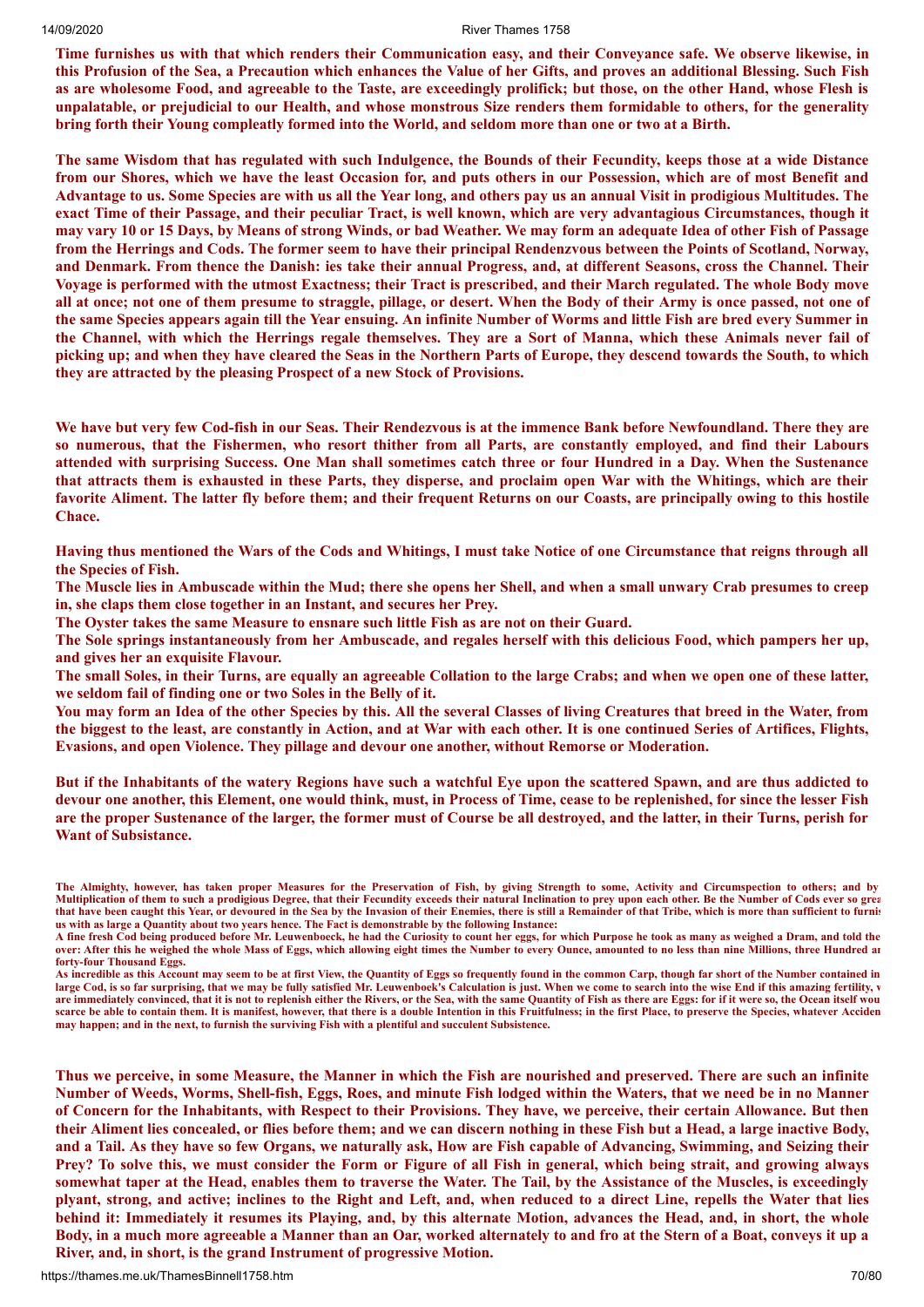**Time furnishes us with that which renders their Communication easy, and their Conveyance safe. We observe likewise, in this Profusion of the Sea, a Precaution which enhances the Value of her Gifts, and proves an additional Blessing. Such Fish as are wholesome Food, and agreeable to the Taste, are exceedingly prolifick; but those, on the other Hand, whose Flesh is unpalatable, or prejudicial to our Health, and whose monstrous Size renders them formidable to others, for the generality bring forth their Young compleatly formed into the World, and seldom more than one or two at a Birth.**

**The same Wisdom that has regulated with such Indulgence, the Bounds of their Fecundity, keeps those at a wide Distance from our Shores, which we have the least Occasion for, and puts others in our Possession, which are of most Benefit and Advantage to us. Some Species are with us all the Year long, and others pay us an annual Visit in prodigious Multitudes. The exact Time of their Passage, and their peculiar Tract, is well known, which are very advantagious Circumstances, though it may vary 10 or 15 Days, by Means of strong Winds, or bad Weather. We may form an adequate Idea of other Fish of Passage from the Herrings and Cods. The former seem to have their principal Rendenzvous between the Points of Scotland, Norway, and Denmark. From thence the Danish: ies take their annual Progress, and, at different Seasons, cross the Channel. Their Voyage is performed with the utmost Exactness; their Tract is prescribed, and their March regulated. The whole Body move all at once; not one of them presume to straggle, pillage, or desert. When the Body of their Army is once passed, not one of the same Species appears again till the Year ensuing. An infinite Number of Worms and little Fish are bred every Summer in the Channel, with which the Herrings regale themselves. They are a Sort of Manna, which these Animals never fail of picking up; and when they have cleared the Seas in the Northern Parts of Europe, they descend towards the South, to which they are attracted by the pleasing Prospect of a new Stock of Provisions.**

**We have but very few Cod-fish in our Seas. Their Rendezvous is at the immence Bank before Newfoundland. There they are so numerous, that the Fishermen, who resort thither from all Parts, are constantly employed, and find their Labours attended with surprising Success. One Man shall sometimes catch three or four Hundred in a Day. When the Sustenance that attracts them is exhausted in these Parts, they disperse, and proclaim open War with the Whitings, which are their favorite Aliment. The latter fly before them; and their frequent Returns on our Coasts, are principally owing to this hostile Chace.**

**Having thus mentioned the Wars of the Cods and Whitings, I must take Notice of one Circumstance that reigns through all the Species of Fish.**

**The Muscle lies in Ambuscade within the Mud; there she opens her Shell, and when a small unwary Crab presumes to creep in, she claps them close together in an Instant, and secures her Prey.**

**The Oyster takes the same Measure to ensnare such little Fish as are not on their Guard.**

**The Sole springs instantaneously from her Ambuscade, and regales herself with this delicious Food, which pampers her up, and gives her an exquisite Flavour.**

**The small Soles, in their Turns, are equally an agreeable Collation to the large Crabs; and when we open one of these latter, we seldom fail of finding one or two Soles in the Belly of it.**

**You may form an Idea of the other Species by this. All the several Classes of living Creatures that breed in the Water, from the biggest to the least, are constantly in Action, and at War with each other. It is one continued Series of Artifices, Flights, Evasions, and open Violence. They pillage and devour one another, without Remorse or Moderation.**

**But if the Inhabitants of the watery Regions have such a watchful Eye upon the scattered Spawn, and are thus addicted to devour one another, this Element, one would think, must, in Process of Time, cease to be replenished, for since the lesser Fish are the proper Sustenance of the larger, the former must of Course be all destroyed, and the latter, in their Turns, perish for Want of Subsistance.**

**The Almighty, however, has taken proper Measures for the Preservation of Fish, by giving Strength to some, Activity and Circumspection to others; and by Multiplication of them to such a prodigious Degree, that their Fecundity exceeds their natural Inclination to prey upon each other. Be the Number of Cods ever so grea that have been caught this Year, or devoured in the Sea by the Invasion of their Enemies, there is still a Remainder of that Tribe, which is more than sufficient to furnis us with as large a Quantity about two years hence. The Fact is demonstrable by the following Instance:**

**A fine fresh Cod being produced before Mr. Leuwenboeck, he had the Curiosity to count her eggs, for which Purpose he took as many as weighed a Dram, and told the over: After this he weighed the whole Mass of Eggs, which allowing eight times the Number to every Ounce, amounted to no less than nine Millions, three Hundred ar forty-four Thousand Eggs.**

**As incredible as this Account may seem to be at first View, the Quantity of Eggs so frequently found in the common Carp, though far short of the Number contained in large Cod, is so far surprising, that we may be fully satisfied Mr. Leuwenboeck's Calculation is just. When we come to search into the wise End if this amazing fertility, v are immediately convinced, that it is not to replenish either the Rivers, or the Sea, with the same Quantity of Fish as there are Eggs: for if it were so, the Ocean itself wou scarce be able to contain them. It is manifest, however, that there is a double Intention in this Fruitfulness; in the first Place, to preserve the Species, whatever Acciden may happen; and in the next, to furnish the surviving Fish with a plentiful and succulent Subsistence.**

**Thus we perceive, in some Measure, the Manner in which the Fish are nourished and preserved. There are such an infinite Number of Weeds, Worms, Shell-fish, Eggs, Roes, and minute Fish lodged within the Waters, that we need be in no Manner of Concern for the Inhabitants, with Respect to their Provisions. They have, we perceive, their certain Allowance. But then their Aliment lies concealed, or flies before them; and we can discern nothing in these Fish but a Head, a large inactive Body, and a Tail. As they have so few Organs, we naturally ask, How are Fish capable of Advancing, Swimming, and Seizing their Prey? To solve this, we must consider the Form or Figure of all Fish in general, which being strait, and growing always somewhat taper at the Head, enables them to traverse the Water. The Tail, by the Assistance of the Muscles, is exceedingly plyant, strong, and active; inclines to the Right and Left, and, when reduced to a direct Line, repells the Water that lies behind it: Immediately it resumes its Playing, and, by this alternate Motion, advances the Head, and, in short, the whole Body, in a much more agreeable a Manner than an Oar, worked alternately to and fro at the Stern of a Boat, conveys it up a River, and, in short, is the grand Instrument of progressive Motion.**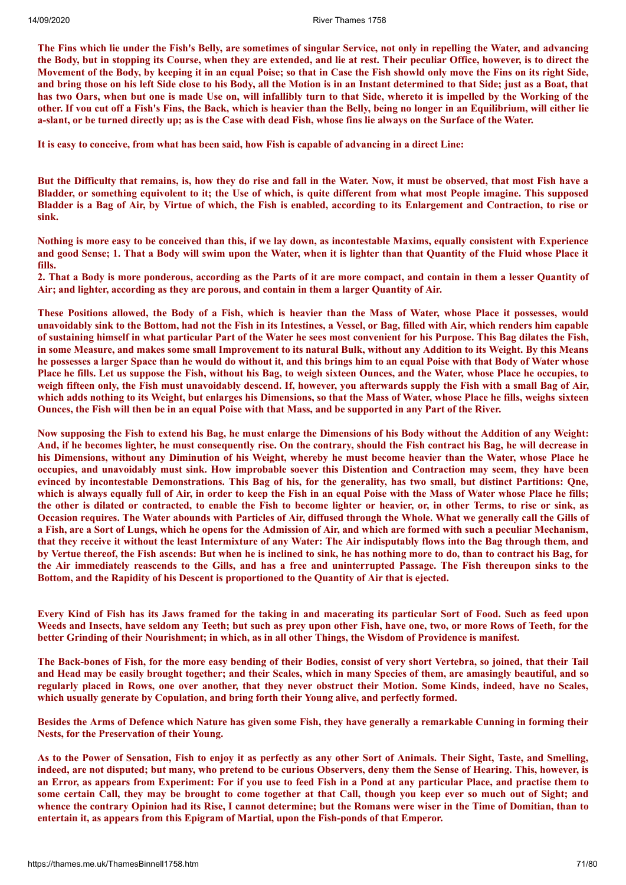The Fins which lie under the Fish's Belly, are sometimes of singular Service, not only in repelling the Water, and advancing the Body, but in stopping its Course, when they are extended, and lie at rest. Their peculiar Office, however, is to direct the Movement of the Body, by keeping it in an equal Poise; so that in Case the Fish showld only move the Fins on its right Side, and bring those on his left Side close to his Body, all the Motion is in an Instant determined to that Side; just as a Boat, that has two Oars, when but one is made Use on, will infallibly turn to that Side, whereto it is impelled by the Working of the other. If vou cut off a Fish's Fins, the Back, which is heavier than the Belly, being no longer in an Equilibrium, will either lie a-slant, or be turned directly up; as is the Case with dead Fish, whose fins lie always on the Surface of the Water.

It is easy to conceive, from what has been said, how Fish is capable of advancing in a direct Line:

But the Difficulty that remains, is, how they do rise and fall in the Water. Now, it must be observed, that most Fish have a Bladder, or something equivolent to it; the Use of which, is quite different from what most People imagine. This supposed Bladder is a Bag of Air, by Virtue of which, the Fish is enabled, according to its Enlargement and Contraction, to rise or sink.

Nothing is more easy to be conceived than this, if we lay down, as incontestable Maxims, equally consistent with Experience and good Sense; 1. That a Body will swim upon the Water, when it is lighter than that Quantity of the Fluid whose Place it fills.

2. That a Body is more ponderous, according as the Parts of it are more compact, and contain in them a lesser Quantity of Air; and lighter, according as they are porous, and contain in them a larger Quantity of Air.

These Positions allowed, the Body of a Fish, which is heavier than the Mass of Water, whose Place it possesses, would unavoidably sink to the Bottom, had not the Fish in its Intestines, a Vessel, or Bag, filled with Air, which renders him capable of sustaining himself in what particular Part of the Water he sees most convenient for his Purpose. This Bag dilates the Fish, in some Measure, and makes some small Improvement to its natural Bulk, without any Addition to its Weight. By this Means he possesses a larger Space than he would do without it, and this brings him to an equal Poise with that Body of Water whose Place he fills. Let us suppose the Fish, without his Bag, to weigh sixteen Ounces, and the Water, whose Place he occupies, to weigh fifteen only, the Fish must unavoidably descend. If, however, you afterwards supply the Fish with a small Bag of Air, which adds nothing to its Weight, but enlarges his Dimensions, so that the Mass of Water, whose Place he fills, weighs sixteen Ounces, the Fish will then be in an equal Poise with that Mass, and be supported in any Part of the River.

Now supposing the Fish to extend his Bag, he must enlarge the Dimensions of his Body without the Addition of any Weight: And, if he becomes lighter, he must consequently rise. On the contrary, should the Fish contract his Bag, he will decrease in his Dimensions, without any Diminution of his Weight, whereby he must become heavier than the Water, whose Place he occupies, and unavoidably must sink. How improbable soever this Distention and Contraction may seem, they have been evinced by incontestable Demonstrations. This Bag of his, for the generality, has two small, but distinct Partitions: Qne, which is always equally full of Air, in order to keep the Fish in an equal Poise with the Mass of Water whose Place he fills; the other is dilated or contracted, to enable the Fish to become lighter or heavier, or, in other Terms, to rise or sink, as Occasion requires. The Water abounds with Particles of Air, diffused through the Whole. What we generally call the Gills of a Fish, are a Sort of Lungs, which he opens for the Admission of Air, and which are formed with such a peculiar Mechanism, that they receive it without the least Intermixture of any Water: The Air indisputably flows into the Bag through them, and by Vertue thereof, the Fish ascends: But when he is inclined to sink, he has nothing more to do, than to contract his Bag, for the Air immediately reascends to the Gills, and has a free and uninterrupted Passage. The Fish thereupon sinks to the Bottom, and the Rapidity of his Descent is proportioned to the Quantity of Air that is ejected.

Every Kind of Fish has its Jaws framed for the taking in and macerating its particular Sort of Food. Such as feed upon Weeds and Insects, have seldom any Teeth; but such as prey upon other Fish, have one, two, or more Rows of Teeth, for the better Grinding of their Nourishment; in which, as in all other Things, the Wisdom of Providence is manifest.

The Back-bones of Fish, for the more easy bending of their Bodies, consist of very short Vertebra, so joined, that their Tail and Head may be easily brought together; and their Scales, which in many Species of them, are amasingly beautiful, and so regularly placed in Rows, one over another, that they never obstruct their Motion. Some Kinds, indeed, have no Scales, which usually generate by Copulation, and bring forth their Young alive, and perfectly formed.

Besides the Arms of Defence which Nature has given some Fish, they have generally a remarkable Cunning in forming their Nests, for the Preservation of their Young.

As to the Power of Sensation, Fish to enjoy it as perfectly as any other Sort of Animals. Their Sight, Taste, and Smelling, indeed, are not disputed; but many, who pretend to be curious Observers, deny them the Sense of Hearing. This, however, is an Error, as appears from Experiment: For if you use to feed Fish in a Pond at any particular Place, and practise them to some certain Call, they may be brought to come together at that Call, though you keep ever so much out of Sight; and whence the contrary Opinion had its Rise, I cannot determine; but the Romans were wiser in the Time of Domitian, than to entertain it, as appears from this Epigram of Martial, upon the Fish-ponds of that Emperor.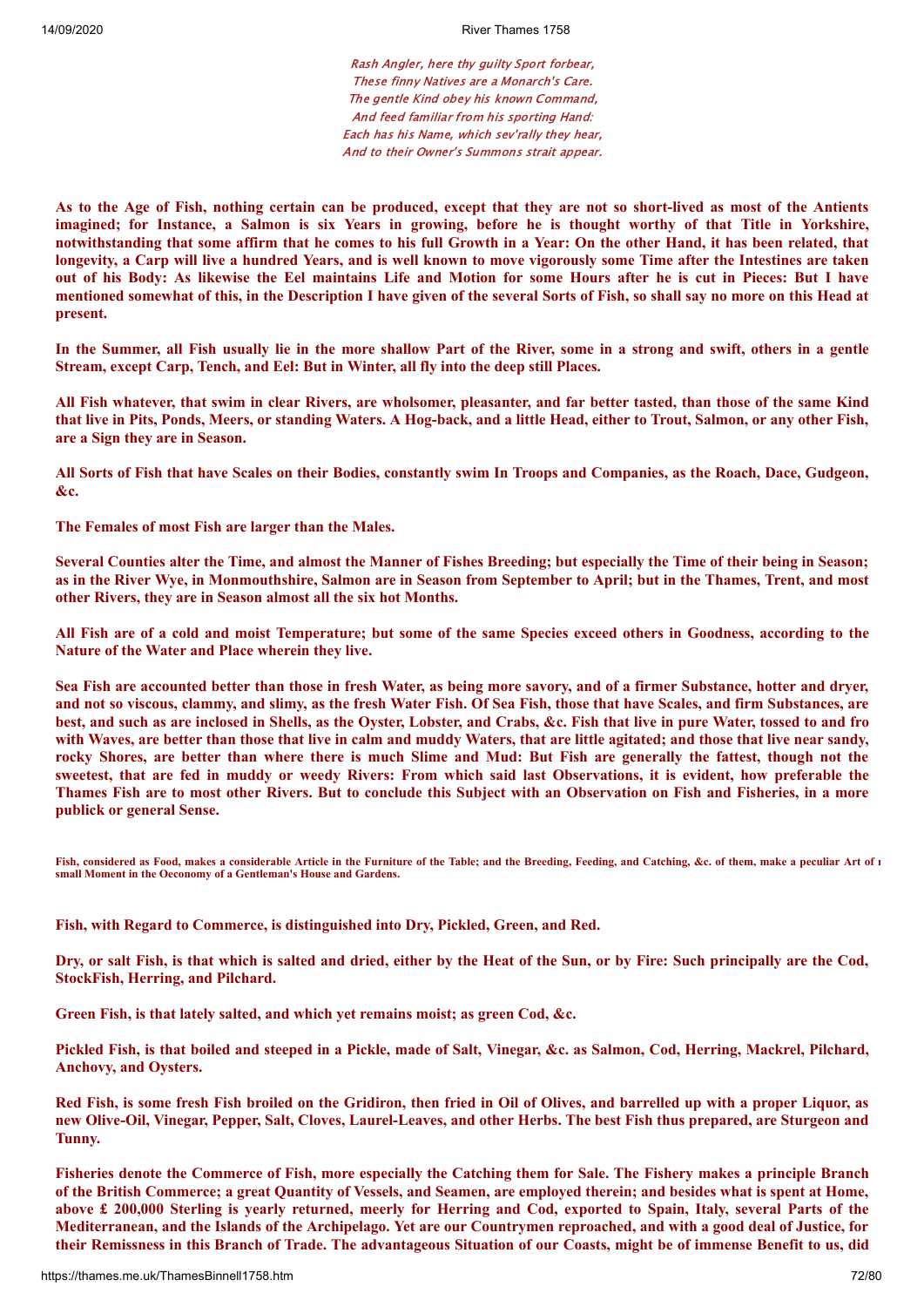*Rash Angler, here thy guilty Sport forbear,*
*These finny Natives are a Monarch's Care.*
*The gentle Kind obey his known Command,*
*And feed familiar from his sporting Hand:*
*Each has his Name, which sev'rally they hear,*
*And to their Owner's Summons strait appear.*

**As to the Age of Fish, nothing certain can be produced, except that they are not so short-lived as most of the Antients imagined; for Instance, a Salmon is six Years in growing, before he is thought worthy of that Title in Yorkshire, notwithstanding that some affirm that he comes to his full Growth in a Year: On the other Hand, it has been related, that longevity, a Carp will live a hundred Years, and is well known to move vigorously some Time after the Intestines are taken out of his Body: As likewise the Eel maintains Life and Motion for some Hours after he is cut in Pieces: But I have mentioned somewhat of this, in the Description I have given of the several Sorts of Fish, so shall say no more on this Head at present.**

**In the Summer, all Fish usually lie in the more shallow Part of the River, some in a strong and swift, others in a gentle Stream, except Carp, Tench, and Eel: But in Winter, all fly into the deep still Places.**

**All Fish whatever, that swim in clear Rivers, are wholsomer, pleasanter, and far better tasted, than those of the same Kind that live in Pits, Ponds, Meers, or standing Waters. A Hog-back, and a little Head, either to Trout, Salmon, or any other Fish, are a Sign they are in Season.**

**All Sorts of Fish that have Scales on their Bodies, constantly swim In Troops and Companies, as the Roach, Dace, Gudgeon, &c.**

**The Females of most Fish are larger than the Males.**

**Several Counties alter the Time, and almost the Manner of Fishes Breeding; but especially the Time of their being in Season; as in the River Wye, in Monmouthshire, Salmon are in Season from September to April; but in the Thames, Trent, and most other Rivers, they are in Season almost all the six hot Months.**

**All Fish are of a cold and moist Temperature; but some of the same Species exceed others in Goodness, according to the Nature of the Water and Place wherein they live.**

**Sea Fish are accounted better than those in fresh Water, as being more savory, and of a firmer Substance, hotter and dryer, and not so viscous, clammy, and slimy, as the fresh Water Fish. Of Sea Fish, those that have Scales, and firm Substances, are best, and such as are inclosed in Shells, as the Oyster, Lobster, and Crabs, &c. Fish that live in pure Water, tossed to and fro with Waves, are better than those that live in calm and muddy Waters, that are little agitated; and those that live near sandy, rocky Shores, are better than where there is much Slime and Mud: But Fish are generally the fattest, though not the sweetest, that are fed in muddy or weedy Rivers: From which said last Observations, it is evident, how preferable the Thames Fish are to most other Rivers. But to conclude this Subject with an Observation on Fish and Fisheries, in a more publick or general Sense.**

**Fish, considered as Food, makes a considerable Article in the Furniture of the Table; and the Breeding, Feeding, and Catching, &c. of them, make a peculiar Art of no small Moment in the Oeconomy of a Gentleman's House and Gardens.**

**Fish, with Regard to Commerce, is distinguished into Dry, Pickled, Green, and Red.**

**Dry, or salt Fish, is that which is salted and dried, either by the Heat of the Sun, or by Fire: Such principally are the Cod, StockFish, Herring, and Pilchard.**

**Green Fish, is that lately salted, and which yet remains moist; as green Cod, &c.**

**Pickled Fish, is that boiled and steeped in a Pickle, made of Salt, Vinegar, &c. as Salmon, Cod, Herring, Mackrel, Pilchard, Anchovy, and Oysters.**

**Red Fish, is some fresh Fish broiled on the Gridiron, then fried in Oil of Olives, and barrelled up with a proper Liquor, as new Olive-Oil, Vinegar, Pepper, Salt, Cloves, Laurel-Leaves, and other Herbs. The best Fish thus prepared, are Sturgeon and Tunny.**

**Fisheries denote the Commerce of Fish, more especially the Catching them for Sale. The Fishery makes a principle Branch of the British Commerce; a great Quantity of Vessels, and Seamen, are employed therein; and besides what is spent at Home, above £ 200,000 Sterling is yearly returned, meerly for Herring and Cod, exported to Spain, Italy, several Parts of the Mediterranean, and the Islands of the Archipelago. Yet are our Countrymen reproached, and with a good deal of Justice, for their Remissness in this Branch of Trade. The advantageous Situation of our Coasts, might be of immense Benefit to us, did**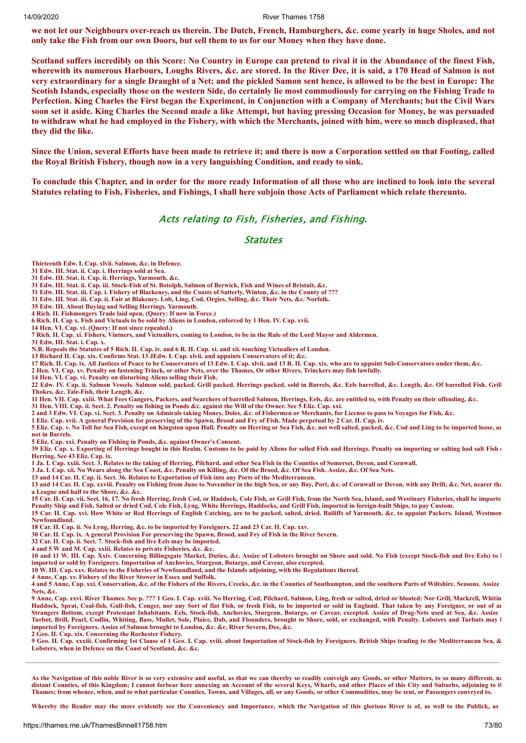**we not let our Neighbours over-reach us therein. The Dutch, French, Hamburghers, &c. come yearly in huge Sholes, and not only take the Fish from our own Doors, but sell them to us for our Money when they have done.**

**Scotland suffers incredibly on this Score: No Country in Europe can pretend to rival it in the Abundance of the finest Fish, wherewith its numerous Harbours, Loughs Rivers, &c. are stored. In the River Dee, it is said, a 170 Head of Salmon is not very extraordinary for a single Draught of a Net; and the pickled Samon sent hence, is allowed to be the best in Europe: The Scotish Islands, especially those on the western Side, do certainly lie most commodiously for carrying on the Fishing Trade to Perfection. King Charles the First began the Experiment, in Conjunction with a Company of Merchants; but the Civil Wars soon set it aside. King Charles the Second made a like Attempt, but having pressing Occasion for Money, he was persuaded to withdraw what he had employed in the Fishery, with which the Merchants, joined with him, were so much displeased, that they did the like.**

**Since the Union, several Efforts have been made to retrieve it; and there is now a Corporation settled on that Footing, called the Royal British Fishery, though now in a very languishing Condition, and ready to sink.**

**To conclude this Chapter, and in order for the more ready Information of all those who are inclined to look into the several Statutes relating to Fish, Fisheries, and Fishings, I shall here subjoin those Acts of Parliament which relate thereunto.**

## Acts relating to Fish, Fisheries, and Fishing.

### Statutes

**Thirteenth Edw. I. Cap. xlvii. Salmon, &c. in Defence.**
**31 Edw. III. Stat. ii. Cap. i. Herrings sold at Sea.**
**31 Edw. III. Stat. ii. Cap. ii. Herrings, Yarmouth, &c.**
**31 Edw. III. Stat. ii. Cap. iii. Stock-Fish of St. Botolph, Salmon of Berwick, Fish and Wines of Bristuit, &c.**
**31 Edw. III. Stat. iii. Cap. i. Fishery of Blackeney, and the Coasts of Satterly, Winton, &c. in the County of ???**
**31 Edw. III. Stat. iii. Cap. ii. Fair at Blakeney. Lob, Ling, Cod, Orgies, Selling, &c. Their Nets, &c. Norfolk.**
**35 Edw. III. About Buying and Selling Herrings. Yarmouth.**
**4 Rich. II. Fishmongers Trade laid open. (Query: If now in Force.)**
**6 Rich. II. Cap x. Fish and Victuals to be sold by Aliens in London, enforced by 1 Hen. IV. Cap. xvii.**
**14 Hen. VI. Cap. vi. (Query: If not since repealed.)**
**7 Rich. II. Cap. xi. Fishers, Vintners, and Victuallers, coming to London, to be in the Rule of the Lord Mayor and Aldermen.**
**31 Edw, III. Stat. i. Cap. x.**
**N.B. Repeals the Statutes of 5 Rich. II. Cap. iv. and 6 R. II. Cap. xi. and xii. touching Victuallers of London.**
**13 Richard II. Cap. xix. Confirms Stat. 13 JEdw. I. Cap. xlvii. and appoints Conservators of it; &c.**
**17 Rich. II. Cap. ix. All Justices of Peace to be Conservators of 13 Edw. I. Cap. xlvii. and 13 R. II. Cap. xix. who are to appoint Sub-Conservators under them, &c.**
**2 Hen. VI. Cap. xv. Penalty on fastening Trinck, or other Nets, over the Thames, Or other Rivers, Trinckers may fish lawfully.**
**14 Hen. VI. Cap. vi. Penalty on disturbing Aliens selling their Fish.**
**22 Edw. IV. Cap. ii. Salmon Vessels. Salmon sold, packed. Grill packed. Herrings packed, sold in Barrels, &c. Eels barrelled, &c. Length, &c. Of barrelled Fish. Grill Thokes, &c. Tale-Fish, their Length, &c.**
**11 Hen. VII. Cap. xxiii. What Fees Gangers, Packers, and Searchers of barrelled Salmon, Herrings, Eels, &c. are entitled to, with Penalty on their offending, &c.**
**31 Hen. VIII. Cap. ii. Sect. 2. Penalty on fishing in Ponds &c. against the Will of the Owner. See 5 Eliz. Cap. xxi.**
**2 and 3 Edw. VI. Cap. vi. Sect. 3. Penalty on Admirals taking Money, Doles, &c. of Fishermen or Merchants, for License to pass to Voyages for Fish, &c.**
**1 Eliz. Cap. xvii. A general Provision for preserving of the Spawn, Brood and Fry of Fish. Made perpetual by 2 Car. II. Cap. iv.**
**5 Eliz. Cap. v. No Toll for Sea Fish, except on Kingston upon Hull. Penalty on Herring or Sea Fish, &c. not well salted, packed, &c. Cod and Ling to be imported loose, ar not in Barrels.**
**5 Eliz. Cap. xxi. Penalty on Fishing in Ponds, &c. against Owner's Consent.**
**39 Eliz. Cap. x. Exporting of Herrings bought in this Realm. Customs to be paid by Aliens for selled Fish and Herrings. Penalty on importing or salting bad salt Fish Herring. See 43 Eliz. Cap. ix.**
**1 Ja. I. Cap. xxiii. Sect. 3. Relates to the taking of Herring, Pilchard, and other Sea Fish in the Counties of Somerset, Devon, and Cornwall.**
**3 Ja. I. Cap. xii. No Wears along the Sea Coast, &c. Penalty on Killing, &c. Of the Brood, &c. Of Sea Fish. Assize, &c. Of Sea Nets.**
**13 and 14 Car. II. Cap. ii. Sect. 36. Relates to Exportation of Fish into any Ports of the Mediterranean.**
**13 and 14 Car. II. Cap. xxviii. Penalty on Fishing from June to November in the high Sea, or any Bay, Port, &c. of Cornwall or Devon, with any Drift, &c. Net, nearer tha a League and half to the Shore, &c. &c.**
**15 Car. II. Cap. vii. Sect. 16, 17. No fresh Herring, fresh Cod, or Haddock, Cole Fish, or Grill Fish, from the North Sea, Island, and Westinary Fisheries, shall be importe Penalty Ship and Fish. Salted or dried Cod, Cole Fish, Lyng, White Herrings, Haddocks, and Grill Fish, imported in foreign-built Ships, to pay Custom.**
**15 Car. II. Cap. xvi. How White or Red Herrings of English Catching, are to be packed, salted, dried. Bailiffs of Yarmouth, &c. to appoint Packers. Island, Westmon Newfoundland.**
**18 Car. II. Cap. ii. No Lyng, Herring, &c. to be imported by Foreigners. 22 and 23 Car. II. Cap. xxv.**
**30 Car. II. Cap. ix. A general Provision For preserving the Spawn, Brood, and Fry of Fish in the River Severn.**
**32 Car. II. Cap. ii. Sect. 7. Stock-fish and live Eels may be imported.**
**4 and 5 W and M. Cap. xxiii. Relates to private Fisheries, &c. &c.**
**10 and 11 W. III. Cap. Xxiv. Concerning Billingsgate Market, Duties, &c. Assize of Lobsters brought on Shore and sold. No Fish (except Stock-fish and live Eels) to imported or sold by Foreigners. Importation of Anchovies, Sturgeon, Botargo, and Cavear, also excepted.**
**10 W. III. Cap. xxv. Relates to the Fisheries of Newfoundland, and the Islands adjoining, with the Regulations thereof.**
**4 Anne, Cap. xv. Fishery of the River Stower in Essex and Suffolk.**
**4 and 5 Anne, Cap. xxi. Conservation, &c. of the Fishers of the Rivers, Creeks, &c. in the Counties of Southampton, and the southern Parts of Wiltshire. Seasons. Assize Nets, &c.**
**9 Anne, Cap. xxvi. River Thames. See p. ??? 1 Geo. I. Cap. xviii. No Herring, Cod, Pilchard, Salmon, Ling, fresh or salted, dried or bloated: Nor Grill, Mackrell, Whitin Haddock, Sprat, Coal-fish, Gull-fish, Conger, nor any Sort of flat Fish, or fresh Fish, to be imported or sold in England. That taken by any Foreigner, or out of an Strangers Bottom, except Protestant Inhabitants. Eels, Stock-fish, Anchovies, Sturgeon, Botargo, or Cavear, excepted. Assize of Drag-Nets used at Sea, &c. Assize Turbot, Brill, Pearl, Codlin, Whiting, Bass, Mullet, Sole, Plaice, Dab, and Flounders, brought to Shore, sold, or exchanged, with Penalty. Lobsters and Turbuts may imported by Foreigners. Assize of Salmon brought to London, &c. &c. River Severn, Dee, &c.**
**2 Geo. II. Cap. xix. Concerning the Rochester Fishery.**
**9 Geo. II. Cap. xxxiii. Confirming 1st Clause of 1 Geo. I. Cap. xviii. about Importation of Stock-fish by Foreigners. British Ships trading to the Mediterranean Sea, & Lobsters, when in Defence on the Coast of Scotland, &c. &c.**

---

**As the Navigation of this noble River is so very extensive and useful, as that we can thereby so readily conveigh any Goods, or other Matters, to so many different, na distant Counties, of this Kingdom; I cannot forbear here annexing an Account of the several Keys, Wharfs, and other Places of this City and Suburbs, adjoining to th Thames; from whence, when, and to what particular Counties, Towns, and Villages, all, or any Goods, or other Commodities, may be sent, or Passengers conveyed to.**

**Whereby the Reader may the more evidently see the Conveniency and Importance, which the Navigation of this glorious River is of, as well to the Publick, as**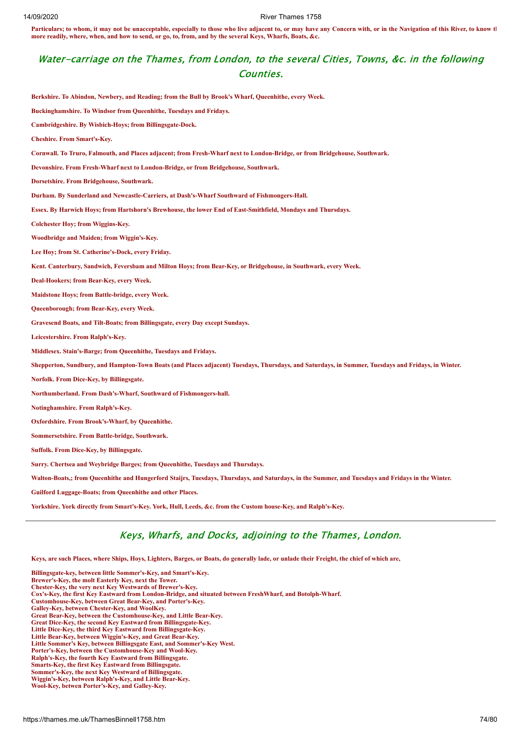**Particulars; to whom, it may not be unacceptable, especially to those who live adjacent to, or may have any Concern with, or in the Navigation of this River, to know th more readily, where, when, and how to send, or go, to, from, and by the several Keys, Wharfs, Boats, &c.**

## Water-carriage on the Thames, from London, to the several Cities, Towns, &c. in the following Counties.

**Berkshire. To Abindon, Newbery, and Reading; from the Bull by Brook's Wharf, Queenhithe, every Week.**

**Buckinghamshire. To Windsor from Queenhithe, Tuesdays and Fridays.**

**Cambridgeshire. By Wisbich-Hoys; from Billingsgate-Dock.**

**Cheshire. From Smart's-Key.**

**Cornwall. To Truro, Falmouth, and Places adjacent; from Fresh-Wharf next to London-Bridge, or from Bridgehouse, Southwark.**

**Devonshire. From Fresh-Wharf next to London-Bridge, or from Bridgehouse, Southwark.**

**Dorsetshire. From Bridgehouse, Southwark.**

**Durham. By Sunderland and Newcastle-Carriers, at Dash's-Wharf Southward of Fishmongers-Hall.**

**Essex. By Harwich Hoys; from Hartshorn's Brewhouse, the lower End of East-Smithfield, Mondays and Thursdays.**

**Colchester Hoy; from Wiggins-Key.**

**Woodbridge and Maiden; from Wiggin's-Key.**

**Lee Hoy; from St. Catherine's-Dock, every Friday.**

**Kent. Canterbury, Sandwich, Feversbam and Milton Hoys; from Bear-Key, or Bridgehouse, in Southwark, every Week.**

**Deal-Hookers; from Bear-Key, every Week.**

**Maidstone Hoys; from Battle-bridge, every Week.**

**Queenborough; from Bear-Key, every Week.**

**Gravesend Boats, and Tilt-Boats; from Billingsgate, every Day except Sundays.**

**Leicestershire. From Ralph's-Key.**

**Middlesex. Stain's-Barge; from Queenhithe, Tuesdays and Fridays.**

**Shepperton, Sundbury, and Hampton-Town Boats (and Places adjacent) Tuesdays, Thursdays, and Saturdays, in Summer, Tuesdays and Fridays, in Winter.**

**Norfolk. From Dice-Key, by Billingsgate.**

**Northumberland. From Dash's-Wharf, Southward of Fishmongers-hall.**

**Notinghamshire. From Ralph's-Key.**

**Oxfordshire. From Brook's-Wharf, by Queenhithe.**

**Sommersetshire. From Battle-bridge, Southwark.**

**Suffolk. From Dice-Key, by Billingsgate.**

**Surry. Chertsea and Weybridge Barges; from Queenhithe, Tuesdays and Thursdays.**

**Walton-Boats,; from Queenhithe and Hungerford Staijrs, Tuesdays, Thursdays, and Saturdays, in the Summer, and Tuesdays and Fridays in the Winter.**

**Guilford Luggage-Boats; from Queenhithe and other Places.**

**Yorkshire. York directly from Smart's-Key. York, Hull, Leeds, &c. from the Custom house-Key, and Ralph's-Key.**

---

## Keys, Wharfs, and Docks, adjoining to the Thames, London.

**Keys, are such Places, where Ships, Hoys, Lighters, Barges, or Boats, do generally lade, or unlade their Freight, the chief of which are,**

**Billingsgate-key, between little Sommer's-Key, and Smart's-Key.**
**Brewer's-Key, the molt Easterly Key, next the Tower.**
**Chester-Key, the very next Key Westwards of Brewer's-Key.**
**Cox's-Key, the first Key Eastward from London-Bridge, and situated between FreshWharf, and Botolph-Wharf.**
**Customhouse-Key, between Great Bear-Key, and Porter's-Key.**
**Galley-Key, between Chester-Key, and WoolKey.**
**Great Bear-Key, between the Customhouse-Key, and Little Bear-Key.**
**Great Dice-Key, the second Key Eastward from Billingsgate-Key.**
**Little Dice-Key, the third Key Eastward from Billingsgate-Key.**
**Little Bear-Key, between Wiggin's-Key, and Great Bear-Key.**
**Little Sommer's Key, between Billingsgate East, and Sommer's-Key West.**
**Porter's-Key, between the Customhouse-Key and Wool-Key.**
**Ralph's-Key, the fourth Key Eastward from Billingsgate.**
**Smarts-Key, the first Key Eastward from Billingsgate.**
**Sommer's-Key, the next Key Westward of Billingsgate.**
**Wiggin's-Key, between Ralph's-Key, and Little Bear-Key.**
**Wool-Key, betwen Porter's-Key, and Galley-Key.**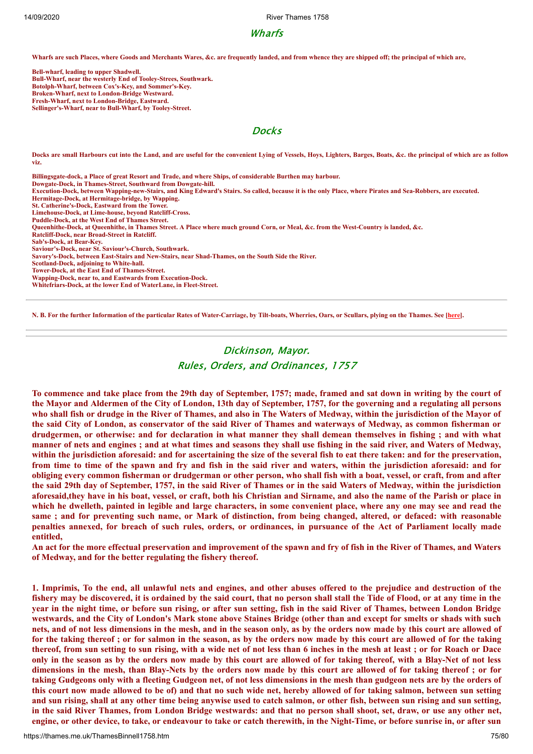## Wharfs

**Wharfs are such Places, where Goods and Merchants Wares, &c. are frequently landed, and from whence they are shipped off; the principal of which are,**

**Bell-wharf, leading to upper Shadwell.**
**Bull-Wharf, near the westerly End of Tooley-Strees, Southwark.**
**Botolph-Wharf, between Cox's-Key, and Sommer's-Key.**
**Broken-Wharf, next to London-Bridge Westward.**
**Fresh-Wharf, next to London-Bridge, Eastward.**
**Sellinger's-Wharf, near to Bull-Wharf, by Tooley-Street.**

## Docks

**Docks are small Harbours cut into the Land, and are useful for the convenient Lying of Vessels, Hoys, Lighters, Barges, Boats, &c. the principal of which are as follow viz.**

**Billingsgate-dock, a Place of great Resort and Trade, and where Ships, of considerable Burthen may harbour.**
**Dowgate-Dock, in Thames-Street, Southward from Dowgate-hill.**
**Execution-Dock, between Wapping-new-Stairs, and King Edward's Stairs. So called, because it is the only Place, where Pirates and Sea-Robbers, are executed.**
**Hermitage-Dock, at Hermitage-bridge, by Wapping.**
**St. Catherine's-Dock, Eastward from the Tower.**
**Limehouse-Dock, at Lime-house, beyond Ratcliff-Cross.**
**Puddle-Dock, at the West End of Thames Street.**
**Queenhithe-Dock, at Queenhithe, in Thames Street. A Place where much ground Corn, or Meal, &c. from the West-Country is landed, &c.**
**Ratcliff-Dock, near Broad-Street in Ratcliff.**
**Sab's-Dock, at Bear-Key.**
**Saviour's-Dock, near St. Saviour's-Church, Southwark.**
**Savory's-Dock, between East-Stairs and New-Stairs, near Shad-Thames, on the South Side the River.**
**Scotland-Dock, adjoining to White-hall.**
**Tower-Dock, at the East End of Thames-Street.**
**Wapping-Dock, near to, and Eastwards from Execution-Dock.**
**Whitefriars-Dock, at the lower End of WaterLane, in Fleet-Street.**

---

**N. B. For the further Information of the particular Rates of Water-Carriage, by Tilt-boats, Wherries, Oars, or Scullars, plying on the Thames. See [here].**

---

## Dickinson, Mayor.
## Rules, Orders, and Ordinances, 1757

**To commence and take place from the 29th day of September, 1757; made, framed and sat down in writing by the court of the Mayor and Aldermen of the City of London, 13th day of September, 1757, for the governing and a regulating all persons who shall fish or drudge in the River of Thames, and also in The Waters of Medway, within the jurisdiction of the Mayor of the said City of London, as conservator of the said River of Thames and waterways of Medway, as common fisherman or drudgermen, or otherwise: and for declaration in what manner they shall demean themselves in fishing ; and with what manner of nets and engines ; and at what times and seasons they shall use fishing in the said river, and Waters of Medway, within the jurisdiction aforesaid: and for ascertaining the size of the several fish to eat there taken: and for the preservation, from time to time of the spawn and fry and fish in the said river and waters, within the jurisdiction aforesaid: and for obliging every common fisherman or drudgerman or other person, who shall fish with a boat, vessel, or craft, from and after the said 29th day of September, 1757, in the said River of Thames or in the said Waters of Medway, within the jurisdiction aforesaid,they have in his boat, vessel, or craft, both his Christian and Sirname, and also the name of the Parish or place in which he dwelleth, painted in legible and large characters, in some convenient place, where any one may see and read the same ; and for preventing such name, or Mark of distinction, from being changed, altered, or defaced: with reasonable penalties annexed, for breach of such rules, orders, or ordinances, in pursuance of the Act of Parliament locally made entitled,**
**An act for the more effectual preservation and improvement of the spawn and fry of fish in the River of Thames, and Waters of Medway, and for the better regulating the fishery thereof.**

**1. Imprimis, To the end, all unlawful nets and engines, and other abuses offered to the prejudice and destruction of the fishery may be discovered, it is ordained by the said court, that no person shall stall the Tide of Flood, or at any time in the year in the night time, or before sun rising, or after sun setting, fish in the said River of Thames, between London Bridge westwards, and the City of London's Mark stone above Staines Bridge (other than and except for smelts or shads with such nets, and of not less dimensions in the mesh, and in the season only, as by the orders now made by this court are allowed of for the taking thereof ; or for salmon in the season, as by the orders now made by this court are allowed of for the taking thereof, from sun setting to sun rising, with a wide net of not less than 6 inches in the mesh at least ; or for Roach or Dace only in the season as by the orders now made by this court are allowed of for taking thereof, with a Blay-Net of not less dimensions in the mesh, than Blay-Nets by the orders now made by this court are allowed of for taking thereof ; or for taking Gudgeons only with a fleeting Gudgeon net, of not less dimensions in the mesh than gudgeon nets are by the orders of this court now made allowed to be of) and that no such wide net, hereby allowed of for taking salmon, between sun setting and sun rising, shall at any other time being anywise used to catch salmon, or other fish, between sun rising and sun setting, in the said River Thames, from London Bridge westwards: and that no person shall shoot, set, draw, or use any other net, engine, or other device, to take, or endeavour to take or catch therewith, in the Night-Time, or before sunrise in, or after sun**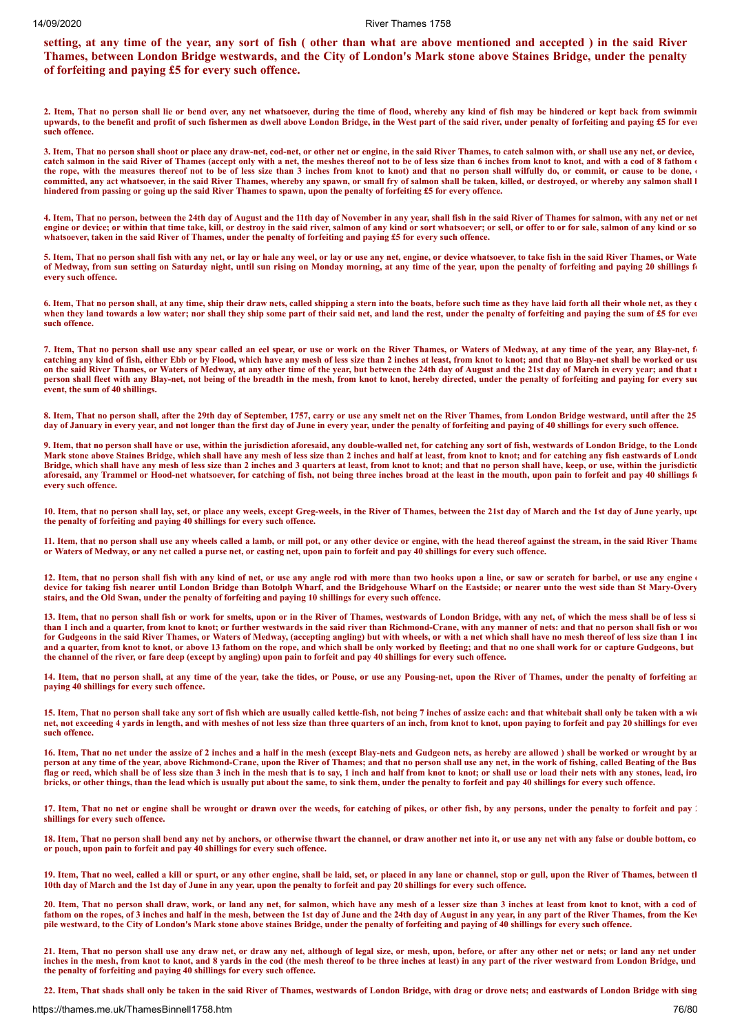**setting, at any time of the year, any sort of fish ( other than what are above mentioned and accepted ) in the said River Thames, between London Bridge westwards, and the City of London's Mark stone above Staines Bridge, under the penalty of forfeiting and paying £5 for every such offence.**

**2. Item, That no person shall lie or bend over, any net whatsoever, during the time of flood, whereby any kind of fish may be hindered or kept back from swimmin upwards, to the benefit and profit of such fishermen as dwell above London Bridge, in the West part of the said river, under penalty of forfeiting and paying £5 for ever such offence.**

**3. Item, That no person shall shoot or place any draw-net, cod-net, or other net or engine, in the said River Thames, to catch salmon with, or shall use any net, or device, catch salmon in the said River of Thames (accept only with a net, the meshes thereof not to be of less size than 6 inches from knot to knot, and with a cod of 8 fathom the rope, with the measures thereof not to be of less size than 3 inches from knot to knot) and that no person shall wilfully do, or commit, or cause to be done, committed, any act whatsoever, in the said River Thames, whereby any spawn, or small fry of salmon shall be taken, killed, or destroyed, or whereby any salmon shall hindered from passing or going up the said River Thames to spawn, upon the penalty of forfeiting £5 for every offence.**

**4. Item, That no person, between the 24th day of August and the 11th day of November in any year, shall fish in the said River of Thames for salmon, with any net or net engine or device; or within that time take, kill, or destroy in the said river, salmon of any kind or sort whatsoever; or sell, or offer to or for sale, salmon of any kind or so whatsoever, taken in the said River of Thames, under the penalty of forfeiting and paying £5 for every such offence.**

**5. Item, That no person shall fish with any net, or lay or hale any weel, or lay or use any net, engine, or device whatsoever, to take fish in the said River Thames, or Wate of Medway, from sun setting on Saturday night, until sun rising on Monday morning, at any time of the year, upon the penalty of forfeiting and paying 20 shillings f every such offence.**

**6. Item, That no person shall, at any time, ship their draw nets, called shipping a stern into the boats, before such time as they have laid forth all their whole net, as they when they land towards a low water; nor shall they ship some part of their said net, and land the rest, under the penalty of forfeiting and paying the sum of £5 for ever such offence.**

**7. Item, That no person shall use any spear called an eel spear, or use or work on the River Thames, or Waters of Medway, at any time of the year, any Blay-net, f catching any kind of fish, either Ebb or by Flood, which have any mesh of less size than 2 inches at least, from knot to knot; and that no Blay-net shall be worked or use on the said River Thames, or Waters of Medway, at any other time of the year, but between the 24th day of August and the 21st day of March in every year; and that person shall fleet with any Blay-net, not being of the breadth in the mesh, from knot to knot, hereby directed, under the penalty of forfeiting and paying for every suc event, the sum of 40 shillings.**

**8. Item, That no person shall, after the 29th day of September, 1757, carry or use any smelt net on the River Thames, from London Bridge westward, until after the 25 day of January in every year, and not longer than the first day of June in every year, under the penalty of forfeiting and paying of 40 shillings for every such offence.**

**9. Item, that no person shall have or use, within the jurisdiction aforesaid, any double-walled net, for catching any sort of fish, westwards of London Bridge, to the Londo Mark stone above Staines Bridge, which shall have any mesh of less size than 2 inches and half at least, from knot to knot; and for catching any fish eastwards of Londo Bridge, which shall have any mesh of less size than 2 inches and 3 quarters at least, from knot to knot; and that no person shall have, keep, or use, within the jurisdictio aforesaid, any Trammel or Hood-net whatsoever, for catching of fish, not being three inches broad at the least in the mouth, upon pain to forfeit and pay 40 shillings f every such offence.**

**10. Item, that no person shall lay, set, or place any weels, except Greg-weels, in the River of Thames, between the 21st day of March and the 1st day of June yearly, upo the penalty of forfeiting and paying 40 shillings for every such offence.**

**11. Item, that no person shall use any wheels called a lamb, or mill pot, or any other device or engine, with the head thereof against the stream, in the said River Thame or Waters of Medway, or any net called a purse net, or casting net, upon pain to forfeit and pay 40 shillings for every such offence.**

**12. Item, that no person shall fish with any kind of net, or use any angle rod with more than two hooks upon a line, or saw or scratch for barbel, or use any engine device for taking fish nearer until London Bridge than Botolph Wharf, and the Bridgehouse Wharf on the Eastside; or nearer unto the west side than St Mary-Overy stairs, and the Old Swan, under the penalty of forfeiting and paying 10 shillings for every such offence.**

**13. Item, that no person shall fish or work for smelts, upon or in the River of Thames, westwards of London Bridge, with any net, of which the mess shall be of less si than 1 inch and a quarter, from knot to knot; or further westwards in the said river than Richmond-Crane, with any manner of nets: and that no person shall fish or wor for Gudgeons in the said River Thames, or Waters of Medway, (accepting angling) but with wheels, or with a net which shall have no mesh thereof of less size than 1 inc and a quarter, from knot to knot, or above 13 fathom on the rope, and which shall be only worked by fleeting; and that no one shall work for or capture Gudgeons, but the channel of the river, or fare deep (except by angling) upon pain to forfeit and pay 40 shillings for every such offence.**

**14. Item, that no person shall, at any time of the year, take the tides, or Pouse, or use any Pousing-net, upon the River of Thames, under the penalty of forfeiting an paying 40 shillings for every such offence.**

**15. Item, That no person shall take any sort of fish which are usually called kettle-fish, not being 7 inches of assize each: and that whitebait shall only be taken with a wi net, not exceeding 4 yards in length, and with meshes of not less size than three quarters of an inch, from knot to knot, upon paying to forfeit and pay 20 shillings for ever such offence.**

**16. Item, That no net under the assize of 2 inches and a half in the mesh (except Blay-nets and Gudgeon nets, as hereby are allowed ) shall be worked or wrought by a person at any time of the year, above Richmond-Crane, upon the River of Thames; and that no person shall use any net, in the work of fishing, called Beating of the Bus flag or reed, which shall be of less size than 3 inch in the mesh that is to say, 1 inch and half from knot to knot; or shall use or load their nets with any stones, lead, iro bricks, or other things, than the lead which is usually put about the same, to sink them, under the penalty to forfeit and pay 40 shillings for every such offence.**

**17. Item, That no net or engine shall be wrought or drawn over the weeds, for catching of pikes, or other fish, by any persons, under the penalty to forfeit and pay shillings for every such offence.**

**18. Item, That no person shall bend any net by anchors, or otherwise thwart the channel, or draw another net into it, or use any net with any false or double bottom, co or pouch, upon pain to forfeit and pay 40 shillings for every such offence.**

**19. Item, That no weel, called a kill or spurt, or any other engine, shall be laid, set, or placed in any lane or channel, stop or gull, upon the River of Thames, between th 10th day of March and the 1st day of June in any year, upon the penalty to forfeit and pay 20 shillings for every such offence.**

**20. Item, That no person shall draw, work, or land any net, for salmon, which have any mesh of a lesser size than 3 inches at least from knot to knot, with a cod of fathom on the ropes, of 3 inches and half in the mesh, between the 1st day of June and the 24th day of August in any year, in any part of the River Thames, from the Ke pile westward, to the City of London's Mark stone above staines Bridge, under the penalty of forfeiting and paying of 40 shillings for every such offence.**

**21. Item, That no person shall use any draw net, or draw any net, although of legal size, or mesh, upon, before, or after any other net or nets; or land any net under inches in the mesh, from knot to knot, and 8 yards in the cod (the mesh thereof to be three inches at least) in any part of the river westward from London Bridge, und the penalty of forfeiting and paying of 40 shillings for every such offence.**

**22. Item, That shads shall only be taken in the said River of Thames, westwards of London Bridge, with drag or drove nets; and eastwards of London Bridge with sing**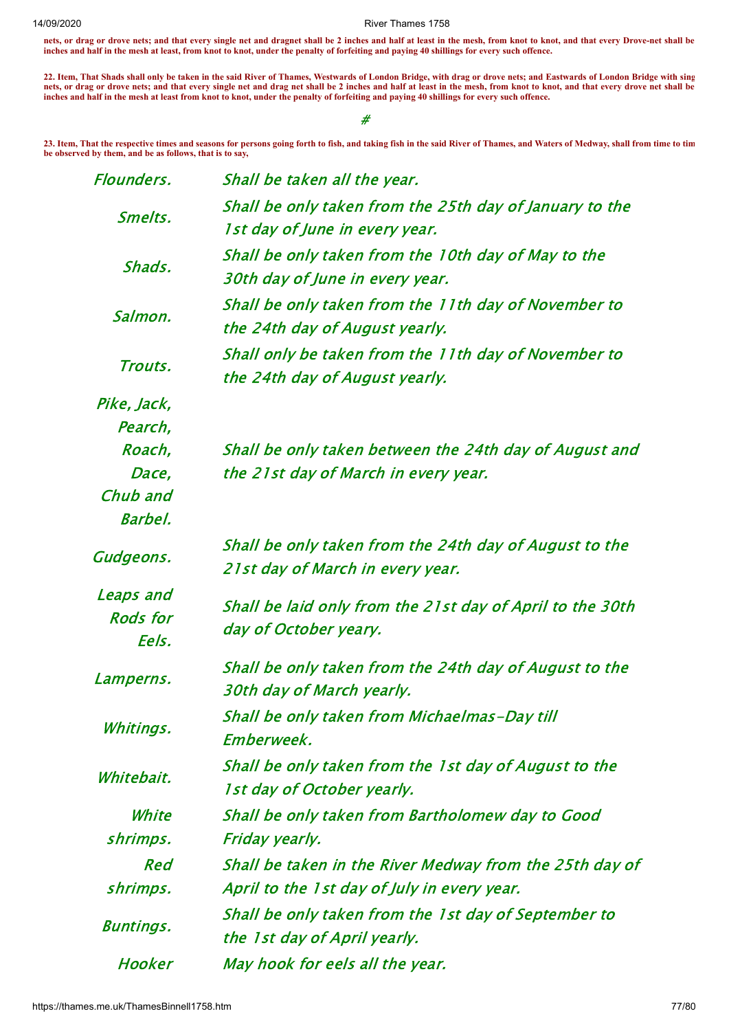**nets, or drag or drove nets; and that every single net and dragnet shall be 2 inches and half at least in the mesh, from knot to knot, and that every Drove-net shall be inches and half in the mesh at least, from knot to knot, under the penalty of forfeiting and paying 40 shillings for every such offence.**

**22. Item, That Shads shall only be taken in the said River of Thames, Westwards of London Bridge, with drag or drove nets; and Eastwards of London Bridge with sing nets, or drag or drove nets; and that every single net and drag net shall be 2 inches and half at least in the mesh, from knot to knot, and that every drove net shall be inches and half in the mesh at least from knot to knot, under the penalty of forfeiting and paying 40 shillings for every such offence.**

#

**23. Item, That the respective times and seasons for persons going forth to fish, and taking fish in the said River of Thames, and Waters of Medway, shall from time to tim be observed by them, and be as follows, that is to say,**

| | |
|---|---|
| *Flounders.* | *Shall be taken all the year.* |
| *Smelts.* | *Shall be only taken from the 25th day of January to the 1st day of June in every year.* |
| *Shads.* | *Shall be only taken from the 10th day of May to the 30th day of June in every year.* |
| *Salmon.* | *Shall be only taken from the 11th day of November to the 24th day of August yearly.* |
| *Trouts.* | *Shall only be taken from the 11th day of November to the 24th day of August yearly.* |
| *Pike, Jack, Pearch, Roach, Dace, Chub and Barbel.* | *Shall be only taken between the 24th day of August and the 21st day of March in every year.* |
| *Gudgeons.* | *Shall be only taken from the 24th day of August to the 21st day of March in every year.* |
| *Leaps and Rods for Eels.* | *Shall be laid only from the 21st day of April to the 30th day of October yeary.* |
| *Lamperns.* | *Shall be only taken from the 24th day of August to the 30th day of March yearly.* |
| *Whitings.* | *Shall be only taken from Michaelmas-Day till Emberweek.* |
| *Whitebait.* | *Shall be only taken from the 1st day of August to the 1st day of October yearly.* |
| *White shrimps.* | *Shall be only taken from Bartholomew day to Good Friday yearly.* |
| *Red shrimps.* | *Shall be taken in the River Medway from the 25th day of April to the 1st day of July in every year.* |
| *Buntings.* | *Shall be only taken from the 1st day of September to the 1st day of April yearly.* |
| *Hooker* | *May hook for eels all the year.* |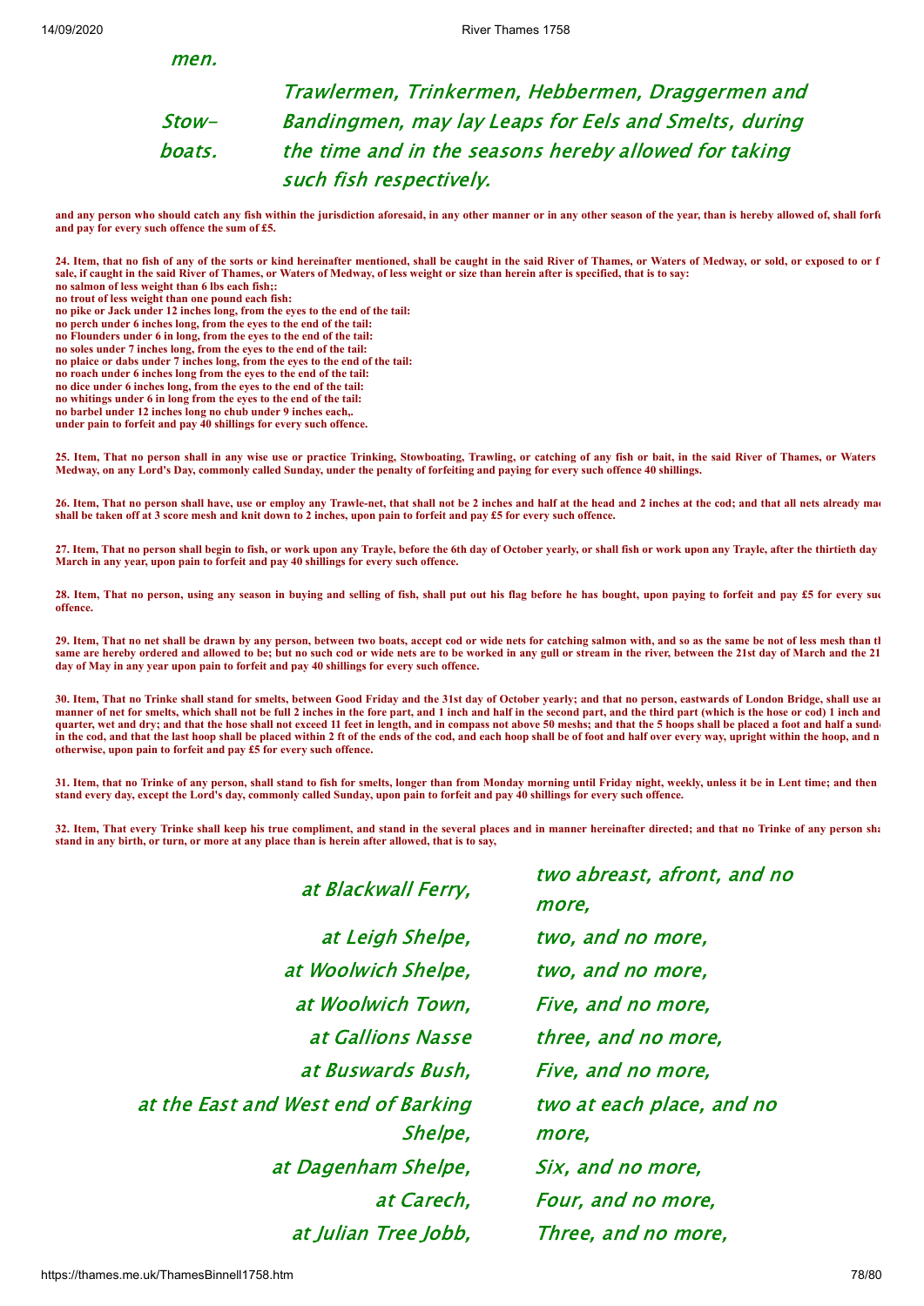men.

| | |
|---|---|
| Stow-boats. | Trawlermen, Trinkermen, Hebbermen, Draggermen and Bandingmen, may lay Leaps for Eels and Smelts, during the time and in the seasons hereby allowed for taking such fish respectively. |

**and any person who should catch any fish within the jurisdiction aforesaid, in any other manner or in any other season of the year, than is hereby allowed of, shall forfe and pay for every such offence the sum of £5.**

**24. Item, that no fish of any of the sorts or kind hereinafter mentioned, shall be caught in the said River of Thames, or Waters of Medway, or sold, or exposed to or f sale, if caught in the said River of Thames, or Waters of Medway, of less weight or size than herein after is specified, that is to say:**
**no salmon of less weight than 6 lbs each fish;:**
**no trout of less weight than one pound each fish:**
**no pike or Jack under 12 inches long, from the eyes to the end of the tail:**
**no perch under 6 inches long, from the eyes to the end of the tail:**
**no Flounders under 6 in long, from the eyes to the end of the tail:**
**no soles under 7 inches long, from the eyes to the end of the tail:**
**no plaice or dabs under 7 inches long, from the eyes to the end of the tail:**
**no roach under 6 inches long from the eyes to the end of the tail:**
**no dice under 6 inches long, from the eyes to the end of the tail:**
**no whitings under 6 in long from the eyes to the end of the tail:**
**no barbel under 12 inches long no chub under 9 inches each,.**
**under pain to forfeit and pay 40 shillings for every such offence.**

**25. Item, That no person shall in any wise use or practice Trinking, Stowboating, Trawling, or catching of any fish or bait, in the said River of Thames, or Waters Medway, on any Lord's Day, commonly called Sunday, under the penalty of forfeiting and paying for every such offence 40 shillings.**

**26. Item, That no person shall have, use or employ any Trawle-net, that shall not be 2 inches and half at the head and 2 inches at the cod; and that all nets already mad shall be taken off at 3 score mesh and knit down to 2 inches, upon pain to forfeit and pay £5 for every such offence.**

**27. Item, That no person shall begin to fish, or work upon any Trayle, before the 6th day of October yearly, or shall fish or work upon any Trayle, after the thirtieth day March in any year, upon pain to forfeit and pay 40 shillings for every such offence.**

**28. Item, That no person, using any season in buying and selling of fish, shall put out his flag before he has bought, upon paying to forfeit and pay £5 for every suc offence.**

**29. Item, That no net shall be drawn by any person, between two boats, accept cod or wide nets for catching salmon with, and so as the same be not of less mesh than th same are hereby ordered and allowed to be; but no such cod or wide nets are to be worked in any gull or stream in the river, between the 21st day of March and the 21 day of May in any year upon pain to forfeit and pay 40 shillings for every such offence.**

**30. Item, That no Trinke shall stand for smelts, between Good Friday and the 31st day of October yearly; and that no person, eastwards of London Bridge, shall use an manner of net for smelts, which shall not be full 2 inches in the fore part, and 1 inch and half in the second part, and the third part (which is the hose or cod) 1 inch and quarter, wet and dry; and that the hose shall not exceed 11 feet in length, and in compass not above 50 meshs; and that the 5 hoops shall be placed a foot and half a sund in the cod, and that the last hoop shall be placed within 2 ft of the ends of the cod, and each hoop shall be of foot and half over every way, upright within the hoop, and n otherwise, upon pain to forfeit and pay £5 for every such offence.**

**31. Item, that no Trinke of any person, shall stand to fish for smelts, longer than from Monday morning until Friday night, weekly, unless it be in Lent time; and then stand every day, except the Lord's day, commonly called Sunday, upon pain to forfeit and pay 40 shillings for every such offence.**

**32. Item, That every Trinke shall keep his true compliment, and stand in the several places and in manner hereinafter directed; and that no Trinke of any person sha stand in any birth, or turn, or more at any place than is herein after allowed, that is to say,**

| | |
|---|---|
| at Blackwall Ferry, | two abreast, afront, and no more, |
| at Leigh Shelpe, | two, and no more, |
| at Woolwich Shelpe, | two, and no more, |
| at Woolwich Town, | Five, and no more, |
| at Gallions Nasse | three, and no more, |
| at Buswards Bush, | Five, and no more, |
| at the East and West end of Barking Shelpe, | two at each place, and no more, |
| at Dagenham Shelpe, | Six, and no more, |
| at Carech, | Four, and no more, |
| at Julian Tree Jobb, | Three, and no more, |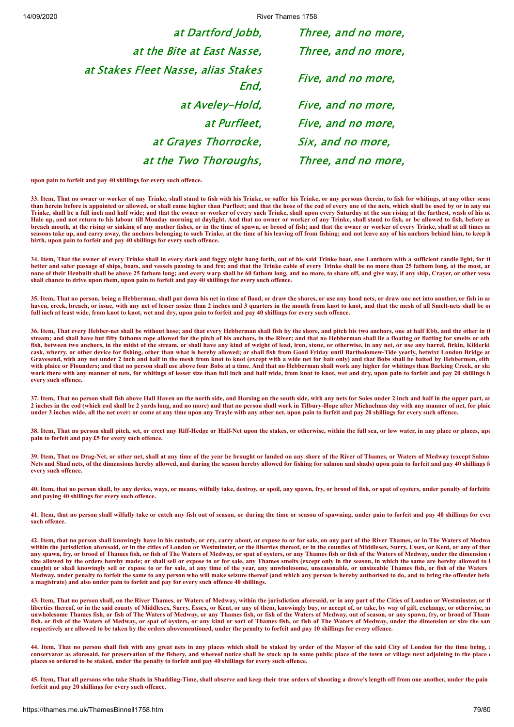| | |
|---|---|
| at Dartford Jobb, | Three, and no more, |
| at the Bite at East Nasse, | Three, and no more, |
| at Stakes Fleet Nasse, alias Stakes End, | Five, and no more, |
| at Aveley-Hold, | Five, and no more, |
| at Purfleet, | Five, and no more, |
| at Grayes Thorrocke, | Six, and no more, |
| at the Two Thoroughs, | Three, and no more, |

**upon pain to forfeit and pay 40 shillings for every such offence.**

**33. Item, That no owner or worker of any Trinke, shall stand to fish with his Trinke, or suffer his Trinke, or any persons therein, to fish for whitings, at any other seaso than herein before is appointed or allowed, or shall come higher than Purfleet; and that the hose of the cod of every one of the nets, which shall be used by or in any suc Trinke, shall be a full inch and half wide; and that the owner or worker of every such Trinke, shall upon every Saturday at the sun rising at the farthest, wash of his ne Hale up, and not return to his labour till Monday morning at daylight. And that no owner or worker of any Trinke, shall stand to fish, or be allowed to fish, before an breach mouth, at the rising or sinking of any mother fishes, or in the time of spawn, or brood of fish; and that the owner or worker of every Trinke, shall at all times an seasons take up, and carry away, the anchors belonging to such Trinke, at the time of his leaving off from fishing; and not leave any of his anchors behind him, to keep h birth, upon pain to forfeit and pay 40 shillings for every such offence.**

**34. Item, That the owner of every Trinke shall in every dark and foggy night hang forth, out of his said Trinke boat, one Lanthorn with a sufficient candle light, for th better and safer passage of ships, boats, and vessels passing to and fro; and that the Trinke cable of every Trinke shall be no more than 25 fathom long, at the most, an none of their Henbuilt shall be above 25 fathom long; and every warp shall be 60 fathom long, and no more, to share off, and give way, if any ship, Crayer, or other vesse shall chance to drive upon them, upon pain to forfeit and pay 40 shillings for every such offence.**

**35. Item, That no person, being a Hebberman, shall put down his net in time of flood, or draw the shores, or use any hood nets, or draw one net into another, or fish in an haven, creek, breach, or issue, with any net of lesser assize than 2 inches and 3 quarters in the mouth from knot to knot, and that the mesh of all Smelt-nets shall be on full inch at least wide, from knot to knot, wet and dry, upon pain to forfeit and pay 40 shillings for every such offence.**

**36. Item, That every Hebber-net shall be without hose; and that every Hebberman shall fish by the shore, and pitch his two anchors, one at half Ebb, and the other in th stream; and shall have but fifty fathoms rope allowed for the pitch of his anchors, in the River; and that no Hebberman shall lie a floating or flatting for smelts or oth fish, between two anchors, in the midst of the stream, or shall have any kind of weight of lead, iron, stone, or otherwise, in any net, or use any barrel, firkin, Kilderki cask, wherry, or other device for fishing, other than what is hereby allowed; or shall fish from Good Friday until Bartholomew-Tide yearly, betwixt London Bridge an Gravesend, with any net under 2 inch and half in the mesh from knot to knot (except with a wide net for bait only) and that Bobs shall be baited by Hebbermen, eith with plaice or Flounders; and that no person shall use above four Bobs at a time. And that no Hebberman shall work any higher for whitings than Barking Creek, or sha work there with any manner of nets, for whitings of lesser size than full inch and half wide, from knot to knot, wet and dry, upon pain to forfeit and pay 20 shillings fo every such offence.**

**37. Item, That no person shall fish above Hall Haven on the north side, and Horsing on the south side, with any nets for Soles under 2 inch and half in the upper part, an 2 inches in the cod (which cod shall be 2 yards long, and no more) and that no person shall work in Tilbury-Hope after Michaelmas day with any manner of net, for plaic under 3 inches wide, all the net over; or come at any time upon any Trayle with any other net, upon pain to forfeit and pay 20 shillings for every such offence.**

**38. Item, That no person shall pitch, set, or erect any Riff-Hedge or Half-Net upon the stakes, or otherwise, within the full sea, or low water, in any place or places, upo pain to forfeit and pay £5 for every such offence.**

**39. Item, That no Drag-Net, or other net, shall at any time of the year be brought or landed on any shore of the River of Thames, or Waters of Medway (except Salmo Nets and Shad nets, of the dimensions hereby allowed, and during the season hereby allowed for fishing for salmon and shads) upon pain to forfeit and pay 40 shillings fo every such offence.**

**40. Item, that no person shall, by any device, ways, or means, wilfully take, destroy, or spoil, any spawn, fry, or brood of fish, or spat of oysters, under penalty of forfeitin and paying 40 shillings for every such offence.**

**41. Item, that no person shall wilfully take or catch any fish out of season, or during the time or season of spawning, under pain to forfeit and pay 40 shillings for ever such offence.**

**42. Item, that no person shall knowingly have in his custody, or cry, carry about, or expose to or for sale, on any part of the River Thames, or in The Waters of Medwa within the jurisdiction aforesaid, or in the cities of London or Westminster, or the liberties thereof, or in the counties of Middlesex, Surry, Essex, or Kent, or any of them any spawn, fry, or brood of Thames fish, or fish of The Waters of Medway, or spat of oysters, or any Thames fish or fish of the Waters of Medway, under the dimension o size allowed by the orders hereby made; or shall sell or expose to or for sale, any Thames smelts (except only in the season, in which the same are hereby allowed to b caught) or shall knowingly sell or expose to or for sale, at any time of the year, any unwholesome, unseasonable, or unsizeable Thames fish, or fish of the Waters Medway, under penalty to forfeit the same to any person who will make seizure thereof (and which any person is hereby authorised to do, and to bring the offender befo a magistrate) and also under pain to forfeit and pay for every such offence 40 shillings.**

**43. Item, That no person shall, on the River Thames, or Waters of Medway, within the jurisdiction aforesaid, or in any part of the Cities of London or Westminster, or th liberties thereof, or in the said county of Middlesex, Surry, Essex, or Kent, or any of them, knowingly buy, or accept of, or take, by way of gift, exchange, or otherwise, an unwholesome Thames fish, or fish of The Waters of Medway, or any Thames fish, or fish of the Waters of Medway, out of season, or any spawn, fry, or brood of Tham fish, or fish of the Waters of Medway, or spat of oysters, or any kind or sort of Thames fish, or fish of The Waters of Medway, under the dimension or size the sam respectively are allowed to be taken by the orders abovementioned, under the penalty to forfeit and pay 10 shillings for every offence.**

**44. Item, That no person shall fish with any great nets in any places which shall be staked by order of the Mayor of the said City of London for the time being, a conservator as aforesaid, for preservation of the fishery, and whereof notice shall be stuck up in some public place of the town or village next adjoining to the place o places so ordered to be staked, under the penalty to forfeit and pay 40 shillings for every such offence.**

**45. Item, That all persons who take Shads in Shadding-Time, shall observe and keep their true orders of shooting a drove's length off from one another, under the pain forfeit and pay 20 shillings for every such offence.**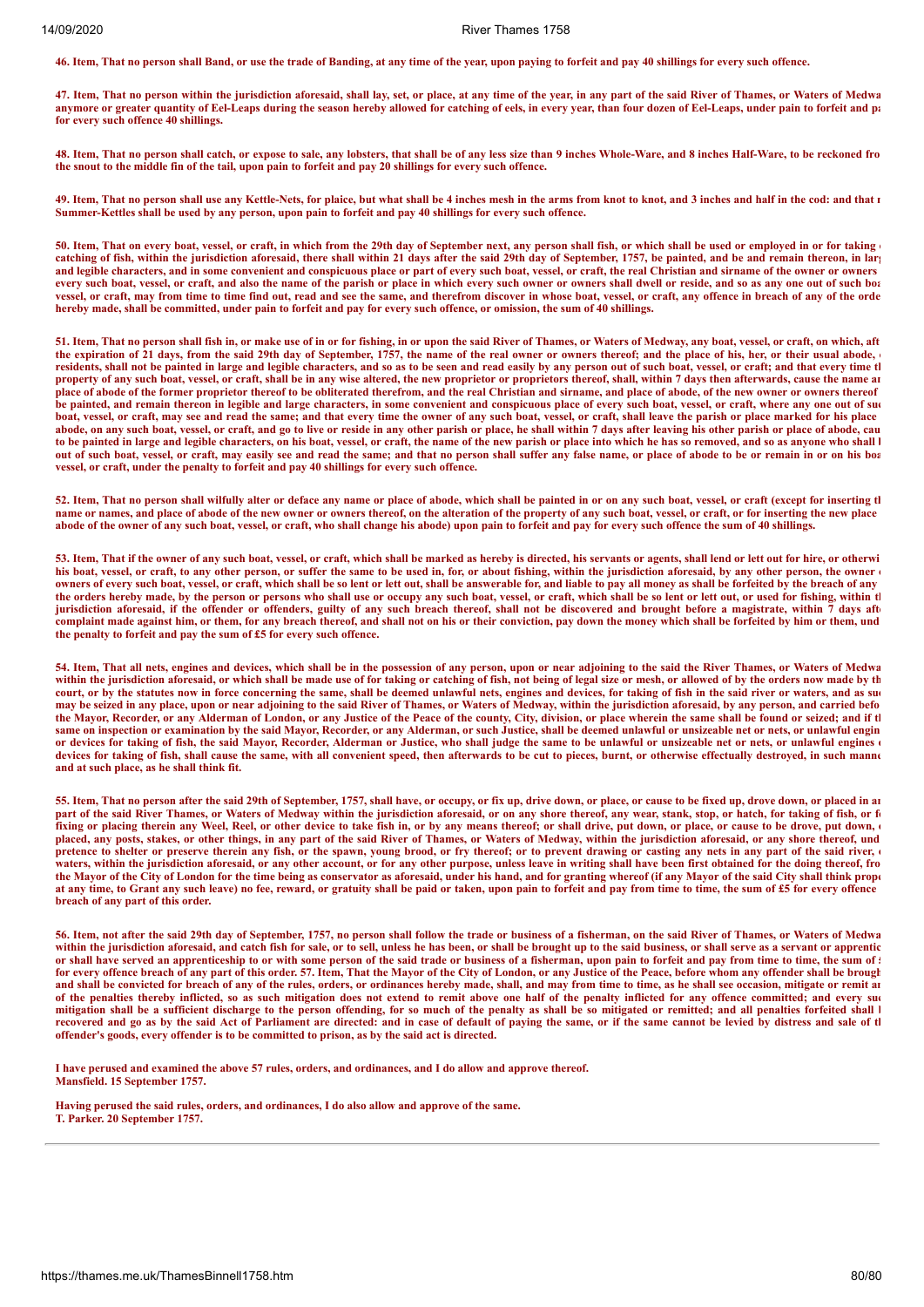**46. Item, That no person shall Band, or use the trade of Banding, at any time of the year, upon paying to forfeit and pay 40 shillings for every such offence.**

**47. Item, That no person within the jurisdiction aforesaid, shall lay, set, or place, at any time of the year, in any part of the said River of Thames, or Waters of Medwa anymore or greater quantity of Eel-Leaps during the season hereby allowed for catching of eels, in every year, than four dozen of Eel-Leaps, under pain to forfeit and pa for every such offence 40 shillings.**

**48. Item, That no person shall catch, or expose to sale, any lobsters, that shall be of any less size than 9 inches Whole-Ware, and 8 inches Half-Ware, to be reckoned fro the snout to the middle fin of the tail, upon pain to forfeit and pay 20 shillings for every such offence.**

**49. Item, That no person shall use any Kettle-Nets, for plaice, but what shall be 4 inches mesh in the arms from knot to knot, and 3 inches and half in the cod: and that r Summer-Kettles shall be used by any person, upon pain to forfeit and pay 40 shillings for every such offence.**

**50. Item, That on every boat, vessel, or craft, in which from the 29th day of September next, any person shall fish, or which shall be used or employed in or for taking catching of fish, within the jurisdiction aforesaid, there shall within 21 days after the said 29th day of September, 1757, be painted, and be and remain thereon, in lar and legible characters, and in some convenient and conspicuous place or part of every such boat, vessel, or craft, the real Christian and sirname of the owner or owners every such boat, vessel, or craft, and also the name of the parish or place in which every such owner or owners shall dwell or reside, and so as any one out of such boa vessel, or craft, may from time to time find out, read and see the same, and therefrom discover in whose boat, vessel, or craft, any offence in breach of any of the orde hereby made, shall be committed, under pain to forfeit and pay for every such offence, or omission, the sum of 40 shillings.**

**51. Item, That no person shall fish in, or make use of in or for fishing, in or upon the said River of Thames, or Waters of Medway, any boat, vessel, or craft, on which, aft the expiration of 21 days, from the said 29th day of September, 1757, the name of the real owner or owners thereof; and the place of his, her, or their usual abode, residents, shall not be painted in large and legible characters, and so as to be seen and read easily by any person out of such boat, vessel, or craft; and that every time th property of any such boat, vessel, or craft, shall be in any wise altered, the new proprietor or proprietors thereof, shall, within 7 days then afterwards, cause the name ar place of abode of the former proprietor thereof to be obliterated therefrom, and the real Christian and sirname, and place of abode, of the new owner or owners thereof be painted, and remain thereon in legible and large characters, in some convenient and conspicuous place of every such boat, vessel, or craft, where any one out of su boat, vessel, or craft, may see and read the same; and that every time the owner of any such boat, vessel, or craft, shall leave the parish or place marked for his place abode, on any such boat, vessel, or craft, and go to live or reside in any other parish or place, he shall within 7 days after leaving his other parish or place of abode, cau to be painted in large and legible characters, on his boat, vessel, or craft, the name of the new parish or place into which he has so removed, and so as anyone who shall l out of such boat, vessel, or craft, may easily see and read the same; and that no person shall suffer any false name, or place of abode to be or remain in or on his boa vessel, or craft, under the penalty to forfeit and pay 40 shillings for every such offence.**

**52. Item, That no person shall wilfully alter or deface any name or place of abode, which shall be painted in or on any such boat, vessel, or craft (except for inserting th name or names, and place of abode of the new owner or owners thereof, on the alteration of the property of any such boat, vessel, or craft, or for inserting the new place abode of the owner of any such boat, vessel, or craft, who shall change his abode) upon pain to forfeit and pay for every such offence the sum of 40 shillings.**

**53. Item, That if the owner of any such boat, vessel, or craft, which shall be marked as hereby is directed, his servants or agents, shall lend or lett out for hire, or otherwi his boat, vessel, or craft, to any other person, or suffer the same to be used in, for, or about fishing, within the jurisdiction aforesaid, by any other person, the owner owners of every such boat, vessel, or craft, which shall be so lent or lett out, shall be answerable for, and liable to pay all money as shall be forfeited by the breach of any the orders hereby made, by the person or persons who shall use or occupy any such boat, vessel, or craft, which shall be so lent or lett out, or used for fishing, within tl jurisdiction aforesaid, if the offender or offenders, guilty of any such breach thereof, shall not be discovered and brought before a magistrate, within 7 days aft complaint made against him, or them, for any breach thereof, and shall not on his or their conviction, pay down the money which shall be forfeited by him or them, und the penalty to forfeit and pay the sum of £5 for every such offence.**

**54. Item, That all nets, engines and devices, which shall be in the possession of any person, upon or near adjoining to the said the River Thames, or Waters of Medwa within the jurisdiction aforesaid, or which shall be made use of for taking or catching of fish, not being of legal size or mesh, or allowed of by the orders now made by th court, or by the statutes now in force concerning the same, shall be deemed unlawful nets, engines and devices, for taking of fish in the said river or waters, and as suc may be seized in any place, upon or near adjoining to the said River of Thames, or Waters of Medway, within the jurisdiction aforesaid, by any person, and carried befo the Mayor, Recorder, or any Alderman of London, or any Justice of the Peace of the county, City, division, or place wherein the same shall be found or seized; and if tl same on inspection or examination by the said Mayor, Recorder, or any Alderman, or such Justice, shall be deemed unlawful or unsizeable net or nets, or unlawful engin or devices for taking of fish, the said Mayor, Recorder, Alderman or Justice, who shall judge the same to be unlawful or unsizeable net or nets, or unlawful engines devices for taking of fish, shall cause the same, with all convenient speed, then afterwards to be cut to pieces, burnt, or otherwise effectually destroyed, in such manne and at such place, as he shall think fit.**

**55. Item, That no person after the said 29th of September, 1757, shall have, or occupy, or fix up, drive down, or place, or cause to be fixed up, drove down, or placed in ar part of the said River Thames, or Waters of Medway within the jurisdiction aforesaid, or on any shore thereof, any wear, stank, stop, or hatch, for taking of fish, or fo fixing or placing therein any Weel, Reel, or other device to take fish in, or by any means thereof; or shall drive, put down, or place, or cause to be drove, put down, placed, any posts, stakes, or other things, in any part of the said River of Thames, or Waters of Medway, within the jurisdiction aforesaid, or any shore thereof, und pretence to shelter or preserve therein any fish, or the spawn, young brood, or fry thereof; or to prevent drawing or casting any nets in any part of the said river, waters, within the jurisdiction aforesaid, or any other account, or for any other purpose, unless leave in writing shall have been first obtained for the doing thereof, fro the Mayor of the City of London for the time being as conservator as aforesaid, under his hand, and for granting whereof (if any Mayor of the said City shall think prop at any time, to Grant any such leave) no fee, reward, or gratuity shall be paid or taken, upon pain to forfeit and pay from time to time, the sum of £5 for every offence breach of any part of this order.**

**56. Item, not after the said 29th day of September, 1757, no person shall follow the trade or business of a fisherman, on the said River of Thames, or Waters of Medwa within the jurisdiction aforesaid, and catch fish for sale, or to sell, unless he has been, or shall be brought up to the said business, or shall serve as a servant or apprentic or shall have served an apprenticeship to or with some person of the said trade or business of a fisherman, upon pain to forfeit and pay from time to time, the sum of for every offence breach of any part of this order. 57. Item, That the Mayor of the City of London, or any Justice of the Peace, before whom any offender shall be brough and shall be convicted for breach of any of the rules, orders, or ordinances hereby made, shall, and may from time to time, as he shall see occasion, mitigate or remit ar of the penalties thereby inflicted, so as such mitigation does not extend to remit above one half of the penalty inflicted for any offence committed; and every suc mitigation shall be a sufficient discharge to the person offending, for so much of the penalty as shall be so mitigated or remitted; and all penalties forfeited shall l recovered and go as by the said Act of Parliament are directed: and in case of default of paying the same, or if the same cannot be levied by distress and sale of tl offender's goods, every offender is to be committed to prison, as by the said act is directed.**

**I have perused and examined the above 57 rules, orders, and ordinances, and I do allow and approve thereof.**
**Mansfield. 15 September 1757.**

**Having perused the said rules, orders, and ordinances, I do also allow and approve of the same.**
**T. Parker. 20 September 1757.**